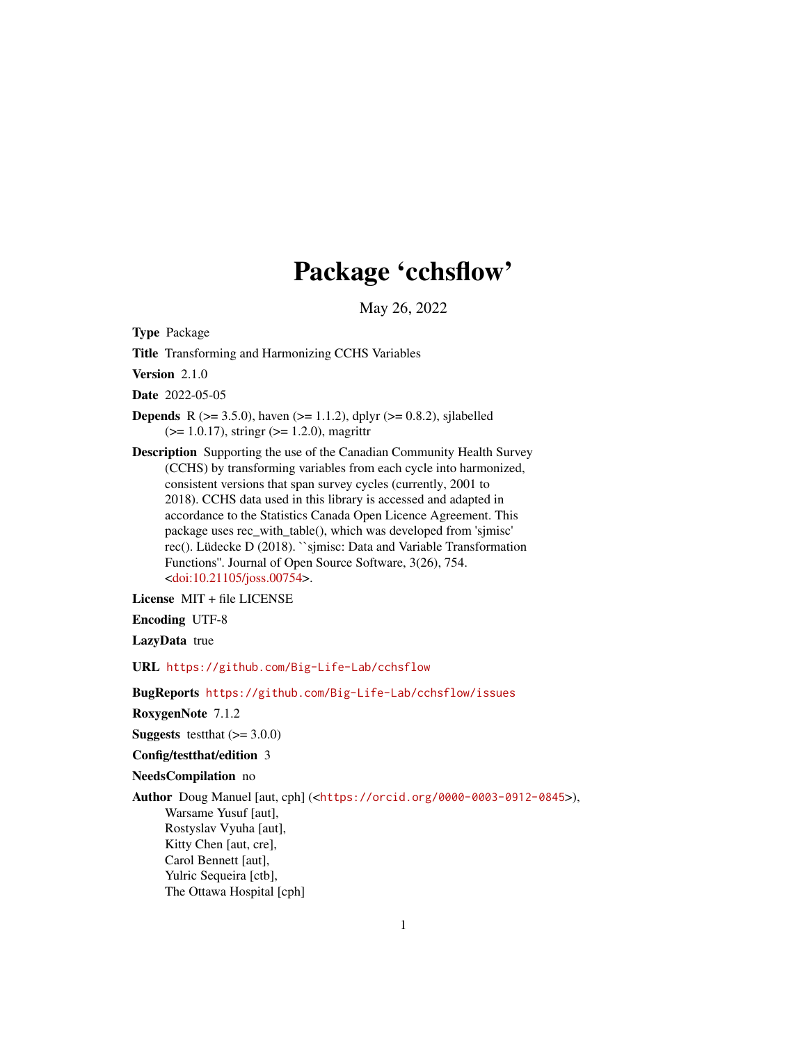# Package 'cchsflow'

May 26, 2022

**Type** Package

**Title** Transforming and Harmonizing CCHS Variables

**Version** 2.1.0

**Date** 2022-05-05

**Depends** R (>= 3.5.0), haven (>= 1.1.2), dplyr (>= 0.8.2), sjlabelled (>= 1.0.17), stringr (>= 1.2.0), magrittr

**Description** Supporting the use of the Canadian Community Health Survey (CCHS) by transforming variables from each cycle into harmonized, consistent versions that span survey cycles (currently, 2001 to 2018). CCHS data used in this library is accessed and adapted in accordance to the Statistics Canada Open Licence Agreement. This package uses rec_with_table(), which was developed from 'sjmisc' rec(). Lüdecke D (2018). ``sjmisc: Data and Variable Transformation Functions''. Journal of Open Source Software, 3(26), 754. <doi:10.21105/joss.00754>.

**License** MIT + file LICENSE

**Encoding** UTF-8

**LazyData** true

**URL** https://github.com/Big-Life-Lab/cchsflow

**BugReports** https://github.com/Big-Life-Lab/cchsflow/issues

**RoxygenNote** 7.1.2

**Suggests** testthat (>= 3.0.0)

**Config/testthat/edition** 3

**NeedsCompilation** no

**Author** Doug Manuel [aut, cph] (<https://orcid.org/0000-0003-0912-0845>),
Warsame Yusuf [aut],
Rostyslav Vyuha [aut],
Kitty Chen [aut, cre],
Carol Bennett [aut],
Yulric Sequeira [ctb],
The Ottawa Hospital [cph]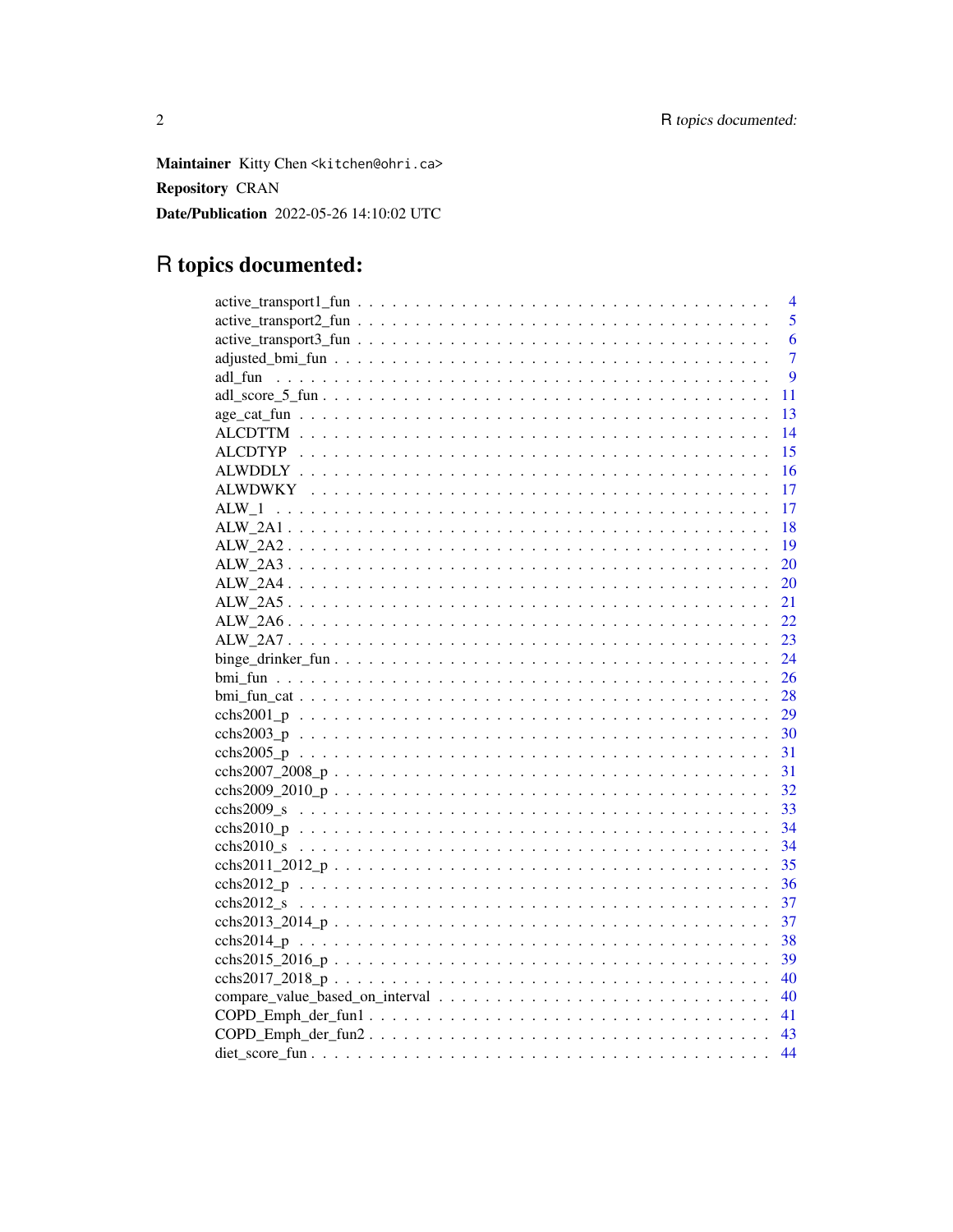**Maintainer** Kitty Chen <kitchen@ohri.ca>

**Repository** CRAN

**Date/Publication** 2022-05-26 14:10:02 UTC

# R topics documented:

active_transport1_fun . . . . . . . . . . . . . . . . . . . . . . . . . . . . . . . . . 4
active_transport2_fun . . . . . . . . . . . . . . . . . . . . . . . . . . . . . . . . . 5
active_transport3_fun . . . . . . . . . . . . . . . . . . . . . . . . . . . . . . . . . 6
adjusted_bmi_fun . . . . . . . . . . . . . . . . . . . . . . . . . . . . . . . . . . . 7
adl_fun . . . . . . . . . . . . . . . . . . . . . . . . . . . . . . . . . . . . . . . 9
adl_score_5_fun . . . . . . . . . . . . . . . . . . . . . . . . . . . . . . . . . . . 11
age_cat_fun . . . . . . . . . . . . . . . . . . . . . . . . . . . . . . . . . . . . . 13
ALCDTTM . . . . . . . . . . . . . . . . . . . . . . . . . . . . . . . . . . . . . . 14
ALCDTYP . . . . . . . . . . . . . . . . . . . . . . . . . . . . . . . . . . . . . . 15
ALWDDLY . . . . . . . . . . . . . . . . . . . . . . . . . . . . . . . . . . . . . . 16
ALWDWKY . . . . . . . . . . . . . . . . . . . . . . . . . . . . . . . . . . . . . . 17
ALW_1 . . . . . . . . . . . . . . . . . . . . . . . . . . . . . . . . . . . . . . . 17
ALW_2A1 . . . . . . . . . . . . . . . . . . . . . . . . . . . . . . . . . . . . . . 18
ALW_2A2 . . . . . . . . . . . . . . . . . . . . . . . . . . . . . . . . . . . . . . 19
ALW_2A3 . . . . . . . . . . . . . . . . . . . . . . . . . . . . . . . . . . . . . . 20
ALW_2A4 . . . . . . . . . . . . . . . . . . . . . . . . . . . . . . . . . . . . . . 20
ALW_2A5 . . . . . . . . . . . . . . . . . . . . . . . . . . . . . . . . . . . . . . 21
ALW_2A6 . . . . . . . . . . . . . . . . . . . . . . . . . . . . . . . . . . . . . . 22
ALW_2A7 . . . . . . . . . . . . . . . . . . . . . . . . . . . . . . . . . . . . . . 23
binge_drinker_fun . . . . . . . . . . . . . . . . . . . . . . . . . . . . . . . . . . 24
bmi_fun . . . . . . . . . . . . . . . . . . . . . . . . . . . . . . . . . . . . . . . 26
bmi_fun_cat . . . . . . . . . . . . . . . . . . . . . . . . . . . . . . . . . . . . . 28
cchs2001_p . . . . . . . . . . . . . . . . . . . . . . . . . . . . . . . . . . . . . 29
cchs2003_p . . . . . . . . . . . . . . . . . . . . . . . . . . . . . . . . . . . . . 30
cchs2005_p . . . . . . . . . . . . . . . . . . . . . . . . . . . . . . . . . . . . . 31
cchs2007_2008_p . . . . . . . . . . . . . . . . . . . . . . . . . . . . . . . . . . 31
cchs2009_2010_p . . . . . . . . . . . . . . . . . . . . . . . . . . . . . . . . . . 32
cchs2009_s . . . . . . . . . . . . . . . . . . . . . . . . . . . . . . . . . . . . . 33
cchs2010_p . . . . . . . . . . . . . . . . . . . . . . . . . . . . . . . . . . . . . 34
cchs2010_s . . . . . . . . . . . . . . . . . . . . . . . . . . . . . . . . . . . . . 34
cchs2011_2012_p . . . . . . . . . . . . . . . . . . . . . . . . . . . . . . . . . . 35
cchs2012_p . . . . . . . . . . . . . . . . . . . . . . . . . . . . . . . . . . . . . 36
cchs2012_s . . . . . . . . . . . . . . . . . . . . . . . . . . . . . . . . . . . . . 37
cchs2013_2014_p . . . . . . . . . . . . . . . . . . . . . . . . . . . . . . . . . . 37
cchs2014_p . . . . . . . . . . . . . . . . . . . . . . . . . . . . . . . . . . . . . 38
cchs2015_2016_p . . . . . . . . . . . . . . . . . . . . . . . . . . . . . . . . . . 39
cchs2017_2018_p . . . . . . . . . . . . . . . . . . . . . . . . . . . . . . . . . . 40
compare_value_based_on_interval . . . . . . . . . . . . . . . . . . . . . . . . . . 40
COPD_Emph_der_fun1 . . . . . . . . . . . . . . . . . . . . . . . . . . . . . . . . 41
COPD_Emph_der_fun2 . . . . . . . . . . . . . . . . . . . . . . . . . . . . . . . . 43
diet_score_fun . . . . . . . . . . . . . . . . . . . . . . . . . . . . . . . . . . . 44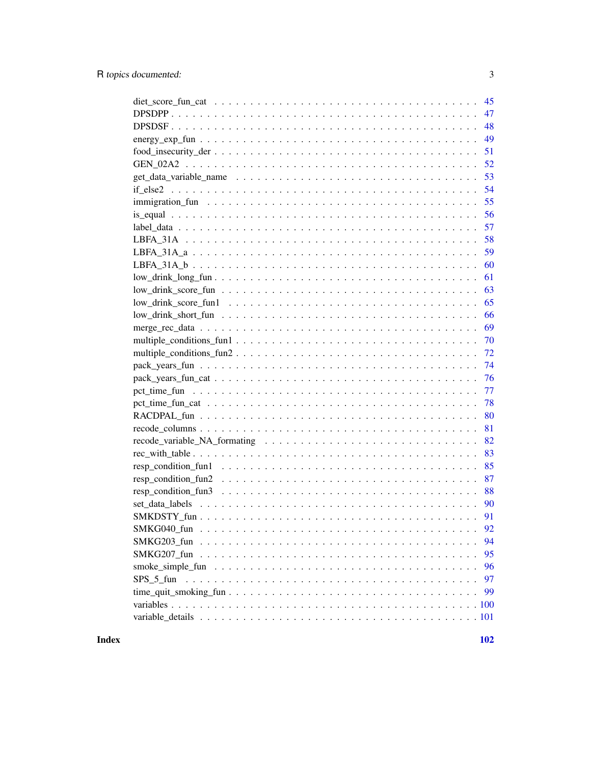diet_score_fun_cat . . . . . . . . . . . . . . . . . . . . . . . . . . . . . . . 45
DPSDPP . . . . . . . . . . . . . . . . . . . . . . . . . . . . . . . . . . . . . 47
DPSDSF . . . . . . . . . . . . . . . . . . . . . . . . . . . . . . . . . . . . . 48
energy_exp_fun . . . . . . . . . . . . . . . . . . . . . . . . . . . . . . . . . 49
food_insecurity_der . . . . . . . . . . . . . . . . . . . . . . . . . . . . . . 51
GEN_02A2 . . . . . . . . . . . . . . . . . . . . . . . . . . . . . . . . . . . . 52
get_data_variable_name . . . . . . . . . . . . . . . . . . . . . . . . . . . . 53
if_else2 . . . . . . . . . . . . . . . . . . . . . . . . . . . . . . . . . . . . . 54
immigration_fun . . . . . . . . . . . . . . . . . . . . . . . . . . . . . . . . 55
is_equal . . . . . . . . . . . . . . . . . . . . . . . . . . . . . . . . . . . . . 56
label_data . . . . . . . . . . . . . . . . . . . . . . . . . . . . . . . . . . . . 57
LBFA_31A . . . . . . . . . . . . . . . . . . . . . . . . . . . . . . . . . . . . 58
LBFA_31A_a . . . . . . . . . . . . . . . . . . . . . . . . . . . . . . . . . . . 59
LBFA_31A_b . . . . . . . . . . . . . . . . . . . . . . . . . . . . . . . . . . . 60
low_drink_long_fun . . . . . . . . . . . . . . . . . . . . . . . . . . . . . . . 61
low_drink_score_fun . . . . . . . . . . . . . . . . . . . . . . . . . . . . . . 63
low_drink_score_fun1 . . . . . . . . . . . . . . . . . . . . . . . . . . . . . 65
low_drink_short_fun . . . . . . . . . . . . . . . . . . . . . . . . . . . . . . 66
merge_rec_data . . . . . . . . . . . . . . . . . . . . . . . . . . . . . . . . . 69
multiple_conditions_fun1 . . . . . . . . . . . . . . . . . . . . . . . . . . . 70
multiple_conditions_fun2 . . . . . . . . . . . . . . . . . . . . . . . . . . . 72
pack_years_fun . . . . . . . . . . . . . . . . . . . . . . . . . . . . . . . . . 74
pack_years_fun_cat . . . . . . . . . . . . . . . . . . . . . . . . . . . . . . . 76
pct_time_fun . . . . . . . . . . . . . . . . . . . . . . . . . . . . . . . . . . 77
pct_time_fun_cat . . . . . . . . . . . . . . . . . . . . . . . . . . . . . . . . 78
RACDPAL_fun . . . . . . . . . . . . . . . . . . . . . . . . . . . . . . . . . . 80
recode_columns . . . . . . . . . . . . . . . . . . . . . . . . . . . . . . . . . 81
recode_variable_NA_formating . . . . . . . . . . . . . . . . . . . . . . . . 82
rec_with_table . . . . . . . . . . . . . . . . . . . . . . . . . . . . . . . . . . 83
resp_condition_fun1 . . . . . . . . . . . . . . . . . . . . . . . . . . . . . . 85
resp_condition_fun2 . . . . . . . . . . . . . . . . . . . . . . . . . . . . . . 87
resp_condition_fun3 . . . . . . . . . . . . . . . . . . . . . . . . . . . . . . 88
set_data_labels . . . . . . . . . . . . . . . . . . . . . . . . . . . . . . . . . 90
SMKDSTY_fun . . . . . . . . . . . . . . . . . . . . . . . . . . . . . . . . . . 91
SMKG040_fun . . . . . . . . . . . . . . . . . . . . . . . . . . . . . . . . . . 92
SMKG203_fun . . . . . . . . . . . . . . . . . . . . . . . . . . . . . . . . . . 94
SMKG207_fun . . . . . . . . . . . . . . . . . . . . . . . . . . . . . . . . . . 95
smoke_simple_fun . . . . . . . . . . . . . . . . . . . . . . . . . . . . . . . 96
SPS_5_fun . . . . . . . . . . . . . . . . . . . . . . . . . . . . . . . . . . . . 97
time_quit_smoking_fun . . . . . . . . . . . . . . . . . . . . . . . . . . . . 99
variables . . . . . . . . . . . . . . . . . . . . . . . . . . . . . . . . . . . . . 100
variable_details . . . . . . . . . . . . . . . . . . . . . . . . . . . . . . . . 101

**Index** **102**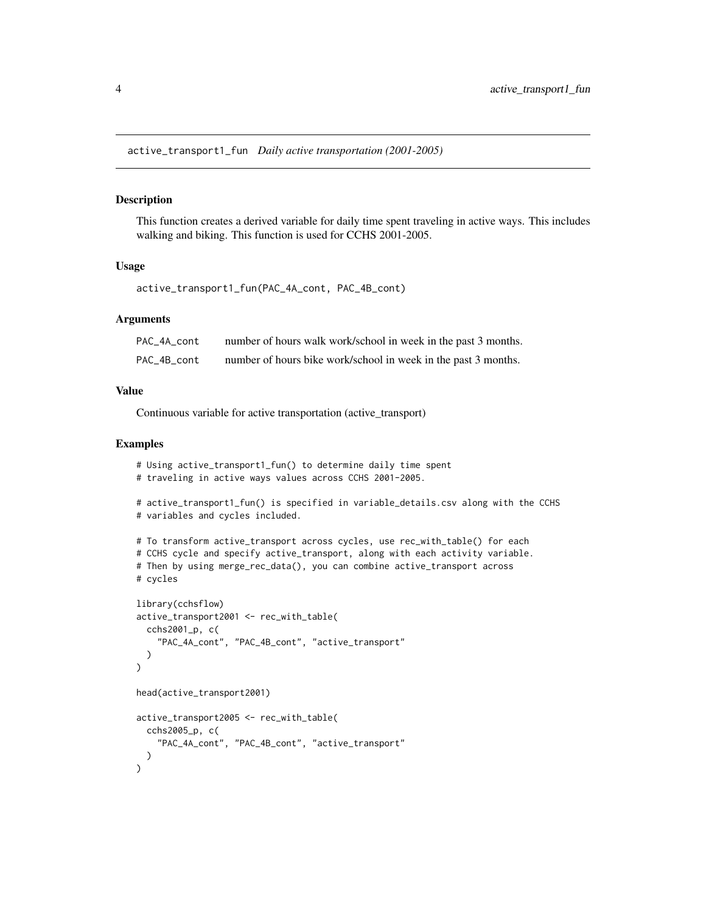## active_transport1_fun *Daily active transportation (2001-2005)*

### Description

This function creates a derived variable for daily time spent traveling in active ways. This includes walking and biking. This function is used for CCHS 2001-2005.

### Usage

```
active_transport1_fun(PAC_4A_cont, PAC_4B_cont)
```

### Arguments

| | |
|---|---|
| PAC_4A_cont | number of hours walk work/school in week in the past 3 months. |
| PAC_4B_cont | number of hours bike work/school in week in the past 3 months. |

### Value

Continuous variable for active transportation (active_transport)

### Examples

```
# Using active_transport1_fun() to determine daily time spent
# traveling in active ways values across CCHS 2001-2005.

# active_transport1_fun() is specified in variable_details.csv along with the CCHS
# variables and cycles included.

# To transform active_transport across cycles, use rec_with_table() for each
# CCHS cycle and specify active_transport, along with each activity variable.
# Then by using merge_rec_data(), you can combine active_transport across
# cycles

library(cchsflow)
active_transport2001 <- rec_with_table(
  cchs2001_p, c(
    "PAC_4A_cont", "PAC_4B_cont", "active_transport"
  )
)

head(active_transport2001)

active_transport2005 <- rec_with_table(
  cchs2005_p, c(
    "PAC_4A_cont", "PAC_4B_cont", "active_transport"
  )
)
```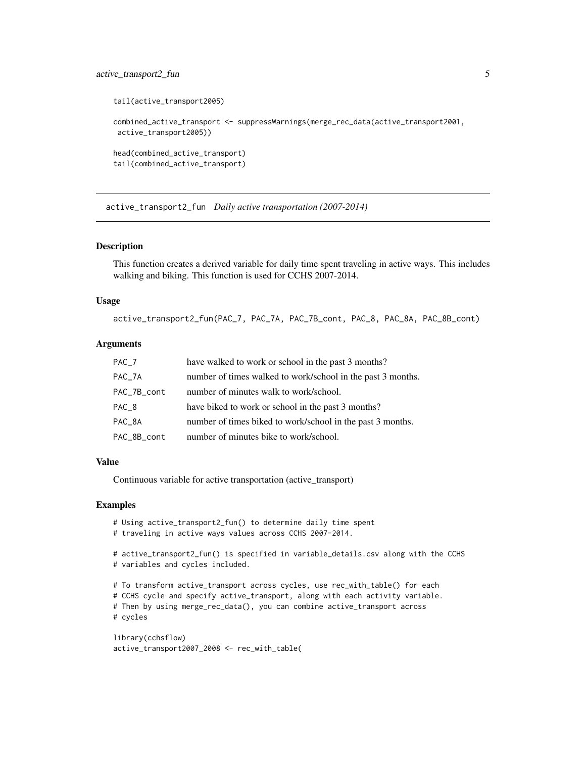```
tail(active_transport2005)

combined_active_transport <- suppressWarnings(merge_rec_data(active_transport2001,
 active_transport2005))

head(combined_active_transport)
tail(combined_active_transport)
```

## active_transport2_fun *Daily active transportation (2007-2014)*

### Description

This function creates a derived variable for daily time spent traveling in active ways. This includes walking and biking. This function is used for CCHS 2007-2014.

### Usage

```
active_transport2_fun(PAC_7, PAC_7A, PAC_7B_cont, PAC_8, PAC_8A, PAC_8B_cont)
```

### Arguments

| | |
|---|---|
| PAC_7 | have walked to work or school in the past 3 months? |
| PAC_7A | number of times walked to work/school in the past 3 months. |
| PAC_7B_cont | number of minutes walk to work/school. |
| PAC_8 | have biked to work or school in the past 3 months? |
| PAC_8A | number of times biked to work/school in the past 3 months. |
| PAC_8B_cont | number of minutes bike to work/school. |

### Value

Continuous variable for active transportation (active_transport)

### Examples

```
# Using active_transport2_fun() to determine daily time spent
# traveling in active ways values across CCHS 2007-2014.

# active_transport2_fun() is specified in variable_details.csv along with the CCHS
# variables and cycles included.

# To transform active_transport across cycles, use rec_with_table() for each
# CCHS cycle and specify active_transport, along with each activity variable.
# Then by using merge_rec_data(), you can combine active_transport across
# cycles

library(cchsflow)
active_transport2007_2008 <- rec_with_table(
```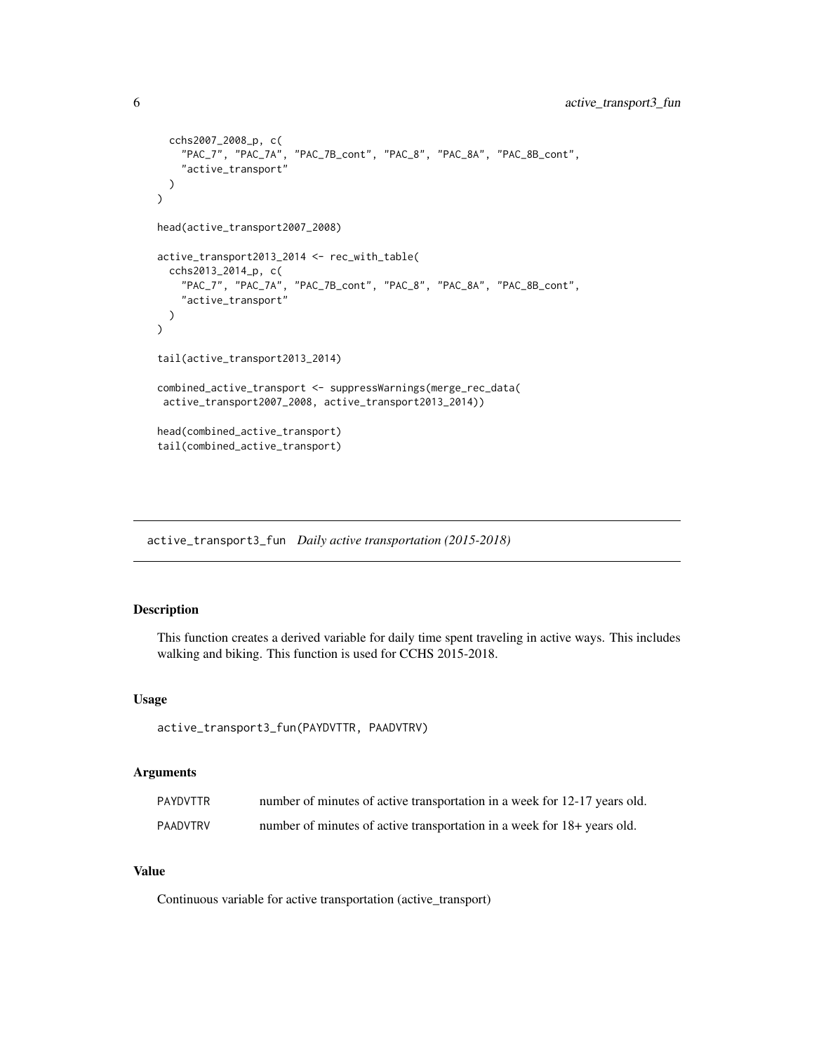```
  cchs2007_2008_p, c(
    "PAC_7", "PAC_7A", "PAC_7B_cont", "PAC_8", "PAC_8A", "PAC_8B_cont",
    "active_transport"
  )
)

head(active_transport2007_2008)

active_transport2013_2014 <- rec_with_table(
  cchs2013_2014_p, c(
    "PAC_7", "PAC_7A", "PAC_7B_cont", "PAC_8", "PAC_8A", "PAC_8B_cont",
    "active_transport"
  )
)

tail(active_transport2013_2014)

combined_active_transport <- suppressWarnings(merge_rec_data(
 active_transport2007_2008, active_transport2013_2014))

head(combined_active_transport)
tail(combined_active_transport)
```

---

## active_transport3_fun *Daily active transportation (2015-2018)*

### Description

This function creates a derived variable for daily time spent traveling in active ways. This includes walking and biking. This function is used for CCHS 2015-2018.

### Usage

```
active_transport3_fun(PAYDVTTR, PAADVTRV)
```

### Arguments

| | |
|---|---|
| PAYDVTTR | number of minutes of active transportation in a week for 12-17 years old. |
| PAADVTRV | number of minutes of active transportation in a week for 18+ years old. |

### Value

Continuous variable for active transportation (active_transport)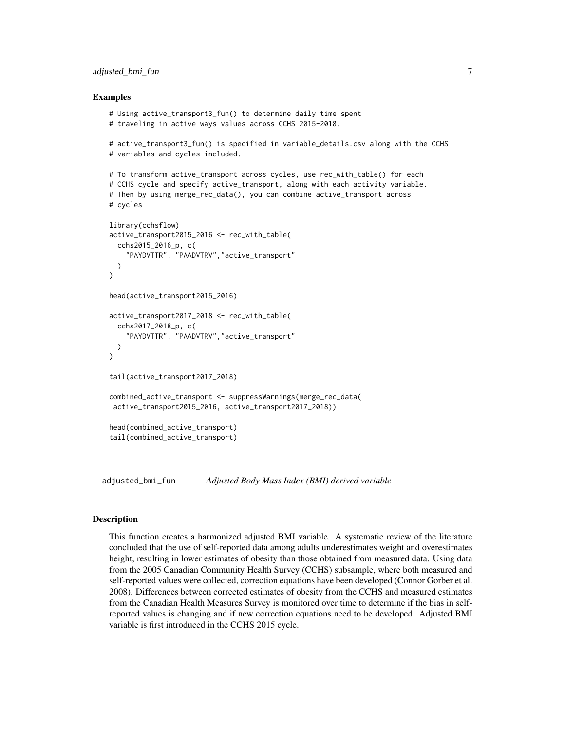### Examples

```
# Using active_transport3_fun() to determine daily time spent
# traveling in active ways values across CCHS 2015-2018.

# active_transport3_fun() is specified in variable_details.csv along with the CCHS
# variables and cycles included.

# To transform active_transport across cycles, use rec_with_table() for each
# CCHS cycle and specify active_transport, along with each activity variable.
# Then by using merge_rec_data(), you can combine active_transport across
# cycles

library(cchsflow)
active_transport2015_2016 <- rec_with_table(
  cchs2015_2016_p, c(
    "PAYDVTTR", "PAADVTRV","active_transport"
  )
)

head(active_transport2015_2016)

active_transport2017_2018 <- rec_with_table(
  cchs2017_2018_p, c(
    "PAYDVTTR", "PAADVTRV","active_transport"
  )
)

tail(active_transport2017_2018)

combined_active_transport <- suppressWarnings(merge_rec_data(
 active_transport2015_2016, active_transport2017_2018))

head(combined_active_transport)
tail(combined_active_transport)
```

## adjusted_bmi_fun    *Adjusted Body Mass Index (BMI) derived variable*

### Description

This function creates a harmonized adjusted BMI variable. A systematic review of the literature concluded that the use of self-reported data among adults underestimates weight and overestimates height, resulting in lower estimates of obesity than those obtained from measured data. Using data from the 2005 Canadian Community Health Survey (CCHS) subsample, where both measured and self-reported values were collected, correction equations have been developed (Connor Gorber et al. 2008). Differences between corrected estimates of obesity from the CCHS and measured estimates from the Canadian Health Measures Survey is monitored over time to determine if the bias in self-reported values is changing and if new correction equations need to be developed. Adjusted BMI variable is first introduced in the CCHS 2015 cycle.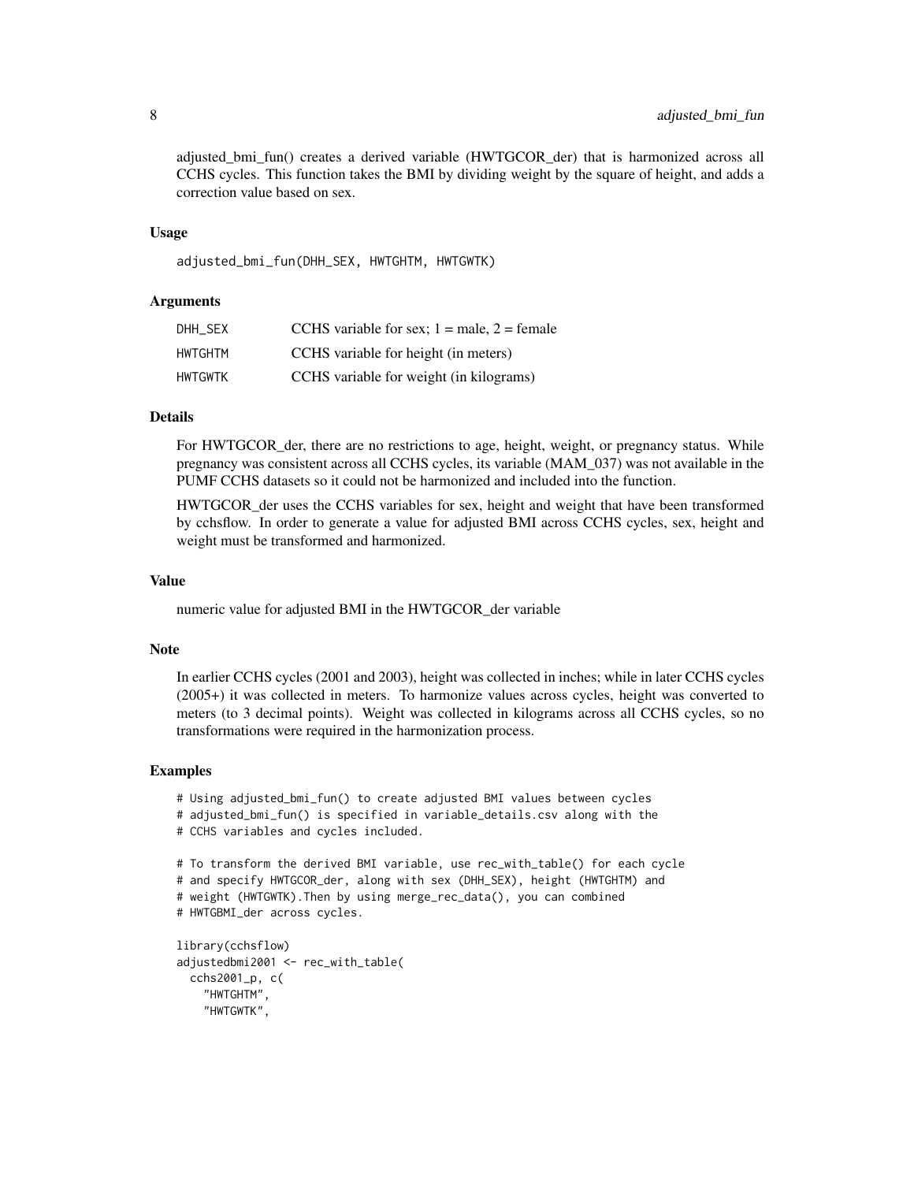adjusted_bmi_fun() creates a derived variable (HWTGCOR_der) that is harmonized across all CCHS cycles. This function takes the BMI by dividing weight by the square of height, and adds a correction value based on sex.

### Usage

```
adjusted_bmi_fun(DHH_SEX, HWTGHTM, HWTGWTK)
```

### Arguments

| | |
|---|---|
| DHH_SEX | CCHS variable for sex; 1 = male, 2 = female |
| HWTGHTM | CCHS variable for height (in meters) |
| HWTGWTK | CCHS variable for weight (in kilograms) |

### Details

For HWTGCOR_der, there are no restrictions to age, height, weight, or pregnancy status. While pregnancy was consistent across all CCHS cycles, its variable (MAM_037) was not available in the PUMF CCHS datasets so it could not be harmonized and included into the function.

HWTGCOR_der uses the CCHS variables for sex, height and weight that have been transformed by cchsflow. In order to generate a value for adjusted BMI across CCHS cycles, sex, height and weight must be transformed and harmonized.

### Value

numeric value for adjusted BMI in the HWTGCOR_der variable

### Note

In earlier CCHS cycles (2001 and 2003), height was collected in inches; while in later CCHS cycles (2005+) it was collected in meters. To harmonize values across cycles, height was converted to meters (to 3 decimal points). Weight was collected in kilograms across all CCHS cycles, so no transformations were required in the harmonization process.

### Examples

```
# Using adjusted_bmi_fun() to create adjusted BMI values between cycles
# adjusted_bmi_fun() is specified in variable_details.csv along with the
# CCHS variables and cycles included.

# To transform the derived BMI variable, use rec_with_table() for each cycle
# and specify HWTGCOR_der, along with sex (DHH_SEX), height (HWTGHTM) and
# weight (HWTGWTK).Then by using merge_rec_data(), you can combined
# HWTGBMI_der across cycles.

library(cchsflow)
adjustedbmi2001 <- rec_with_table(
  cchs2001_p, c(
    "HWTGHTM",
    "HWTGWTK",
```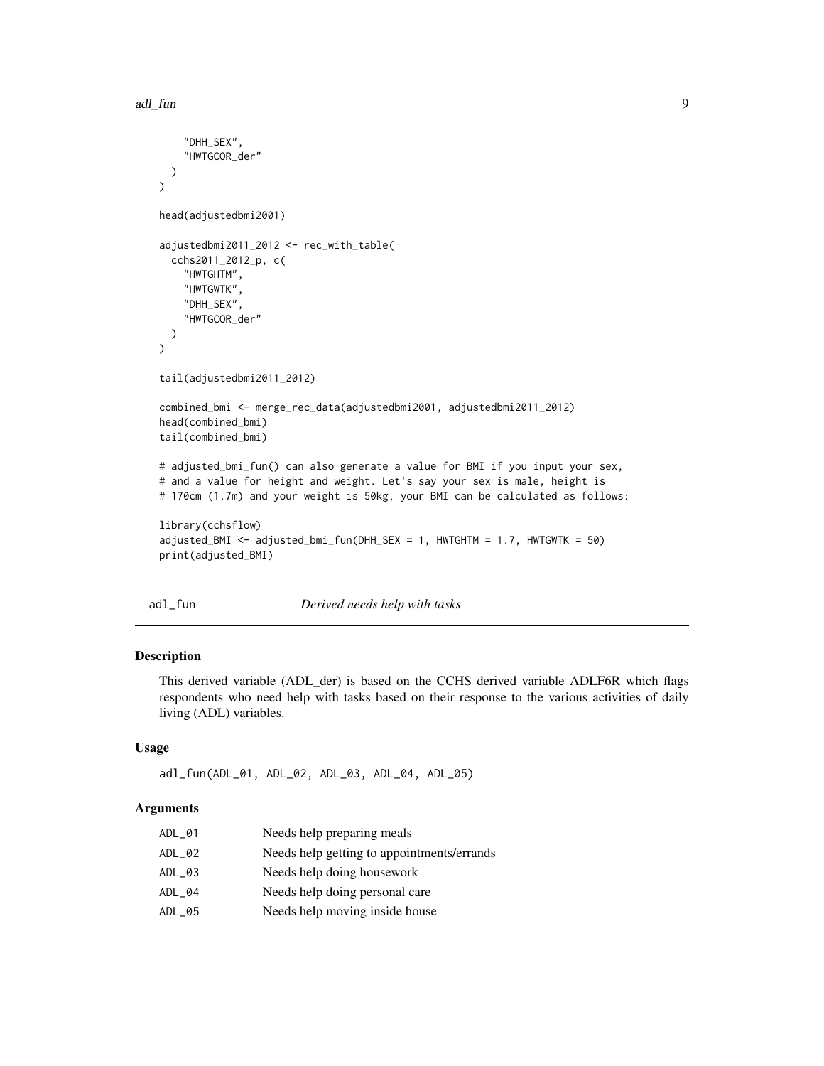```
    "DHH_SEX",
    "HWTGCOR_der"
  )
)

head(adjustedbmi2001)

adjustedbmi2011_2012 <- rec_with_table(
  cchs2011_2012_p, c(
    "HWTGHTM",
    "HWTGWTK",
    "DHH_SEX",
    "HWTGCOR_der"
  )
)

tail(adjustedbmi2011_2012)

combined_bmi <- merge_rec_data(adjustedbmi2001, adjustedbmi2011_2012)
head(combined_bmi)
tail(combined_bmi)

# adjusted_bmi_fun() can also generate a value for BMI if you input your sex,
# and a value for height and weight. Let's say your sex is male, height is
# 170cm (1.7m) and your weight is 50kg, your BMI can be calculated as follows:

library(cchsflow)
adjusted_BMI <- adjusted_bmi_fun(DHH_SEX = 1, HWTGHTM = 1.7, HWTGWTK = 50)
print(adjusted_BMI)
```

## adl_fun *Derived needs help with tasks*

### Description

This derived variable (ADL_der) is based on the CCHS derived variable ADLF6R which flags respondents who need help with tasks based on their response to the various activities of daily living (ADL) variables.

### Usage

```
adl_fun(ADL_01, ADL_02, ADL_03, ADL_04, ADL_05)
```

### Arguments

| | |
|---|---|
| ADL_01 | Needs help preparing meals |
| ADL_02 | Needs help getting to appointments/errands |
| ADL_03 | Needs help doing housework |
| ADL_04 | Needs help doing personal care |
| ADL_05 | Needs help moving inside house |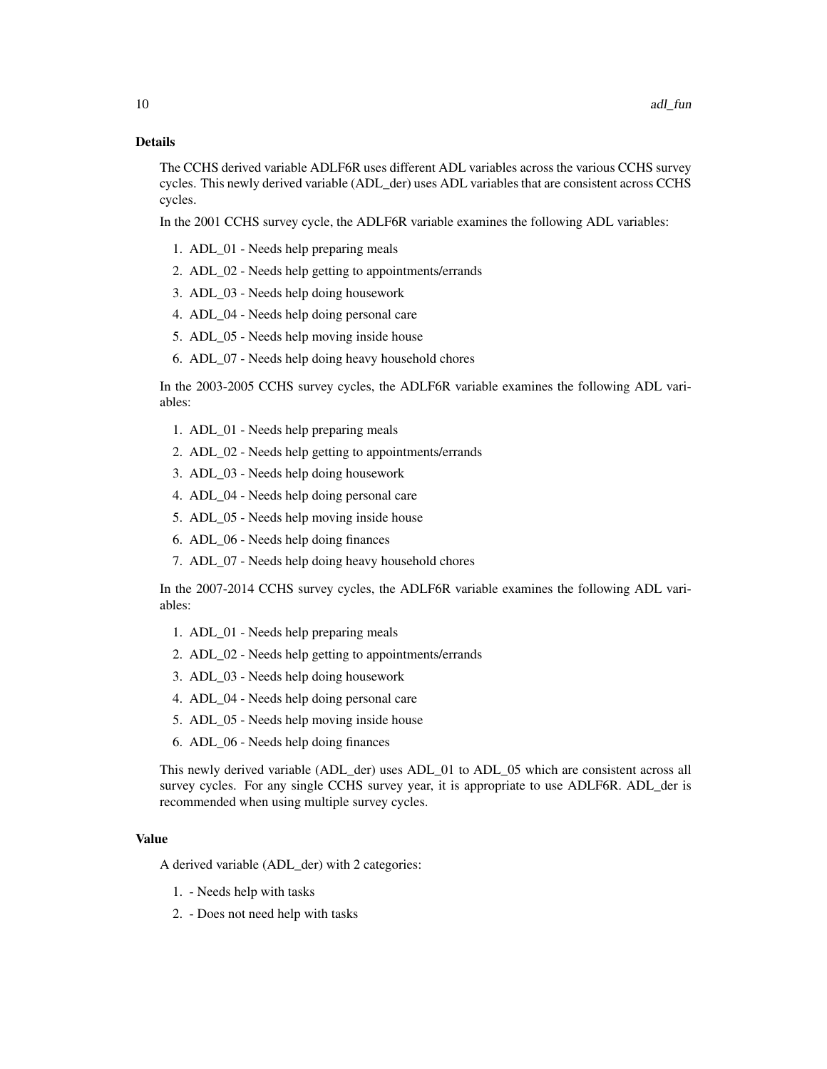## Details

The CCHS derived variable ADLF6R uses different ADL variables across the various CCHS survey cycles. This newly derived variable (ADL_der) uses ADL variables that are consistent across CCHS cycles.

In the 2001 CCHS survey cycle, the ADLF6R variable examines the following ADL variables:

1. ADL_01 - Needs help preparing meals
2. ADL_02 - Needs help getting to appointments/errands
3. ADL_03 - Needs help doing housework
4. ADL_04 - Needs help doing personal care
5. ADL_05 - Needs help moving inside house
6. ADL_07 - Needs help doing heavy household chores

In the 2003-2005 CCHS survey cycles, the ADLF6R variable examines the following ADL variables:

1. ADL_01 - Needs help preparing meals
2. ADL_02 - Needs help getting to appointments/errands
3. ADL_03 - Needs help doing housework
4. ADL_04 - Needs help doing personal care
5. ADL_05 - Needs help moving inside house
6. ADL_06 - Needs help doing finances
7. ADL_07 - Needs help doing heavy household chores

In the 2007-2014 CCHS survey cycles, the ADLF6R variable examines the following ADL variables:

1. ADL_01 - Needs help preparing meals
2. ADL_02 - Needs help getting to appointments/errands
3. ADL_03 - Needs help doing housework
4. ADL_04 - Needs help doing personal care
5. ADL_05 - Needs help moving inside house
6. ADL_06 - Needs help doing finances

This newly derived variable (ADL_der) uses ADL_01 to ADL_05 which are consistent across all survey cycles. For any single CCHS survey year, it is appropriate to use ADLF6R. ADL_der is recommended when using multiple survey cycles.

## Value

A derived variable (ADL_der) with 2 categories:

1. - Needs help with tasks
2. - Does not need help with tasks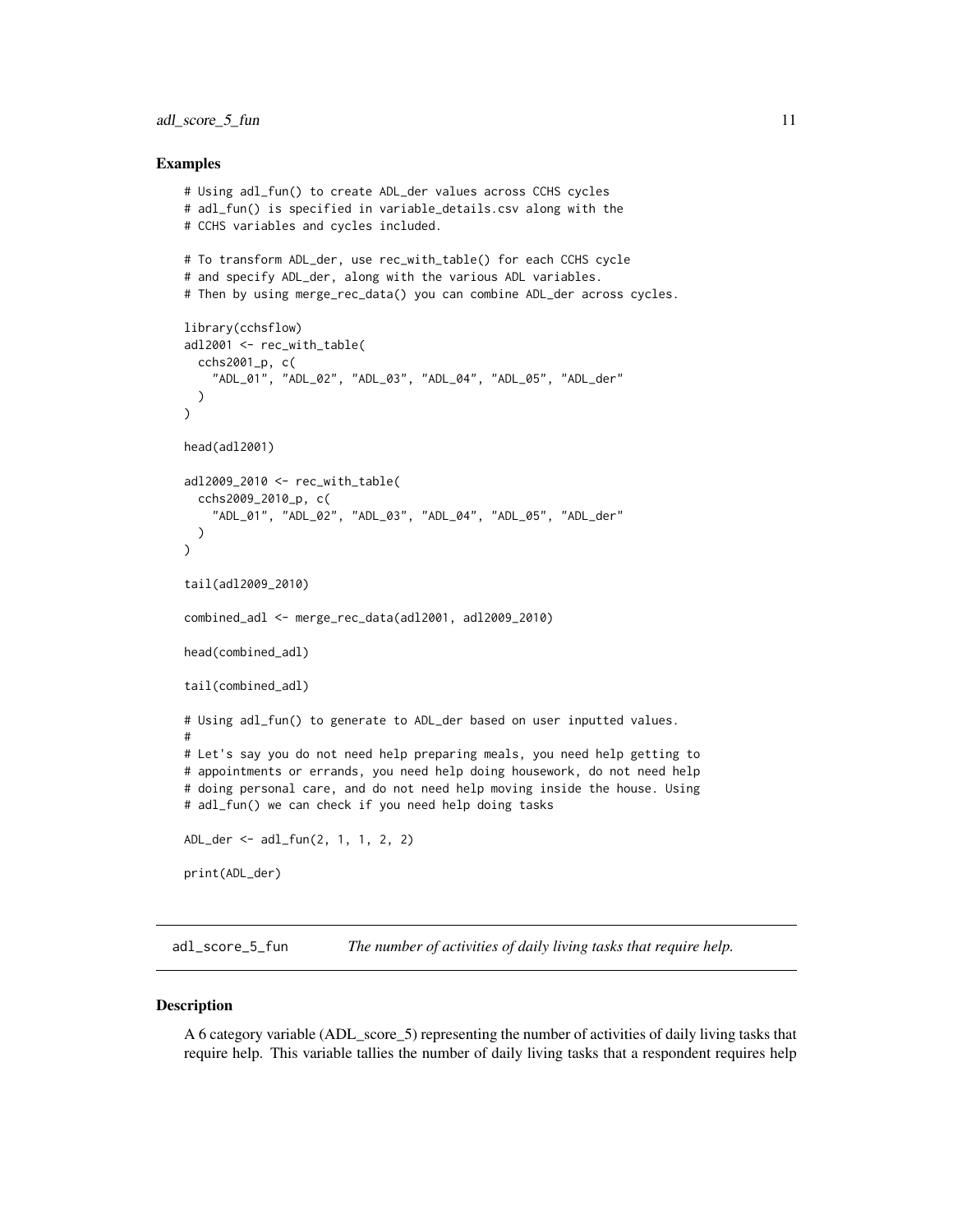### Examples

```
# Using adl_fun() to create ADL_der values across CCHS cycles
# adl_fun() is specified in variable_details.csv along with the
# CCHS variables and cycles included.

# To transform ADL_der, use rec_with_table() for each CCHS cycle
# and specify ADL_der, along with the various ADL variables.
# Then by using merge_rec_data() you can combine ADL_der across cycles.

library(cchsflow)
adl2001 <- rec_with_table(
  cchs2001_p, c(
    "ADL_01", "ADL_02", "ADL_03", "ADL_04", "ADL_05", "ADL_der"
  )
)

head(adl2001)

adl2009_2010 <- rec_with_table(
  cchs2009_2010_p, c(
    "ADL_01", "ADL_02", "ADL_03", "ADL_04", "ADL_05", "ADL_der"
  )
)

tail(adl2009_2010)

combined_adl <- merge_rec_data(adl2001, adl2009_2010)

head(combined_adl)

tail(combined_adl)

# Using adl_fun() to generate to ADL_der based on user inputted values.
#
# Let's say you do not need help preparing meals, you need help getting to
# appointments or errands, you need help doing housework, do not need help
# doing personal care, and do not need help moving inside the house. Using
# adl_fun() we can check if you need help doing tasks

ADL_der <- adl_fun(2, 1, 1, 2, 2)

print(ADL_der)
```

---

## adl_score_5_fun    *The number of activities of daily living tasks that require help.*

---

### Description

A 6 category variable (ADL_score_5) representing the number of activities of daily living tasks that require help. This variable tallies the number of daily living tasks that a respondent requires help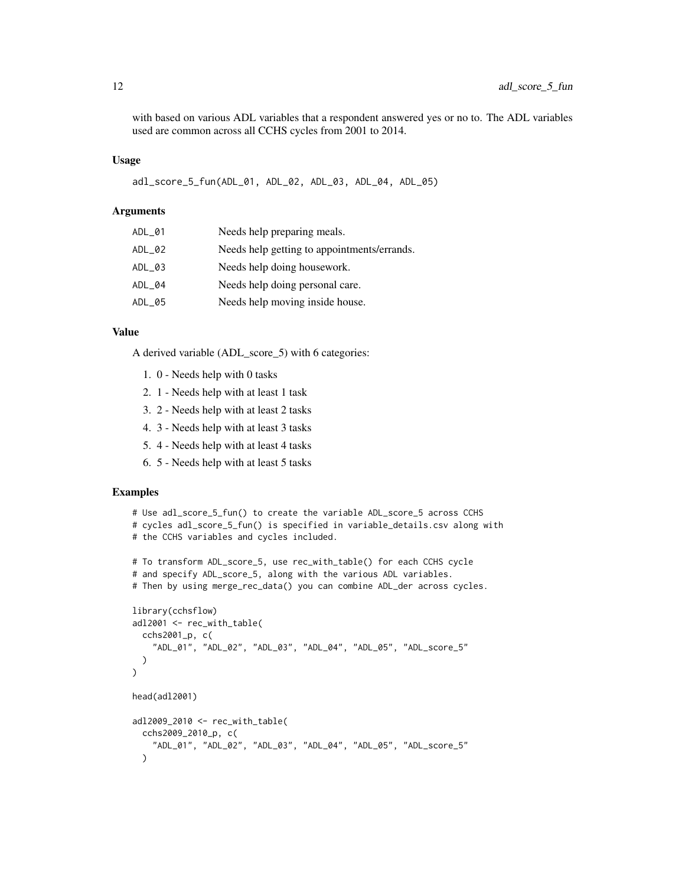with based on various ADL variables that a respondent answered yes or no to. The ADL variables used are common across all CCHS cycles from 2001 to 2014.

### Usage

```
adl_score_5_fun(ADL_01, ADL_02, ADL_03, ADL_04, ADL_05)
```

### Arguments

| | |
|---|---|
| ADL_01 | Needs help preparing meals. |
| ADL_02 | Needs help getting to appointments/errands. |
| ADL_03 | Needs help doing housework. |
| ADL_04 | Needs help doing personal care. |
| ADL_05 | Needs help moving inside house. |

### Value

A derived variable (ADL_score_5) with 6 categories:

1. 0 - Needs help with 0 tasks
2. 1 - Needs help with at least 1 task
3. 2 - Needs help with at least 2 tasks
4. 3 - Needs help with at least 3 tasks
5. 4 - Needs help with at least 4 tasks
6. 5 - Needs help with at least 5 tasks

### Examples

```
# Use adl_score_5_fun() to create the variable ADL_score_5 across CCHS
# cycles adl_score_5_fun() is specified in variable_details.csv along with
# the CCHS variables and cycles included.

# To transform ADL_score_5, use rec_with_table() for each CCHS cycle
# and specify ADL_score_5, along with the various ADL variables.
# Then by using merge_rec_data() you can combine ADL_der across cycles.

library(cchsflow)
adl2001 <- rec_with_table(
  cchs2001_p, c(
    "ADL_01", "ADL_02", "ADL_03", "ADL_04", "ADL_05", "ADL_score_5"
  )
)

head(adl2001)

adl2009_2010 <- rec_with_table(
  cchs2009_2010_p, c(
    "ADL_01", "ADL_02", "ADL_03", "ADL_04", "ADL_05", "ADL_score_5"
  )
```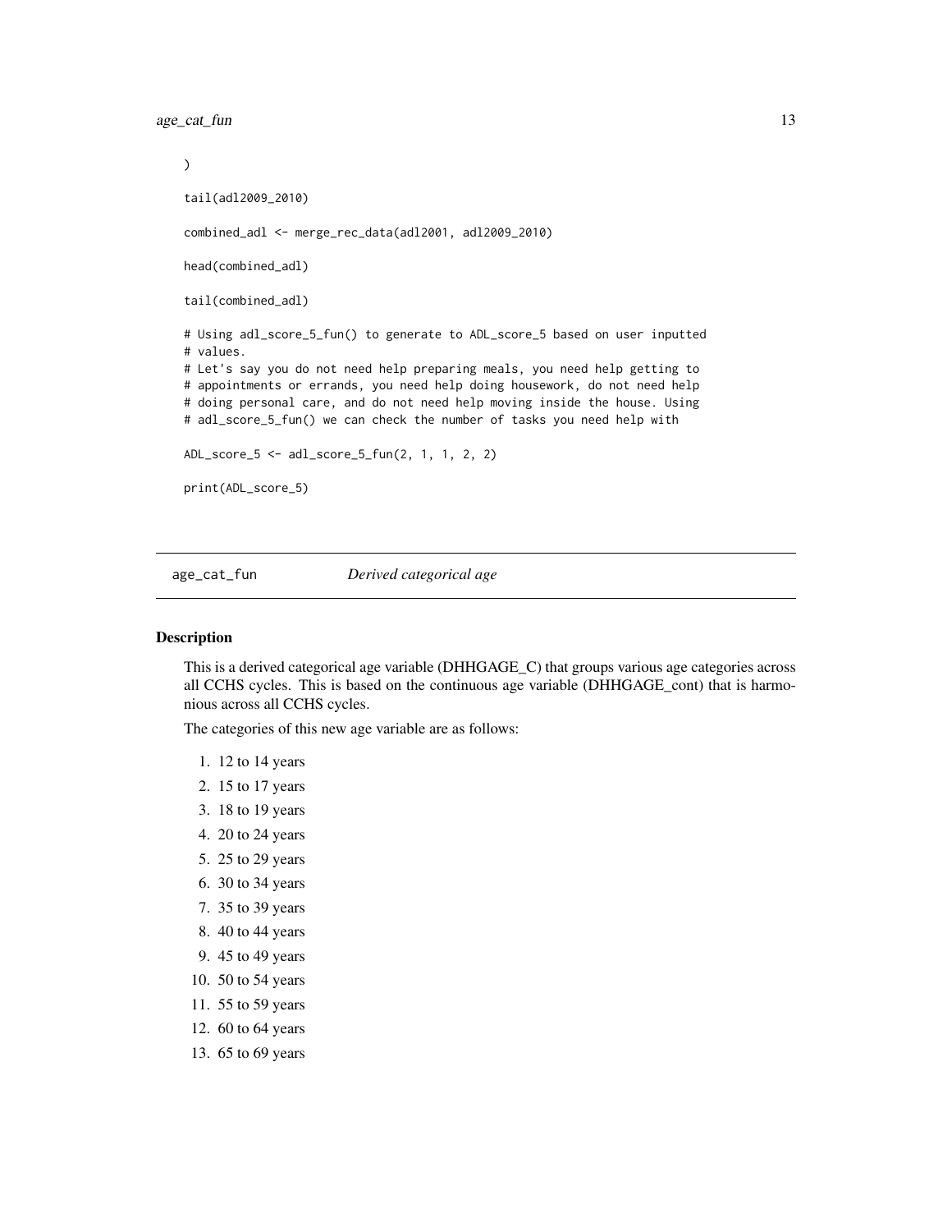```
)

tail(adl2009_2010)

combined_adl <- merge_rec_data(adl2001, adl2009_2010)

head(combined_adl)

tail(combined_adl)

# Using adl_score_5_fun() to generate to ADL_score_5 based on user inputted
# values.
# Let's say you do not need help preparing meals, you need help getting to
# appointments or errands, you need help doing housework, do not need help
# doing personal care, and do not need help moving inside the house. Using
# adl_score_5_fun() we can check the number of tasks you need help with

ADL_score_5 <- adl_score_5_fun(2, 1, 1, 2, 2)

print(ADL_score_5)
```

## age_cat_fun *Derived categorical age*

### Description

This is a derived categorical age variable (DHHGAGE_C) that groups various age categories across all CCHS cycles. This is based on the continuous age variable (DHHGAGE_cont) that is harmonious across all CCHS cycles.

The categories of this new age variable are as follows:

1. 12 to 14 years
2. 15 to 17 years
3. 18 to 19 years
4. 20 to 24 years
5. 25 to 29 years
6. 30 to 34 years
7. 35 to 39 years
8. 40 to 44 years
9. 45 to 49 years
10. 50 to 54 years
11. 55 to 59 years
12. 60 to 64 years
13. 65 to 69 years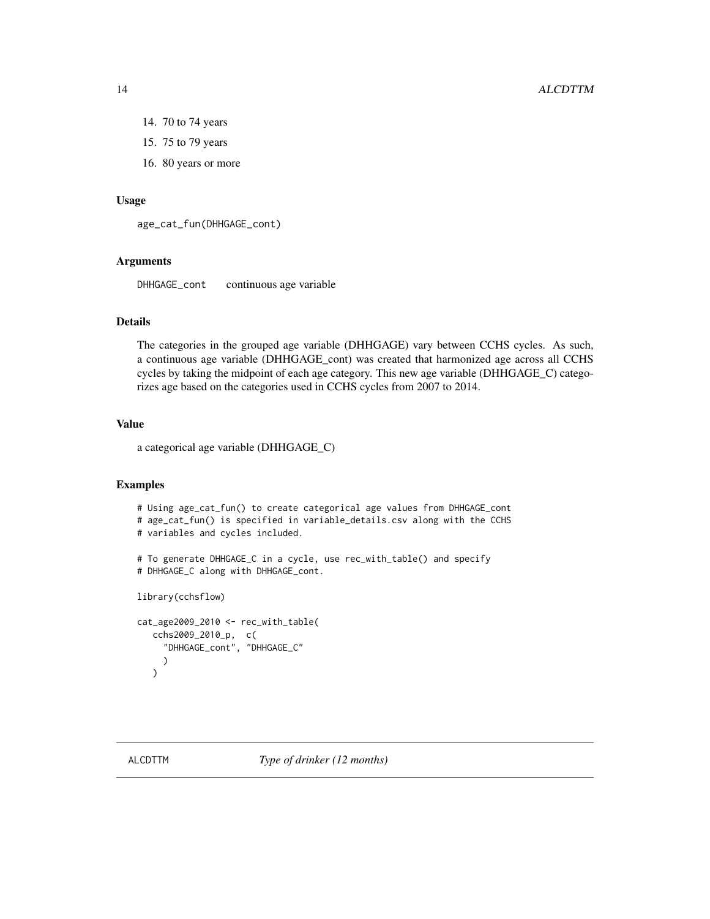14. 70 to 74 years
15. 75 to 79 years
16. 80 years or more

### Usage

```
age_cat_fun(DHHGAGE_cont)
```

### Arguments

| | |
|---|---|
| DHHGAGE_cont | continuous age variable |

### Details

The categories in the grouped age variable (DHHGAGE) vary between CCHS cycles. As such, a continuous age variable (DHHGAGE_cont) was created that harmonized age across all CCHS cycles by taking the midpoint of each age category. This new age variable (DHHGAGE_C) categorizes age based on the categories used in CCHS cycles from 2007 to 2014.

### Value

a categorical age variable (DHHGAGE_C)

### Examples

```
# Using age_cat_fun() to create categorical age values from DHHGAGE_cont
# age_cat_fun() is specified in variable_details.csv along with the CCHS
# variables and cycles included.

# To generate DHHGAGE_C in a cycle, use rec_with_table() and specify
# DHHGAGE_C along with DHHGAGE_cont.

library(cchsflow)

cat_age2009_2010 <- rec_with_table(
   cchs2009_2010_p,  c(
     "DHHGAGE_cont", "DHHGAGE_C"
     )
   )
```

## ALCDTTM    *Type of drinker (12 months)*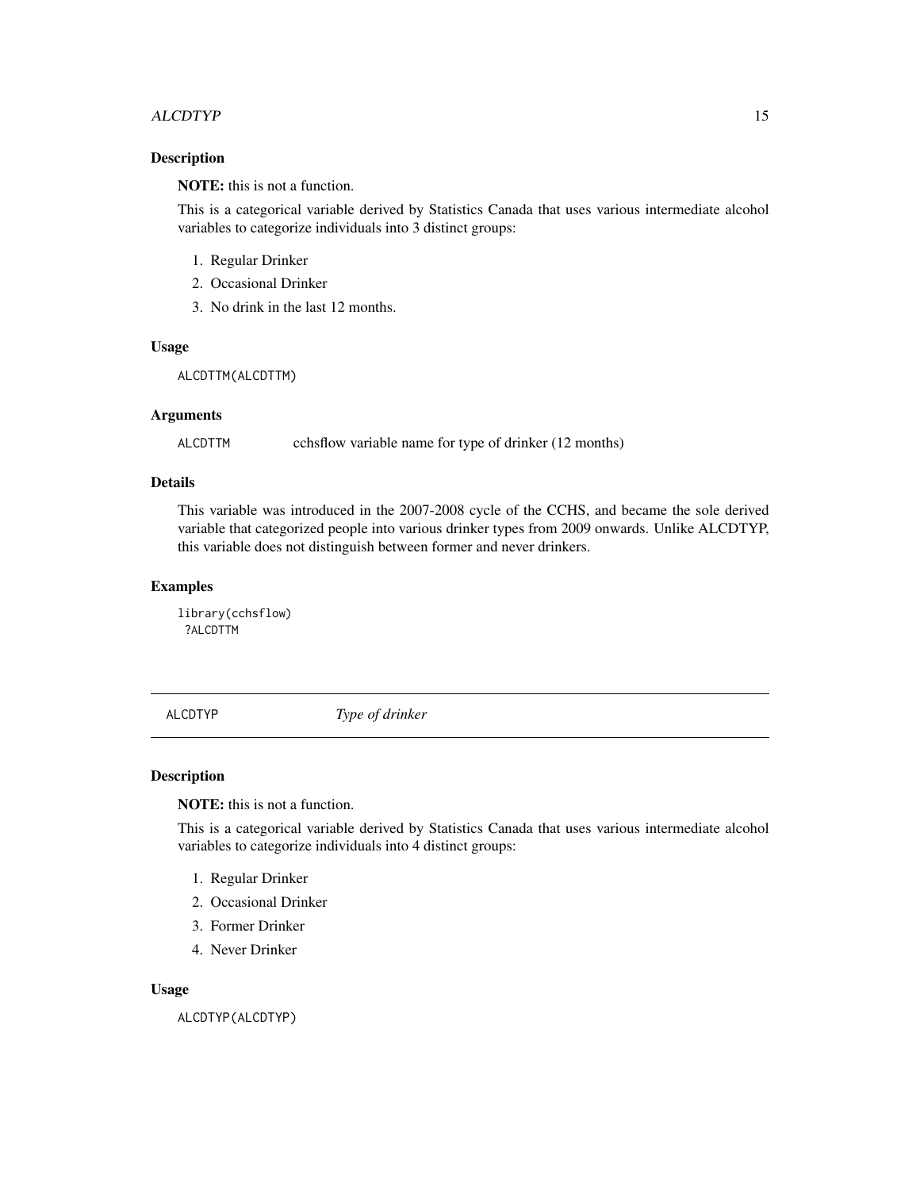### Description

**NOTE:** this is not a function.

This is a categorical variable derived by Statistics Canada that uses various intermediate alcohol variables to categorize individuals into 3 distinct groups:

1. Regular Drinker
2. Occasional Drinker
3. No drink in the last 12 months.

### Usage

```
ALCDTTM(ALCDTTM)
```

### Arguments

ALCDTTM	cchsflow variable name for type of drinker (12 months)

### Details

This variable was introduced in the 2007-2008 cycle of the CCHS, and became the sole derived variable that categorized people into various drinker types from 2009 onwards. Unlike ALCDTYP, this variable does not distinguish between former and never drinkers.

### Examples

```
library(cchsflow)
 ?ALCDTTM
```

---

## ALCDTYP *Type of drinker*

---

### Description

**NOTE:** this is not a function.

This is a categorical variable derived by Statistics Canada that uses various intermediate alcohol variables to categorize individuals into 4 distinct groups:

1. Regular Drinker
2. Occasional Drinker
3. Former Drinker
4. Never Drinker

### Usage

```
ALCDTYP(ALCDTYP)
```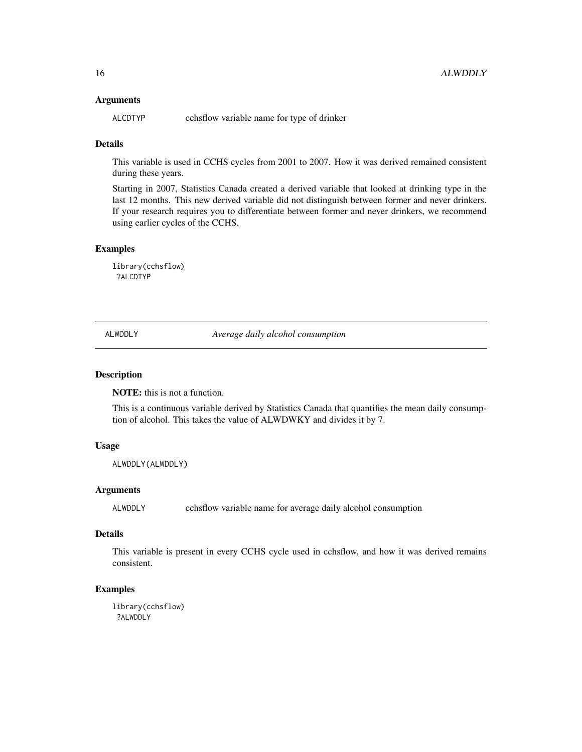### Arguments

ALCDTYP cchsflow variable name for type of drinker

### Details

This variable is used in CCHS cycles from 2001 to 2007. How it was derived remained consistent during these years.

Starting in 2007, Statistics Canada created a derived variable that looked at drinking type in the last 12 months. This new derived variable did not distinguish between former and never drinkers. If your research requires you to differentiate between former and never drinkers, we recommend using earlier cycles of the CCHS.

### Examples

```
library(cchsflow)
 ?ALCDTYP
```

---

## ALWDDLY *Average daily alcohol consumption*

---

### Description

**NOTE:** this is not a function.

This is a continuous variable derived by Statistics Canada that quantifies the mean daily consumption of alcohol. This takes the value of ALWDWKY and divides it by 7.

### Usage

```
ALWDDLY(ALWDDLY)
```

### Arguments

ALWDDLY cchsflow variable name for average daily alcohol consumption

### Details

This variable is present in every CCHS cycle used in cchsflow, and how it was derived remains consistent.

### Examples

```
library(cchsflow)
 ?ALWDDLY
```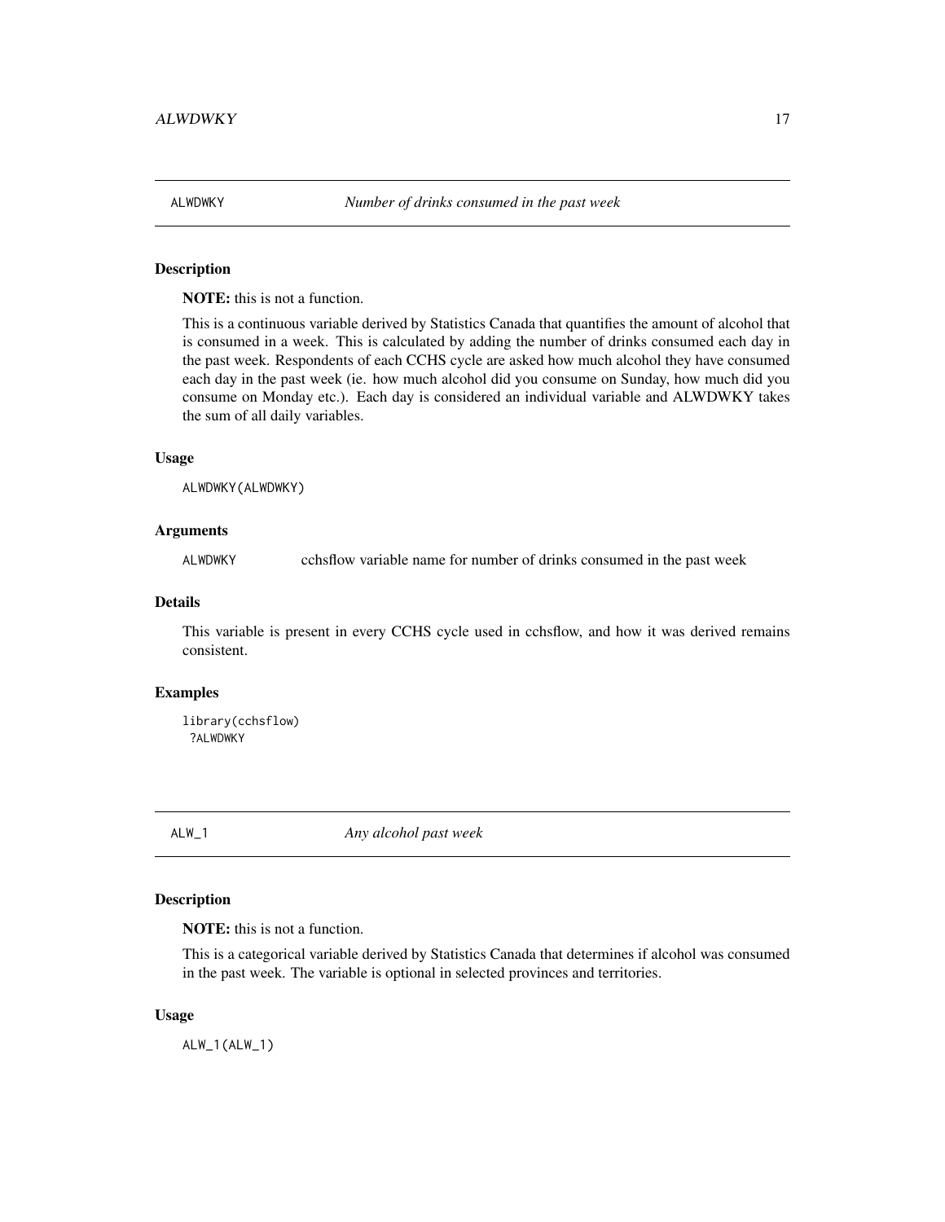## ALWDWKY — *Number of drinks consumed in the past week*

### Description

**NOTE:** this is not a function.

This is a continuous variable derived by Statistics Canada that quantifies the amount of alcohol that is consumed in a week. This is calculated by adding the number of drinks consumed each day in the past week. Respondents of each CCHS cycle are asked how much alcohol they have consumed each day in the past week (ie. how much alcohol did you consume on Sunday, how much did you consume on Monday etc.). Each day is considered an individual variable and ALWDWKY takes the sum of all daily variables.

### Usage

```
ALWDWKY(ALWDWKY)
```

### Arguments

| | |
|---|---|
| ALWDWKY | cchsflow variable name for number of drinks consumed in the past week |

### Details

This variable is present in every CCHS cycle used in cchsflow, and how it was derived remains consistent.

### Examples

```
library(cchsflow)
 ?ALWDWKY
```

## ALW_1 — *Any alcohol past week*

### Description

**NOTE:** this is not a function.

This is a categorical variable derived by Statistics Canada that determines if alcohol was consumed in the past week. The variable is optional in selected provinces and territories.

### Usage

```
ALW_1(ALW_1)
```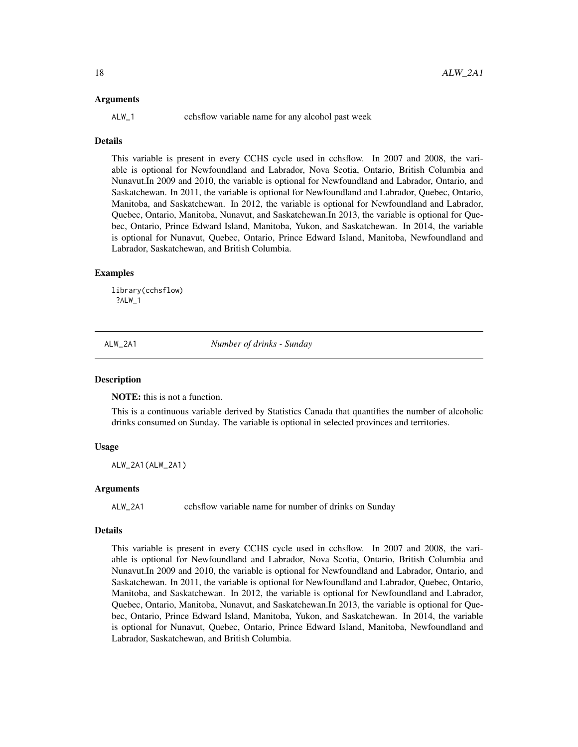### Arguments

ALW_1 cchsflow variable name for any alcohol past week

### Details

This variable is present in every CCHS cycle used in cchsflow. In 2007 and 2008, the variable is optional for Newfoundland and Labrador, Nova Scotia, Ontario, British Columbia and Nunavut.In 2009 and 2010, the variable is optional for Newfoundland and Labrador, Ontario, and Saskatchewan. In 2011, the variable is optional for Newfoundland and Labrador, Quebec, Ontario, Manitoba, and Saskatchewan. In 2012, the variable is optional for Newfoundland and Labrador, Quebec, Ontario, Manitoba, Nunavut, and Saskatchewan.In 2013, the variable is optional for Quebec, Ontario, Prince Edward Island, Manitoba, Yukon, and Saskatchewan. In 2014, the variable is optional for Nunavut, Quebec, Ontario, Prince Edward Island, Manitoba, Newfoundland and Labrador, Saskatchewan, and British Columbia.

### Examples

```
library(cchsflow)
 ?ALW_1
```

---

## ALW_2A1 *Number of drinks - Sunday*

### Description

**NOTE:** this is not a function.

This is a continuous variable derived by Statistics Canada that quantifies the number of alcoholic drinks consumed on Sunday. The variable is optional in selected provinces and territories.

### Usage

```
ALW_2A1(ALW_2A1)
```

### Arguments

ALW_2A1 cchsflow variable name for number of drinks on Sunday

### Details

This variable is present in every CCHS cycle used in cchsflow. In 2007 and 2008, the variable is optional for Newfoundland and Labrador, Nova Scotia, Ontario, British Columbia and Nunavut.In 2009 and 2010, the variable is optional for Newfoundland and Labrador, Ontario, and Saskatchewan. In 2011, the variable is optional for Newfoundland and Labrador, Quebec, Ontario, Manitoba, and Saskatchewan. In 2012, the variable is optional for Newfoundland and Labrador, Quebec, Ontario, Manitoba, Nunavut, and Saskatchewan.In 2013, the variable is optional for Quebec, Ontario, Prince Edward Island, Manitoba, Yukon, and Saskatchewan. In 2014, the variable is optional for Nunavut, Quebec, Ontario, Prince Edward Island, Manitoba, Newfoundland and Labrador, Saskatchewan, and British Columbia.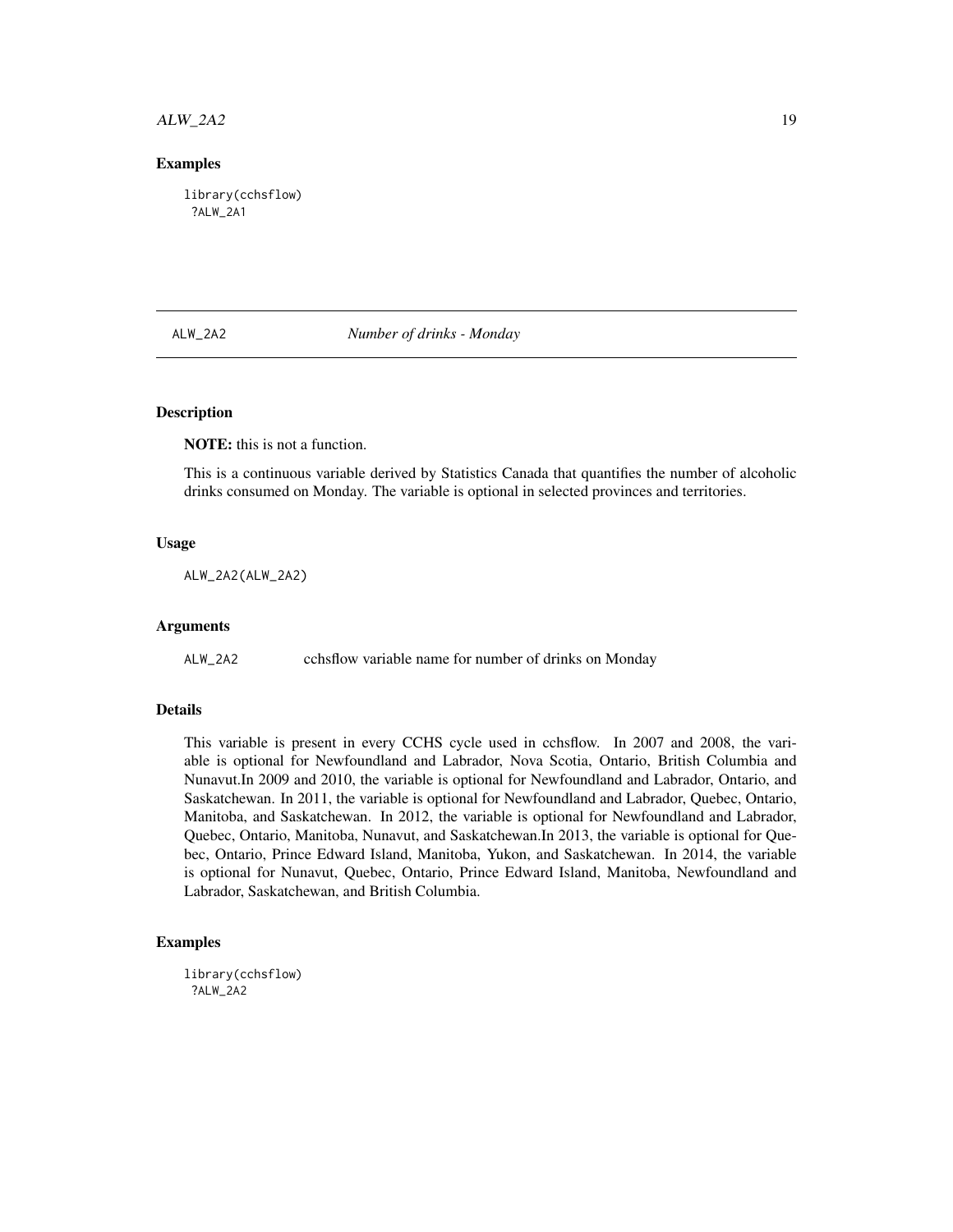## Examples

```
library(cchsflow)
 ?ALW_2A1
```

## ALW_2A2 *Number of drinks - Monday*

### Description

**NOTE:** this is not a function.

This is a continuous variable derived by Statistics Canada that quantifies the number of alcoholic drinks consumed on Monday. The variable is optional in selected provinces and territories.

### Usage

```
ALW_2A2(ALW_2A2)
```

### Arguments

| | |
|---|---|
| ALW_2A2 | cchsflow variable name for number of drinks on Monday |

### Details

This variable is present in every CCHS cycle used in cchsflow. In 2007 and 2008, the variable is optional for Newfoundland and Labrador, Nova Scotia, Ontario, British Columbia and Nunavut.In 2009 and 2010, the variable is optional for Newfoundland and Labrador, Ontario, and Saskatchewan. In 2011, the variable is optional for Newfoundland and Labrador, Quebec, Ontario, Manitoba, and Saskatchewan. In 2012, the variable is optional for Newfoundland and Labrador, Quebec, Ontario, Manitoba, Nunavut, and Saskatchewan.In 2013, the variable is optional for Quebec, Ontario, Prince Edward Island, Manitoba, Yukon, and Saskatchewan. In 2014, the variable is optional for Nunavut, Quebec, Ontario, Prince Edward Island, Manitoba, Newfoundland and Labrador, Saskatchewan, and British Columbia.

### Examples

```
library(cchsflow)
 ?ALW_2A2
```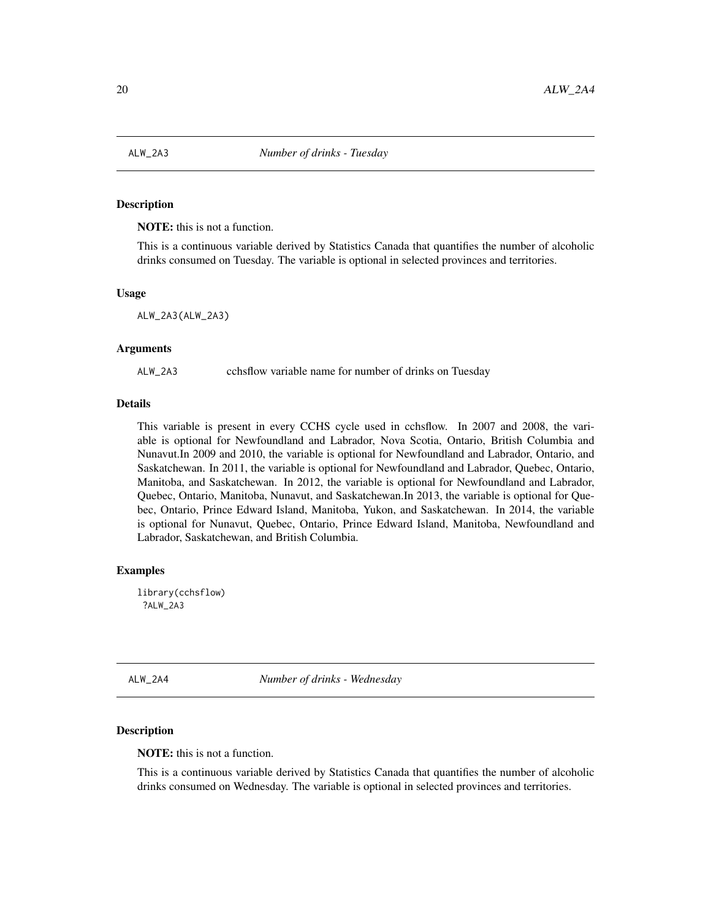## ALW_2A3 *Number of drinks - Tuesday*

### Description

**NOTE:** this is not a function.

This is a continuous variable derived by Statistics Canada that quantifies the number of alcoholic drinks consumed on Tuesday. The variable is optional in selected provinces and territories.

### Usage

```
ALW_2A3(ALW_2A3)
```

### Arguments

| | |
|---|---|
| ALW_2A3 | cchsflow variable name for number of drinks on Tuesday |

### Details

This variable is present in every CCHS cycle used in cchsflow. In 2007 and 2008, the variable is optional for Newfoundland and Labrador, Nova Scotia, Ontario, British Columbia and Nunavut.In 2009 and 2010, the variable is optional for Newfoundland and Labrador, Ontario, and Saskatchewan. In 2011, the variable is optional for Newfoundland and Labrador, Quebec, Ontario, Manitoba, and Saskatchewan. In 2012, the variable is optional for Newfoundland and Labrador, Quebec, Ontario, Manitoba, Nunavut, and Saskatchewan.In 2013, the variable is optional for Quebec, Ontario, Prince Edward Island, Manitoba, Yukon, and Saskatchewan. In 2014, the variable is optional for Nunavut, Quebec, Ontario, Prince Edward Island, Manitoba, Newfoundland and Labrador, Saskatchewan, and British Columbia.

### Examples

```
library(cchsflow)
 ?ALW_2A3
```

## ALW_2A4 *Number of drinks - Wednesday*

### Description

**NOTE:** this is not a function.

This is a continuous variable derived by Statistics Canada that quantifies the number of alcoholic drinks consumed on Wednesday. The variable is optional in selected provinces and territories.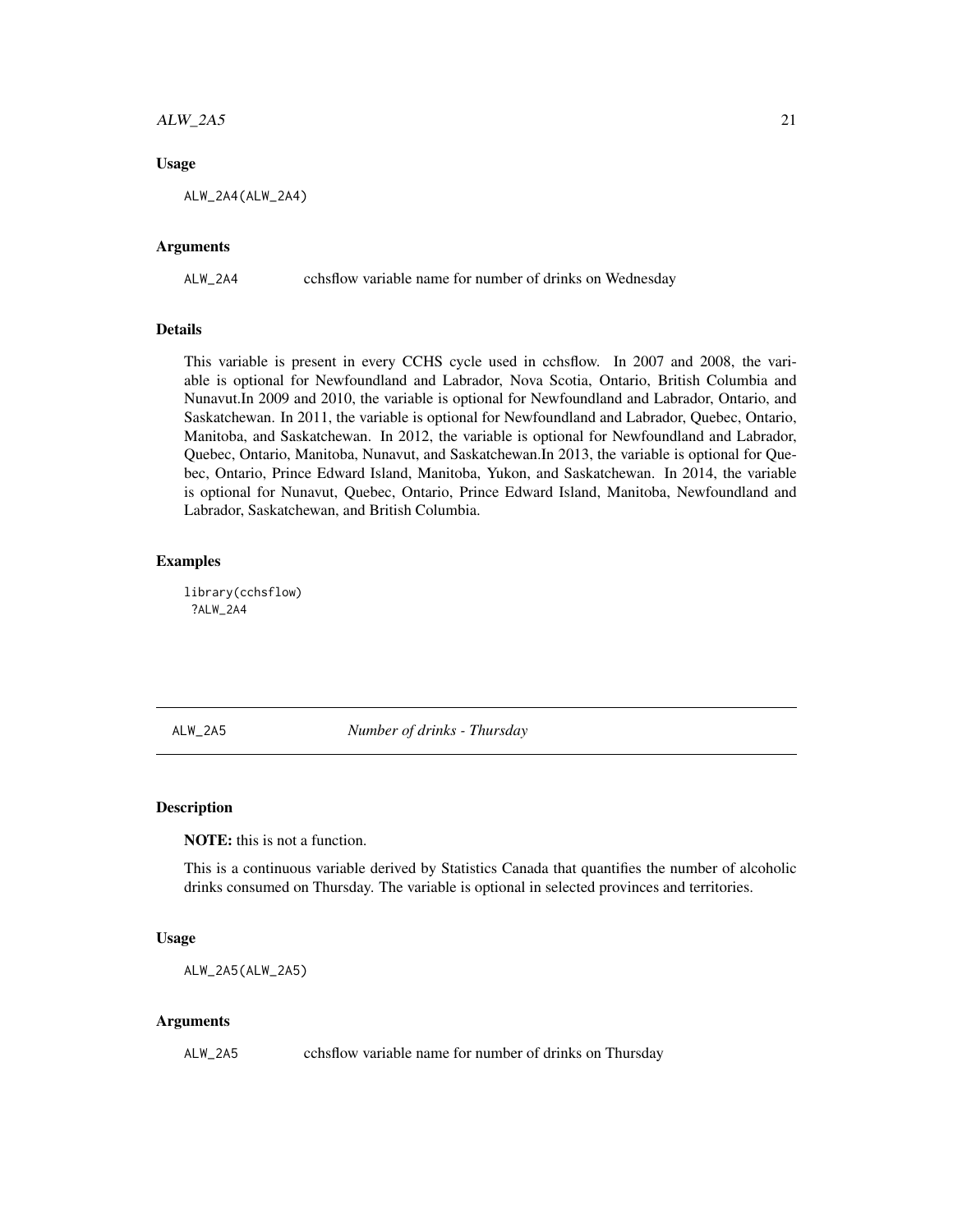### Usage

```
ALW_2A4(ALW_2A4)
```

### Arguments

| | |
|---|---|
| ALW_2A4 | cchsflow variable name for number of drinks on Wednesday |

### Details

This variable is present in every CCHS cycle used in cchsflow. In 2007 and 2008, the variable is optional for Newfoundland and Labrador, Nova Scotia, Ontario, British Columbia and Nunavut.In 2009 and 2010, the variable is optional for Newfoundland and Labrador, Ontario, and Saskatchewan. In 2011, the variable is optional for Newfoundland and Labrador, Quebec, Ontario, Manitoba, and Saskatchewan. In 2012, the variable is optional for Newfoundland and Labrador, Quebec, Ontario, Manitoba, Nunavut, and Saskatchewan.In 2013, the variable is optional for Quebec, Ontario, Prince Edward Island, Manitoba, Yukon, and Saskatchewan. In 2014, the variable is optional for Nunavut, Quebec, Ontario, Prince Edward Island, Manitoba, Newfoundland and Labrador, Saskatchewan, and British Columbia.

### Examples

```
library(cchsflow)
 ?ALW_2A4
```

---

## ALW_2A5 *Number of drinks - Thursday*

### Description

**NOTE:** this is not a function.

This is a continuous variable derived by Statistics Canada that quantifies the number of alcoholic drinks consumed on Thursday. The variable is optional in selected provinces and territories.

### Usage

```
ALW_2A5(ALW_2A5)
```

### Arguments

| | |
|---|---|
| ALW_2A5 | cchsflow variable name for number of drinks on Thursday |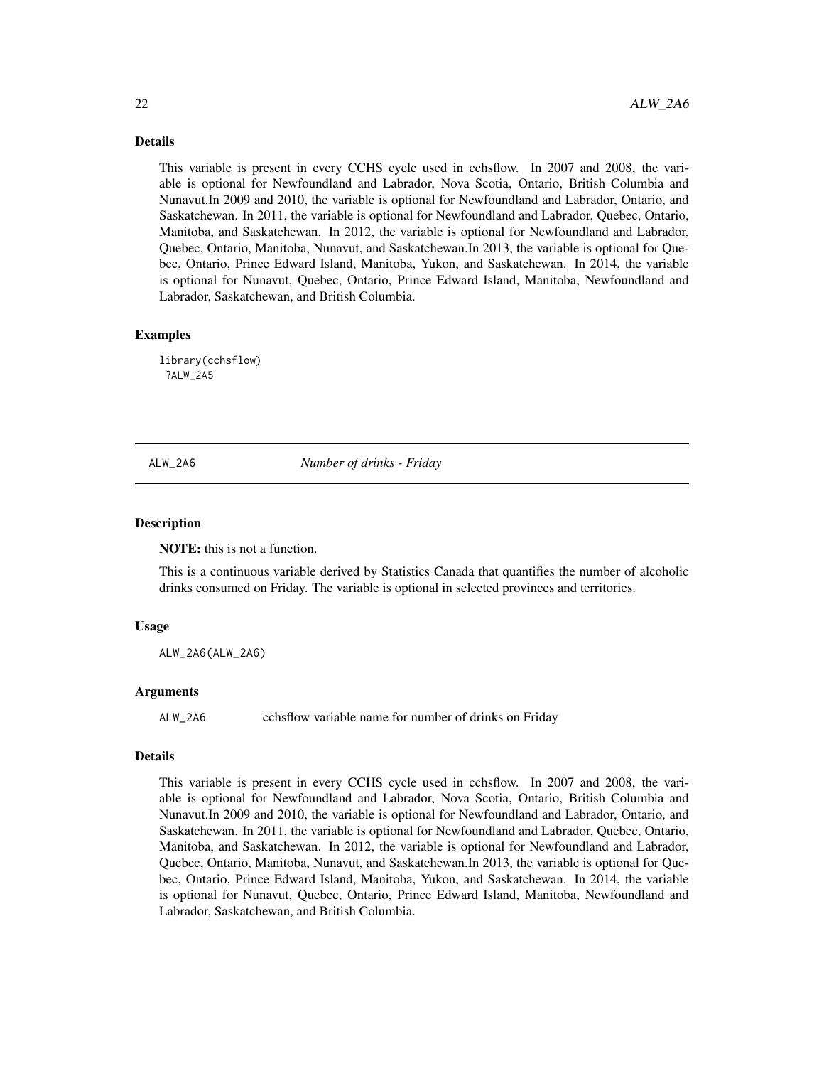### Details

This variable is present in every CCHS cycle used in cchsflow. In 2007 and 2008, the variable is optional for Newfoundland and Labrador, Nova Scotia, Ontario, British Columbia and Nunavut.In 2009 and 2010, the variable is optional for Newfoundland and Labrador, Ontario, and Saskatchewan. In 2011, the variable is optional for Newfoundland and Labrador, Quebec, Ontario, Manitoba, and Saskatchewan. In 2012, the variable is optional for Newfoundland and Labrador, Quebec, Ontario, Manitoba, Nunavut, and Saskatchewan.In 2013, the variable is optional for Quebec, Ontario, Prince Edward Island, Manitoba, Yukon, and Saskatchewan. In 2014, the variable is optional for Nunavut, Quebec, Ontario, Prince Edward Island, Manitoba, Newfoundland and Labrador, Saskatchewan, and British Columbia.

### Examples

```
library(cchsflow)
 ?ALW_2A5
```

---

## ALW_2A6 *Number of drinks - Friday*

### Description

**NOTE:** this is not a function.

This is a continuous variable derived by Statistics Canada that quantifies the number of alcoholic drinks consumed on Friday. The variable is optional in selected provinces and territories.

### Usage

```
ALW_2A6(ALW_2A6)
```

### Arguments

ALW_2A6 cchsflow variable name for number of drinks on Friday

### Details

This variable is present in every CCHS cycle used in cchsflow. In 2007 and 2008, the variable is optional for Newfoundland and Labrador, Nova Scotia, Ontario, British Columbia and Nunavut.In 2009 and 2010, the variable is optional for Newfoundland and Labrador, Ontario, and Saskatchewan. In 2011, the variable is optional for Newfoundland and Labrador, Quebec, Ontario, Manitoba, and Saskatchewan. In 2012, the variable is optional for Newfoundland and Labrador, Quebec, Ontario, Manitoba, Nunavut, and Saskatchewan.In 2013, the variable is optional for Quebec, Ontario, Prince Edward Island, Manitoba, Yukon, and Saskatchewan. In 2014, the variable is optional for Nunavut, Quebec, Ontario, Prince Edward Island, Manitoba, Newfoundland and Labrador, Saskatchewan, and British Columbia.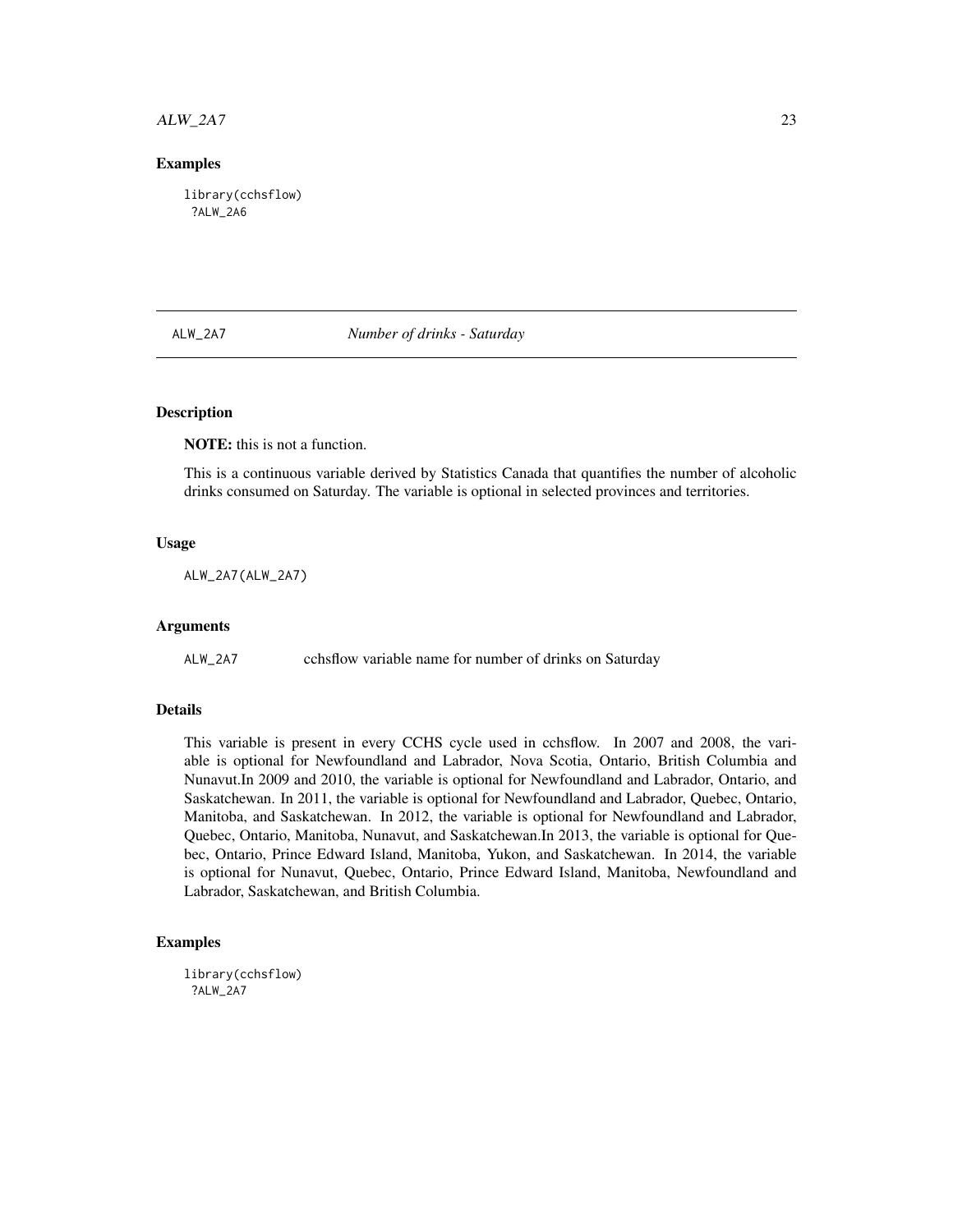## Examples

```
library(cchsflow)
 ?ALW_2A6
```

# ALW_2A7 *Number of drinks - Saturday*

## Description

**NOTE:** this is not a function.

This is a continuous variable derived by Statistics Canada that quantifies the number of alcoholic drinks consumed on Saturday. The variable is optional in selected provinces and territories.

## Usage

```
ALW_2A7(ALW_2A7)
```

## Arguments

| | |
|---|---|
| ALW_2A7 | cchsflow variable name for number of drinks on Saturday |

## Details

This variable is present in every CCHS cycle used in cchsflow. In 2007 and 2008, the variable is optional for Newfoundland and Labrador, Nova Scotia, Ontario, British Columbia and Nunavut.In 2009 and 2010, the variable is optional for Newfoundland and Labrador, Ontario, and Saskatchewan. In 2011, the variable is optional for Newfoundland and Labrador, Quebec, Ontario, Manitoba, and Saskatchewan. In 2012, the variable is optional for Newfoundland and Labrador, Quebec, Ontario, Manitoba, Nunavut, and Saskatchewan.In 2013, the variable is optional for Quebec, Ontario, Prince Edward Island, Manitoba, Yukon, and Saskatchewan. In 2014, the variable is optional for Nunavut, Quebec, Ontario, Prince Edward Island, Manitoba, Newfoundland and Labrador, Saskatchewan, and British Columbia.

## Examples

```
library(cchsflow)
 ?ALW_2A7
```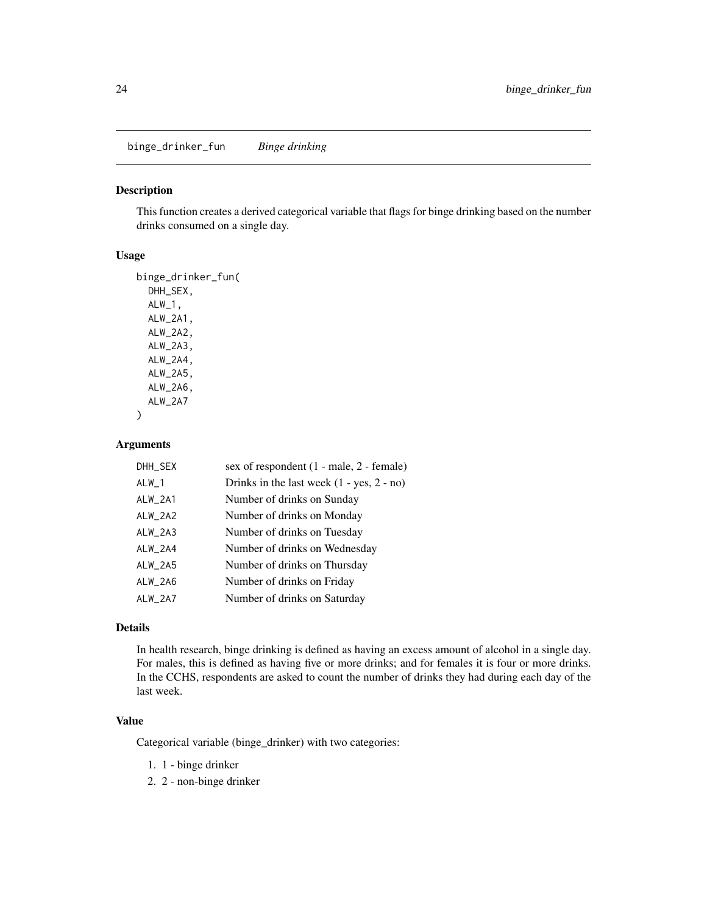## binge_drinker_fun *Binge drinking*

### Description

This function creates a derived categorical variable that flags for binge drinking based on the number drinks consumed on a single day.

### Usage

```
binge_drinker_fun(
  DHH_SEX,
  ALW_1,
  ALW_2A1,
  ALW_2A2,
  ALW_2A3,
  ALW_2A4,
  ALW_2A5,
  ALW_2A6,
  ALW_2A7
)
```

### Arguments

| | |
|---|---|
| DHH_SEX | sex of respondent (1 - male, 2 - female) |
| ALW_1 | Drinks in the last week (1 - yes, 2 - no) |
| ALW_2A1 | Number of drinks on Sunday |
| ALW_2A2 | Number of drinks on Monday |
| ALW_2A3 | Number of drinks on Tuesday |
| ALW_2A4 | Number of drinks on Wednesday |
| ALW_2A5 | Number of drinks on Thursday |
| ALW_2A6 | Number of drinks on Friday |
| ALW_2A7 | Number of drinks on Saturday |

### Details

In health research, binge drinking is defined as having an excess amount of alcohol in a single day. For males, this is defined as having five or more drinks; and for females it is four or more drinks. In the CCHS, respondents are asked to count the number of drinks they had during each day of the last week.

### Value

Categorical variable (binge_drinker) with two categories:

1. 1 - binge drinker
2. 2 - non-binge drinker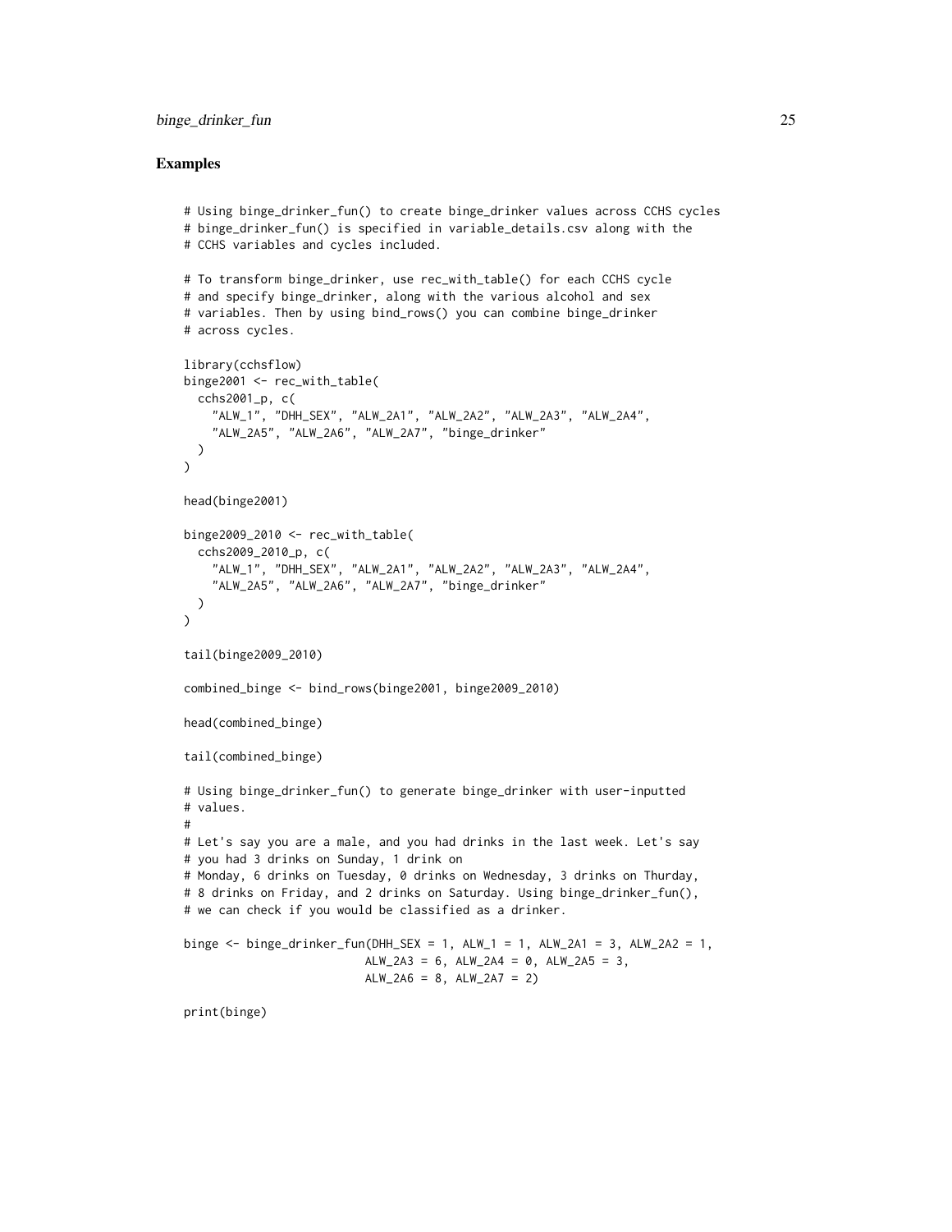## Examples

```
# Using binge_drinker_fun() to create binge_drinker values across CCHS cycles
# binge_drinker_fun() is specified in variable_details.csv along with the
# CCHS variables and cycles included.

# To transform binge_drinker, use rec_with_table() for each CCHS cycle
# and specify binge_drinker, along with the various alcohol and sex
# variables. Then by using bind_rows() you can combine binge_drinker
# across cycles.

library(cchsflow)
binge2001 <- rec_with_table(
  cchs2001_p, c(
    "ALW_1", "DHH_SEX", "ALW_2A1", "ALW_2A2", "ALW_2A3", "ALW_2A4",
    "ALW_2A5", "ALW_2A6", "ALW_2A7", "binge_drinker"
  )
)

head(binge2001)

binge2009_2010 <- rec_with_table(
  cchs2009_2010_p, c(
    "ALW_1", "DHH_SEX", "ALW_2A1", "ALW_2A2", "ALW_2A3", "ALW_2A4",
    "ALW_2A5", "ALW_2A6", "ALW_2A7", "binge_drinker"
  )
)

tail(binge2009_2010)

combined_binge <- bind_rows(binge2001, binge2009_2010)

head(combined_binge)

tail(combined_binge)

# Using binge_drinker_fun() to generate binge_drinker with user-inputted
# values.
#
# Let's say you are a male, and you had drinks in the last week. Let's say
# you had 3 drinks on Sunday, 1 drink on
# Monday, 6 drinks on Tuesday, 0 drinks on Wednesday, 3 drinks on Thurday,
# 8 drinks on Friday, and 2 drinks on Saturday. Using binge_drinker_fun(),
# we can check if you would be classified as a drinker.

binge <- binge_drinker_fun(DHH_SEX = 1, ALW_1 = 1, ALW_2A1 = 3, ALW_2A2 = 1,
                           ALW_2A3 = 6, ALW_2A4 = 0, ALW_2A5 = 3,
                           ALW_2A6 = 8, ALW_2A7 = 2)

print(binge)
```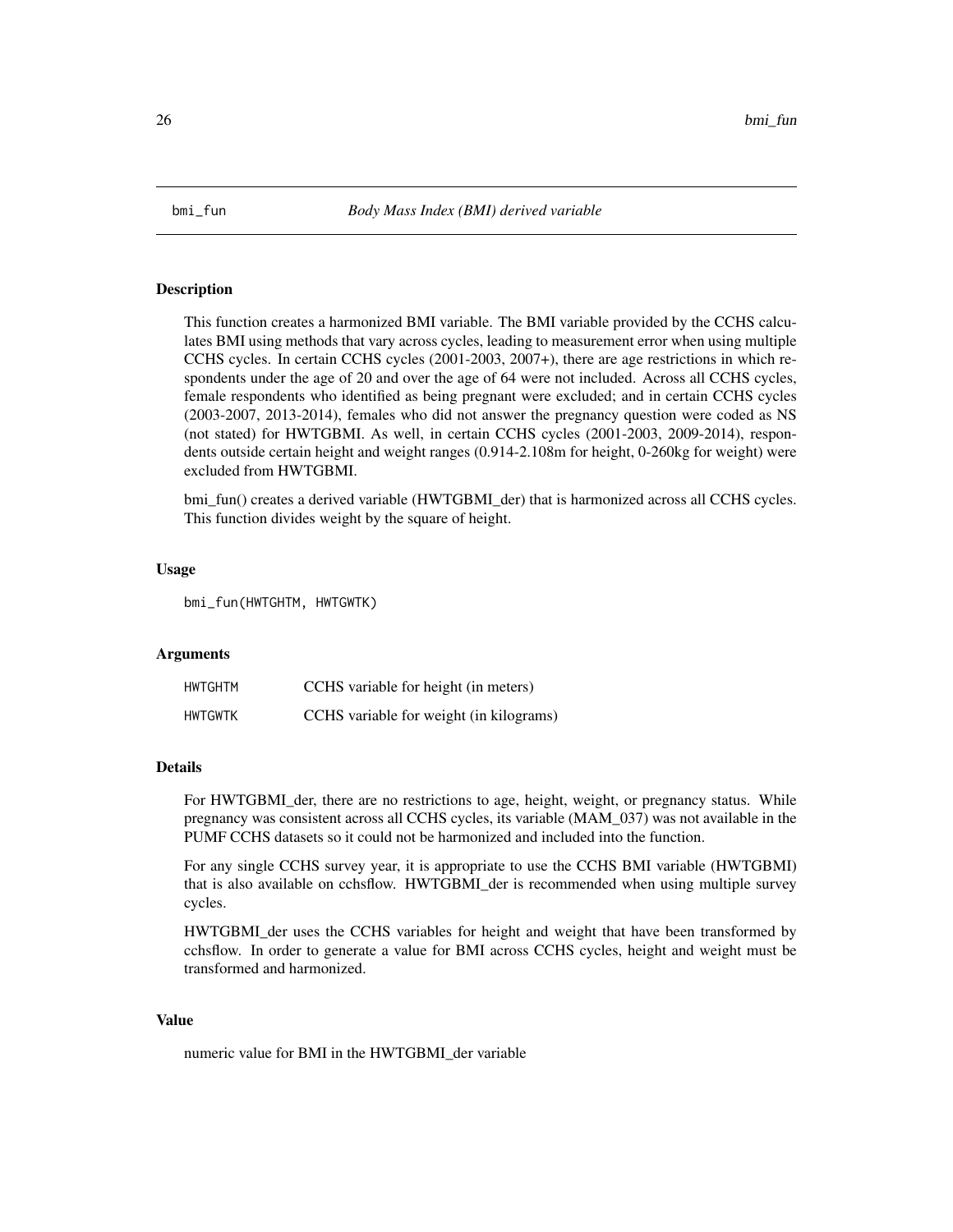# bmi_fun — *Body Mass Index (BMI) derived variable*

## Description

This function creates a harmonized BMI variable. The BMI variable provided by the CCHS calculates BMI using methods that vary across cycles, leading to measurement error when using multiple CCHS cycles. In certain CCHS cycles (2001-2003, 2007+), there are age restrictions in which respondents under the age of 20 and over the age of 64 were not included. Across all CCHS cycles, female respondents who identified as being pregnant were excluded; and in certain CCHS cycles (2003-2007, 2013-2014), females who did not answer the pregnancy question were coded as NS (not stated) for HWTGBMI. As well, in certain CCHS cycles (2001-2003, 2009-2014), respondents outside certain height and weight ranges (0.914-2.108m for height, 0-260kg for weight) were excluded from HWTGBMI.

bmi_fun() creates a derived variable (HWTGBMI_der) that is harmonized across all CCHS cycles. This function divides weight by the square of height.

## Usage

```
bmi_fun(HWTGHTM, HWTGWTK)
```

## Arguments

| | |
|---|---|
| HWTGHTM | CCHS variable for height (in meters) |
| HWTGWTK | CCHS variable for weight (in kilograms) |

## Details

For HWTGBMI_der, there are no restrictions to age, height, weight, or pregnancy status. While pregnancy was consistent across all CCHS cycles, its variable (MAM_037) was not available in the PUMF CCHS datasets so it could not be harmonized and included into the function.

For any single CCHS survey year, it is appropriate to use the CCHS BMI variable (HWTGBMI) that is also available on cchsflow. HWTGBMI_der is recommended when using multiple survey cycles.

HWTGBMI_der uses the CCHS variables for height and weight that have been transformed by cchsflow. In order to generate a value for BMI across CCHS cycles, height and weight must be transformed and harmonized.

## Value

numeric value for BMI in the HWTGBMI_der variable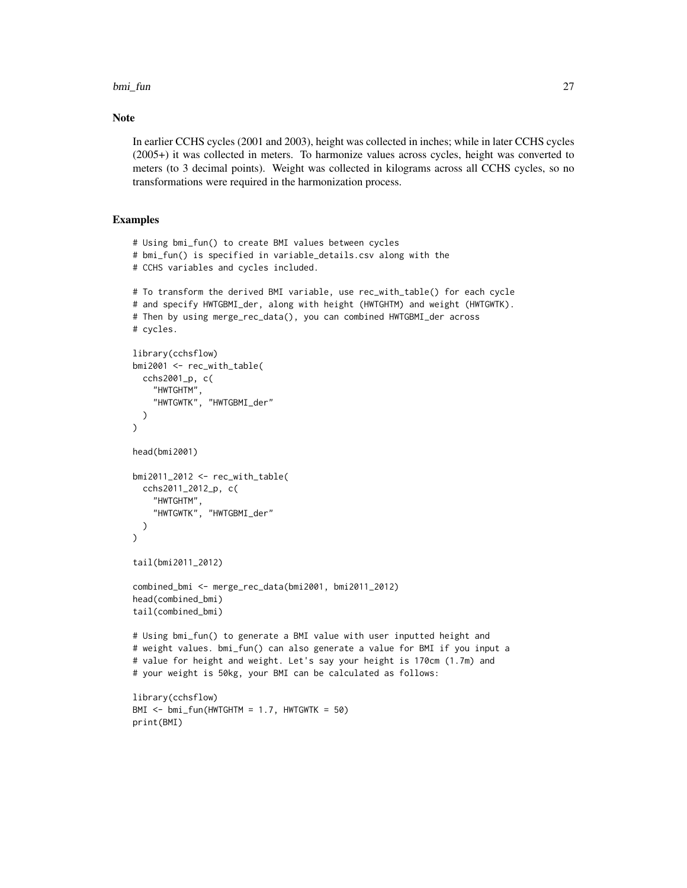## Note

In earlier CCHS cycles (2001 and 2003), height was collected in inches; while in later CCHS cycles (2005+) it was collected in meters. To harmonize values across cycles, height was converted to meters (to 3 decimal points). Weight was collected in kilograms across all CCHS cycles, so no transformations were required in the harmonization process.

## Examples

```
# Using bmi_fun() to create BMI values between cycles
# bmi_fun() is specified in variable_details.csv along with the
# CCHS variables and cycles included.

# To transform the derived BMI variable, use rec_with_table() for each cycle
# and specify HWTGBMI_der, along with height (HWTGHTM) and weight (HWTGWTK).
# Then by using merge_rec_data(), you can combined HWTGBMI_der across
# cycles.

library(cchsflow)
bmi2001 <- rec_with_table(
  cchs2001_p, c(
    "HWTGHTM",
    "HWTGWTK", "HWTGBMI_der"
  )
)

head(bmi2001)

bmi2011_2012 <- rec_with_table(
  cchs2011_2012_p, c(
    "HWTGHTM",
    "HWTGWTK", "HWTGBMI_der"
  )
)

tail(bmi2011_2012)

combined_bmi <- merge_rec_data(bmi2001, bmi2011_2012)
head(combined_bmi)
tail(combined_bmi)

# Using bmi_fun() to generate a BMI value with user inputted height and
# weight values. bmi_fun() can also generate a value for BMI if you input a
# value for height and weight. Let's say your height is 170cm (1.7m) and
# your weight is 50kg, your BMI can be calculated as follows:

library(cchsflow)
BMI <- bmi_fun(HWTGHTM = 1.7, HWTGWTK = 50)
print(BMI)
```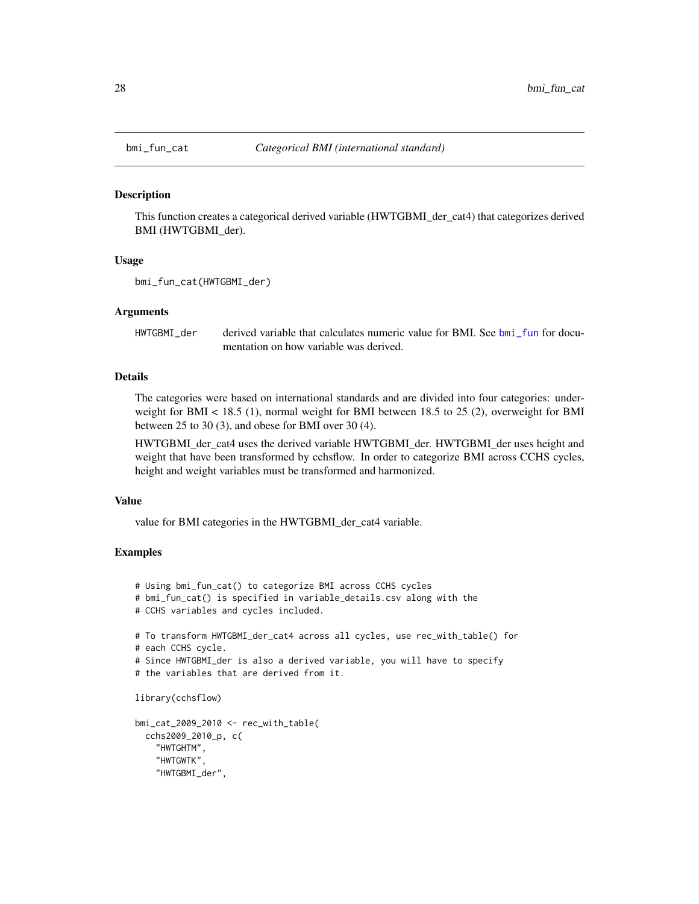## bmi_fun_cat — *Categorical BMI (international standard)*

### Description

This function creates a categorical derived variable (HWTGBMI_der_cat4) that categorizes derived BMI (HWTGBMI_der).

### Usage

```
bmi_fun_cat(HWTGBMI_der)
```

### Arguments

| | |
|---|---|
| HWTGBMI_der | derived variable that calculates numeric value for BMI. See bmi_fun for documentation on how variable was derived. |

### Details

The categories were based on international standards and are divided into four categories: underweight for BMI < 18.5 (1), normal weight for BMI between 18.5 to 25 (2), overweight for BMI between 25 to 30 (3), and obese for BMI over 30 (4).

HWTGBMI_der_cat4 uses the derived variable HWTGBMI_der. HWTGBMI_der uses height and weight that have been transformed by cchsflow. In order to categorize BMI across CCHS cycles, height and weight variables must be transformed and harmonized.

### Value

value for BMI categories in the HWTGBMI_der_cat4 variable.

### Examples

```
# Using bmi_fun_cat() to categorize BMI across CCHS cycles
# bmi_fun_cat() is specified in variable_details.csv along with the
# CCHS variables and cycles included.

# To transform HWTGBMI_der_cat4 across all cycles, use rec_with_table() for
# each CCHS cycle.
# Since HWTGBMI_der is also a derived variable, you will have to specify
# the variables that are derived from it.

library(cchsflow)

bmi_cat_2009_2010 <- rec_with_table(
  cchs2009_2010_p, c(
    "HWTGHTM",
    "HWTGWTK",
    "HWTGBMI_der",
```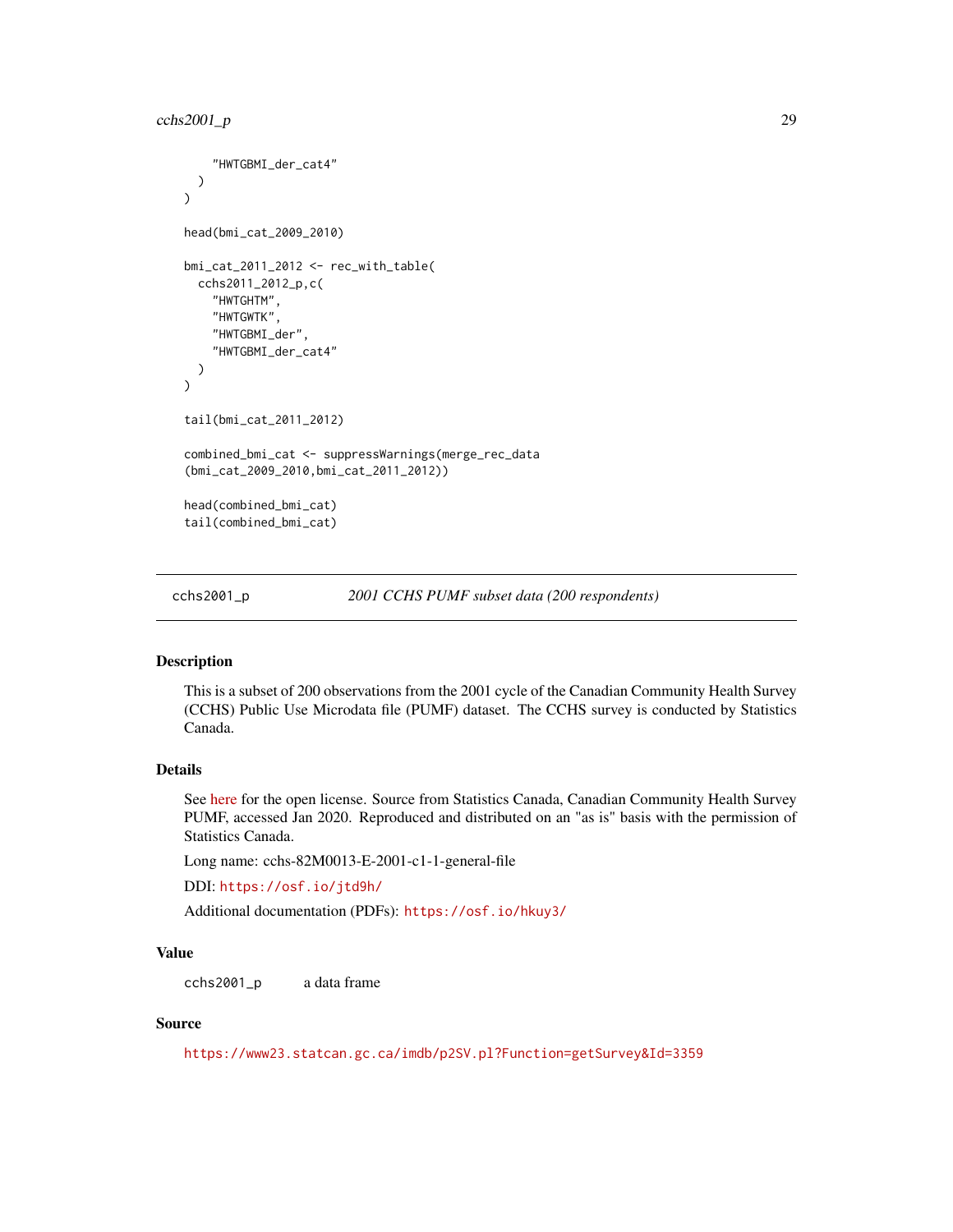```
    "HWTGBMI_der_cat4"
  )
)

head(bmi_cat_2009_2010)

bmi_cat_2011_2012 <- rec_with_table(
  cchs2011_2012_p,c(
    "HWTGHTM",
    "HWTGWTK",
    "HWTGBMI_der",
    "HWTGBMI_der_cat4"
  )
)

tail(bmi_cat_2011_2012)

combined_bmi_cat <- suppressWarnings(merge_rec_data
(bmi_cat_2009_2010,bmi_cat_2011_2012))

head(combined_bmi_cat)
tail(combined_bmi_cat)
```

## cchs2001_p — *2001 CCHS PUMF subset data (200 respondents)*

### Description

This is a subset of 200 observations from the 2001 cycle of the Canadian Community Health Survey (CCHS) Public Use Microdata file (PUMF) dataset. The CCHS survey is conducted by Statistics Canada.

### Details

See here for the open license. Source from Statistics Canada, Canadian Community Health Survey PUMF, accessed Jan 2020. Reproduced and distributed on an "as is" basis with the permission of Statistics Canada.

Long name: cchs-82M0013-E-2001-c1-1-general-file

DDI: https://osf.io/jtd9h/

Additional documentation (PDFs): https://osf.io/hkuy3/

### Value

`cchs2001_p` a data frame

### Source

https://www23.statcan.gc.ca/imdb/p2SV.pl?Function=getSurvey&Id=3359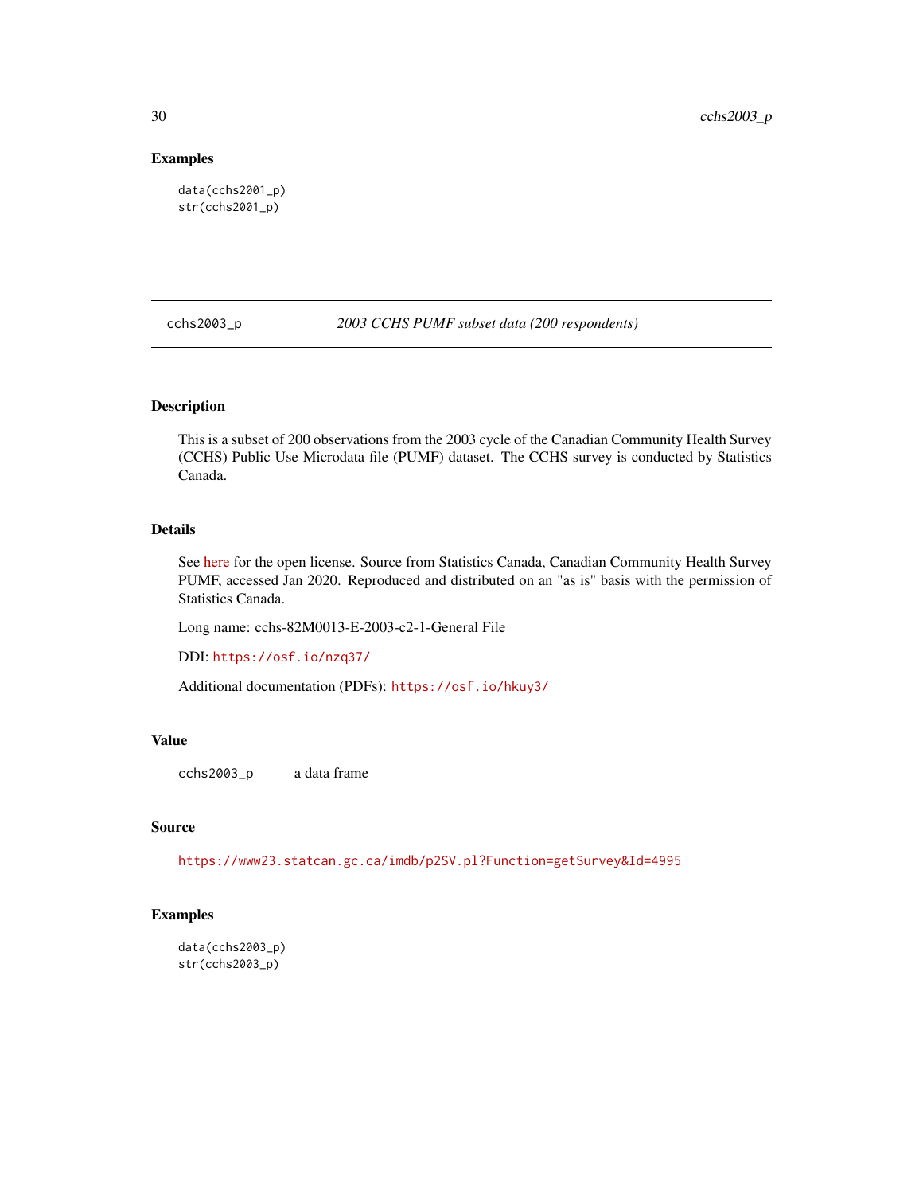### Examples

```
data(cchs2001_p)
str(cchs2001_p)
```

---

## cchs2003_p — *2003 CCHS PUMF subset data (200 respondents)*

### Description

This is a subset of 200 observations from the 2003 cycle of the Canadian Community Health Survey (CCHS) Public Use Microdata file (PUMF) dataset. The CCHS survey is conducted by Statistics Canada.

### Details

See here for the open license. Source from Statistics Canada, Canadian Community Health Survey PUMF, accessed Jan 2020. Reproduced and distributed on an "as is" basis with the permission of Statistics Canada.

Long name: cchs-82M0013-E-2003-c2-1-General File

DDI: https://osf.io/nzq37/

Additional documentation (PDFs): https://osf.io/hkuy3/

### Value

cchs2003_p    a data frame

### Source

https://www23.statcan.gc.ca/imdb/p2SV.pl?Function=getSurvey&Id=4995

### Examples

```
data(cchs2003_p)
str(cchs2003_p)
```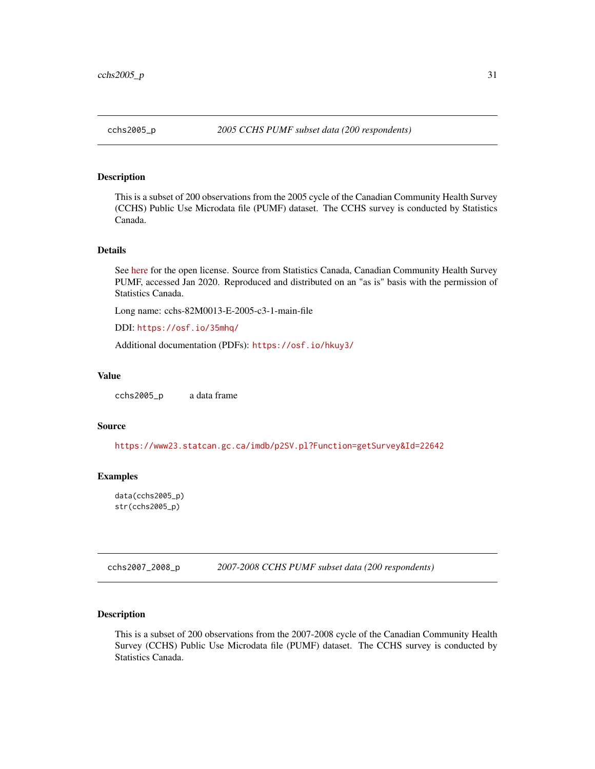## cchs2005_p — *2005 CCHS PUMF subset data (200 respondents)*

### Description

This is a subset of 200 observations from the 2005 cycle of the Canadian Community Health Survey (CCHS) Public Use Microdata file (PUMF) dataset. The CCHS survey is conducted by Statistics Canada.

### Details

See here for the open license. Source from Statistics Canada, Canadian Community Health Survey PUMF, accessed Jan 2020. Reproduced and distributed on an "as is" basis with the permission of Statistics Canada.

Long name: cchs-82M0013-E-2005-c3-1-main-file

DDI: https://osf.io/35mhq/

Additional documentation (PDFs): https://osf.io/hkuy3/

### Value

`cchs2005_p` a data frame

### Source

https://www23.statcan.gc.ca/imdb/p2SV.pl?Function=getSurvey&Id=22642

### Examples

```
data(cchs2005_p)
str(cchs2005_p)
```

## cchs2007_2008_p — *2007-2008 CCHS PUMF subset data (200 respondents)*

### Description

This is a subset of 200 observations from the 2007-2008 cycle of the Canadian Community Health Survey (CCHS) Public Use Microdata file (PUMF) dataset. The CCHS survey is conducted by Statistics Canada.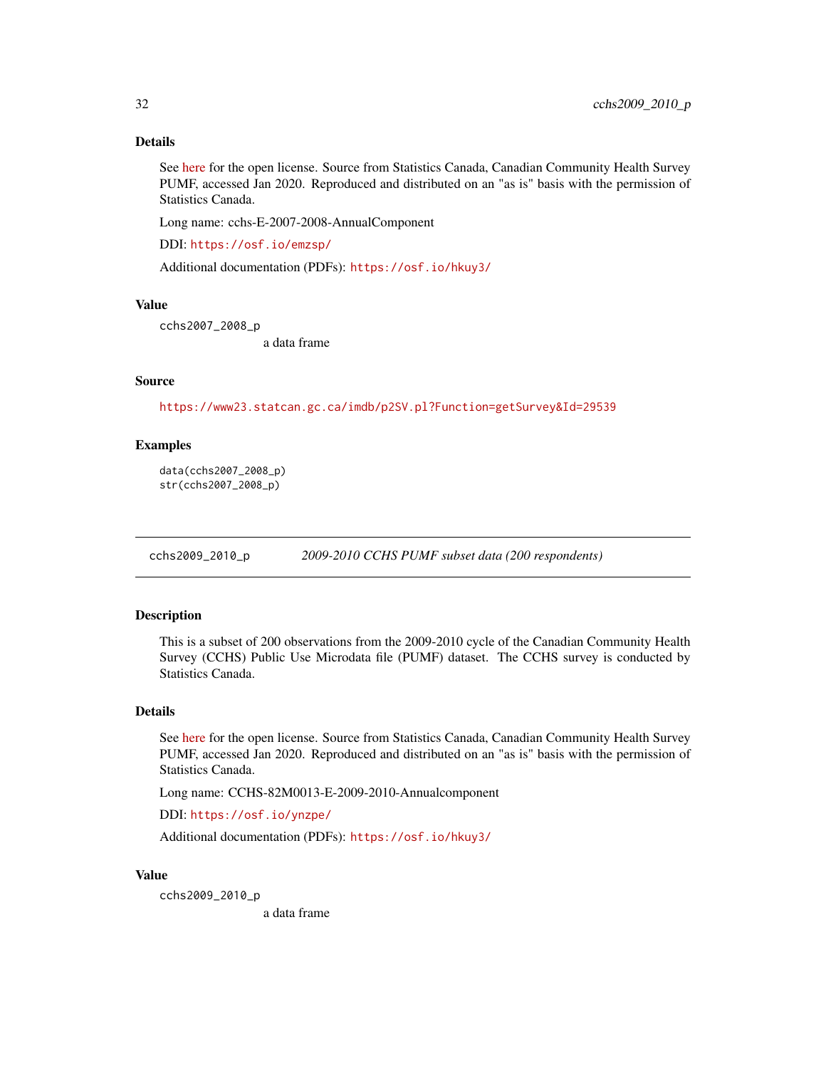### Details

See here for the open license. Source from Statistics Canada, Canadian Community Health Survey PUMF, accessed Jan 2020. Reproduced and distributed on an "as is" basis with the permission of Statistics Canada.

Long name: cchs-E-2007-2008-AnnualComponent

DDI: https://osf.io/emzsp/

Additional documentation (PDFs): https://osf.io/hkuy3/

### Value

`cchs2007_2008_p`
a data frame

### Source

https://www23.statcan.gc.ca/imdb/p2SV.pl?Function=getSurvey&Id=29539

### Examples

```
data(cchs2007_2008_p)
str(cchs2007_2008_p)
```

---

## cchs2009_2010_p — *2009-2010 CCHS PUMF subset data (200 respondents)*

---

### Description

This is a subset of 200 observations from the 2009-2010 cycle of the Canadian Community Health Survey (CCHS) Public Use Microdata file (PUMF) dataset. The CCHS survey is conducted by Statistics Canada.

### Details

See here for the open license. Source from Statistics Canada, Canadian Community Health Survey PUMF, accessed Jan 2020. Reproduced and distributed on an "as is" basis with the permission of Statistics Canada.

Long name: CCHS-82M0013-E-2009-2010-Annualcomponent

DDI: https://osf.io/ynzpe/

Additional documentation (PDFs): https://osf.io/hkuy3/

### Value

`cchs2009_2010_p`
a data frame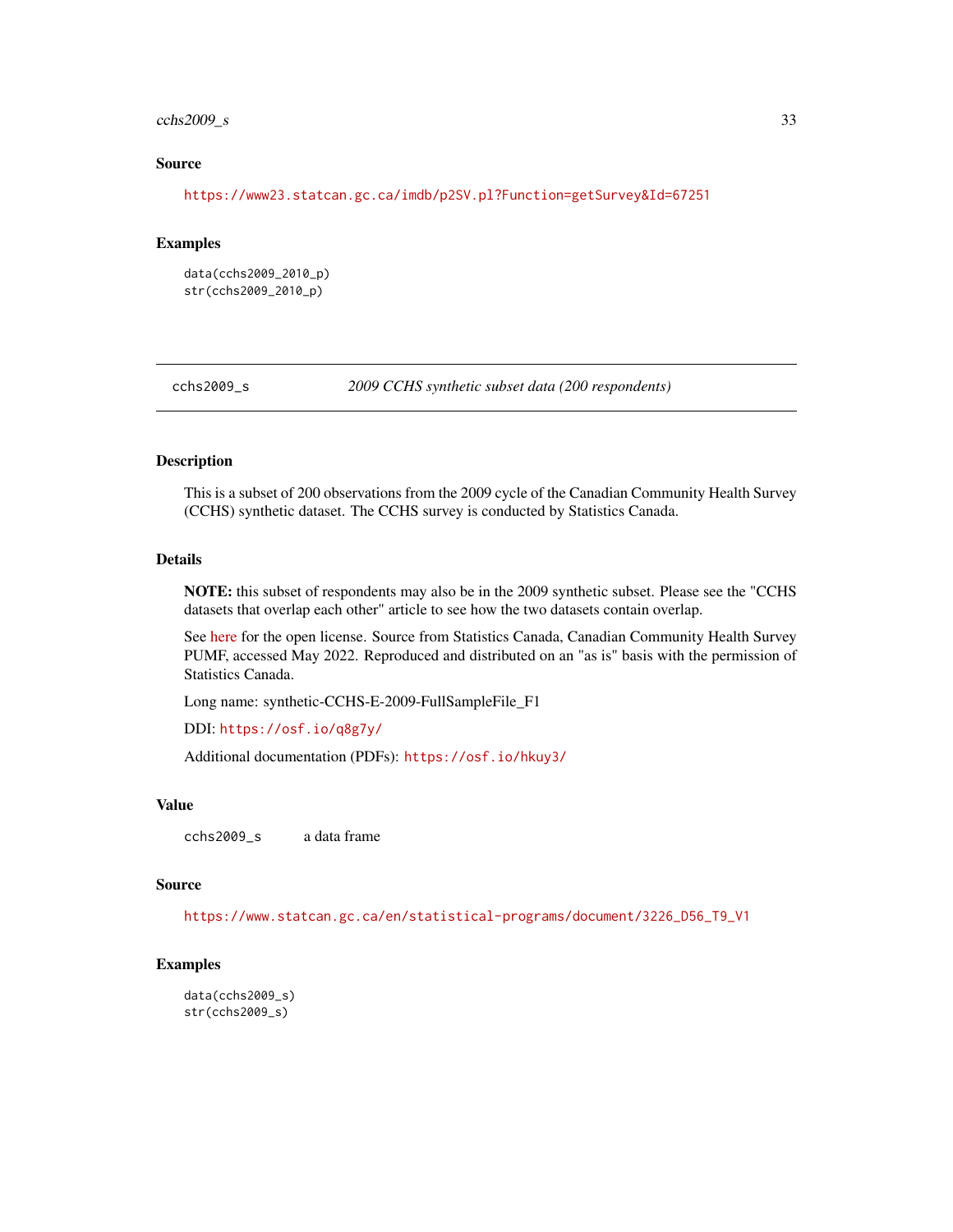### Source

https://www23.statcan.gc.ca/imdb/p2SV.pl?Function=getSurvey&Id=67251

### Examples

```
data(cchs2009_2010_p)
str(cchs2009_2010_p)
```

---

## cchs2009_s — *2009 CCHS synthetic subset data (200 respondents)*

---

### Description

This is a subset of 200 observations from the 2009 cycle of the Canadian Community Health Survey (CCHS) synthetic dataset. The CCHS survey is conducted by Statistics Canada.

### Details

**NOTE:** this subset of respondents may also be in the 2009 synthetic subset. Please see the "CCHS datasets that overlap each other" article to see how the two datasets contain overlap.

See here for the open license. Source from Statistics Canada, Canadian Community Health Survey PUMF, accessed May 2022. Reproduced and distributed on an "as is" basis with the permission of Statistics Canada.

Long name: synthetic-CCHS-E-2009-FullSampleFile_F1

DDI: https://osf.io/q8g7y/

Additional documentation (PDFs): https://osf.io/hkuy3/

### Value

| | |
|---|---|
| cchs2009_s | a data frame |

### Source

https://www.statcan.gc.ca/en/statistical-programs/document/3226_D56_T9_V1

### Examples

```
data(cchs2009_s)
str(cchs2009_s)
```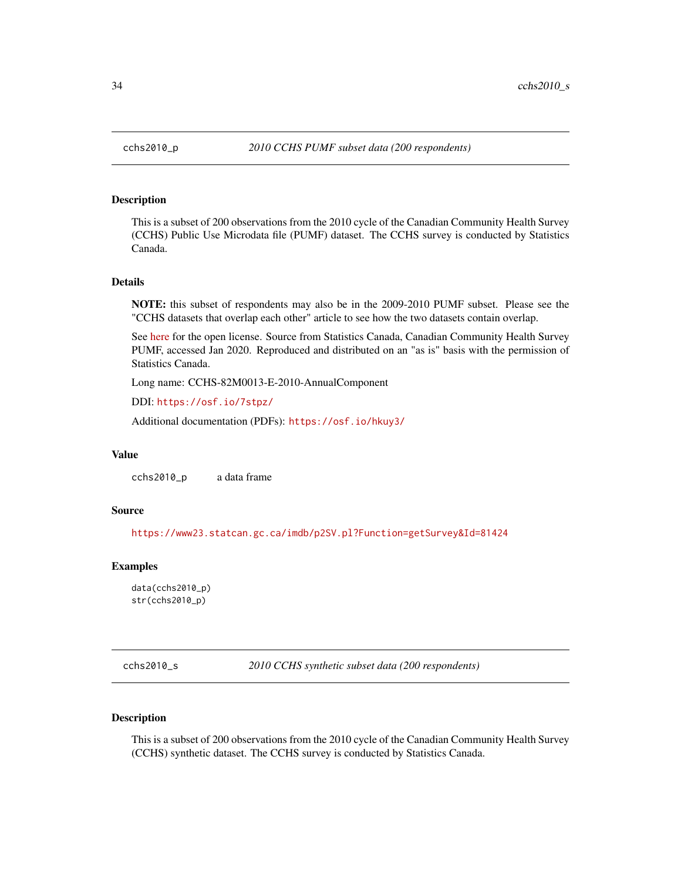## cchs2010_p — *2010 CCHS PUMF subset data (200 respondents)*

### Description

This is a subset of 200 observations from the 2010 cycle of the Canadian Community Health Survey (CCHS) Public Use Microdata file (PUMF) dataset. The CCHS survey is conducted by Statistics Canada.

### Details

**NOTE:** this subset of respondents may also be in the 2009-2010 PUMF subset. Please see the "CCHS datasets that overlap each other" article to see how the two datasets contain overlap.

See here for the open license. Source from Statistics Canada, Canadian Community Health Survey PUMF, accessed Jan 2020. Reproduced and distributed on an "as is" basis with the permission of Statistics Canada.

Long name: CCHS-82M0013-E-2010-AnnualComponent

DDI: https://osf.io/7stpz/

Additional documentation (PDFs): https://osf.io/hkuy3/

### Value

cchs2010_p    a data frame

### Source

https://www23.statcan.gc.ca/imdb/p2SV.pl?Function=getSurvey&Id=81424

### Examples

```
data(cchs2010_p)
str(cchs2010_p)
```

## cchs2010_s — *2010 CCHS synthetic subset data (200 respondents)*

### Description

This is a subset of 200 observations from the 2010 cycle of the Canadian Community Health Survey (CCHS) synthetic dataset. The CCHS survey is conducted by Statistics Canada.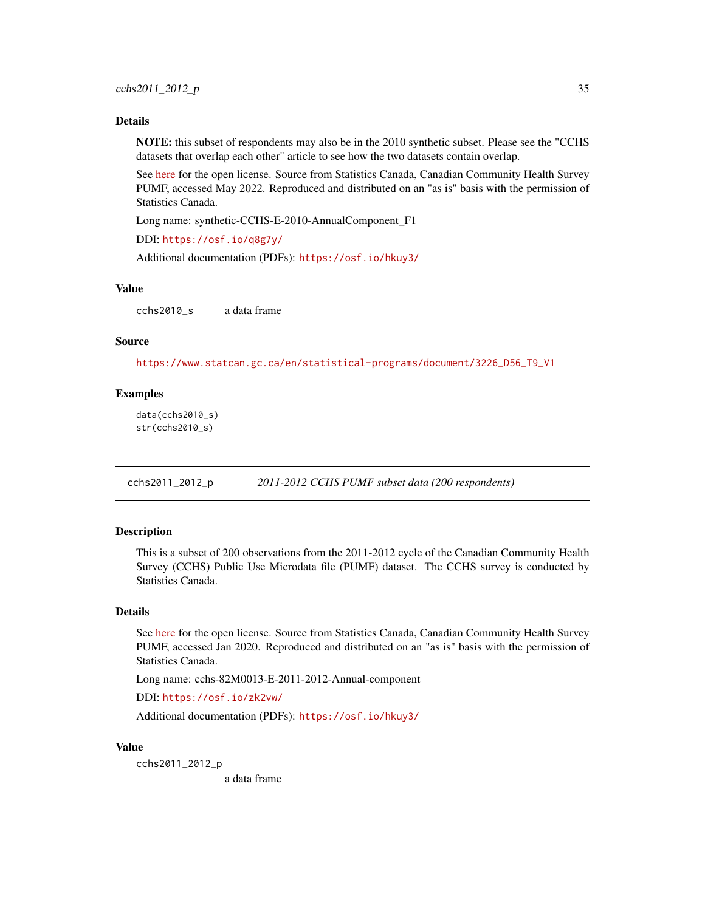### Details

**NOTE:** this subset of respondents may also be in the 2010 synthetic subset. Please see the "CCHS datasets that overlap each other" article to see how the two datasets contain overlap.

See here for the open license. Source from Statistics Canada, Canadian Community Health Survey PUMF, accessed May 2022. Reproduced and distributed on an "as is" basis with the permission of Statistics Canada.

Long name: synthetic-CCHS-E-2010-AnnualComponent_F1

DDI: https://osf.io/q8g7y/

Additional documentation (PDFs): https://osf.io/hkuy3/

### Value

`cchs2010_s` a data frame

### Source

https://www.statcan.gc.ca/en/statistical-programs/document/3226_D56_T9_V1

### Examples

```
data(cchs2010_s)
str(cchs2010_s)
```

---

## cchs2011_2012_p — *2011-2012 CCHS PUMF subset data (200 respondents)*

---

### Description

This is a subset of 200 observations from the 2011-2012 cycle of the Canadian Community Health Survey (CCHS) Public Use Microdata file (PUMF) dataset. The CCHS survey is conducted by Statistics Canada.

### Details

See here for the open license. Source from Statistics Canada, Canadian Community Health Survey PUMF, accessed Jan 2020. Reproduced and distributed on an "as is" basis with the permission of Statistics Canada.

Long name: cchs-82M0013-E-2011-2012-Annual-component

DDI: https://osf.io/zk2vw/

Additional documentation (PDFs): https://osf.io/hkuy3/

### Value

`cchs2011_2012_p` a data frame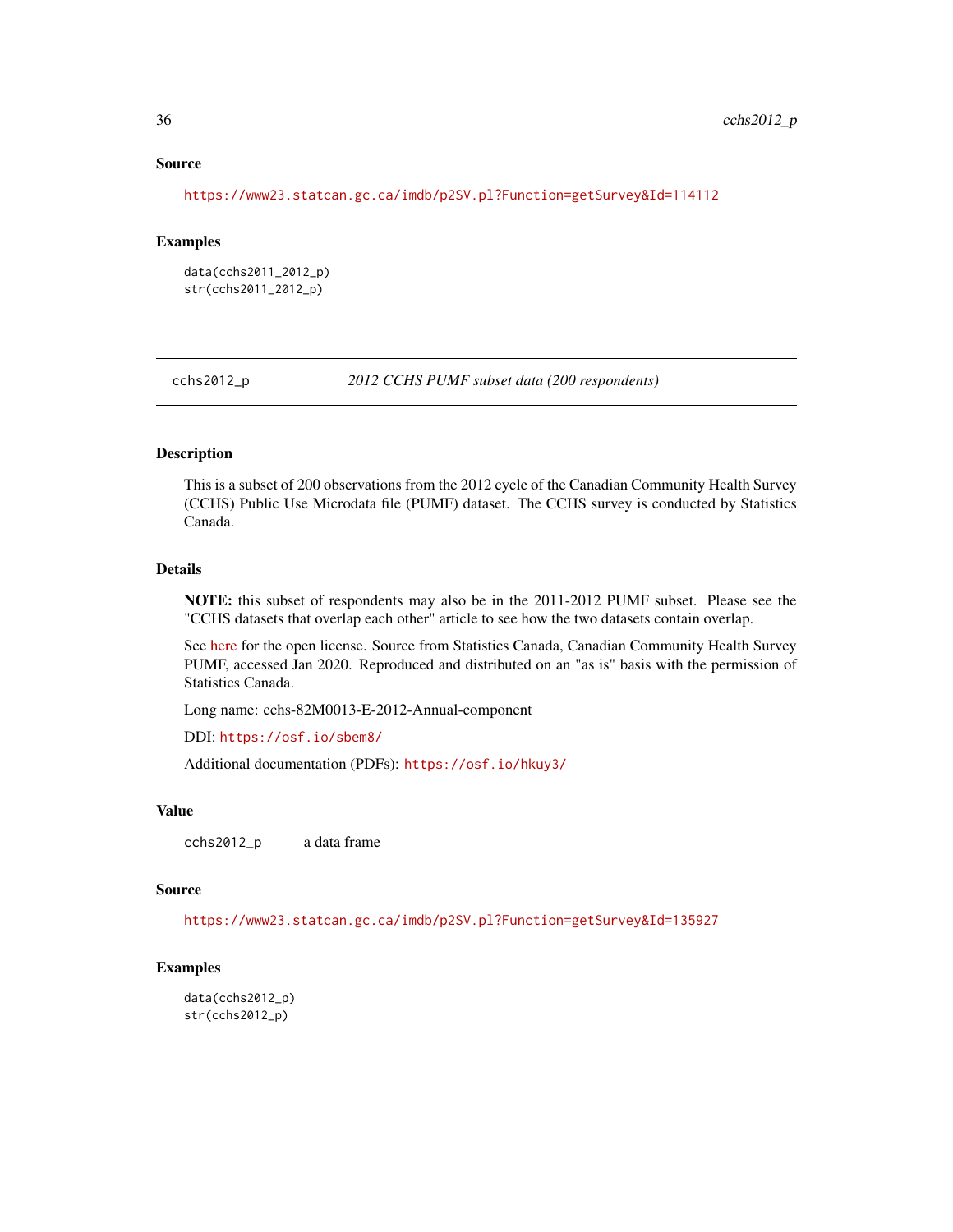## Source

https://www23.statcan.gc.ca/imdb/p2SV.pl?Function=getSurvey&Id=114112

## Examples

```
data(cchs2011_2012_p)
str(cchs2011_2012_p)
```

---

# cchs2012_p    *2012 CCHS PUMF subset data (200 respondents)*

---

## Description

This is a subset of 200 observations from the 2012 cycle of the Canadian Community Health Survey (CCHS) Public Use Microdata file (PUMF) dataset. The CCHS survey is conducted by Statistics Canada.

## Details

**NOTE:** this subset of respondents may also be in the 2011-2012 PUMF subset. Please see the "CCHS datasets that overlap each other" article to see how the two datasets contain overlap.

See here for the open license. Source from Statistics Canada, Canadian Community Health Survey PUMF, accessed Jan 2020. Reproduced and distributed on an "as is" basis with the permission of Statistics Canada.

Long name: cchs-82M0013-E-2012-Annual-component

DDI: https://osf.io/sbem8/

Additional documentation (PDFs): https://osf.io/hkuy3/

## Value

`cchs2012_p`    a data frame

## Source

https://www23.statcan.gc.ca/imdb/p2SV.pl?Function=getSurvey&Id=135927

## Examples

```
data(cchs2012_p)
str(cchs2012_p)
```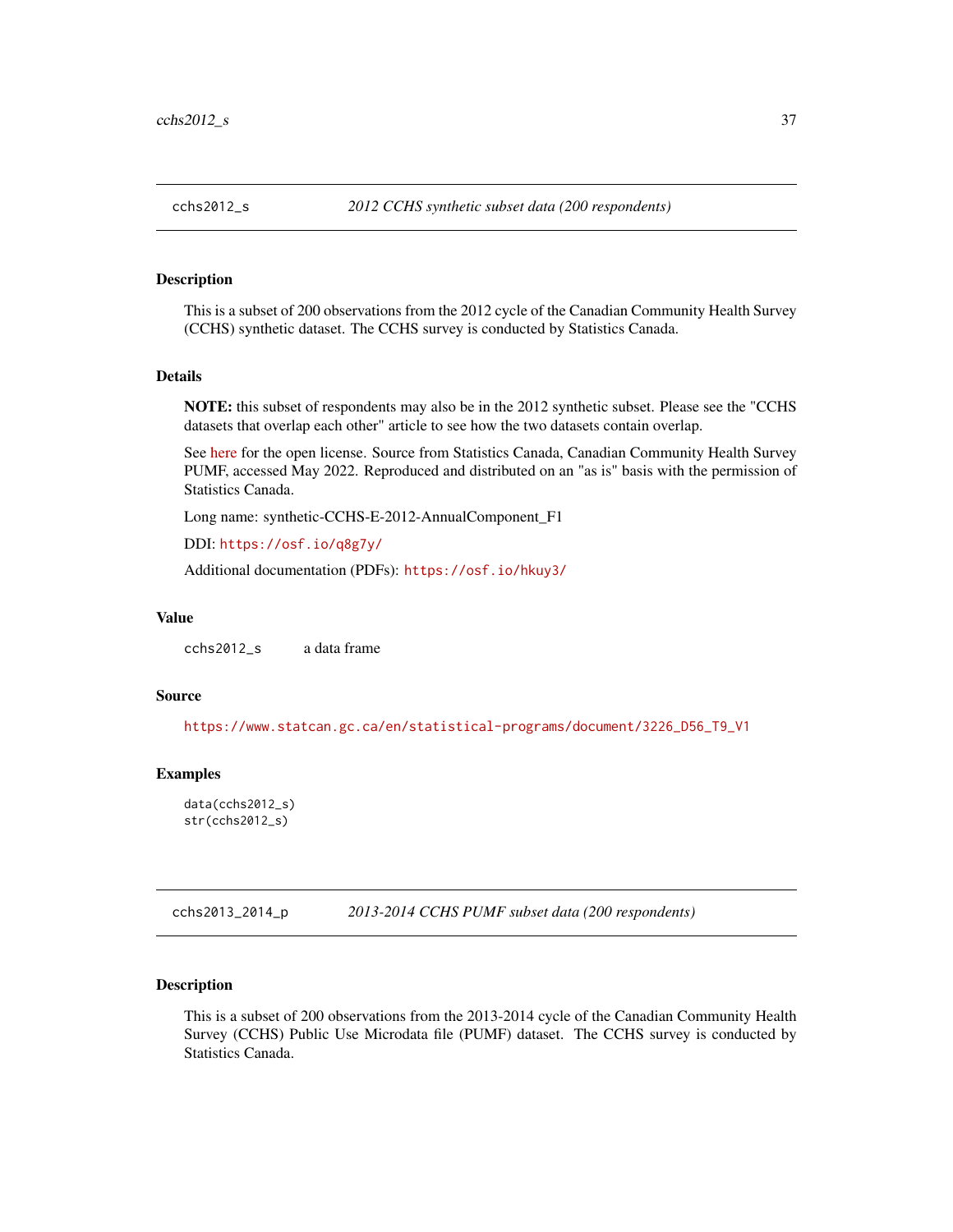## cchs2012_s — *2012 CCHS synthetic subset data (200 respondents)*

### Description

This is a subset of 200 observations from the 2012 cycle of the Canadian Community Health Survey (CCHS) synthetic dataset. The CCHS survey is conducted by Statistics Canada.

### Details

**NOTE:** this subset of respondents may also be in the 2012 synthetic subset. Please see the "CCHS datasets that overlap each other" article to see how the two datasets contain overlap.

See here for the open license. Source from Statistics Canada, Canadian Community Health Survey PUMF, accessed May 2022. Reproduced and distributed on an "as is" basis with the permission of Statistics Canada.

Long name: synthetic-CCHS-E-2012-AnnualComponent_F1

DDI: https://osf.io/q8g7y/

Additional documentation (PDFs): https://osf.io/hkuy3/

### Value

`cchs2012_s` a data frame

### Source

https://www.statcan.gc.ca/en/statistical-programs/document/3226_D56_T9_V1

### Examples

```
data(cchs2012_s)
str(cchs2012_s)
```

## cchs2013_2014_p — *2013-2014 CCHS PUMF subset data (200 respondents)*

### Description

This is a subset of 200 observations from the 2013-2014 cycle of the Canadian Community Health Survey (CCHS) Public Use Microdata file (PUMF) dataset. The CCHS survey is conducted by Statistics Canada.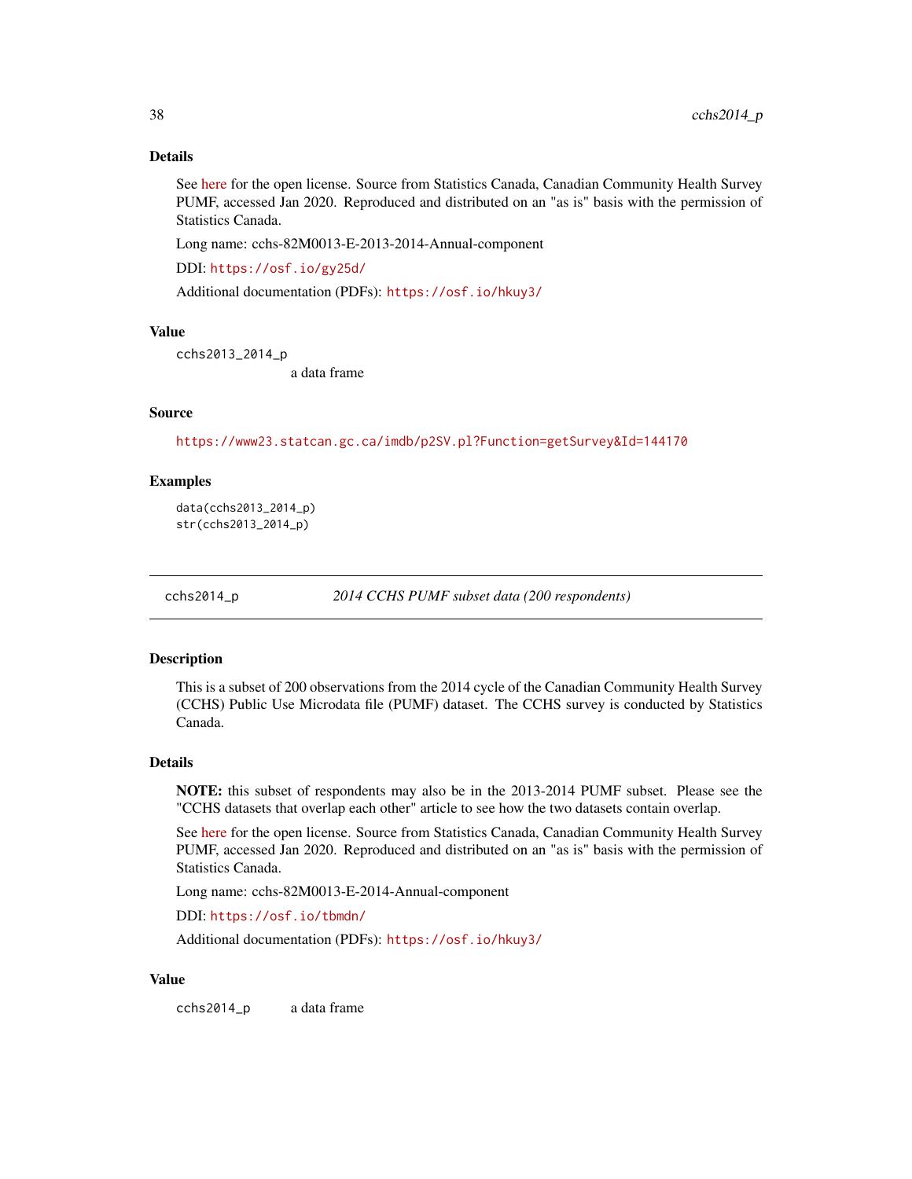### Details

See here for the open license. Source from Statistics Canada, Canadian Community Health Survey PUMF, accessed Jan 2020. Reproduced and distributed on an "as is" basis with the permission of Statistics Canada.

Long name: cchs-82M0013-E-2013-2014-Annual-component

DDI: https://osf.io/gy25d/

Additional documentation (PDFs): https://osf.io/hkuy3/

### Value

`cchs2013_2014_p`
a data frame

### Source

https://www23.statcan.gc.ca/imdb/p2SV.pl?Function=getSurvey&Id=144170

### Examples

```
data(cchs2013_2014_p)
str(cchs2013_2014_p)
```

---

## cchs2014_p — *2014 CCHS PUMF subset data (200 respondents)*

---

### Description

This is a subset of 200 observations from the 2014 cycle of the Canadian Community Health Survey (CCHS) Public Use Microdata file (PUMF) dataset. The CCHS survey is conducted by Statistics Canada.

### Details

**NOTE:** this subset of respondents may also be in the 2013-2014 PUMF subset. Please see the "CCHS datasets that overlap each other" article to see how the two datasets contain overlap.

See here for the open license. Source from Statistics Canada, Canadian Community Health Survey PUMF, accessed Jan 2020. Reproduced and distributed on an "as is" basis with the permission of Statistics Canada.

Long name: cchs-82M0013-E-2014-Annual-component

DDI: https://osf.io/tbmdn/

Additional documentation (PDFs): https://osf.io/hkuy3/

### Value

`cchs2014_p` a data frame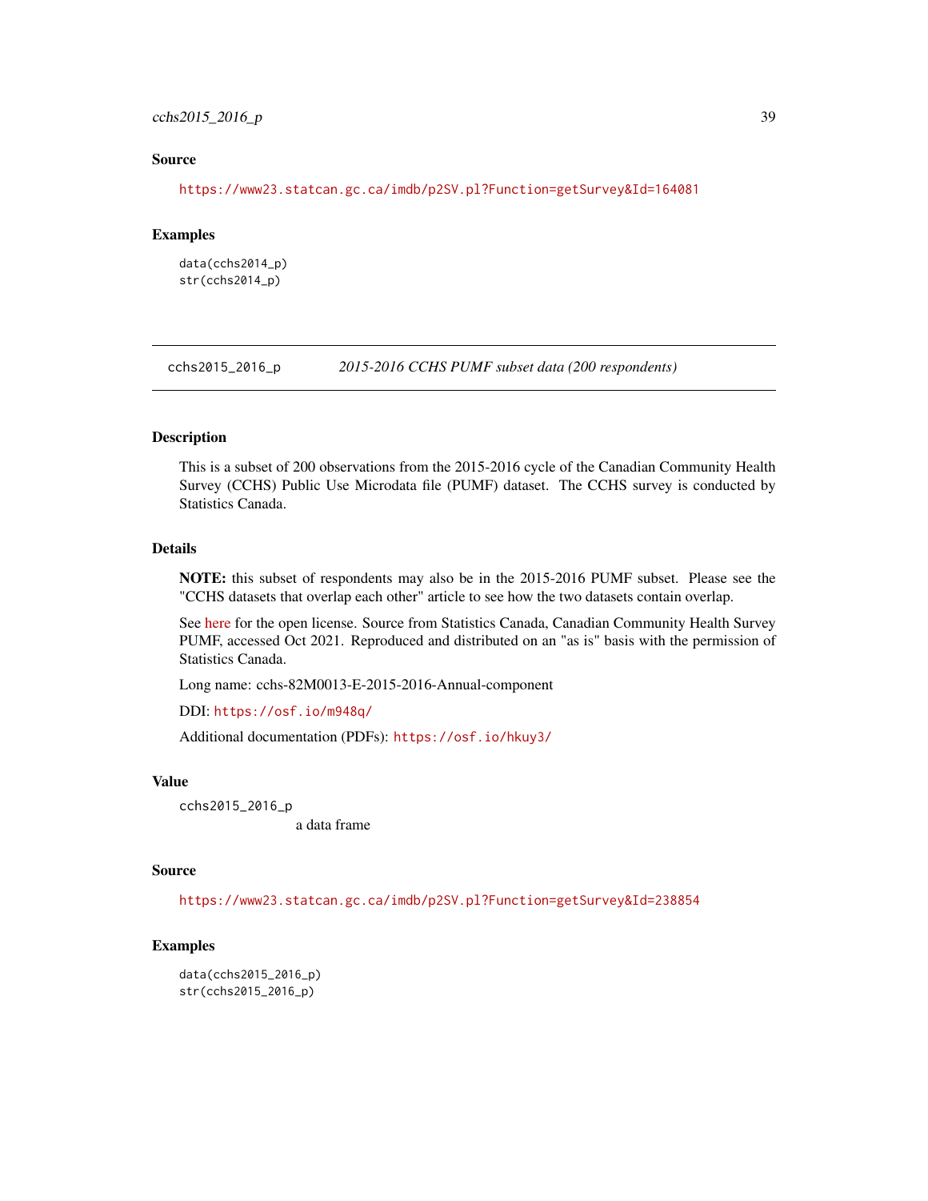### Source

https://www23.statcan.gc.ca/imdb/p2SV.pl?Function=getSurvey&Id=164081

### Examples

```
data(cchs2014_p)
str(cchs2014_p)
```

---

## cchs2015_2016_p — *2015-2016 CCHS PUMF subset data (200 respondents)*

---

### Description

This is a subset of 200 observations from the 2015-2016 cycle of the Canadian Community Health Survey (CCHS) Public Use Microdata file (PUMF) dataset. The CCHS survey is conducted by Statistics Canada.

### Details

**NOTE:** this subset of respondents may also be in the 2015-2016 PUMF subset. Please see the "CCHS datasets that overlap each other" article to see how the two datasets contain overlap.

See here for the open license. Source from Statistics Canada, Canadian Community Health Survey PUMF, accessed Oct 2021. Reproduced and distributed on an "as is" basis with the permission of Statistics Canada.

Long name: cchs-82M0013-E-2015-2016-Annual-component

DDI: https://osf.io/m948q/

Additional documentation (PDFs): https://osf.io/hkuy3/

### Value

`cchs2015_2016_p`
a data frame

### Source

https://www23.statcan.gc.ca/imdb/p2SV.pl?Function=getSurvey&Id=238854

### Examples

```
data(cchs2015_2016_p)
str(cchs2015_2016_p)
```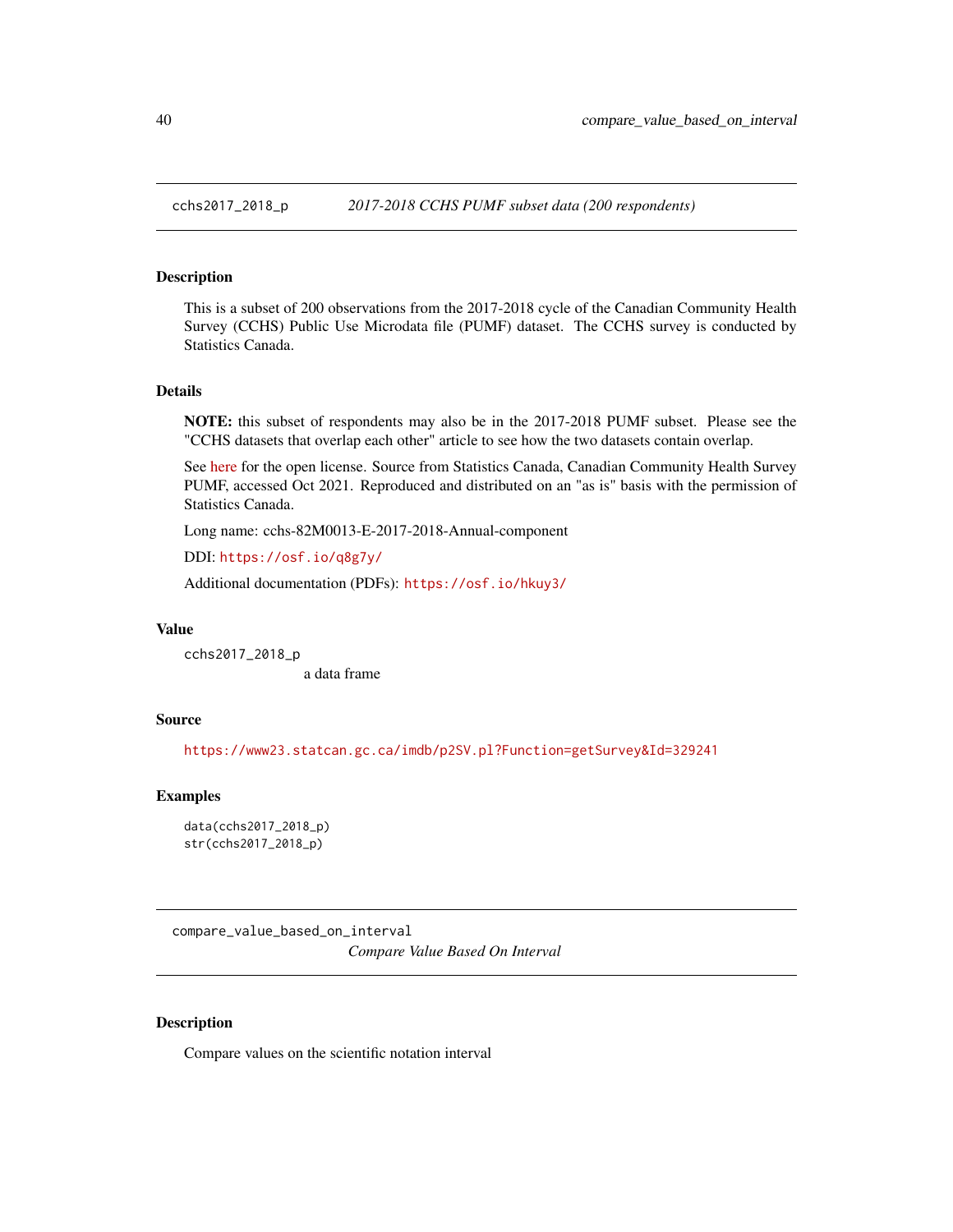## cchs2017_2018_p — *2017-2018 CCHS PUMF subset data (200 respondents)*

### Description

This is a subset of 200 observations from the 2017-2018 cycle of the Canadian Community Health Survey (CCHS) Public Use Microdata file (PUMF) dataset. The CCHS survey is conducted by Statistics Canada.

### Details

**NOTE:** this subset of respondents may also be in the 2017-2018 PUMF subset. Please see the "CCHS datasets that overlap each other" article to see how the two datasets contain overlap.

See here for the open license. Source from Statistics Canada, Canadian Community Health Survey PUMF, accessed Oct 2021. Reproduced and distributed on an "as is" basis with the permission of Statistics Canada.

Long name: cchs-82M0013-E-2017-2018-Annual-component

DDI: `https://osf.io/q8g7y/`

Additional documentation (PDFs): `https://osf.io/hkuy3/`

### Value

`cchs2017_2018_p`
a data frame

### Source

`https://www23.statcan.gc.ca/imdb/p2SV.pl?Function=getSurvey&Id=329241`

### Examples

```
data(cchs2017_2018_p)
str(cchs2017_2018_p)
```

## compare_value_based_on_interval — *Compare Value Based On Interval*

### Description

Compare values on the scientific notation interval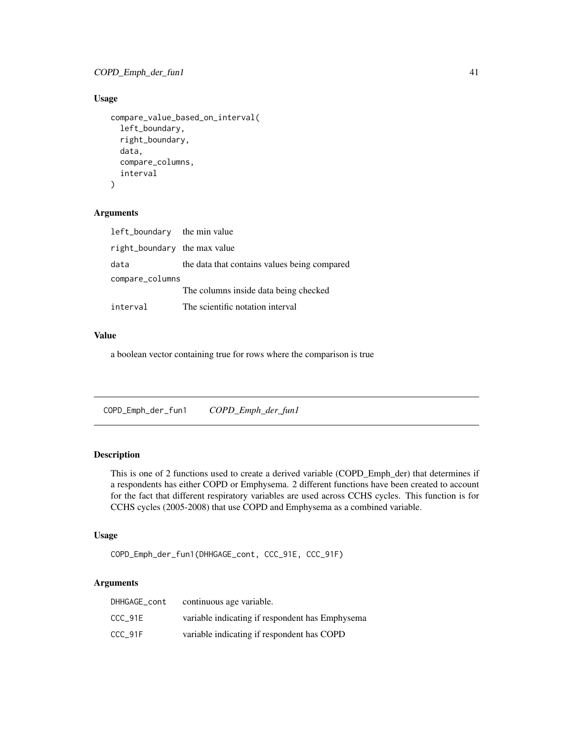### Usage

```
compare_value_based_on_interval(
  left_boundary,
  right_boundary,
  data,
  compare_columns,
  interval
)
```

### Arguments

| | |
|---|---|
| left_boundary | the min value |
| right_boundary | the max value |
| data | the data that contains values being compared |
| compare_columns | The columns inside data being checked |
| interval | The scientific notation interval |

### Value

a boolean vector containing true for rows where the comparison is true

---

## COPD_Emph_der_fun1 *COPD_Emph_der_fun1*

---

### Description

This is one of 2 functions used to create a derived variable (COPD_Emph_der) that determines if a respondents has either COPD or Emphysema. 2 different functions have been created to account for the fact that different respiratory variables are used across CCHS cycles. This function is for CCHS cycles (2005-2008) that use COPD and Emphysema as a combined variable.

### Usage

```
COPD_Emph_der_fun1(DHHGAGE_cont, CCC_91E, CCC_91F)
```

### Arguments

| | |
|---|---|
| DHHGAGE_cont | continuous age variable. |
| CCC_91E | variable indicating if respondent has Emphysema |
| CCC_91F | variable indicating if respondent has COPD |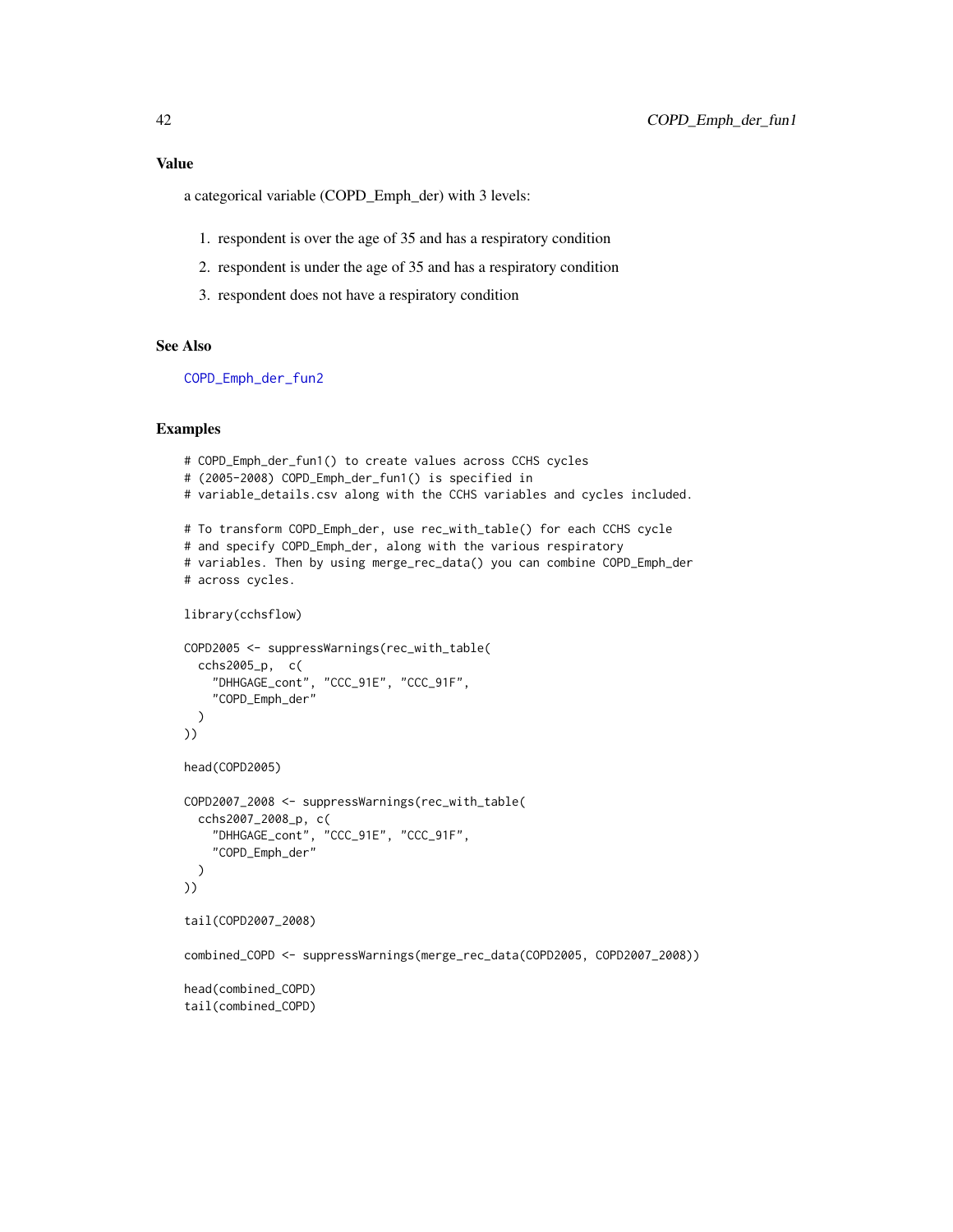## Value

a categorical variable (COPD_Emph_der) with 3 levels:

1. respondent is over the age of 35 and has a respiratory condition
2. respondent is under the age of 35 and has a respiratory condition
3. respondent does not have a respiratory condition

## See Also

COPD_Emph_der_fun2

## Examples

```
# COPD_Emph_der_fun1() to create values across CCHS cycles
# (2005-2008) COPD_Emph_der_fun1() is specified in
# variable_details.csv along with the CCHS variables and cycles included.

# To transform COPD_Emph_der, use rec_with_table() for each CCHS cycle
# and specify COPD_Emph_der, along with the various respiratory
# variables. Then by using merge_rec_data() you can combine COPD_Emph_der
# across cycles.

library(cchsflow)

COPD2005 <- suppressWarnings(rec_with_table(
  cchs2005_p,  c(
    "DHHGAGE_cont", "CCC_91E", "CCC_91F",
    "COPD_Emph_der"
  )
))

head(COPD2005)

COPD2007_2008 <- suppressWarnings(rec_with_table(
  cchs2007_2008_p, c(
    "DHHGAGE_cont", "CCC_91E", "CCC_91F",
    "COPD_Emph_der"
  )
))

tail(COPD2007_2008)

combined_COPD <- suppressWarnings(merge_rec_data(COPD2005, COPD2007_2008))

head(combined_COPD)
tail(combined_COPD)
```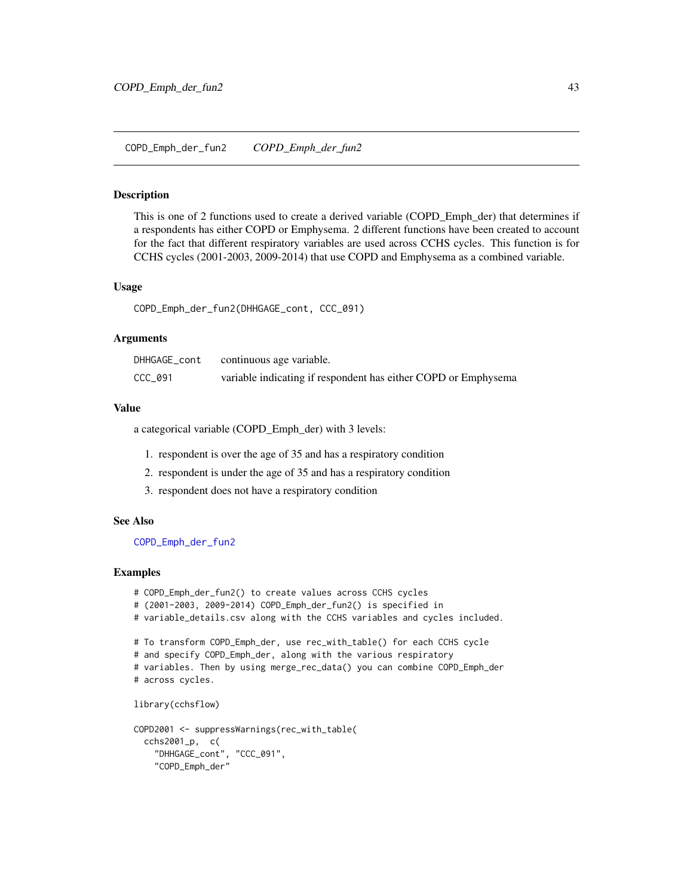## COPD_Emph_der_fun2 *COPD_Emph_der_fun2*

### Description

This is one of 2 functions used to create a derived variable (COPD_Emph_der) that determines if a respondents has either COPD or Emphysema. 2 different functions have been created to account for the fact that different respiratory variables are used across CCHS cycles. This function is for CCHS cycles (2001-2003, 2009-2014) that use COPD and Emphysema as a combined variable.

### Usage

```
COPD_Emph_der_fun2(DHHGAGE_cont, CCC_091)
```

### Arguments

| | |
|---|---|
| DHHGAGE_cont | continuous age variable. |
| CCC_091 | variable indicating if respondent has either COPD or Emphysema |

### Value

a categorical variable (COPD_Emph_der) with 3 levels:

1. respondent is over the age of 35 and has a respiratory condition
2. respondent is under the age of 35 and has a respiratory condition
3. respondent does not have a respiratory condition

### See Also

COPD_Emph_der_fun2

### Examples

```
# COPD_Emph_der_fun2() to create values across CCHS cycles
# (2001-2003, 2009-2014) COPD_Emph_der_fun2() is specified in
# variable_details.csv along with the CCHS variables and cycles included.

# To transform COPD_Emph_der, use rec_with_table() for each CCHS cycle
# and specify COPD_Emph_der, along with the various respiratory
# variables. Then by using merge_rec_data() you can combine COPD_Emph_der
# across cycles.

library(cchsflow)

COPD2001 <- suppressWarnings(rec_with_table(
  cchs2001_p,  c(
    "DHHGAGE_cont", "CCC_091",
    "COPD_Emph_der"
```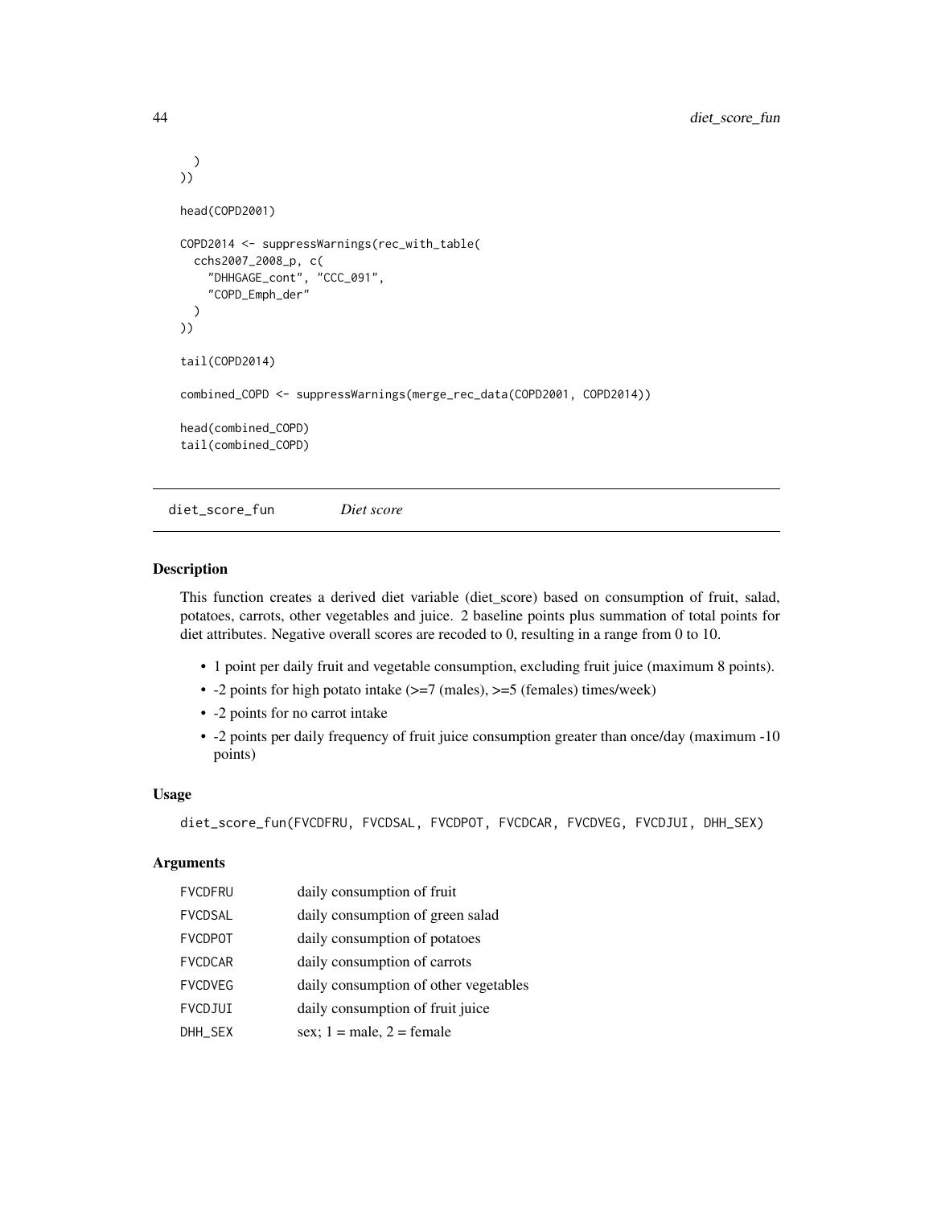```
  )
))

head(COPD2001)

COPD2014 <- suppressWarnings(rec_with_table(
  cchs2007_2008_p, c(
    "DHHGAGE_cont", "CCC_091",
    "COPD_Emph_der"
  )
))

tail(COPD2014)

combined_COPD <- suppressWarnings(merge_rec_data(COPD2001, COPD2014))

head(combined_COPD)
tail(combined_COPD)
```

---

## diet_score_fun *Diet score*

### Description

This function creates a derived diet variable (diet_score) based on consumption of fruit, salad, potatoes, carrots, other vegetables and juice. 2 baseline points plus summation of total points for diet attributes. Negative overall scores are recoded to 0, resulting in a range from 0 to 10.

- 1 point per daily fruit and vegetable consumption, excluding fruit juice (maximum 8 points).
- -2 points for high potato intake (>=7 (males), >=5 (females) times/week)
- -2 points for no carrot intake
- -2 points per daily frequency of fruit juice consumption greater than once/day (maximum -10 points)

### Usage

```
diet_score_fun(FVCDFRU, FVCDSAL, FVCDPOT, FVCDCAR, FVCDVEG, FVCDJUI, DHH_SEX)
```

### Arguments

| | |
|---|---|
| FVCDFRU | daily consumption of fruit |
| FVCDSAL | daily consumption of green salad |
| FVCDPOT | daily consumption of potatoes |
| FVCDCAR | daily consumption of carrots |
| FVCDVEG | daily consumption of other vegetables |
| FVCDJUI | daily consumption of fruit juice |
| DHH_SEX | sex; 1 = male, 2 = female |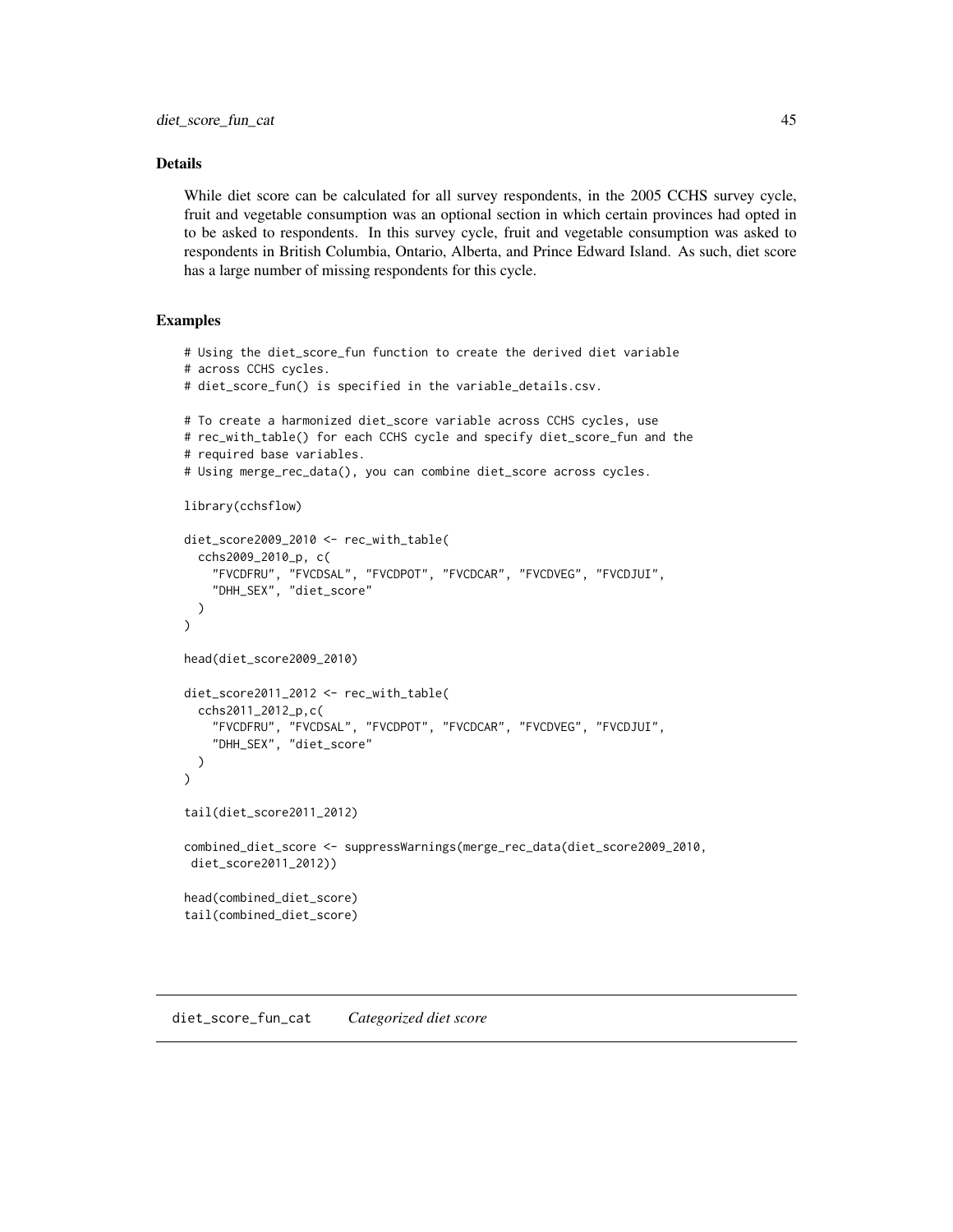### Details

While diet score can be calculated for all survey respondents, in the 2005 CCHS survey cycle, fruit and vegetable consumption was an optional section in which certain provinces had opted in to be asked to respondents. In this survey cycle, fruit and vegetable consumption was asked to respondents in British Columbia, Ontario, Alberta, and Prince Edward Island. As such, diet score has a large number of missing respondents for this cycle.

### Examples

```
# Using the diet_score_fun function to create the derived diet variable
# across CCHS cycles.
# diet_score_fun() is specified in the variable_details.csv.

# To create a harmonized diet_score variable across CCHS cycles, use
# rec_with_table() for each CCHS cycle and specify diet_score_fun and the
# required base variables.
# Using merge_rec_data(), you can combine diet_score across cycles.

library(cchsflow)

diet_score2009_2010 <- rec_with_table(
  cchs2009_2010_p, c(
    "FVCDFRU", "FVCDSAL", "FVCDPOT", "FVCDCAR", "FVCDVEG", "FVCDJUI",
    "DHH_SEX", "diet_score"
  )
)

head(diet_score2009_2010)

diet_score2011_2012 <- rec_with_table(
  cchs2011_2012_p,c(
    "FVCDFRU", "FVCDSAL", "FVCDPOT", "FVCDCAR", "FVCDVEG", "FVCDJUI",
    "DHH_SEX", "diet_score"
  )
)

tail(diet_score2011_2012)

combined_diet_score <- suppressWarnings(merge_rec_data(diet_score2009_2010,
 diet_score2011_2012))

head(combined_diet_score)
tail(combined_diet_score)
```

## diet_score_fun_cat    *Categorized diet score*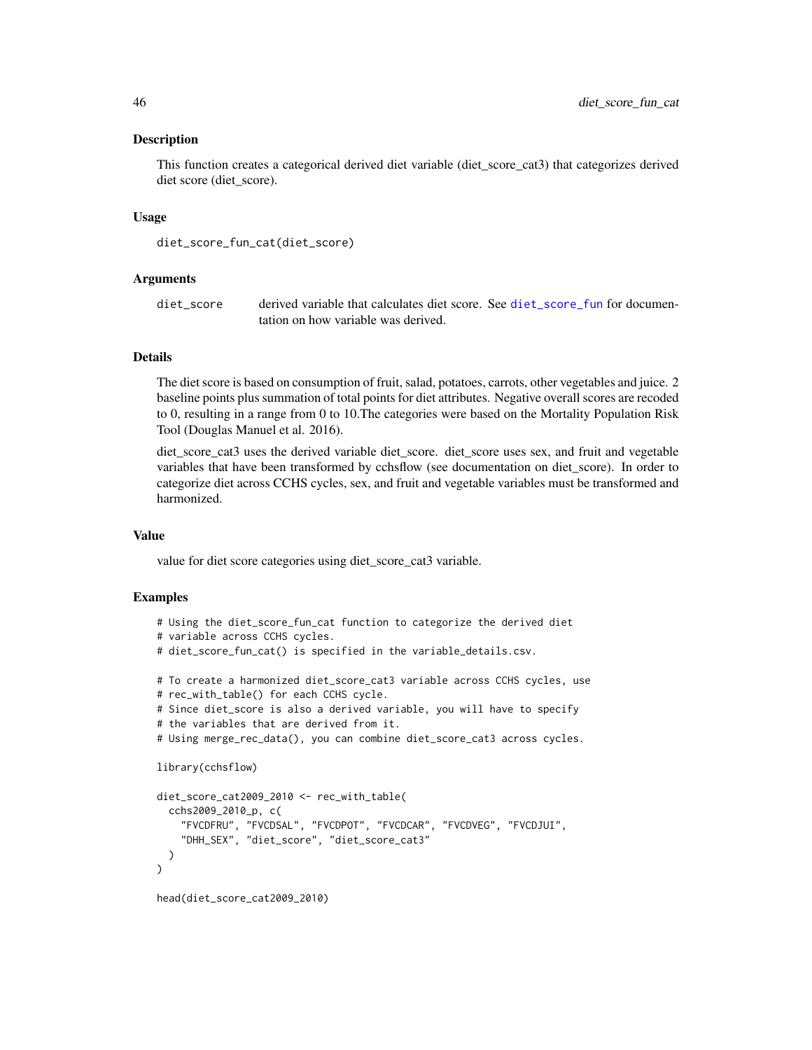## Description

This function creates a categorical derived diet variable (diet_score_cat3) that categorizes derived diet score (diet_score).

## Usage

```
diet_score_fun_cat(diet_score)
```

## Arguments

| | |
|---|---|
| diet_score | derived variable that calculates diet score. See diet_score_fun for documentation on how variable was derived. |

## Details

The diet score is based on consumption of fruit, salad, potatoes, carrots, other vegetables and juice. 2 baseline points plus summation of total points for diet attributes. Negative overall scores are recoded to 0, resulting in a range from 0 to 10.The categories were based on the Mortality Population Risk Tool (Douglas Manuel et al. 2016).

diet_score_cat3 uses the derived variable diet_score. diet_score uses sex, and fruit and vegetable variables that have been transformed by cchsflow (see documentation on diet_score). In order to categorize diet across CCHS cycles, sex, and fruit and vegetable variables must be transformed and harmonized.

## Value

value for diet score categories using diet_score_cat3 variable.

## Examples

```
# Using the diet_score_fun_cat function to categorize the derived diet
# variable across CCHS cycles.
# diet_score_fun_cat() is specified in the variable_details.csv.

# To create a harmonized diet_score_cat3 variable across CCHS cycles, use
# rec_with_table() for each CCHS cycle.
# Since diet_score is also a derived variable, you will have to specify
# the variables that are derived from it.
# Using merge_rec_data(), you can combine diet_score_cat3 across cycles.

library(cchsflow)

diet_score_cat2009_2010 <- rec_with_table(
  cchs2009_2010_p, c(
    "FVCDFRU", "FVCDSAL", "FVCDPOT", "FVCDCAR", "FVCDVEG", "FVCDJUI",
    "DHH_SEX", "diet_score", "diet_score_cat3"
  )
)

head(diet_score_cat2009_2010)
```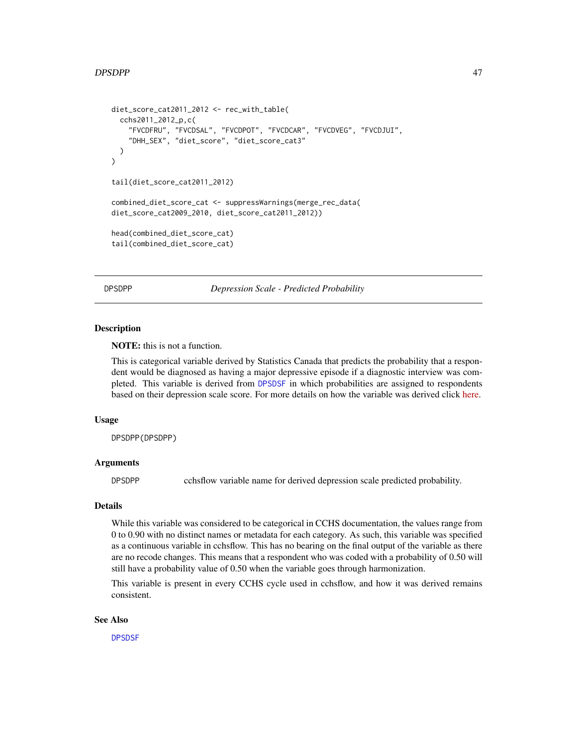```
diet_score_cat2011_2012 <- rec_with_table(
  cchs2011_2012_p,c(
    "FVCDFRU", "FVCDSAL", "FVCDPOT", "FVCDCAR", "FVCDVEG", "FVCDJUI",
    "DHH_SEX", "diet_score", "diet_score_cat3"
  )
)

tail(diet_score_cat2011_2012)

combined_diet_score_cat <- suppressWarnings(merge_rec_data(
diet_score_cat2009_2010, diet_score_cat2011_2012))

head(combined_diet_score_cat)
tail(combined_diet_score_cat)
```

## DPSDPP — *Depression Scale - Predicted Probability*

### Description

**NOTE:** this is not a function.

This is categorical variable derived by Statistics Canada that predicts the probability that a respondent would be diagnosed as having a major depressive episode if a diagnostic interview was completed. This variable is derived from DPSDSF in which probabilities are assigned to respondents based on their depression scale score. For more details on how the variable was derived click here.

### Usage

```
DPSDPP(DPSDPP)
```

### Arguments

| | |
|---|---|
| DPSDPP | cchsflow variable name for derived depression scale predicted probability. |

### Details

While this variable was considered to be categorical in CCHS documentation, the values range from 0 to 0.90 with no distinct names or metadata for each category. As such, this variable was specified as a continuous variable in cchsflow. This has no bearing on the final output of the variable as there are no recode changes. This means that a respondent who was coded with a probability of 0.50 will still have a probability value of 0.50 when the variable goes through harmonization.

This variable is present in every CCHS cycle used in cchsflow, and how it was derived remains consistent.

### See Also

DPSDSF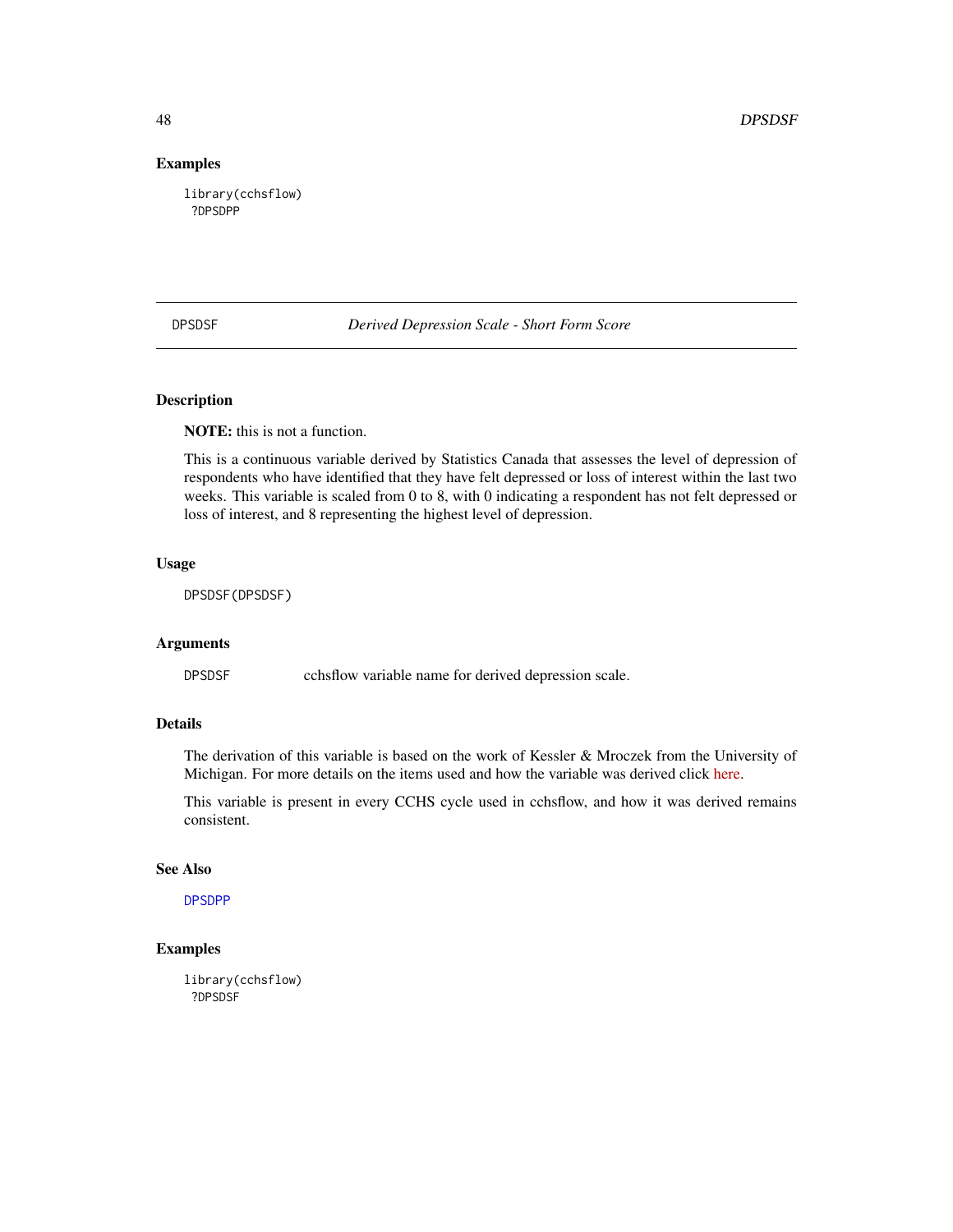## Examples

```
library(cchsflow)
 ?DPSDPP
```

---

DPSDSF *Derived Depression Scale - Short Form Score*

---

## Description

**NOTE:** this is not a function.

This is a continuous variable derived by Statistics Canada that assesses the level of depression of respondents who have identified that they have felt depressed or loss of interest within the last two weeks. This variable is scaled from 0 to 8, with 0 indicating a respondent has not felt depressed or loss of interest, and 8 representing the highest level of depression.

## Usage

```
DPSDSF(DPSDSF)
```

## Arguments

DPSDSF cchsflow variable name for derived depression scale.

## Details

The derivation of this variable is based on the work of Kessler & Mroczek from the University of Michigan. For more details on the items used and how the variable was derived click here.

This variable is present in every CCHS cycle used in cchsflow, and how it was derived remains consistent.

## See Also

DPSDPP

## Examples

```
library(cchsflow)
 ?DPSDSF
```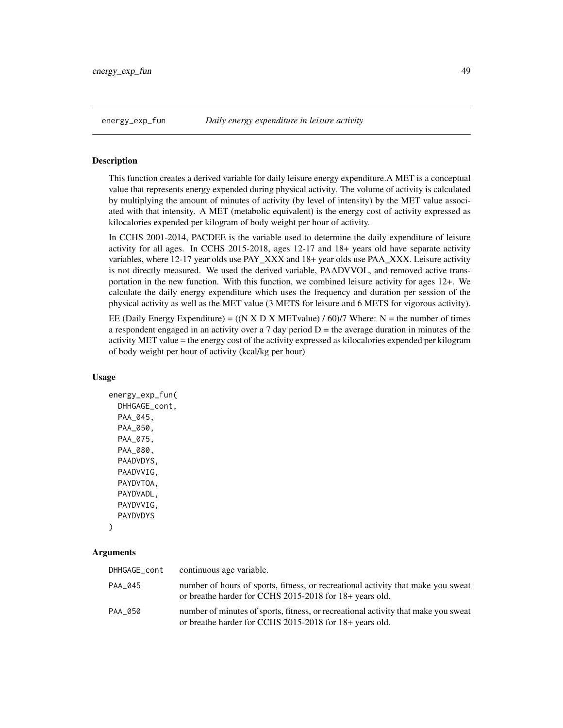## energy_exp_fun — *Daily energy expenditure in leisure activity*

### Description

This function creates a derived variable for daily leisure energy expenditure.A MET is a conceptual value that represents energy expended during physical activity. The volume of activity is calculated by multiplying the amount of minutes of activity (by level of intensity) by the MET value associated with that intensity. A MET (metabolic equivalent) is the energy cost of activity expressed as kilocalories expended per kilogram of body weight per hour of activity.

In CCHS 2001-2014, PACDEE is the variable used to determine the daily expenditure of leisure activity for all ages. In CCHS 2015-2018, ages 12-17 and 18+ years old have separate activity variables, where 12-17 year olds use PAY_XXX and 18+ year olds use PAA_XXX. Leisure activity is not directly measured. We used the derived variable, PAADVVOL, and removed active transportation in the new function. With this function, we combined leisure activity for ages 12+. We calculate the daily energy expenditure which uses the frequency and duration per session of the physical activity as well as the MET value (3 METS for leisure and 6 METS for vigorous activity).

EE (Daily Energy Expenditure) = ((N X D X METvalue) / 60)/7 Where: N = the number of times a respondent engaged in an activity over a 7 day period D = the average duration in minutes of the activity MET value = the energy cost of the activity expressed as kilocalories expended per kilogram of body weight per hour of activity (kcal/kg per hour)

### Usage

```
energy_exp_fun(
  DHHGAGE_cont,
  PAA_045,
  PAA_050,
  PAA_075,
  PAA_080,
  PAADVDYS,
  PAADVVIG,
  PAYDVTOA,
  PAYDVADL,
  PAYDVVIG,
  PAYDVDYS
)
```

### Arguments

| | |
|---|---|
| DHHGAGE_cont | continuous age variable. |
| PAA_045 | number of hours of sports, fitness, or recreational activity that make you sweat or breathe harder for CCHS 2015-2018 for 18+ years old. |
| PAA_050 | number of minutes of sports, fitness, or recreational activity that make you sweat or breathe harder for CCHS 2015-2018 for 18+ years old. |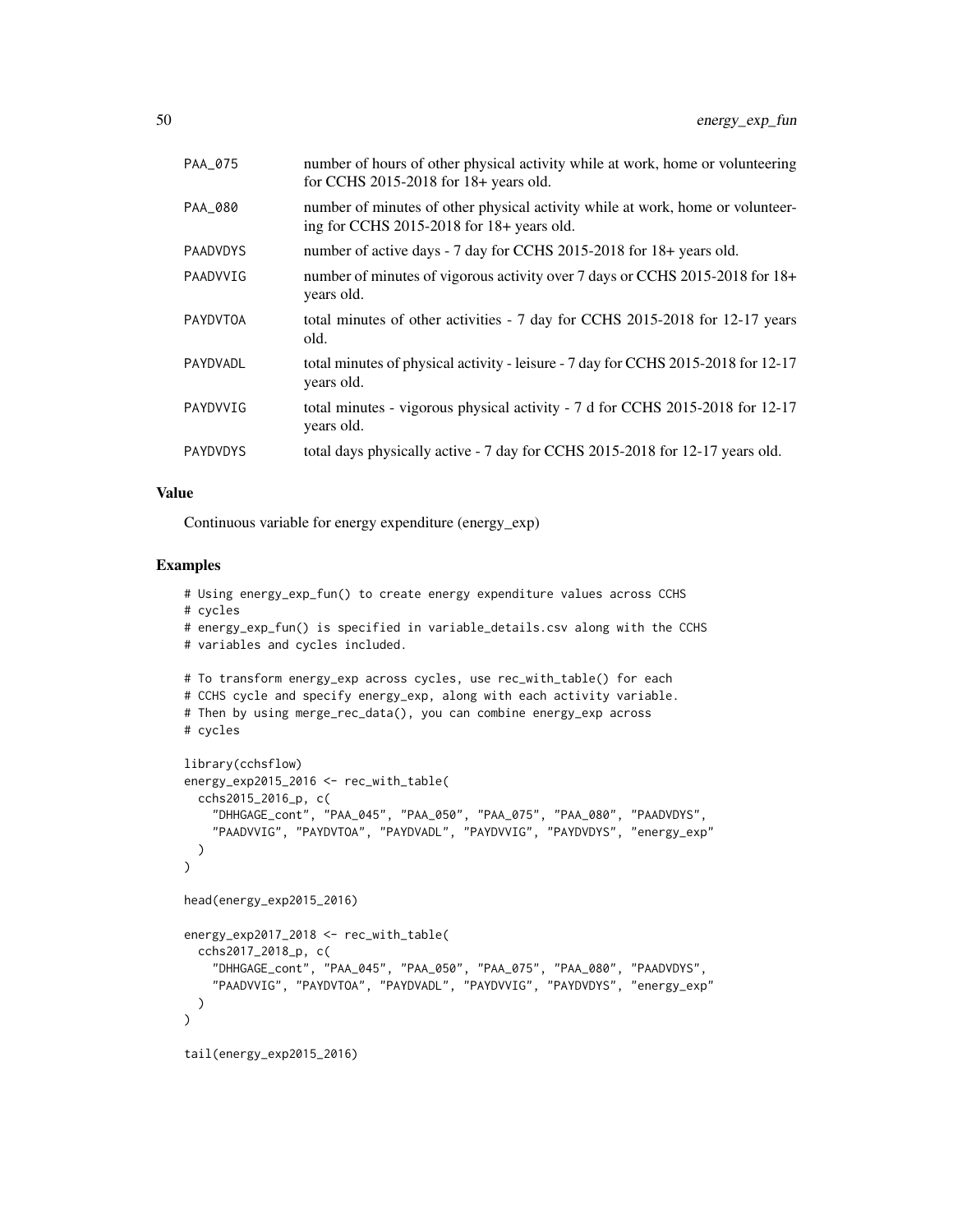| | |
|---|---|
| PAA_075 | number of hours of other physical activity while at work, home or volunteering for CCHS 2015-2018 for 18+ years old. |
| PAA_080 | number of minutes of other physical activity while at work, home or volunteering for CCHS 2015-2018 for 18+ years old. |
| PAADVDYS | number of active days - 7 day for CCHS 2015-2018 for 18+ years old. |
| PAADVVIG | number of minutes of vigorous activity over 7 days or CCHS 2015-2018 for 18+ years old. |
| PAYDVTOA | total minutes of other activities - 7 day for CCHS 2015-2018 for 12-17 years old. |
| PAYDVADL | total minutes of physical activity - leisure - 7 day for CCHS 2015-2018 for 12-17 years old. |
| PAYDVVIG | total minutes - vigorous physical activity - 7 d for CCHS 2015-2018 for 12-17 years old. |
| PAYDVDYS | total days physically active - 7 day for CCHS 2015-2018 for 12-17 years old. |

## Value

Continuous variable for energy expenditure (energy_exp)

## Examples

```
# Using energy_exp_fun() to create energy expenditure values across CCHS
# cycles
# energy_exp_fun() is specified in variable_details.csv along with the CCHS
# variables and cycles included.

# To transform energy_exp across cycles, use rec_with_table() for each
# CCHS cycle and specify energy_exp, along with each activity variable.
# Then by using merge_rec_data(), you can combine energy_exp across
# cycles

library(cchsflow)
energy_exp2015_2016 <- rec_with_table(
  cchs2015_2016_p, c(
    "DHHGAGE_cont", "PAA_045", "PAA_050", "PAA_075", "PAA_080", "PAADVDYS",
    "PAADVVIG", "PAYDVTOA", "PAYDVADL", "PAYDVVIG", "PAYDVDYS", "energy_exp"
  )
)

head(energy_exp2015_2016)

energy_exp2017_2018 <- rec_with_table(
  cchs2017_2018_p, c(
    "DHHGAGE_cont", "PAA_045", "PAA_050", "PAA_075", "PAA_080", "PAADVDYS",
    "PAADVVIG", "PAYDVTOA", "PAYDVADL", "PAYDVVIG", "PAYDVDYS", "energy_exp"
  )
)

tail(energy_exp2015_2016)
```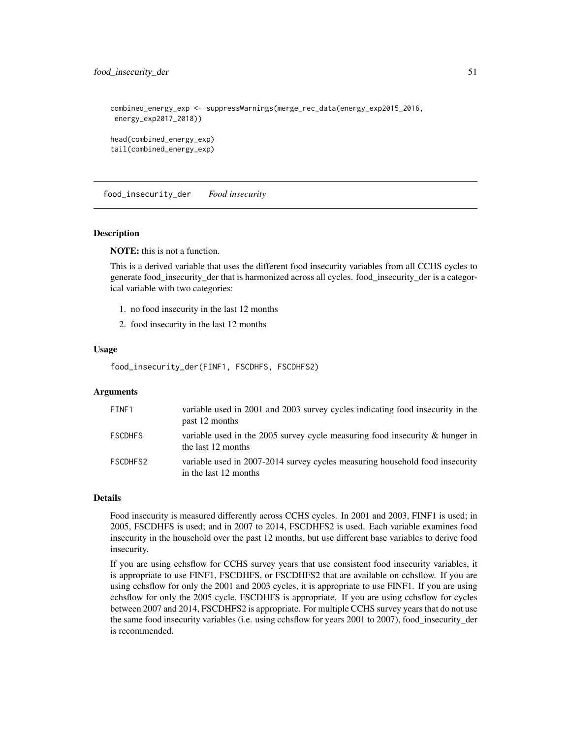```
combined_energy_exp <- suppressWarnings(merge_rec_data(energy_exp2015_2016,
 energy_exp2017_2018))

head(combined_energy_exp)
tail(combined_energy_exp)
```

---

## food_insecurity_der    *Food insecurity*

### Description

**NOTE:** this is not a function.

This is a derived variable that uses the different food insecurity variables from all CCHS cycles to generate food_insecurity_der that is harmonized across all cycles. food_insecurity_der is a categorical variable with two categories:

1. no food insecurity in the last 12 months
2. food insecurity in the last 12 months

### Usage

```
food_insecurity_der(FINF1, FSCDHFS, FSCDHFS2)
```

### Arguments

| | |
|---|---|
| FINF1 | variable used in 2001 and 2003 survey cycles indicating food insecurity in the past 12 months |
| FSCDHFS | variable used in the 2005 survey cycle measuring food insecurity & hunger in the last 12 months |
| FSCDHFS2 | variable used in 2007-2014 survey cycles measuring household food insecurity in the last 12 months |

### Details

Food insecurity is measured differently across CCHS cycles. In 2001 and 2003, FINF1 is used; in 2005, FSCDHFS is used; and in 2007 to 2014, FSCDHFS2 is used. Each variable examines food insecurity in the household over the past 12 months, but use different base variables to derive food insecurity.

If you are using cchsflow for CCHS survey years that use consistent food insecurity variables, it is appropriate to use FINF1, FSCDHFS, or FSCDHFS2 that are available on cchsflow. If you are using cchsflow for only the 2001 and 2003 cycles, it is appropriate to use FINF1. If you are using cchsflow for only the 2005 cycle, FSCDHFS is appropriate. If you are using cchsflow for cycles between 2007 and 2014, FSCDHFS2 is appropriate. For multiple CCHS survey years that do not use the same food insecurity variables (i.e. using cchsflow for years 2001 to 2007), food_insecurity_der is recommended.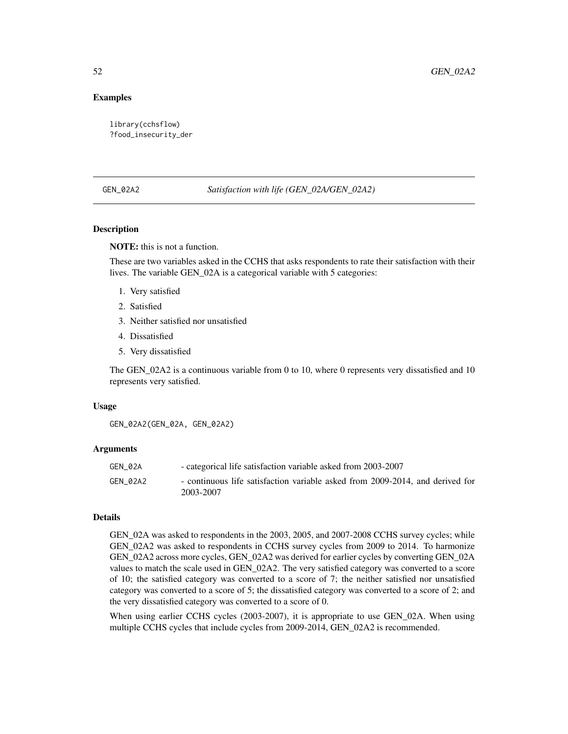## Examples

```
library(cchsflow)
?food_insecurity_der
```

---

GEN_02A2 *Satisfaction with life (GEN_02A/GEN_02A2)*

---

### Description

**NOTE:** this is not a function.

These are two variables asked in the CCHS that asks respondents to rate their satisfaction with their lives. The variable GEN_02A is a categorical variable with 5 categories:

1. Very satisfied
2. Satisfied
3. Neither satisfied nor unsatisfied
4. Dissatisfied
5. Very dissatisfied

The GEN_02A2 is a continuous variable from 0 to 10, where 0 represents very dissatisfied and 10 represents very satisfied.

### Usage

```
GEN_02A2(GEN_02A, GEN_02A2)
```

### Arguments

| | |
|---|---|
| GEN_02A | - categorical life satisfaction variable asked from 2003-2007 |
| GEN_02A2 | - continuous life satisfaction variable asked from 2009-2014, and derived for 2003-2007 |

### Details

GEN_02A was asked to respondents in the 2003, 2005, and 2007-2008 CCHS survey cycles; while GEN_02A2 was asked to respondents in CCHS survey cycles from 2009 to 2014. To harmonize GEN_02A2 across more cycles, GEN_02A2 was derived for earlier cycles by converting GEN_02A values to match the scale used in GEN_02A2. The very satisfied category was converted to a score of 10; the satisfied category was converted to a score of 7; the neither satisfied nor unsatisfied category was converted to a score of 5; the dissatisfied category was converted to a score of 2; and the very dissatisfied category was converted to a score of 0.

When using earlier CCHS cycles (2003-2007), it is appropriate to use GEN_02A. When using multiple CCHS cycles that include cycles from 2009-2014, GEN_02A2 is recommended.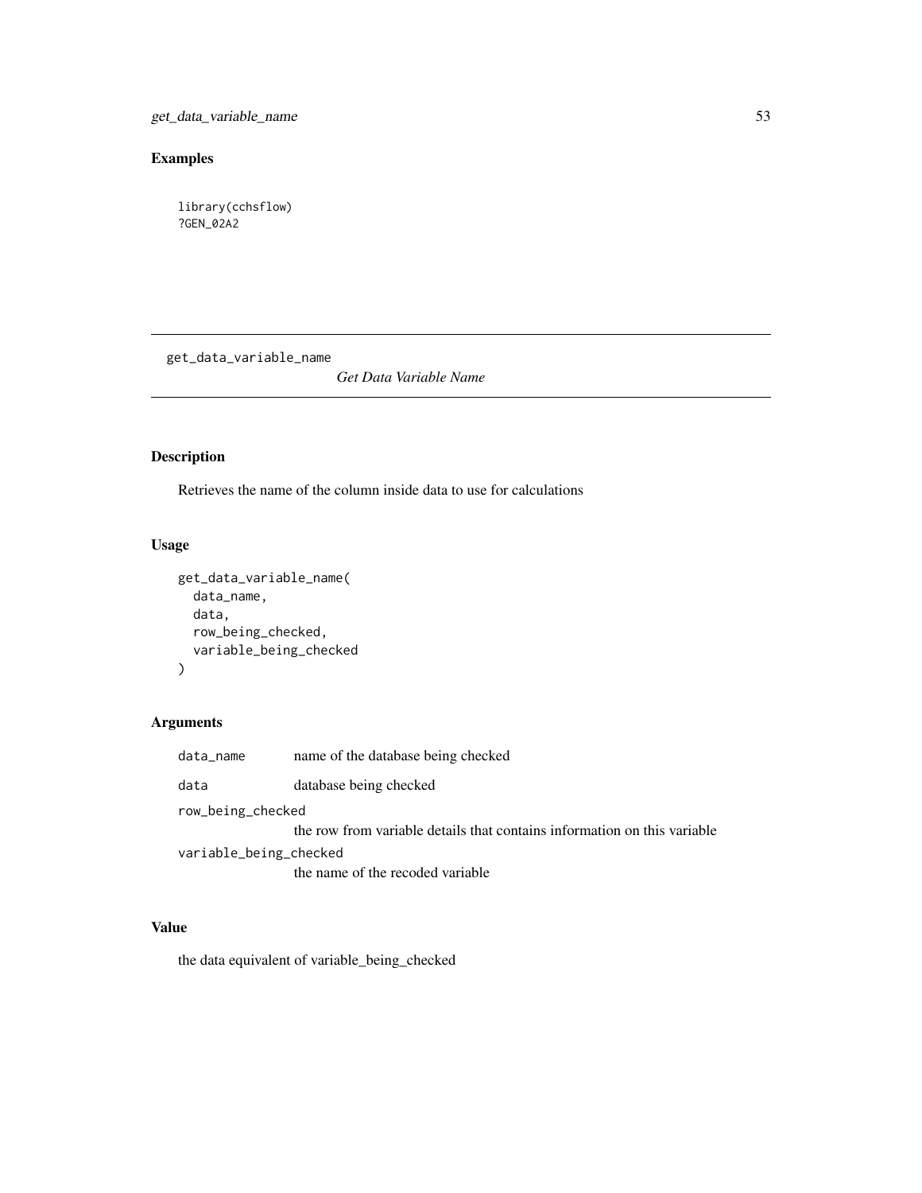## Examples

```
library(cchsflow)
?GEN_02A2
```

---

# get_data_variable_name

*Get Data Variable Name*

## Description

Retrieves the name of the column inside data to use for calculations

## Usage

```
get_data_variable_name(
  data_name,
  data,
  row_being_checked,
  variable_being_checked
)
```

## Arguments

| | |
|---|---|
| data_name | name of the database being checked |
| data | database being checked |
| row_being_checked | the row from variable details that contains information on this variable |
| variable_being_checked | the name of the recoded variable |

## Value

the data equivalent of variable_being_checked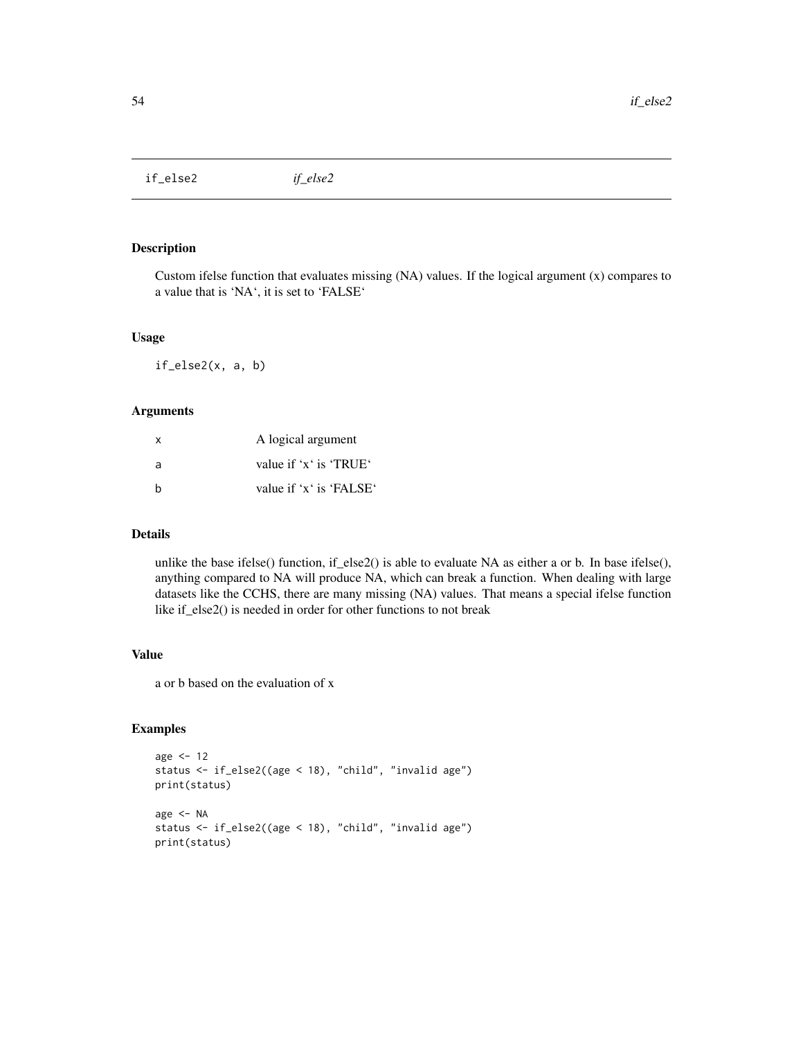# if_else2 *if_else2*

## Description

Custom ifelse function that evaluates missing (NA) values. If the logical argument (x) compares to a value that is 'NA', it is set to 'FALSE'

## Usage

```
if_else2(x, a, b)
```

## Arguments

| | |
|---|---|
| x | A logical argument |
| a | value if 'x' is 'TRUE' |
| b | value if 'x' is 'FALSE' |

## Details

unlike the base ifelse() function, if_else2() is able to evaluate NA as either a or b. In base ifelse(), anything compared to NA will produce NA, which can break a function. When dealing with large datasets like the CCHS, there are many missing (NA) values. That means a special ifelse function like if_else2() is needed in order for other functions to not break

## Value

a or b based on the evaluation of x

## Examples

```
age <- 12
status <- if_else2((age < 18), "child", "invalid age")
print(status)

age <- NA
status <- if_else2((age < 18), "child", "invalid age")
print(status)
```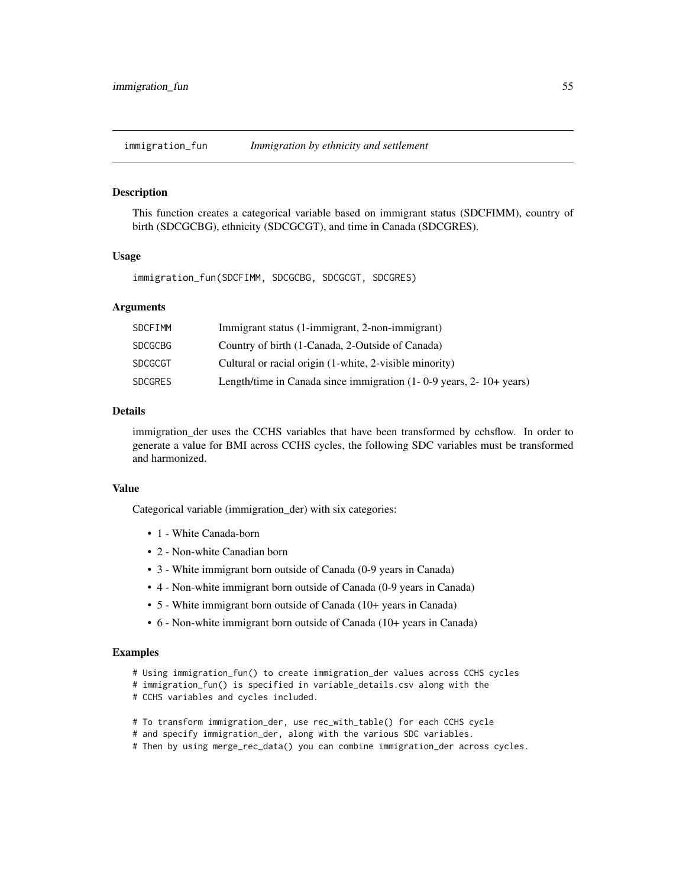## immigration_fun — *Immigration by ethnicity and settlement*

### Description

This function creates a categorical variable based on immigrant status (SDCFIMM), country of birth (SDCGCBG), ethnicity (SDCGCGT), and time in Canada (SDCGRES).

### Usage

```
immigration_fun(SDCFIMM, SDCGCBG, SDCGCGT, SDCGRES)
```

### Arguments

| | |
|---|---|
| SDCFIMM | Immigrant status (1-immigrant, 2-non-immigrant) |
| SDCGCBG | Country of birth (1-Canada, 2-Outside of Canada) |
| SDCGCGT | Cultural or racial origin (1-white, 2-visible minority) |
| SDCGRES | Length/time in Canada since immigration (1- 0-9 years, 2- 10+ years) |

### Details

immigration_der uses the CCHS variables that have been transformed by cchsflow. In order to generate a value for BMI across CCHS cycles, the following SDC variables must be transformed and harmonized.

### Value

Categorical variable (immigration_der) with six categories:

- 1 - White Canada-born
- 2 - Non-white Canadian born
- 3 - White immigrant born outside of Canada (0-9 years in Canada)
- 4 - Non-white immigrant born outside of Canada (0-9 years in Canada)
- 5 - White immigrant born outside of Canada (10+ years in Canada)
- 6 - Non-white immigrant born outside of Canada (10+ years in Canada)

### Examples

```
# Using immigration_fun() to create immigration_der values across CCHS cycles
# immigration_fun() is specified in variable_details.csv along with the
# CCHS variables and cycles included.

# To transform immigration_der, use rec_with_table() for each CCHS cycle
# and specify immigration_der, along with the various SDC variables.
# Then by using merge_rec_data() you can combine immigration_der across cycles.
```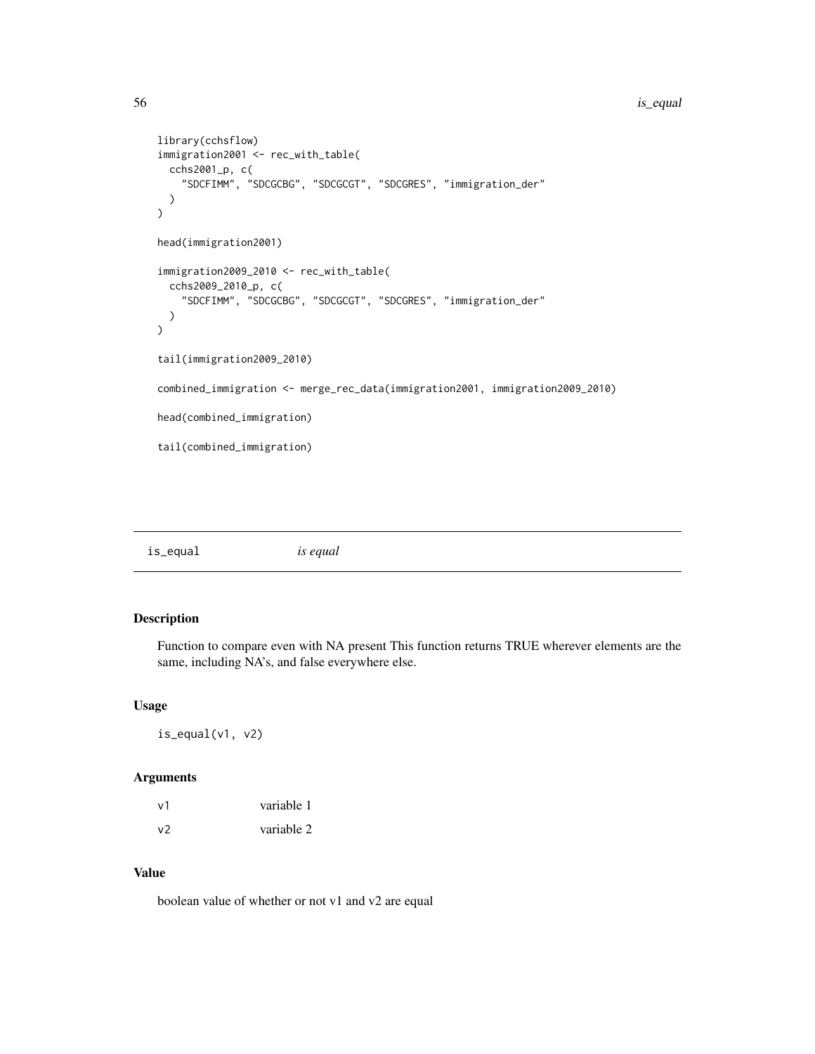```
library(cchsflow)
immigration2001 <- rec_with_table(
  cchs2001_p, c(
    "SDCFIMM", "SDCGCBG", "SDCGCGT", "SDCGRES", "immigration_der"
  )
)

head(immigration2001)

immigration2009_2010 <- rec_with_table(
  cchs2009_2010_p, c(
    "SDCFIMM", "SDCGCBG", "SDCGCGT", "SDCGRES", "immigration_der"
  )
)

tail(immigration2009_2010)

combined_immigration <- merge_rec_data(immigration2001, immigration2009_2010)

head(combined_immigration)

tail(combined_immigration)
```

## is_equal *is equal*

### Description

Function to compare even with NA present This function returns TRUE wherever elements are the same, including NA's, and false everywhere else.

### Usage

```
is_equal(v1, v2)
```

### Arguments

| | |
|---|---|
| v1 | variable 1 |
| v2 | variable 2 |

### Value

boolean value of whether or not v1 and v2 are equal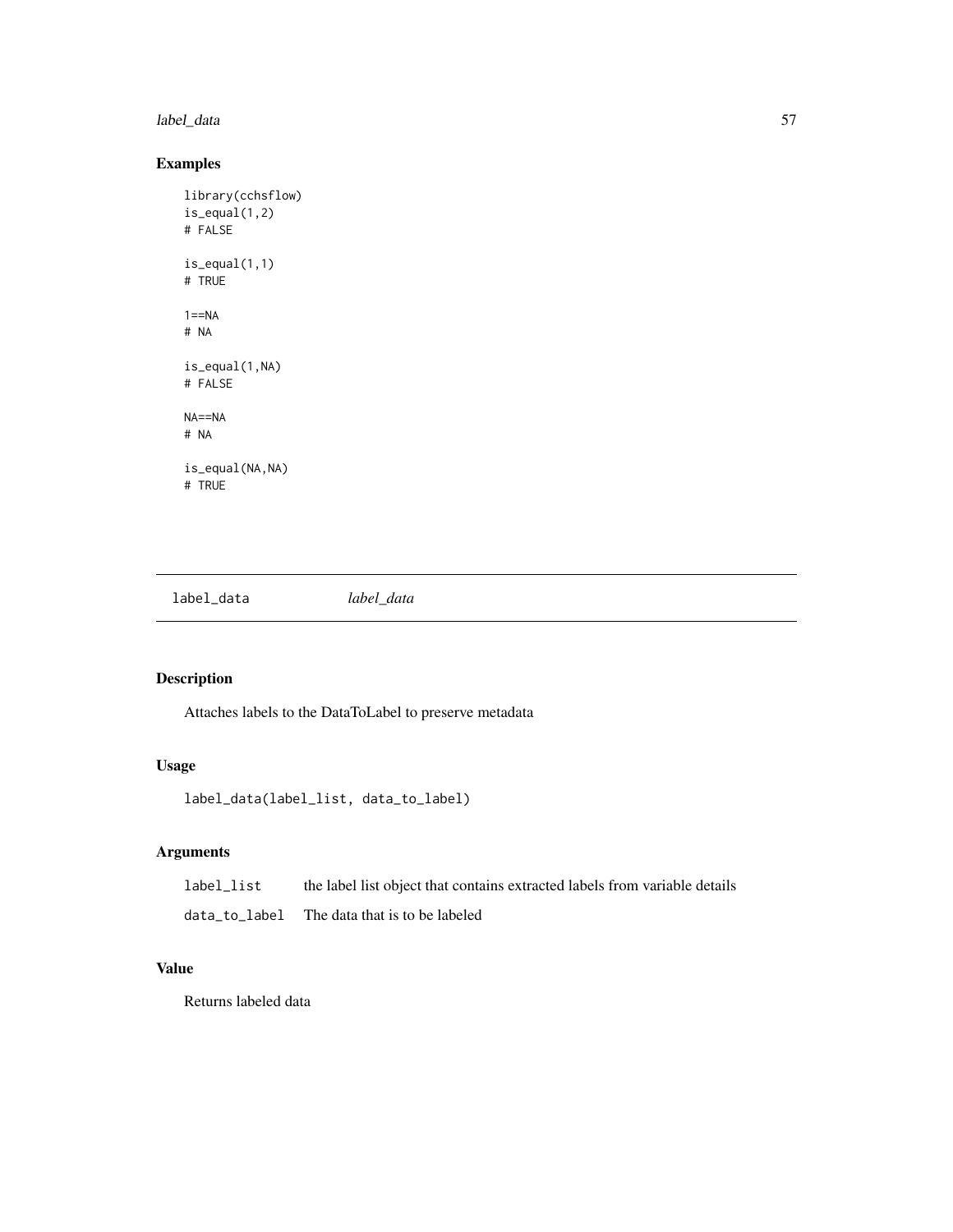## Examples

```
library(cchsflow)
is_equal(1,2)
# FALSE

is_equal(1,1)
# TRUE

1==NA
# NA

is_equal(1,NA)
# FALSE

NA==NA
# NA

is_equal(NA,NA)
# TRUE
```

---

# label_data        *label_data*

---

## Description

Attaches labels to the DataToLabel to preserve metadata

## Usage

```
label_data(label_list, data_to_label)
```

## Arguments

| | |
|---|---|
| `label_list` | the label list object that contains extracted labels from variable details |
| `data_to_label` | The data that is to be labeled |

## Value

Returns labeled data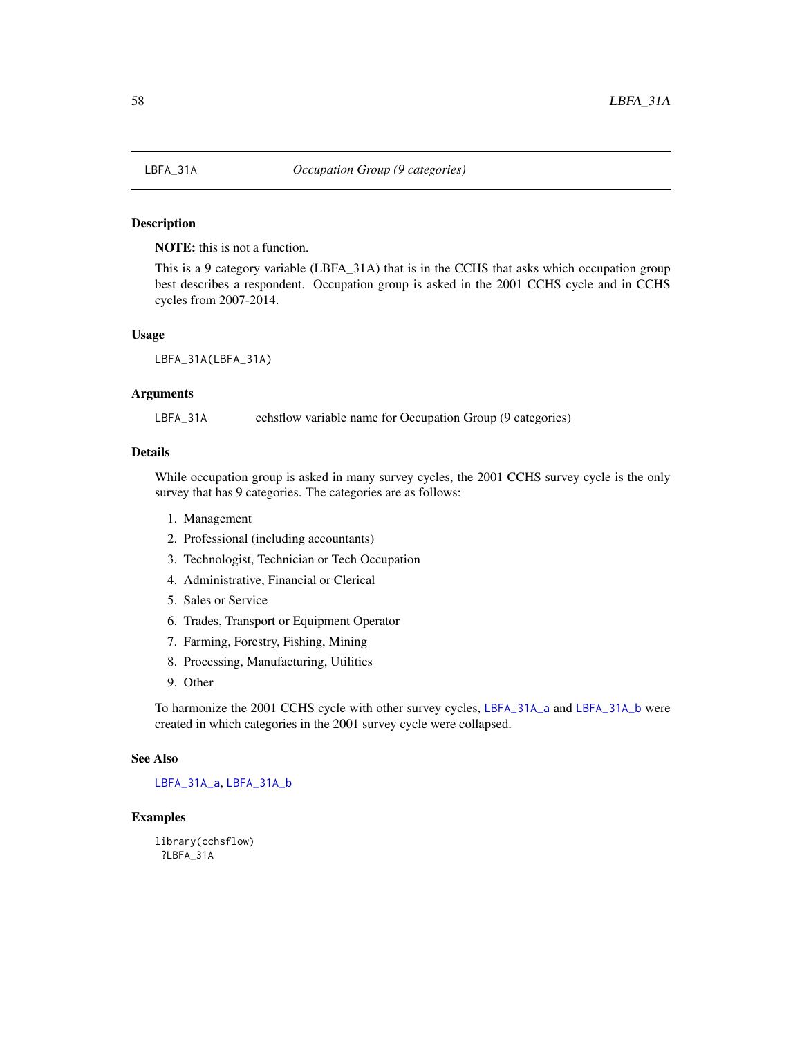# LBFA_31A — *Occupation Group (9 categories)*

## Description

**NOTE:** this is not a function.

This is a 9 category variable (LBFA_31A) that is in the CCHS that asks which occupation group best describes a respondent. Occupation group is asked in the 2001 CCHS cycle and in CCHS cycles from 2007-2014.

## Usage

```
LBFA_31A(LBFA_31A)
```

## Arguments

| | |
|---|---|
| LBFA_31A | cchsflow variable name for Occupation Group (9 categories) |

## Details

While occupation group is asked in many survey cycles, the 2001 CCHS survey cycle is the only survey that has 9 categories. The categories are as follows:

1. Management
2. Professional (including accountants)
3. Technologist, Technician or Tech Occupation
4. Administrative, Financial or Clerical
5. Sales or Service
6. Trades, Transport or Equipment Operator
7. Farming, Forestry, Fishing, Mining
8. Processing, Manufacturing, Utilities
9. Other

To harmonize the 2001 CCHS cycle with other survey cycles, LBFA_31A_a and LBFA_31A_b were created in which categories in the 2001 survey cycle were collapsed.

## See Also

LBFA_31A_a, LBFA_31A_b

## Examples

```
library(cchsflow)
 ?LBFA_31A
```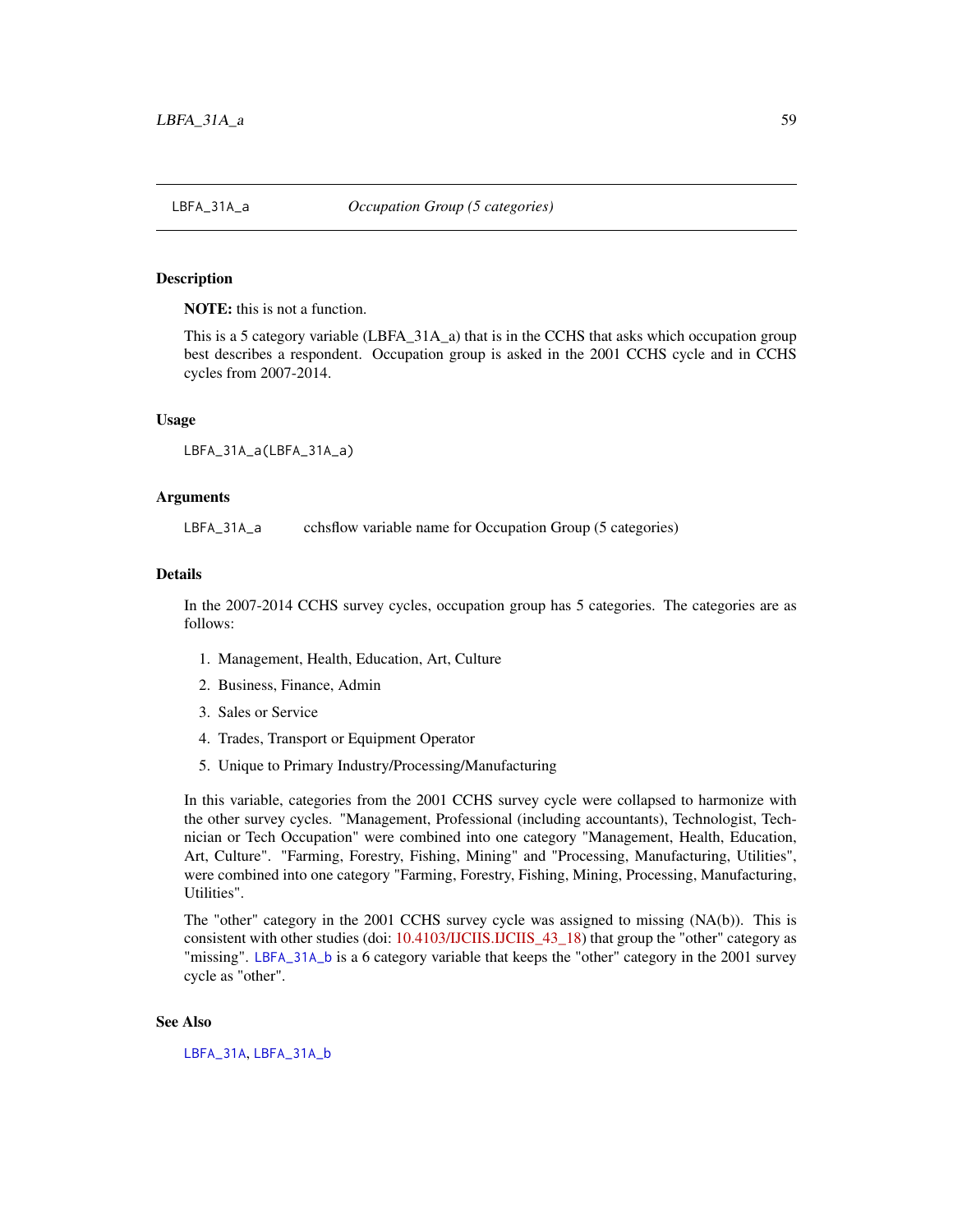LBFA_31A_a *Occupation Group (5 categories)*

## Description

**NOTE:** this is not a function.

This is a 5 category variable (LBFA_31A_a) that is in the CCHS that asks which occupation group best describes a respondent. Occupation group is asked in the 2001 CCHS cycle and in CCHS cycles from 2007-2014.

## Usage

```
LBFA_31A_a(LBFA_31A_a)
```

## Arguments

LBFA_31A_a cchsflow variable name for Occupation Group (5 categories)

## Details

In the 2007-2014 CCHS survey cycles, occupation group has 5 categories. The categories are as follows:

1. Management, Health, Education, Art, Culture
2. Business, Finance, Admin
3. Sales or Service
4. Trades, Transport or Equipment Operator
5. Unique to Primary Industry/Processing/Manufacturing

In this variable, categories from the 2001 CCHS survey cycle were collapsed to harmonize with the other survey cycles. "Management, Professional (including accountants), Technologist, Technician or Tech Occupation" were combined into one category "Management, Health, Education, Art, Culture". "Farming, Forestry, Fishing, Mining" and "Processing, Manufacturing, Utilities", were combined into one category "Farming, Forestry, Fishing, Mining, Processing, Manufacturing, Utilities".

The "other" category in the 2001 CCHS survey cycle was assigned to missing (NA(b)). This is consistent with other studies (doi: 10.4103/IJCIIS.IJCIIS_43_18) that group the "other" category as "missing". LBFA_31A_b is a 6 category variable that keeps the "other" category in the 2001 survey cycle as "other".

## See Also

LBFA_31A, LBFA_31A_b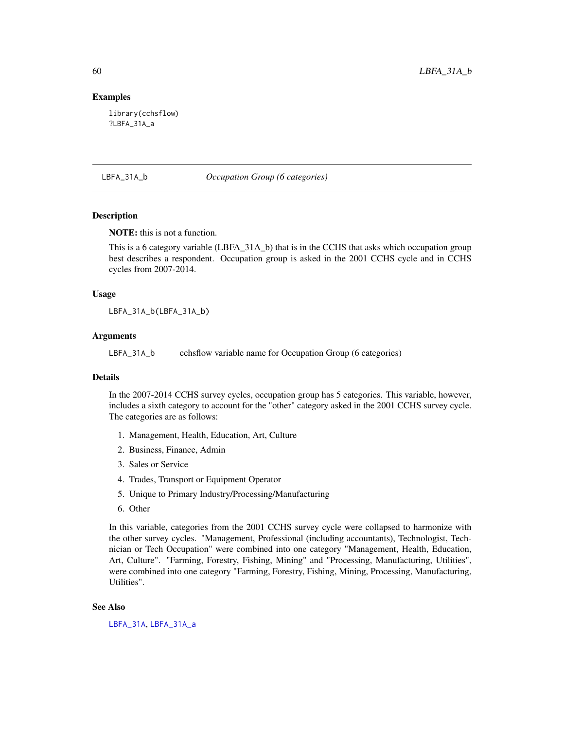## Examples

```
library(cchsflow)
?LBFA_31A_a
```

---

## LBFA_31A_b — *Occupation Group (6 categories)*

### Description

**NOTE:** this is not a function.

This is a 6 category variable (LBFA_31A_b) that is in the CCHS that asks which occupation group best describes a respondent. Occupation group is asked in the 2001 CCHS cycle and in CCHS cycles from 2007-2014.

### Usage

```
LBFA_31A_b(LBFA_31A_b)
```

### Arguments

| | |
|---|---|
| `LBFA_31A_b` | cchsflow variable name for Occupation Group (6 categories) |

### Details

In the 2007-2014 CCHS survey cycles, occupation group has 5 categories. This variable, however, includes a sixth category to account for the "other" category asked in the 2001 CCHS survey cycle. The categories are as follows:

1. Management, Health, Education, Art, Culture
2. Business, Finance, Admin
3. Sales or Service
4. Trades, Transport or Equipment Operator
5. Unique to Primary Industry/Processing/Manufacturing
6. Other

In this variable, categories from the 2001 CCHS survey cycle were collapsed to harmonize with the other survey cycles. "Management, Professional (including accountants), Technologist, Technician or Tech Occupation" were combined into one category "Management, Health, Education, Art, Culture". "Farming, Forestry, Fishing, Mining" and "Processing, Manufacturing, Utilities", were combined into one category "Farming, Forestry, Fishing, Mining, Processing, Manufacturing, Utilities".

### See Also

LBFA_31A, LBFA_31A_a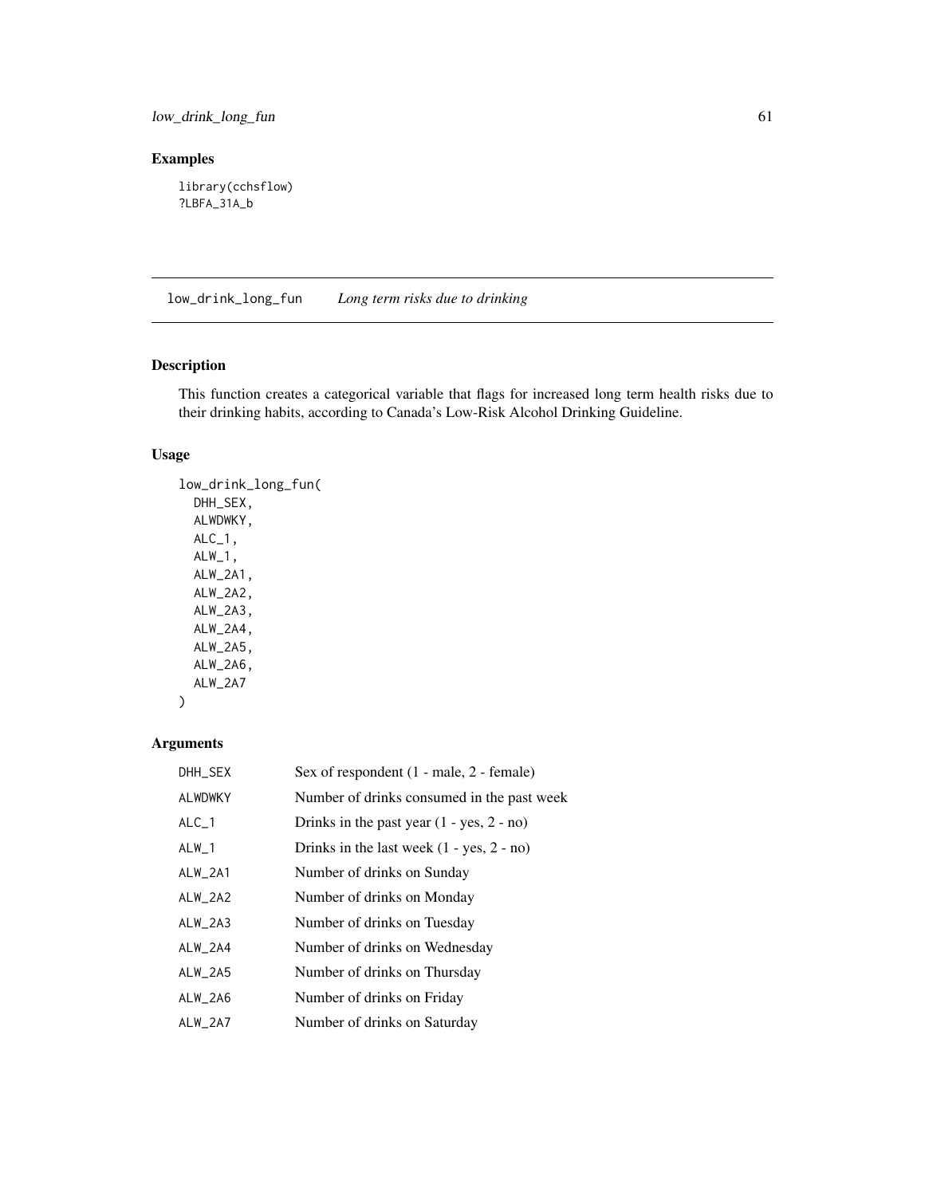## Examples

```
library(cchsflow)
?LBFA_31A_b
```

# low_drink_long_fun    *Long term risks due to drinking*

## Description

This function creates a categorical variable that flags for increased long term health risks due to their drinking habits, according to Canada's Low-Risk Alcohol Drinking Guideline.

## Usage

```
low_drink_long_fun(
  DHH_SEX,
  ALWDWKY,
  ALC_1,
  ALW_1,
  ALW_2A1,
  ALW_2A2,
  ALW_2A3,
  ALW_2A4,
  ALW_2A5,
  ALW_2A6,
  ALW_2A7
)
```

## Arguments

| | |
|---|---|
| DHH_SEX | Sex of respondent (1 - male, 2 - female) |
| ALWDWKY | Number of drinks consumed in the past week |
| ALC_1 | Drinks in the past year (1 - yes, 2 - no) |
| ALW_1 | Drinks in the last week (1 - yes, 2 - no) |
| ALW_2A1 | Number of drinks on Sunday |
| ALW_2A2 | Number of drinks on Monday |
| ALW_2A3 | Number of drinks on Tuesday |
| ALW_2A4 | Number of drinks on Wednesday |
| ALW_2A5 | Number of drinks on Thursday |
| ALW_2A6 | Number of drinks on Friday |
| ALW_2A7 | Number of drinks on Saturday |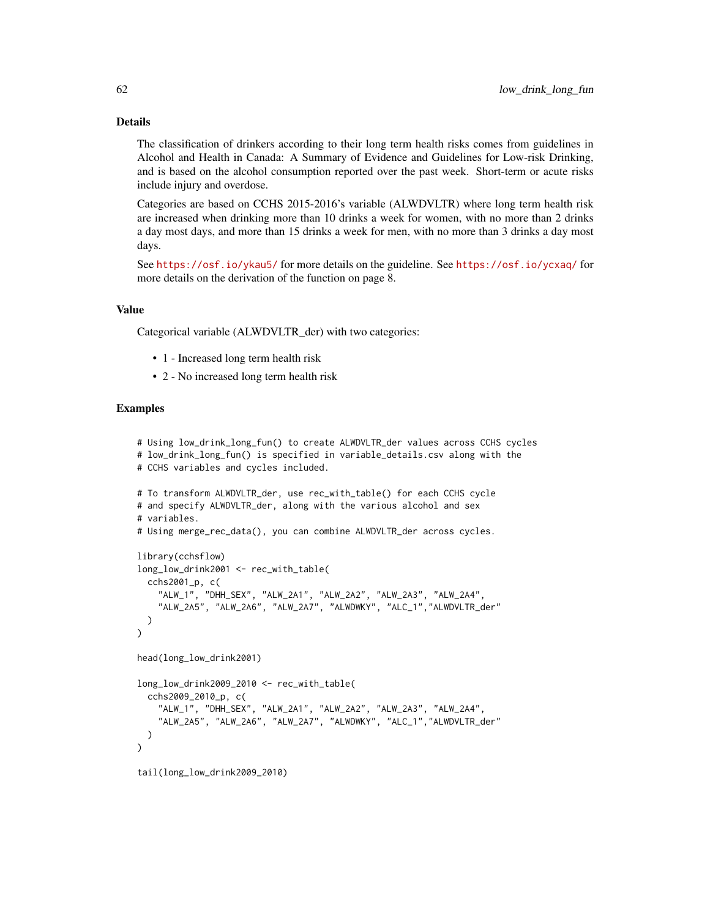## Details

The classification of drinkers according to their long term health risks comes from guidelines in Alcohol and Health in Canada: A Summary of Evidence and Guidelines for Low-risk Drinking, and is based on the alcohol consumption reported over the past week. Short-term or acute risks include injury and overdose.

Categories are based on CCHS 2015-2016's variable (ALWDVLTR) where long term health risk are increased when drinking more than 10 drinks a week for women, with no more than 2 drinks a day most days, and more than 15 drinks a week for men, with no more than 3 drinks a day most days.

See https://osf.io/ykau5/ for more details on the guideline. See https://osf.io/ycxaq/ for more details on the derivation of the function on page 8.

## Value

Categorical variable (ALWDVLTR_der) with two categories:

- 1 - Increased long term health risk
- 2 - No increased long term health risk

## Examples

```
# Using low_drink_long_fun() to create ALWDVLTR_der values across CCHS cycles
# low_drink_long_fun() is specified in variable_details.csv along with the
# CCHS variables and cycles included.

# To transform ALWDVLTR_der, use rec_with_table() for each CCHS cycle
# and specify ALWDVLTR_der, along with the various alcohol and sex
# variables.
# Using merge_rec_data(), you can combine ALWDVLTR_der across cycles.

library(cchsflow)
long_low_drink2001 <- rec_with_table(
  cchs2001_p, c(
    "ALW_1", "DHH_SEX", "ALW_2A1", "ALW_2A2", "ALW_2A3", "ALW_2A4",
    "ALW_2A5", "ALW_2A6", "ALW_2A7", "ALWDWKY", "ALC_1","ALWDVLTR_der"
  )
)

head(long_low_drink2001)

long_low_drink2009_2010 <- rec_with_table(
  cchs2009_2010_p, c(
    "ALW_1", "DHH_SEX", "ALW_2A1", "ALW_2A2", "ALW_2A3", "ALW_2A4",
    "ALW_2A5", "ALW_2A6", "ALW_2A7", "ALWDWKY", "ALC_1","ALWDVLTR_der"
  )
)

tail(long_low_drink2009_2010)
```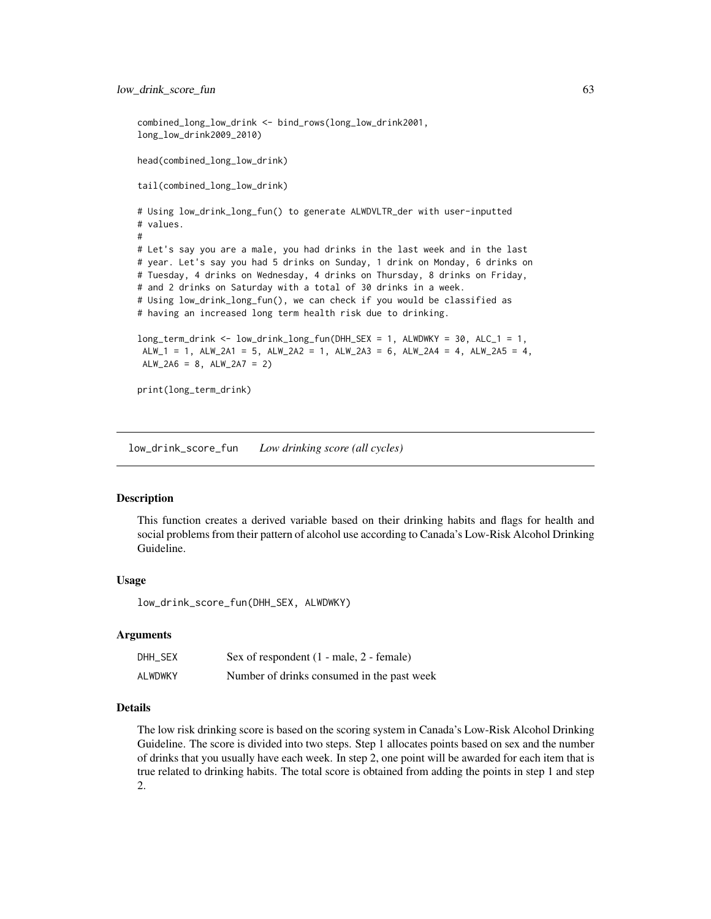```
combined_long_low_drink <- bind_rows(long_low_drink2001,
long_low_drink2009_2010)

head(combined_long_low_drink)

tail(combined_long_low_drink)

# Using low_drink_long_fun() to generate ALWDVLTR_der with user-inputted
# values.
#
# Let's say you are a male, you had drinks in the last week and in the last
# year. Let's say you had 5 drinks on Sunday, 1 drink on Monday, 6 drinks on
# Tuesday, 4 drinks on Wednesday, 4 drinks on Thursday, 8 drinks on Friday,
# and 2 drinks on Saturday with a total of 30 drinks in a week.
# Using low_drink_long_fun(), we can check if you would be classified as
# having an increased long term health risk due to drinking.

long_term_drink <- low_drink_long_fun(DHH_SEX = 1, ALWDWKY = 30, ALC_1 = 1,
 ALW_1 = 1, ALW_2A1 = 5, ALW_2A2 = 1, ALW_2A3 = 6, ALW_2A4 = 4, ALW_2A5 = 4,
 ALW_2A6 = 8, ALW_2A7 = 2)

print(long_term_drink)
```

---

## low_drink_score_fun *Low drinking score (all cycles)*

### Description

This function creates a derived variable based on their drinking habits and flags for health and social problems from their pattern of alcohol use according to Canada's Low-Risk Alcohol Drinking Guideline.

### Usage

```
low_drink_score_fun(DHH_SEX, ALWDWKY)
```

### Arguments

| | |
|---|---|
| DHH_SEX | Sex of respondent (1 - male, 2 - female) |
| ALWDWKY | Number of drinks consumed in the past week |

### Details

The low risk drinking score is based on the scoring system in Canada's Low-Risk Alcohol Drinking Guideline. The score is divided into two steps. Step 1 allocates points based on sex and the number of drinks that you usually have each week. In step 2, one point will be awarded for each item that is true related to drinking habits. The total score is obtained from adding the points in step 1 and step 2.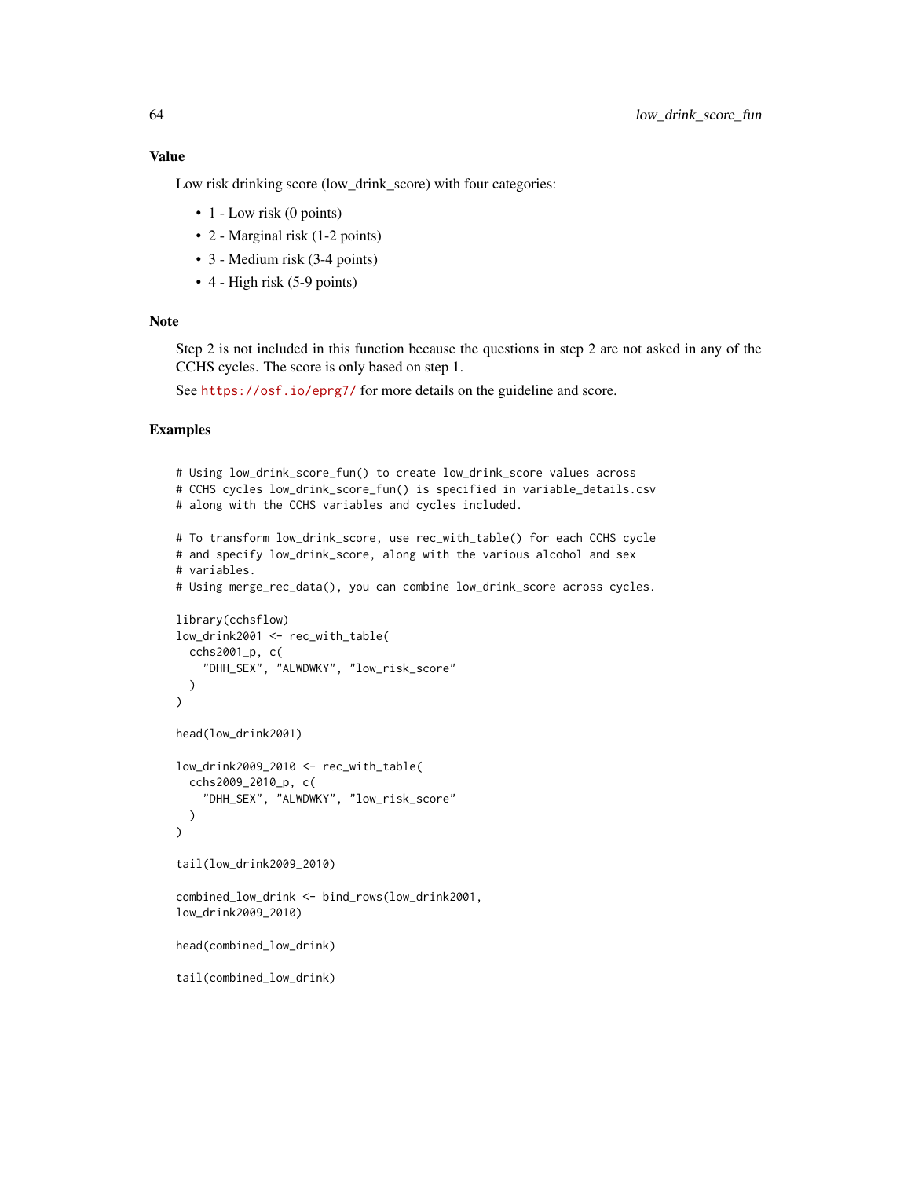## Value

Low risk drinking score (low_drink_score) with four categories:

- 1 - Low risk (0 points)
- 2 - Marginal risk (1-2 points)
- 3 - Medium risk (3-4 points)
- 4 - High risk (5-9 points)

## Note

Step 2 is not included in this function because the questions in step 2 are not asked in any of the CCHS cycles. The score is only based on step 1.

See https://osf.io/eprg7/ for more details on the guideline and score.

## Examples

```
# Using low_drink_score_fun() to create low_drink_score values across
# CCHS cycles low_drink_score_fun() is specified in variable_details.csv
# along with the CCHS variables and cycles included.

# To transform low_drink_score, use rec_with_table() for each CCHS cycle
# and specify low_drink_score, along with the various alcohol and sex
# variables.
# Using merge_rec_data(), you can combine low_drink_score across cycles.

library(cchsflow)
low_drink2001 <- rec_with_table(
  cchs2001_p, c(
    "DHH_SEX", "ALWDWKY", "low_risk_score"
  )
)

head(low_drink2001)

low_drink2009_2010 <- rec_with_table(
  cchs2009_2010_p, c(
    "DHH_SEX", "ALWDWKY", "low_risk_score"
  )
)

tail(low_drink2009_2010)

combined_low_drink <- bind_rows(low_drink2001,
low_drink2009_2010)

head(combined_low_drink)

tail(combined_low_drink)
```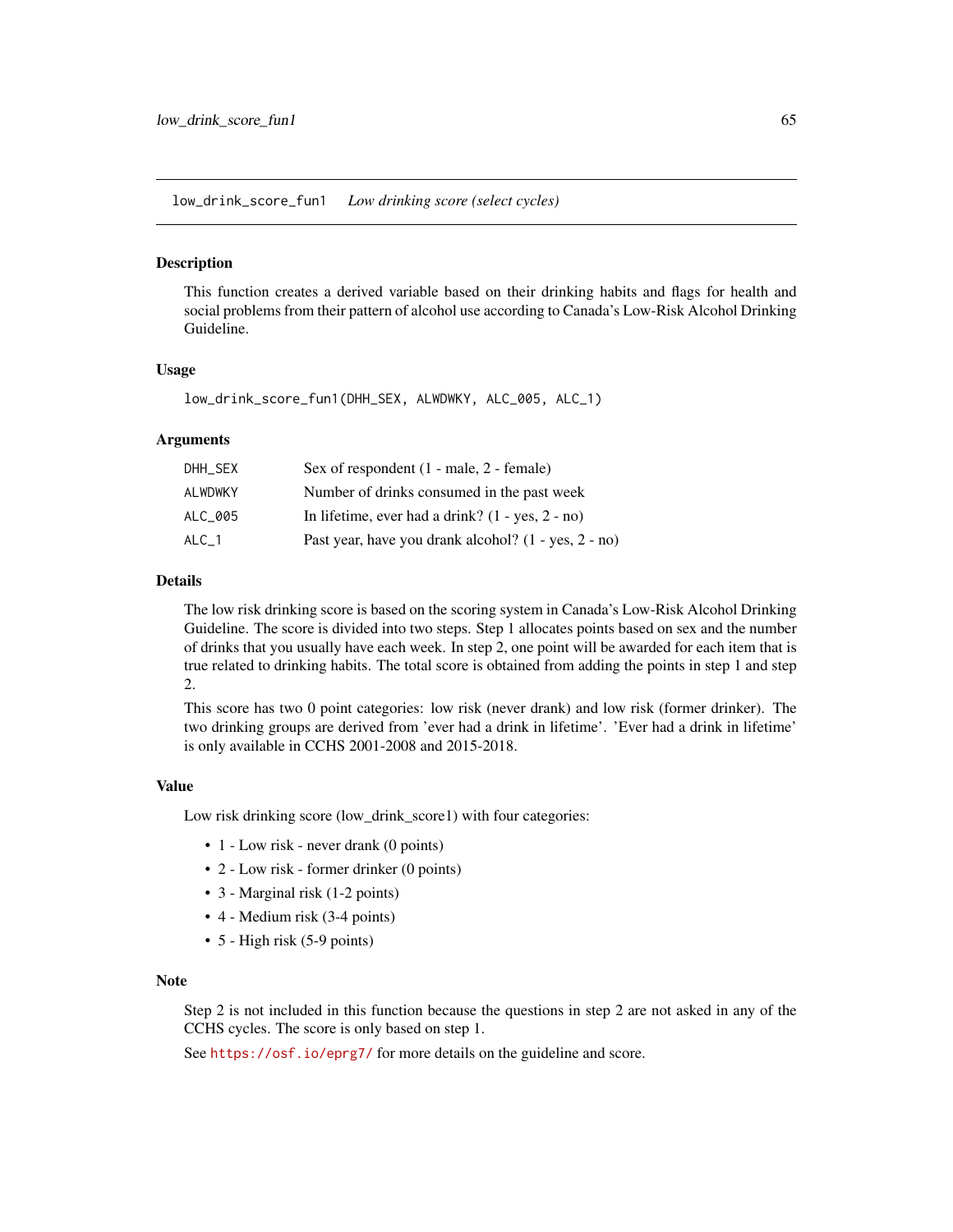## low_drink_score_fun1 *Low drinking score (select cycles)*

### Description

This function creates a derived variable based on their drinking habits and flags for health and social problems from their pattern of alcohol use according to Canada's Low-Risk Alcohol Drinking Guideline.

### Usage

```
low_drink_score_fun1(DHH_SEX, ALWDWKY, ALC_005, ALC_1)
```

### Arguments

| | |
|---|---|
| DHH_SEX | Sex of respondent (1 - male, 2 - female) |
| ALWDWKY | Number of drinks consumed in the past week |
| ALC_005 | In lifetime, ever had a drink? (1 - yes, 2 - no) |
| ALC_1 | Past year, have you drank alcohol? (1 - yes, 2 - no) |

### Details

The low risk drinking score is based on the scoring system in Canada's Low-Risk Alcohol Drinking Guideline. The score is divided into two steps. Step 1 allocates points based on sex and the number of drinks that you usually have each week. In step 2, one point will be awarded for each item that is true related to drinking habits. The total score is obtained from adding the points in step 1 and step 2.

This score has two 0 point categories: low risk (never drank) and low risk (former drinker). The two drinking groups are derived from 'ever had a drink in lifetime'. 'Ever had a drink in lifetime' is only available in CCHS 2001-2008 and 2015-2018.

### Value

Low risk drinking score (low_drink_score1) with four categories:

- 1 - Low risk - never drank (0 points)
- 2 - Low risk - former drinker (0 points)
- 3 - Marginal risk (1-2 points)
- 4 - Medium risk (3-4 points)
- 5 - High risk (5-9 points)

### Note

Step 2 is not included in this function because the questions in step 2 are not asked in any of the CCHS cycles. The score is only based on step 1.

See https://osf.io/eprg7/ for more details on the guideline and score.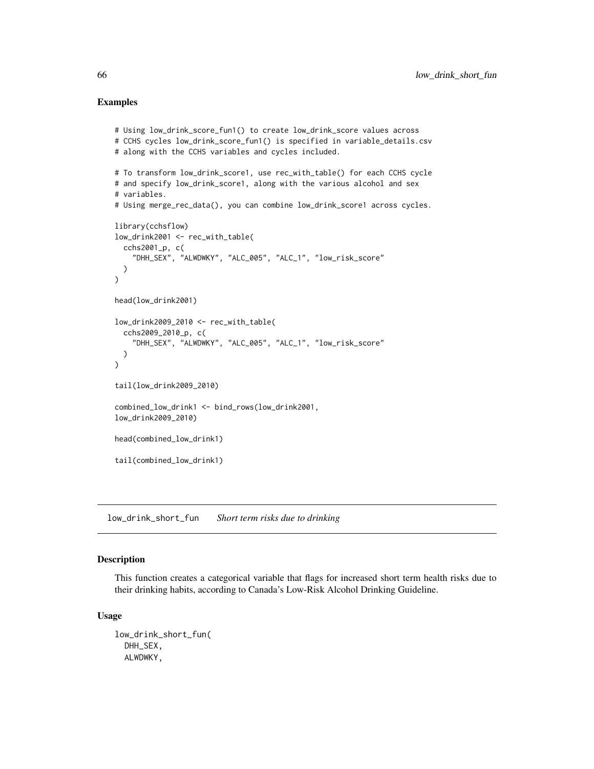## Examples

```
# Using low_drink_score_fun1() to create low_drink_score values across
# CCHS cycles low_drink_score_fun1() is specified in variable_details.csv
# along with the CCHS variables and cycles included.

# To transform low_drink_score1, use rec_with_table() for each CCHS cycle
# and specify low_drink_score1, along with the various alcohol and sex
# variables.
# Using merge_rec_data(), you can combine low_drink_score1 across cycles.

library(cchsflow)
low_drink2001 <- rec_with_table(
  cchs2001_p, c(
    "DHH_SEX", "ALWDWKY", "ALC_005", "ALC_1", "low_risk_score"
  )
)

head(low_drink2001)

low_drink2009_2010 <- rec_with_table(
  cchs2009_2010_p, c(
    "DHH_SEX", "ALWDWKY", "ALC_005", "ALC_1", "low_risk_score"
  )
)

tail(low_drink2009_2010)

combined_low_drink1 <- bind_rows(low_drink2001,
low_drink2009_2010)

head(combined_low_drink1)

tail(combined_low_drink1)
```

---

# low_drink_short_fun *Short term risks due to drinking*

## Description

This function creates a categorical variable that flags for increased short term health risks due to their drinking habits, according to Canada's Low-Risk Alcohol Drinking Guideline.

## Usage

```
low_drink_short_fun(
  DHH_SEX,
  ALWDWKY,
```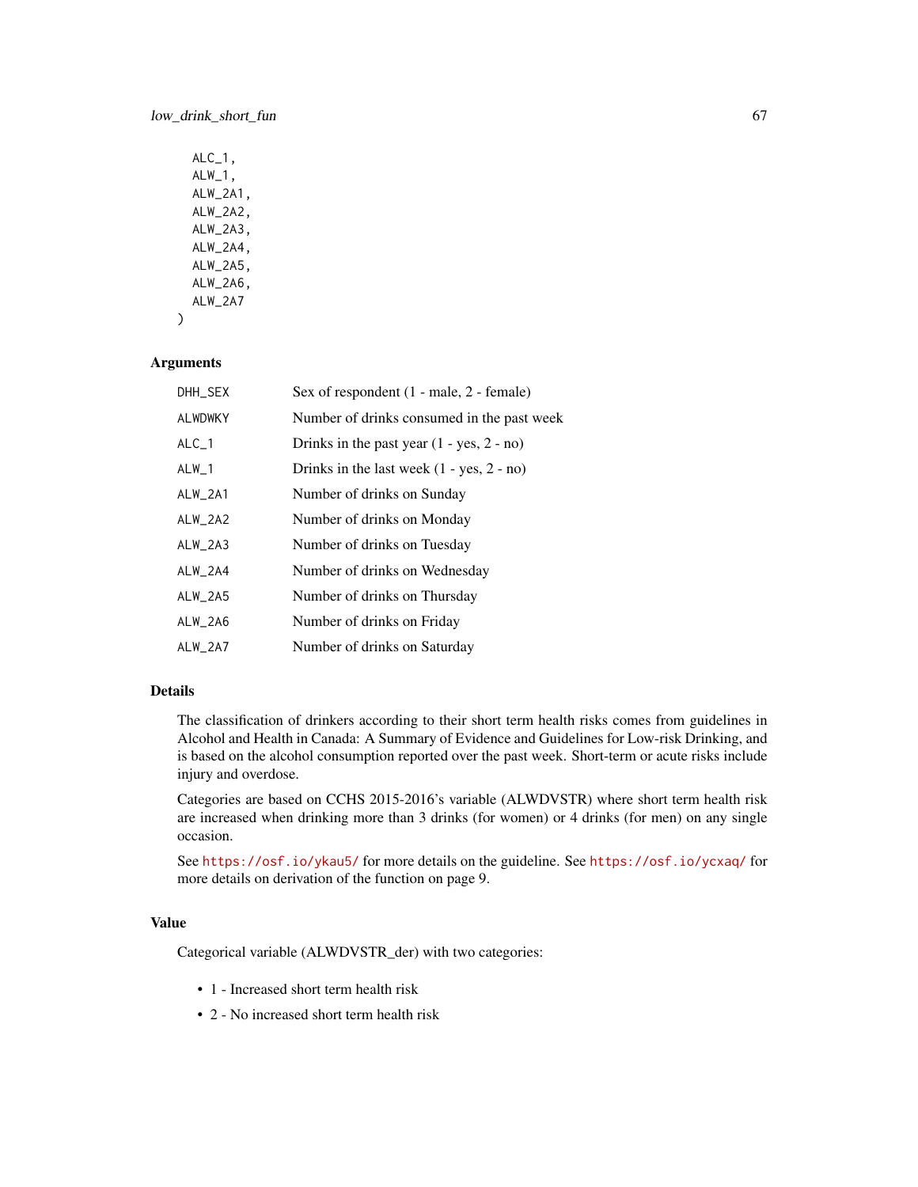```
  ALC_1,
  ALW_1,
  ALW_2A1,
  ALW_2A2,
  ALW_2A3,
  ALW_2A4,
  ALW_2A5,
  ALW_2A6,
  ALW_2A7
)
```

### Arguments

| | |
|---|---|
| DHH_SEX | Sex of respondent (1 - male, 2 - female) |
| ALWDWKY | Number of drinks consumed in the past week |
| ALC_1 | Drinks in the past year (1 - yes, 2 - no) |
| ALW_1 | Drinks in the last week (1 - yes, 2 - no) |
| ALW_2A1 | Number of drinks on Sunday |
| ALW_2A2 | Number of drinks on Monday |
| ALW_2A3 | Number of drinks on Tuesday |
| ALW_2A4 | Number of drinks on Wednesday |
| ALW_2A5 | Number of drinks on Thursday |
| ALW_2A6 | Number of drinks on Friday |
| ALW_2A7 | Number of drinks on Saturday |

### Details

The classification of drinkers according to their short term health risks comes from guidelines in Alcohol and Health in Canada: A Summary of Evidence and Guidelines for Low-risk Drinking, and is based on the alcohol consumption reported over the past week. Short-term or acute risks include injury and overdose.

Categories are based on CCHS 2015-2016's variable (ALWDVSTR) where short term health risk are increased when drinking more than 3 drinks (for women) or 4 drinks (for men) on any single occasion.

See https://osf.io/ykau5/ for more details on the guideline. See https://osf.io/ycxaq/ for more details on derivation of the function on page 9.

### Value

Categorical variable (ALWDVSTR_der) with two categories:

- 1 - Increased short term health risk
- 2 - No increased short term health risk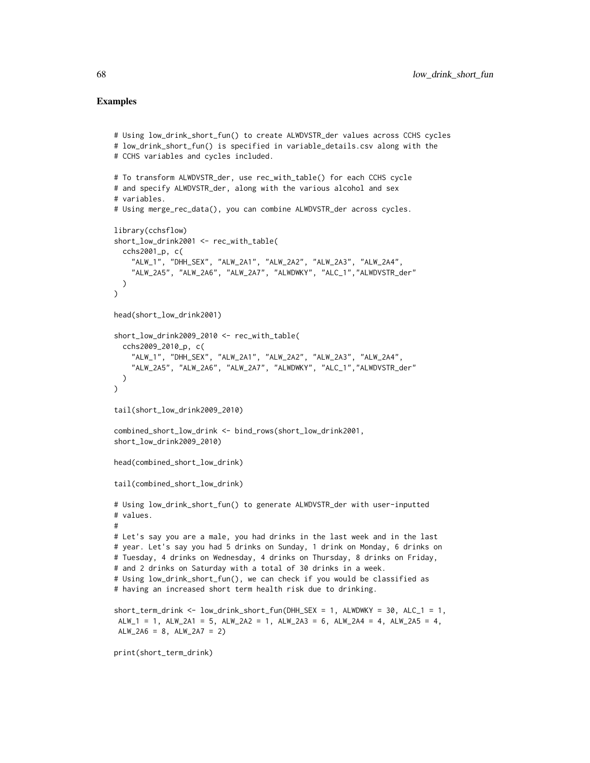## Examples

```
# Using low_drink_short_fun() to create ALWDVSTR_der values across CCHS cycles
# low_drink_short_fun() is specified in variable_details.csv along with the
# CCHS variables and cycles included.

# To transform ALWDVSTR_der, use rec_with_table() for each CCHS cycle
# and specify ALWDVSTR_der, along with the various alcohol and sex
# variables.
# Using merge_rec_data(), you can combine ALWDVSTR_der across cycles.

library(cchsflow)
short_low_drink2001 <- rec_with_table(
  cchs2001_p, c(
    "ALW_1", "DHH_SEX", "ALW_2A1", "ALW_2A2", "ALW_2A3", "ALW_2A4",
    "ALW_2A5", "ALW_2A6", "ALW_2A7", "ALWDWKY", "ALC_1","ALWDVSTR_der"
  )
)

head(short_low_drink2001)

short_low_drink2009_2010 <- rec_with_table(
  cchs2009_2010_p, c(
    "ALW_1", "DHH_SEX", "ALW_2A1", "ALW_2A2", "ALW_2A3", "ALW_2A4",
    "ALW_2A5", "ALW_2A6", "ALW_2A7", "ALWDWKY", "ALC_1","ALWDVSTR_der"
  )
)

tail(short_low_drink2009_2010)

combined_short_low_drink <- bind_rows(short_low_drink2001,
short_low_drink2009_2010)

head(combined_short_low_drink)

tail(combined_short_low_drink)

# Using low_drink_short_fun() to generate ALWDVSTR_der with user-inputted
# values.
#
# Let's say you are a male, you had drinks in the last week and in the last
# year. Let's say you had 5 drinks on Sunday, 1 drink on Monday, 6 drinks on
# Tuesday, 4 drinks on Wednesday, 4 drinks on Thursday, 8 drinks on Friday,
# and 2 drinks on Saturday with a total of 30 drinks in a week.
# Using low_drink_short_fun(), we can check if you would be classified as
# having an increased short term health risk due to drinking.

short_term_drink <- low_drink_short_fun(DHH_SEX = 1, ALWDWKY = 30, ALC_1 = 1,
 ALW_1 = 1, ALW_2A1 = 5, ALW_2A2 = 1, ALW_2A3 = 6, ALW_2A4 = 4, ALW_2A5 = 4,
 ALW_2A6 = 8, ALW_2A7 = 2)

print(short_term_drink)
```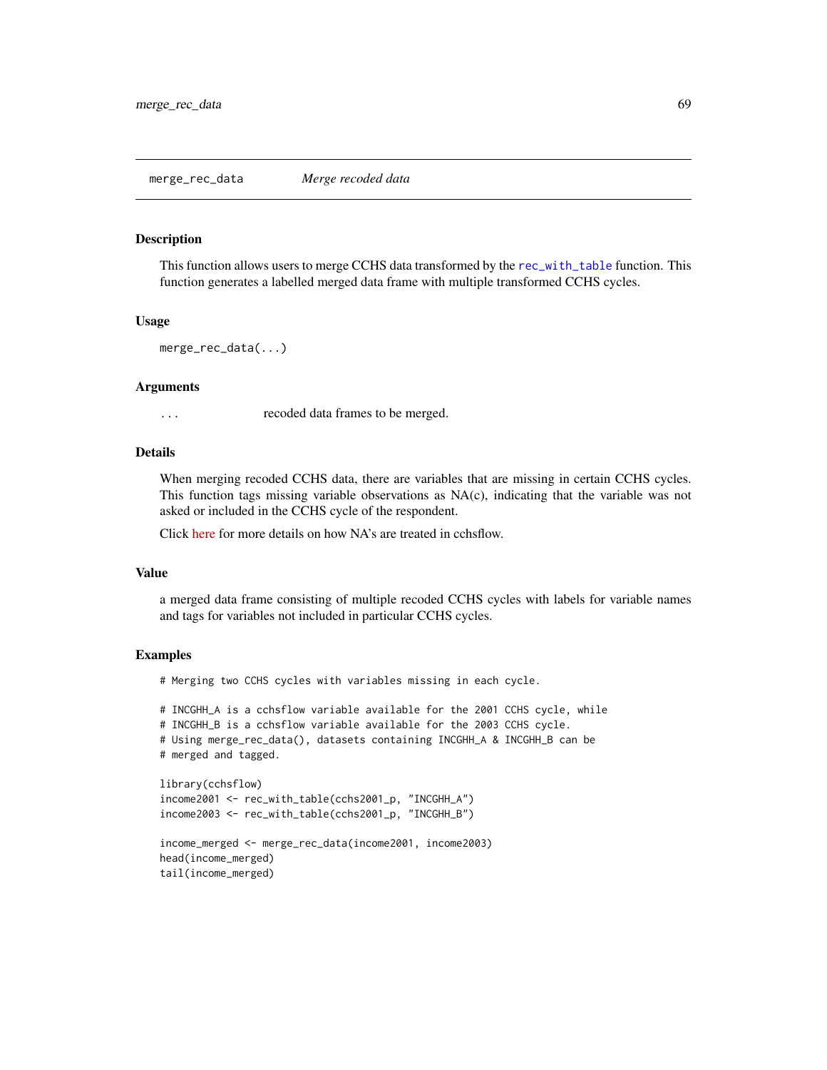merge_rec_data *Merge recoded data*

### Description

This function allows users to merge CCHS data transformed by the rec_with_table function. This function generates a labelled merged data frame with multiple transformed CCHS cycles.

### Usage

```
merge_rec_data(...)
```

### Arguments

`...` recoded data frames to be merged.

### Details

When merging recoded CCHS data, there are variables that are missing in certain CCHS cycles. This function tags missing variable observations as NA(c), indicating that the variable was not asked or included in the CCHS cycle of the respondent.

Click here for more details on how NA's are treated in cchsflow.

### Value

a merged data frame consisting of multiple recoded CCHS cycles with labels for variable names and tags for variables not included in particular CCHS cycles.

### Examples

```
# Merging two CCHS cycles with variables missing in each cycle.

# INCGHH_A is a cchsflow variable available for the 2001 CCHS cycle, while
# INCGHH_B is a cchsflow variable available for the 2003 CCHS cycle.
# Using merge_rec_data(), datasets containing INCGHH_A & INCGHH_B can be
# merged and tagged.

library(cchsflow)
income2001 <- rec_with_table(cchs2001_p, "INCGHH_A")
income2003 <- rec_with_table(cchs2001_p, "INCGHH_B")

income_merged <- merge_rec_data(income2001, income2003)
head(income_merged)
tail(income_merged)
```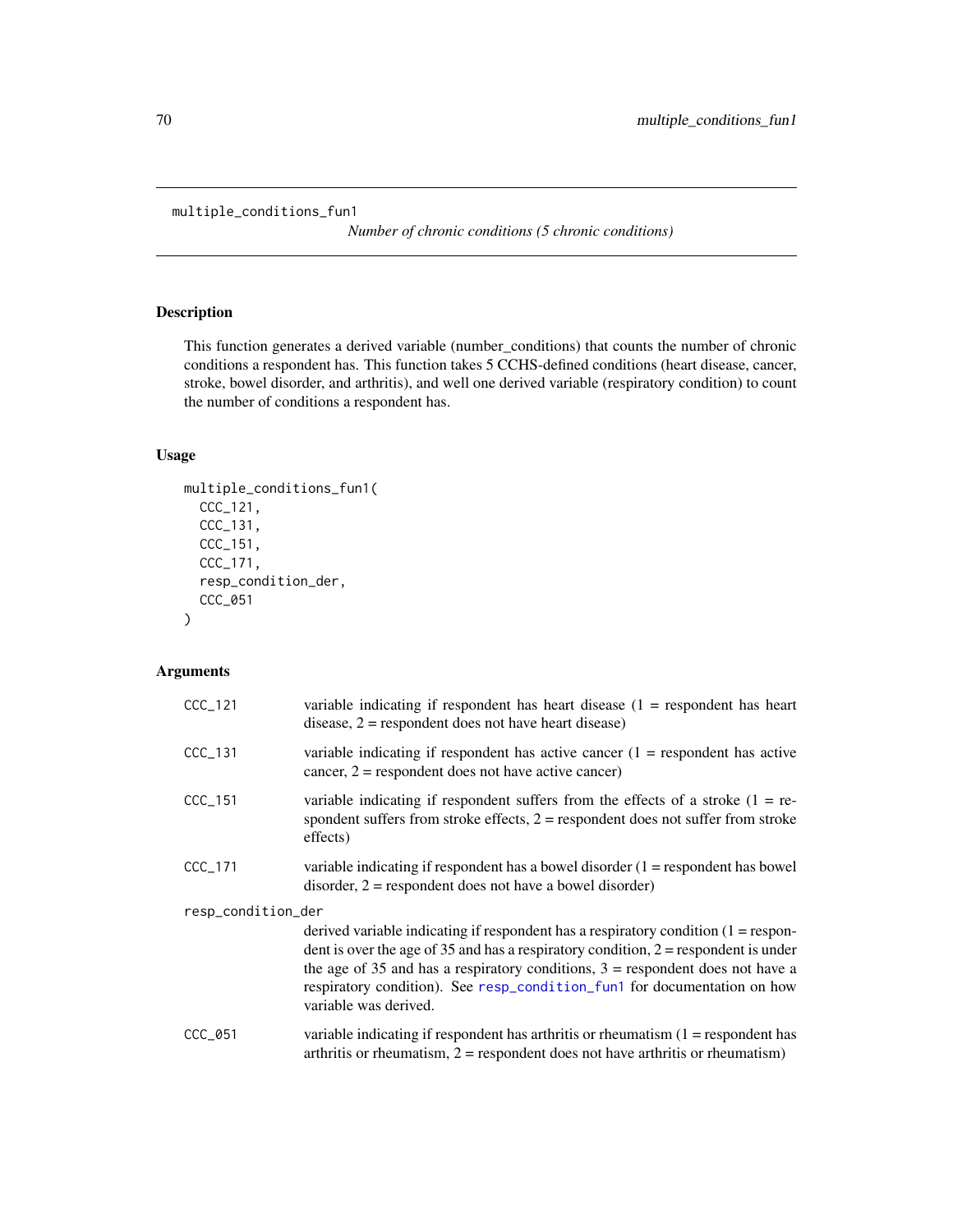multiple_conditions_fun1

*Number of chronic conditions (5 chronic conditions)*

## Description

This function generates a derived variable (number_conditions) that counts the number of chronic conditions a respondent has. This function takes 5 CCHS-defined conditions (heart disease, cancer, stroke, bowel disorder, and arthritis), and well one derived variable (respiratory condition) to count the number of conditions a respondent has.

## Usage

```
multiple_conditions_fun1(
  CCC_121,
  CCC_131,
  CCC_151,
  CCC_171,
  resp_condition_der,
  CCC_051
)
```

## Arguments

| | |
|---|---|
| CCC_121 | variable indicating if respondent has heart disease (1 = respondent has heart disease, 2 = respondent does not have heart disease) |
| CCC_131 | variable indicating if respondent has active cancer (1 = respondent has active cancer, 2 = respondent does not have active cancer) |
| CCC_151 | variable indicating if respondent suffers from the effects of a stroke (1 = respondent suffers from stroke effects, 2 = respondent does not suffer from stroke effects) |
| CCC_171 | variable indicating if respondent has a bowel disorder (1 = respondent has bowel disorder, 2 = respondent does not have a bowel disorder) |
| resp_condition_der | derived variable indicating if respondent has a respiratory condition (1 = respondent is over the age of 35 and has a respiratory condition, 2 = respondent is under the age of 35 and has a respiratory conditions, 3 = respondent does not have a respiratory condition). See resp_condition_fun1 for documentation on how variable was derived. |
| CCC_051 | variable indicating if respondent has arthritis or rheumatism (1 = respondent has arthritis or rheumatism, 2 = respondent does not have arthritis or rheumatism) |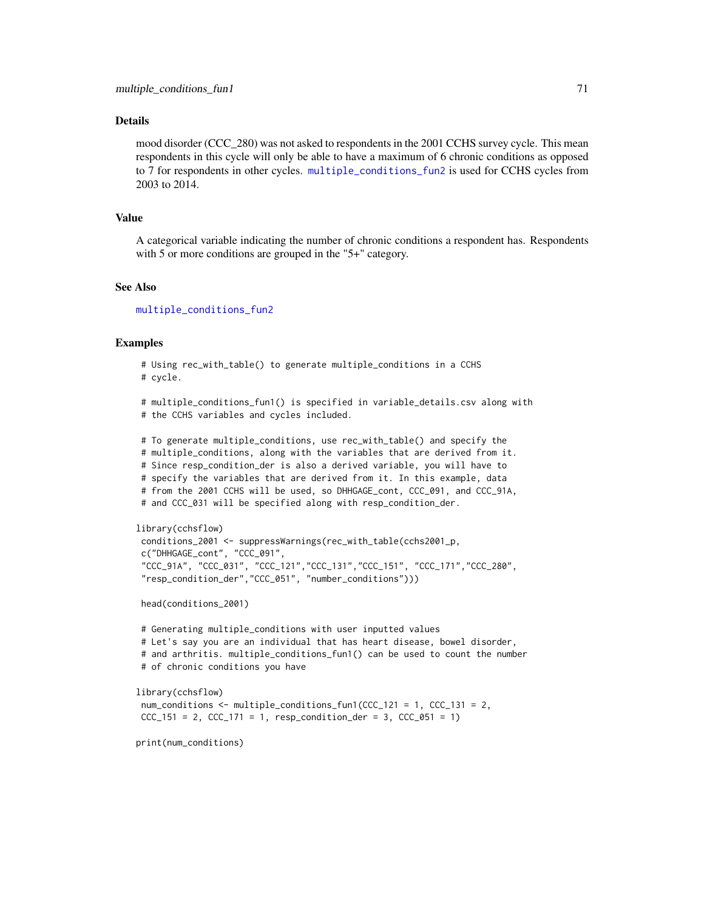### Details

mood disorder (CCC_280) was not asked to respondents in the 2001 CCHS survey cycle. This mean respondents in this cycle will only be able to have a maximum of 6 chronic conditions as opposed to 7 for respondents in other cycles. multiple_conditions_fun2 is used for CCHS cycles from 2003 to 2014.

### Value

A categorical variable indicating the number of chronic conditions a respondent has. Respondents with 5 or more conditions are grouped in the "5+" category.

### See Also

multiple_conditions_fun2

### Examples

```
# Using rec_with_table() to generate multiple_conditions in a CCHS
# cycle.

# multiple_conditions_fun1() is specified in variable_details.csv along with
# the CCHS variables and cycles included.

# To generate multiple_conditions, use rec_with_table() and specify the
# multiple_conditions, along with the variables that are derived from it.
# Since resp_condition_der is also a derived variable, you will have to
# specify the variables that are derived from it. In this example, data
# from the 2001 CCHS will be used, so DHHGAGE_cont, CCC_091, and CCC_91A,
# and CCC_031 will be specified along with resp_condition_der.

library(cchsflow)
conditions_2001 <- suppressWarnings(rec_with_table(cchs2001_p,
c("DHHGAGE_cont", "CCC_091",
"CCC_91A", "CCC_031", "CCC_121","CCC_131","CCC_151", "CCC_171","CCC_280",
"resp_condition_der","CCC_051", "number_conditions")))

head(conditions_2001)

# Generating multiple_conditions with user inputted values
# Let's say you are an individual that has heart disease, bowel disorder,
# and arthritis. multiple_conditions_fun1() can be used to count the number
# of chronic conditions you have

library(cchsflow)
num_conditions <- multiple_conditions_fun1(CCC_121 = 1, CCC_131 = 2,
CCC_151 = 2, CCC_171 = 1, resp_condition_der = 3, CCC_051 = 1)

print(num_conditions)
```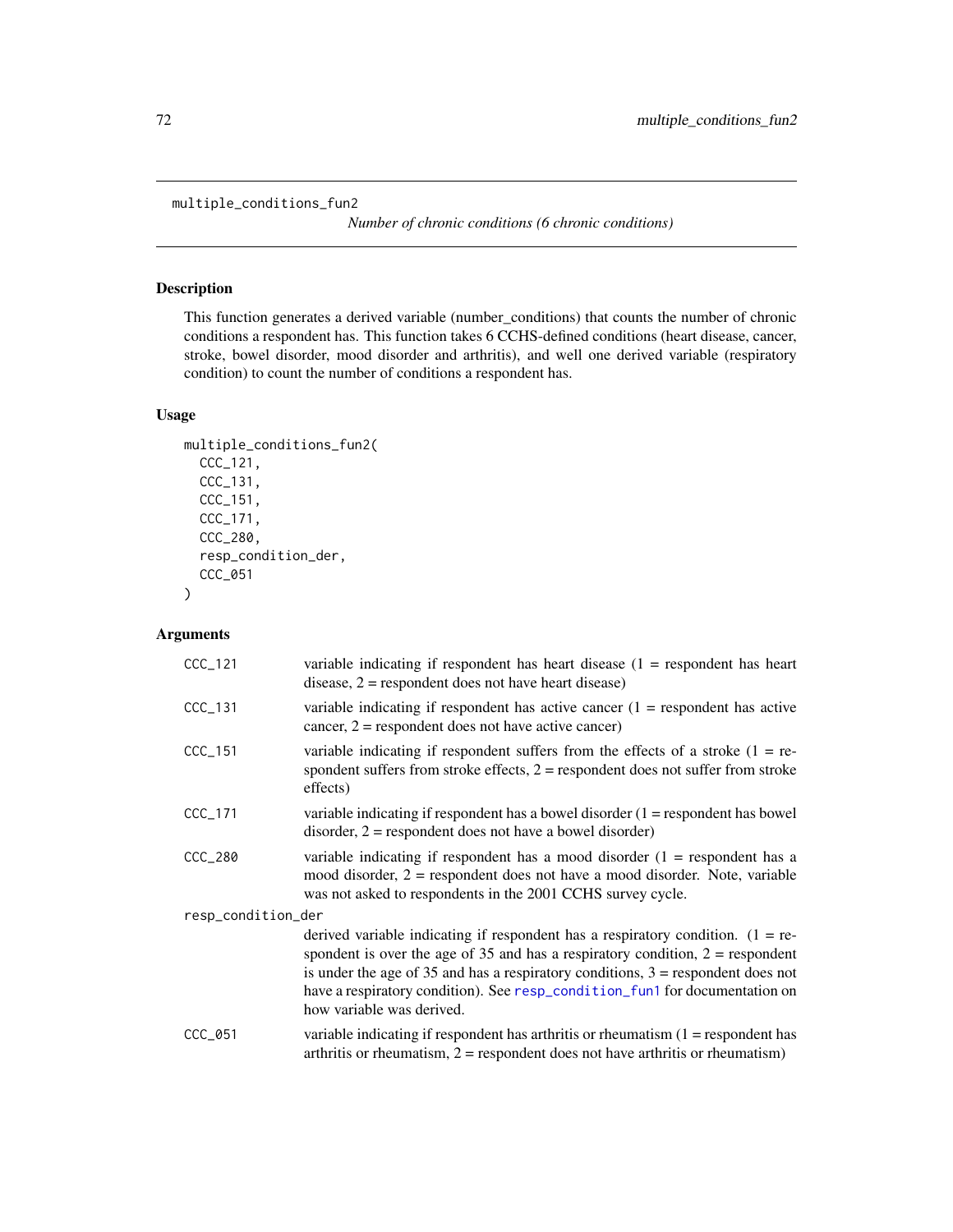multiple_conditions_fun2

*Number of chronic conditions (6 chronic conditions)*

## Description

This function generates a derived variable (number_conditions) that counts the number of chronic conditions a respondent has. This function takes 6 CCHS-defined conditions (heart disease, cancer, stroke, bowel disorder, mood disorder and arthritis), and well one derived variable (respiratory condition) to count the number of conditions a respondent has.

## Usage

```
multiple_conditions_fun2(
  CCC_121,
  CCC_131,
  CCC_151,
  CCC_171,
  CCC_280,
  resp_condition_der,
  CCC_051
)
```

## Arguments

| | |
|---|---|
| CCC_121 | variable indicating if respondent has heart disease (1 = respondent has heart disease, 2 = respondent does not have heart disease) |
| CCC_131 | variable indicating if respondent has active cancer (1 = respondent has active cancer, 2 = respondent does not have active cancer) |
| CCC_151 | variable indicating if respondent suffers from the effects of a stroke (1 = respondent suffers from stroke effects, 2 = respondent does not suffer from stroke effects) |
| CCC_171 | variable indicating if respondent has a bowel disorder (1 = respondent has bowel disorder, 2 = respondent does not have a bowel disorder) |
| CCC_280 | variable indicating if respondent has a mood disorder (1 = respondent has a mood disorder, 2 = respondent does not have a mood disorder. Note, variable was not asked to respondents in the 2001 CCHS survey cycle. |
| resp_condition_der | derived variable indicating if respondent has a respiratory condition. (1 = respondent is over the age of 35 and has a respiratory condition, 2 = respondent is under the age of 35 and has a respiratory conditions, 3 = respondent does not have a respiratory condition). See resp_condition_fun1 for documentation on how variable was derived. |
| CCC_051 | variable indicating if respondent has arthritis or rheumatism (1 = respondent has arthritis or rheumatism, 2 = respondent does not have arthritis or rheumatism) |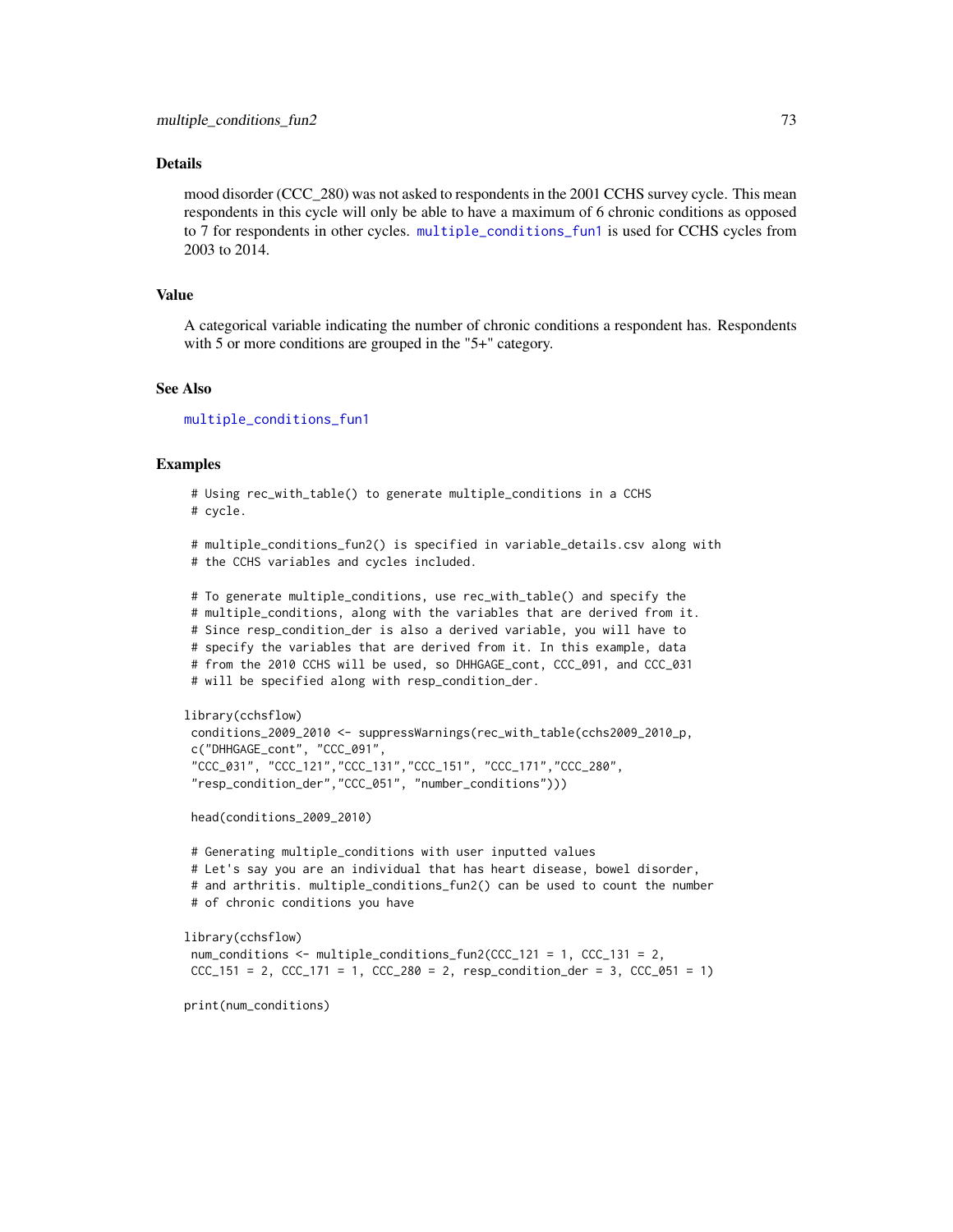## Details

mood disorder (CCC_280) was not asked to respondents in the 2001 CCHS survey cycle. This mean respondents in this cycle will only be able to have a maximum of 6 chronic conditions as opposed to 7 for respondents in other cycles. multiple_conditions_fun1 is used for CCHS cycles from 2003 to 2014.

## Value

A categorical variable indicating the number of chronic conditions a respondent has. Respondents with 5 or more conditions are grouped in the "5+" category.

## See Also

multiple_conditions_fun1

## Examples

```
 # Using rec_with_table() to generate multiple_conditions in a CCHS
 # cycle.

 # multiple_conditions_fun2() is specified in variable_details.csv along with
 # the CCHS variables and cycles included.

 # To generate multiple_conditions, use rec_with_table() and specify the
 # multiple_conditions, along with the variables that are derived from it.
 # Since resp_condition_der is also a derived variable, you will have to
 # specify the variables that are derived from it. In this example, data
 # from the 2010 CCHS will be used, so DHHGAGE_cont, CCC_091, and CCC_031
 # will be specified along with resp_condition_der.

library(cchsflow)
 conditions_2009_2010 <- suppressWarnings(rec_with_table(cchs2009_2010_p,
 c("DHHGAGE_cont", "CCC_091",
 "CCC_031", "CCC_121","CCC_131","CCC_151", "CCC_171","CCC_280",
 "resp_condition_der","CCC_051", "number_conditions")))

 head(conditions_2009_2010)

 # Generating multiple_conditions with user inputted values
 # Let's say you are an individual that has heart disease, bowel disorder,
 # and arthritis. multiple_conditions_fun2() can be used to count the number
 # of chronic conditions you have

library(cchsflow)
 num_conditions <- multiple_conditions_fun2(CCC_121 = 1, CCC_131 = 2,
 CCC_151 = 2, CCC_171 = 1, CCC_280 = 2, resp_condition_der = 3, CCC_051 = 1)

print(num_conditions)
```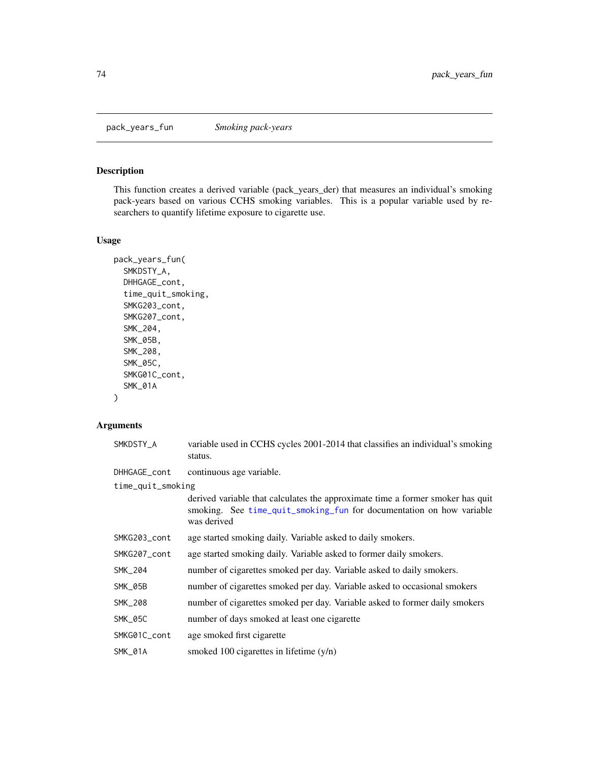# pack_years_fun *Smoking pack-years*

## Description

This function creates a derived variable (pack_years_der) that measures an individual's smoking pack-years based on various CCHS smoking variables. This is a popular variable used by researchers to quantify lifetime exposure to cigarette use.

## Usage

```
pack_years_fun(
  SMKDSTY_A,
  DHHGAGE_cont,
  time_quit_smoking,
  SMKG203_cont,
  SMKG207_cont,
  SMK_204,
  SMK_05B,
  SMK_208,
  SMK_05C,
  SMKG01C_cont,
  SMK_01A
)
```

## Arguments

| Argument | Description |
|---|---|
| SMKDSTY_A | variable used in CCHS cycles 2001-2014 that classifies an individual's smoking status. |
| DHHGAGE_cont | continuous age variable. |
| time_quit_smoking | derived variable that calculates the approximate time a former smoker has quit smoking. See time_quit_smoking_fun for documentation on how variable was derived |
| SMKG203_cont | age started smoking daily. Variable asked to daily smokers. |
| SMKG207_cont | age started smoking daily. Variable asked to former daily smokers. |
| SMK_204 | number of cigarettes smoked per day. Variable asked to daily smokers. |
| SMK_05B | number of cigarettes smoked per day. Variable asked to occasional smokers |
| SMK_208 | number of cigarettes smoked per day. Variable asked to former daily smokers |
| SMK_05C | number of days smoked at least one cigarette |
| SMKG01C_cont | age smoked first cigarette |
| SMK_01A | smoked 100 cigarettes in lifetime (y/n) |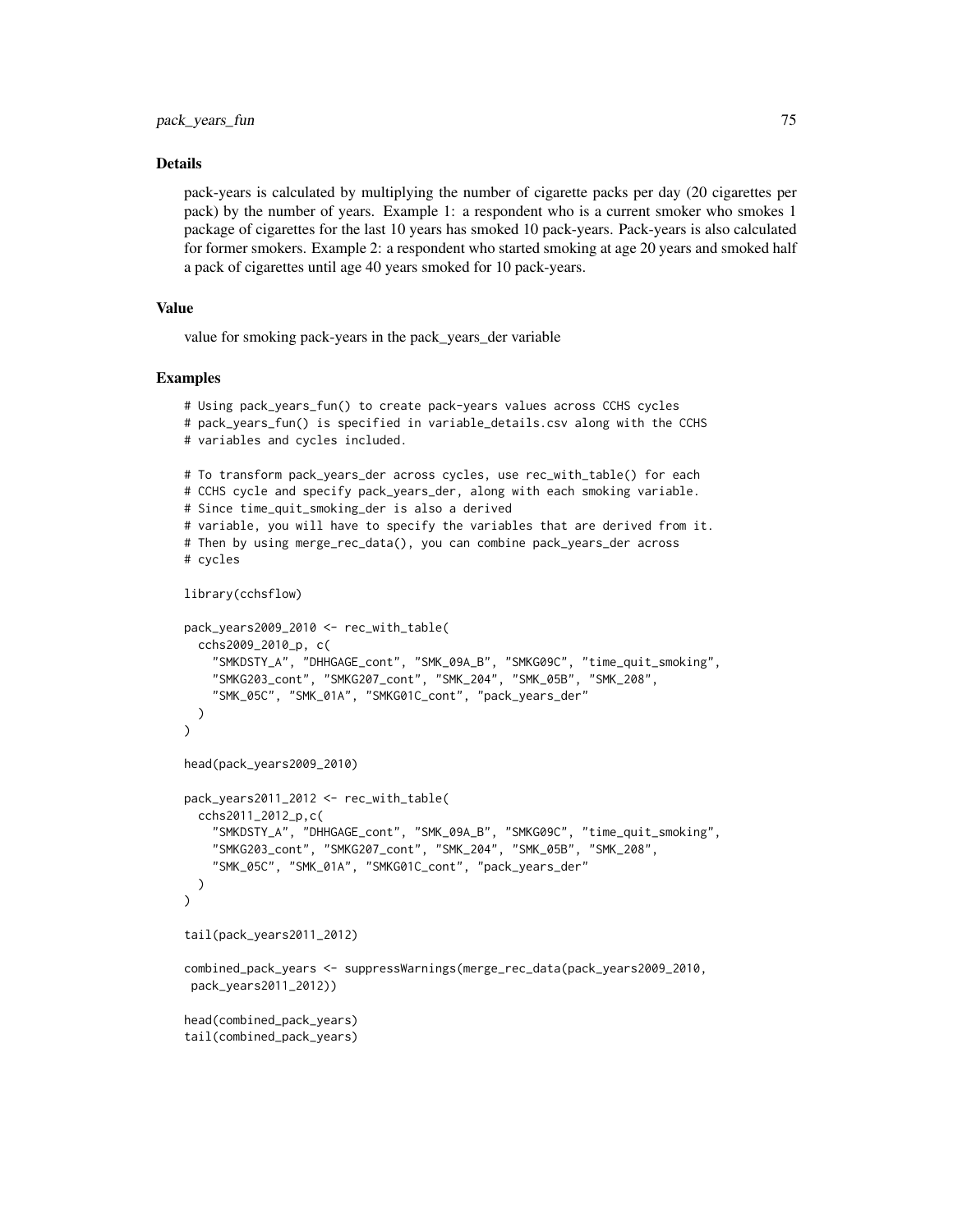## Details

pack-years is calculated by multiplying the number of cigarette packs per day (20 cigarettes per pack) by the number of years. Example 1: a respondent who is a current smoker who smokes 1 package of cigarettes for the last 10 years has smoked 10 pack-years. Pack-years is also calculated for former smokers. Example 2: a respondent who started smoking at age 20 years and smoked half a pack of cigarettes until age 40 years smoked for 10 pack-years.

## Value

value for smoking pack-years in the pack_years_der variable

## Examples

```
# Using pack_years_fun() to create pack-years values across CCHS cycles
# pack_years_fun() is specified in variable_details.csv along with the CCHS
# variables and cycles included.

# To transform pack_years_der across cycles, use rec_with_table() for each
# CCHS cycle and specify pack_years_der, along with each smoking variable.
# Since time_quit_smoking_der is also a derived
# variable, you will have to specify the variables that are derived from it.
# Then by using merge_rec_data(), you can combine pack_years_der across
# cycles

library(cchsflow)

pack_years2009_2010 <- rec_with_table(
  cchs2009_2010_p, c(
    "SMKDSTY_A", "DHHGAGE_cont", "SMK_09A_B", "SMKG09C", "time_quit_smoking",
    "SMKG203_cont", "SMKG207_cont", "SMK_204", "SMK_05B", "SMK_208",
    "SMK_05C", "SMK_01A", "SMKG01C_cont", "pack_years_der"
  )
)

head(pack_years2009_2010)

pack_years2011_2012 <- rec_with_table(
  cchs2011_2012_p,c(
    "SMKDSTY_A", "DHHGAGE_cont", "SMK_09A_B", "SMKG09C", "time_quit_smoking",
    "SMKG203_cont", "SMKG207_cont", "SMK_204", "SMK_05B", "SMK_208",
    "SMK_05C", "SMK_01A", "SMKG01C_cont", "pack_years_der"
  )
)

tail(pack_years2011_2012)

combined_pack_years <- suppressWarnings(merge_rec_data(pack_years2009_2010,
 pack_years2011_2012))

head(combined_pack_years)
tail(combined_pack_years)
```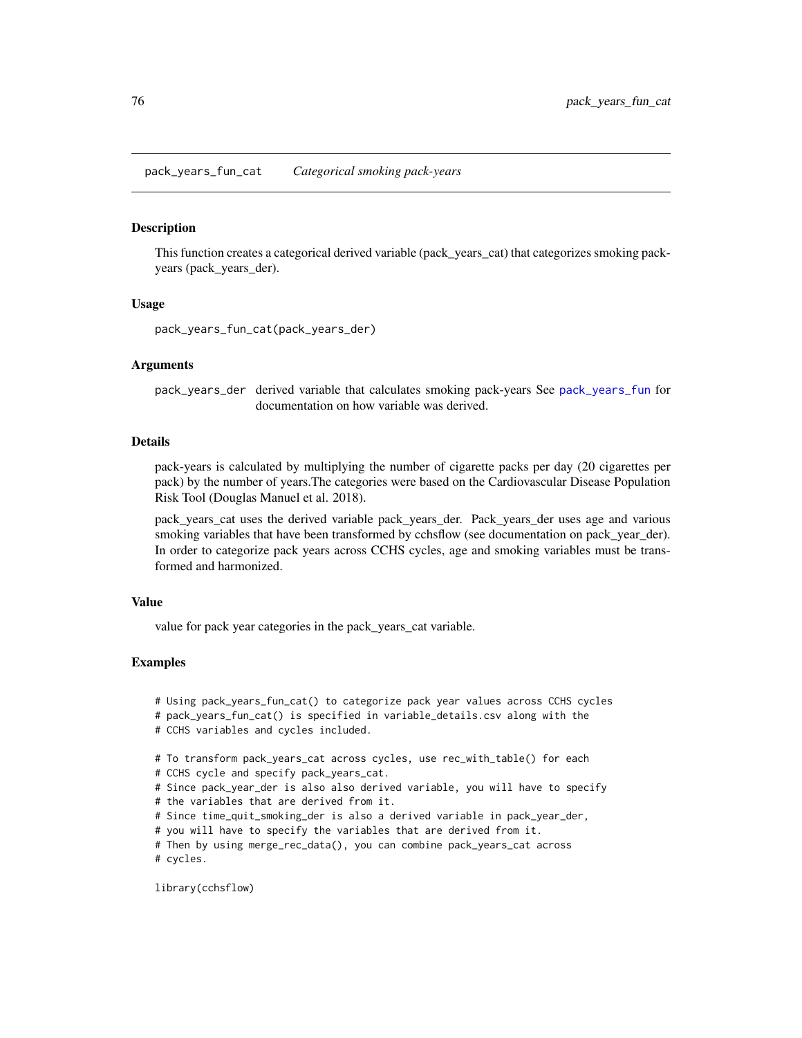# pack_years_fun_cat *Categorical smoking pack-years*

## Description

This function creates a categorical derived variable (pack_years_cat) that categorizes smoking pack-years (pack_years_der).

## Usage

```
pack_years_fun_cat(pack_years_der)
```

## Arguments

pack_years_der derived variable that calculates smoking pack-years See pack_years_fun for documentation on how variable was derived.

## Details

pack-years is calculated by multiplying the number of cigarette packs per day (20 cigarettes per pack) by the number of years.The categories were based on the Cardiovascular Disease Population Risk Tool (Douglas Manuel et al. 2018).

pack_years_cat uses the derived variable pack_years_der. Pack_years_der uses age and various smoking variables that have been transformed by cchsflow (see documentation on pack_year_der). In order to categorize pack years across CCHS cycles, age and smoking variables must be transformed and harmonized.

## Value

value for pack year categories in the pack_years_cat variable.

## Examples

```
# Using pack_years_fun_cat() to categorize pack year values across CCHS cycles
# pack_years_fun_cat() is specified in variable_details.csv along with the
# CCHS variables and cycles included.

# To transform pack_years_cat across cycles, use rec_with_table() for each
# CCHS cycle and specify pack_years_cat.
# Since pack_year_der is also also derived variable, you will have to specify
# the variables that are derived from it.
# Since time_quit_smoking_der is also a derived variable in pack_year_der,
# you will have to specify the variables that are derived from it.
# Then by using merge_rec_data(), you can combine pack_years_cat across
# cycles.

library(cchsflow)
```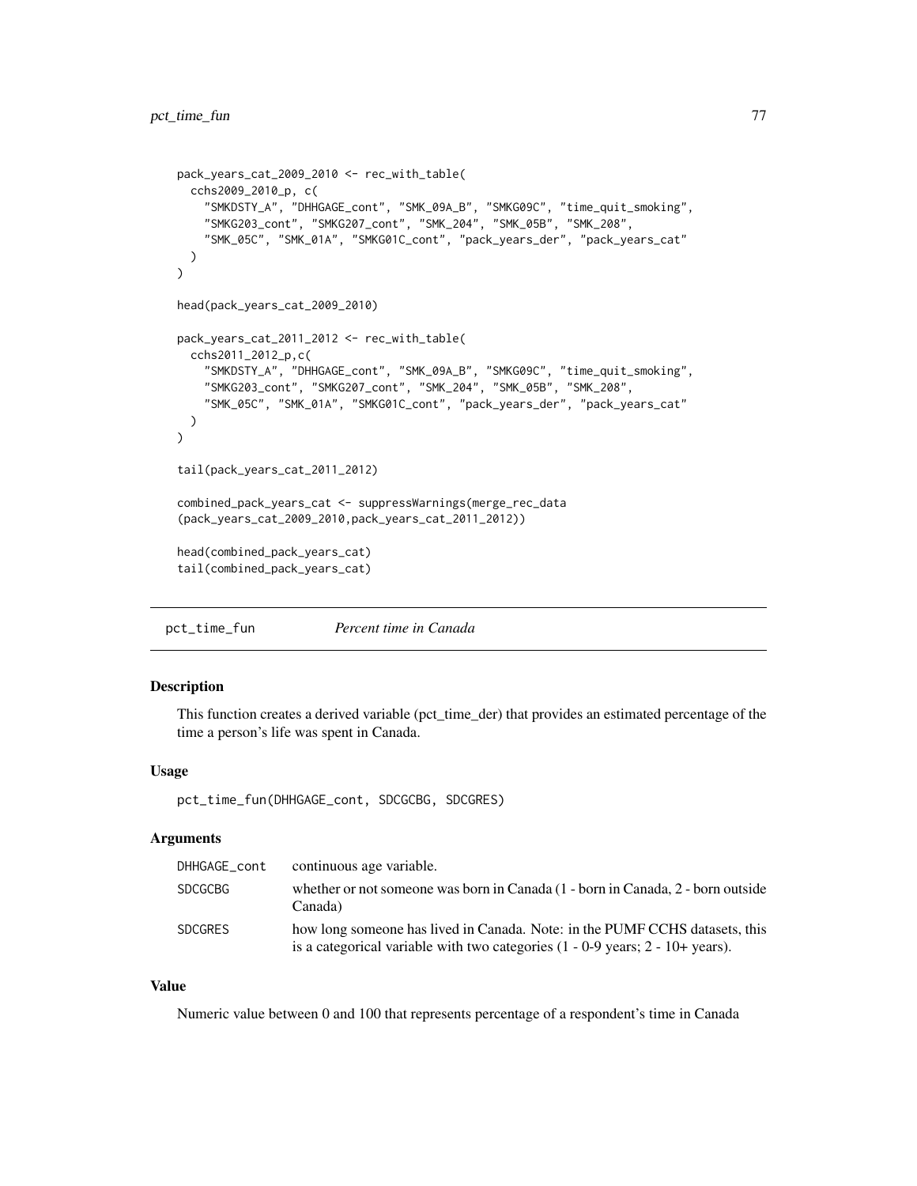```
pack_years_cat_2009_2010 <- rec_with_table(
  cchs2009_2010_p, c(
    "SMKDSTY_A", "DHHGAGE_cont", "SMK_09A_B", "SMKG09C", "time_quit_smoking",
    "SMKG203_cont", "SMKG207_cont", "SMK_204", "SMK_05B", "SMK_208",
    "SMK_05C", "SMK_01A", "SMKG01C_cont", "pack_years_der", "pack_years_cat"
  )
)

head(pack_years_cat_2009_2010)

pack_years_cat_2011_2012 <- rec_with_table(
  cchs2011_2012_p,c(
    "SMKDSTY_A", "DHHGAGE_cont", "SMK_09A_B", "SMKG09C", "time_quit_smoking",
    "SMKG203_cont", "SMKG207_cont", "SMK_204", "SMK_05B", "SMK_208",
    "SMK_05C", "SMK_01A", "SMKG01C_cont", "pack_years_der", "pack_years_cat"
  )
)

tail(pack_years_cat_2011_2012)

combined_pack_years_cat <- suppressWarnings(merge_rec_data
(pack_years_cat_2009_2010,pack_years_cat_2011_2012))

head(combined_pack_years_cat)
tail(combined_pack_years_cat)
```

## pct_time_fun — *Percent time in Canada*

### Description

This function creates a derived variable (pct_time_der) that provides an estimated percentage of the time a person's life was spent in Canada.

### Usage

```
pct_time_fun(DHHGAGE_cont, SDCGCBG, SDCGRES)
```

### Arguments

| | |
|---|---|
| DHHGAGE_cont | continuous age variable. |
| SDCGCBG | whether or not someone was born in Canada (1 - born in Canada, 2 - born outside Canada) |
| SDCGRES | how long someone has lived in Canada. Note: in the PUMF CCHS datasets, this is a categorical variable with two categories (1 - 0-9 years; 2 - 10+ years). |

### Value

Numeric value between 0 and 100 that represents percentage of a respondent's time in Canada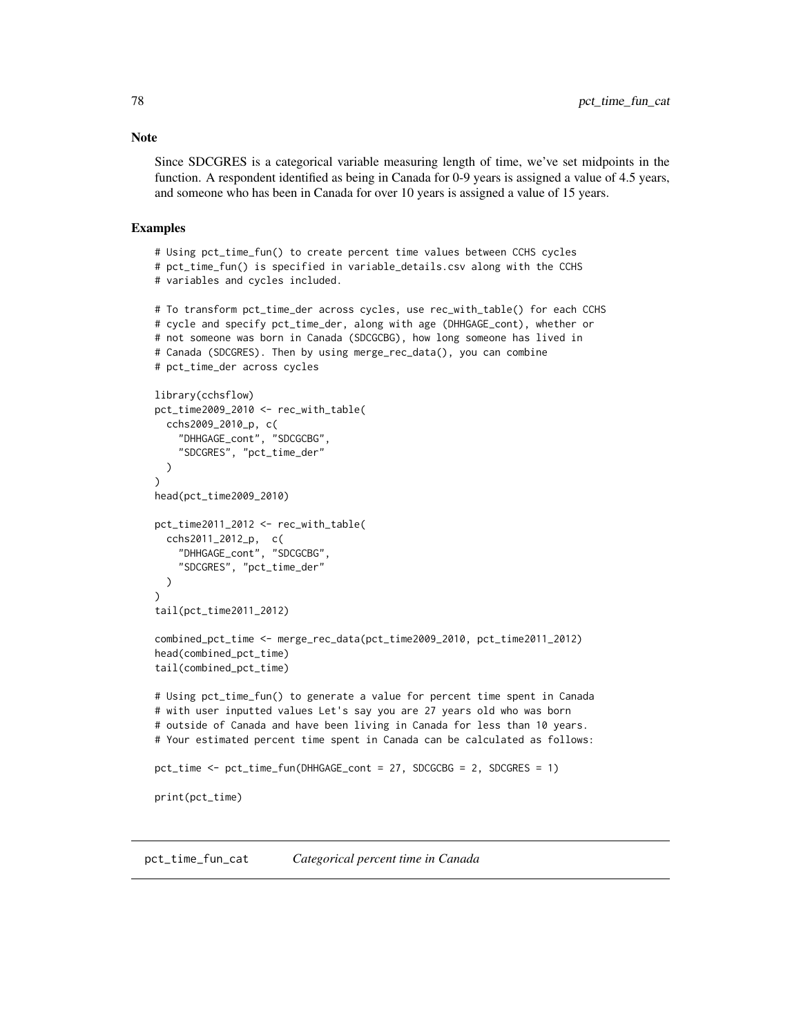## Note

Since SDCGRES is a categorical variable measuring length of time, we've set midpoints in the function. A respondent identified as being in Canada for 0-9 years is assigned a value of 4.5 years, and someone who has been in Canada for over 10 years is assigned a value of 15 years.

## Examples

```
# Using pct_time_fun() to create percent time values between CCHS cycles
# pct_time_fun() is specified in variable_details.csv along with the CCHS
# variables and cycles included.

# To transform pct_time_der across cycles, use rec_with_table() for each CCHS
# cycle and specify pct_time_der, along with age (DHHGAGE_cont), whether or
# not someone was born in Canada (SDCGCBG), how long someone has lived in
# Canada (SDCGRES). Then by using merge_rec_data(), you can combine
# pct_time_der across cycles

library(cchsflow)
pct_time2009_2010 <- rec_with_table(
  cchs2009_2010_p, c(
    "DHHGAGE_cont", "SDCGCBG",
    "SDCGRES", "pct_time_der"
  )
)
head(pct_time2009_2010)

pct_time2011_2012 <- rec_with_table(
  cchs2011_2012_p,  c(
    "DHHGAGE_cont", "SDCGCBG",
    "SDCGRES", "pct_time_der"
  )
)
tail(pct_time2011_2012)

combined_pct_time <- merge_rec_data(pct_time2009_2010, pct_time2011_2012)
head(combined_pct_time)
tail(combined_pct_time)

# Using pct_time_fun() to generate a value for percent time spent in Canada
# with user inputted values Let's say you are 27 years old who was born
# outside of Canada and have been living in Canada for less than 10 years.
# Your estimated percent time spent in Canada can be calculated as follows:

pct_time <- pct_time_fun(DHHGAGE_cont = 27, SDCGCBG = 2, SDCGRES = 1)

print(pct_time)
```

# pct_time_fun_cat    *Categorical percent time in Canada*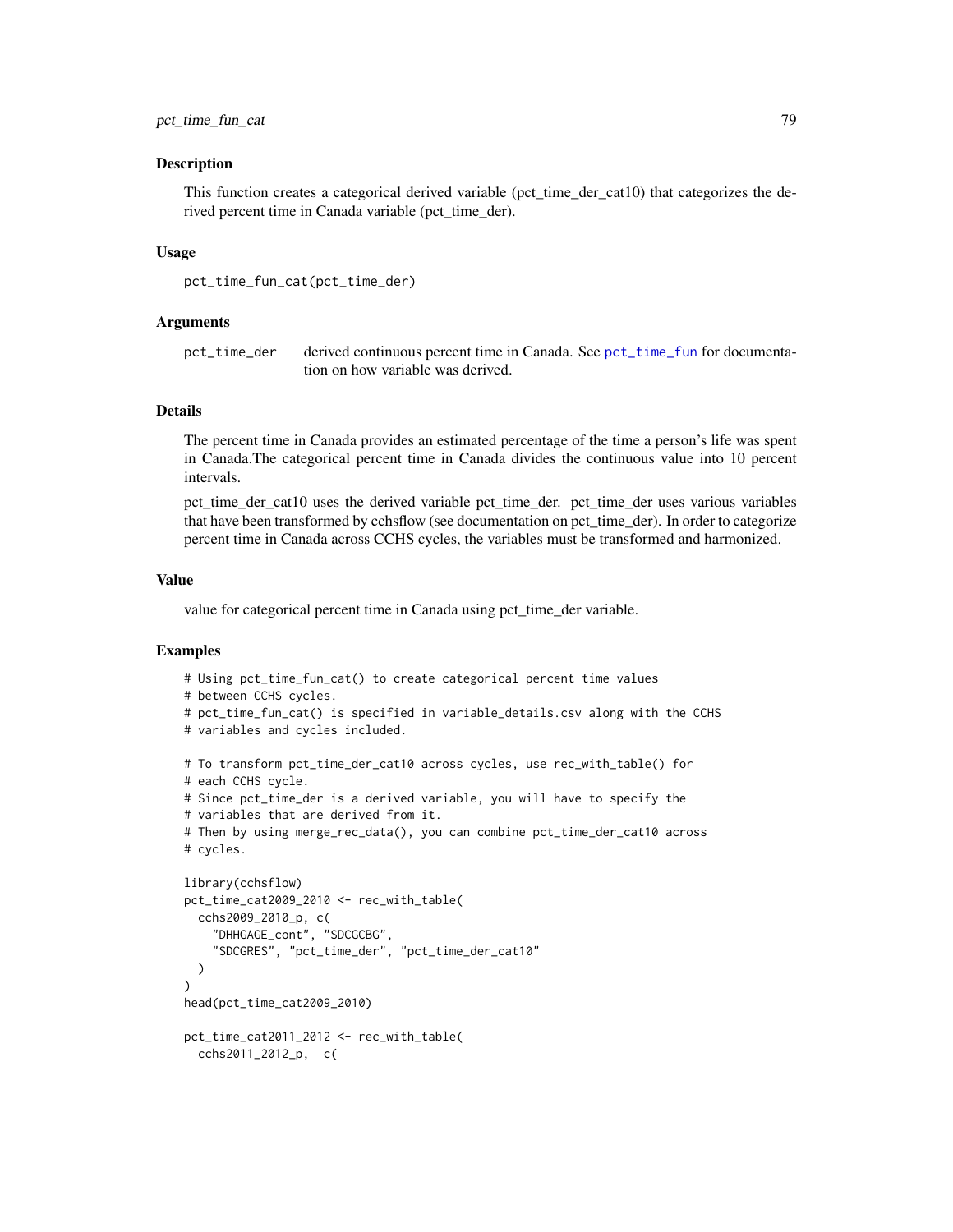### Description

This function creates a categorical derived variable (pct_time_der_cat10) that categorizes the derived percent time in Canada variable (pct_time_der).

### Usage

```
pct_time_fun_cat(pct_time_der)
```

### Arguments

pct_time_der    derived continuous percent time in Canada. See pct_time_fun for documentation on how variable was derived.

### Details

The percent time in Canada provides an estimated percentage of the time a person's life was spent in Canada.The categorical percent time in Canada divides the continuous value into 10 percent intervals.

pct_time_der_cat10 uses the derived variable pct_time_der. pct_time_der uses various variables that have been transformed by cchsflow (see documentation on pct_time_der). In order to categorize percent time in Canada across CCHS cycles, the variables must be transformed and harmonized.

### Value

value for categorical percent time in Canada using pct_time_der variable.

### Examples

```
# Using pct_time_fun_cat() to create categorical percent time values
# between CCHS cycles.
# pct_time_fun_cat() is specified in variable_details.csv along with the CCHS
# variables and cycles included.

# To transform pct_time_der_cat10 across cycles, use rec_with_table() for
# each CCHS cycle.
# Since pct_time_der is a derived variable, you will have to specify the
# variables that are derived from it.
# Then by using merge_rec_data(), you can combine pct_time_der_cat10 across
# cycles.

library(cchsflow)
pct_time_cat2009_2010 <- rec_with_table(
  cchs2009_2010_p, c(
    "DHHGAGE_cont", "SDCGCBG",
    "SDCGRES", "pct_time_der", "pct_time_der_cat10"
  )
)
head(pct_time_cat2009_2010)

pct_time_cat2011_2012 <- rec_with_table(
  cchs2011_2012_p,  c(
```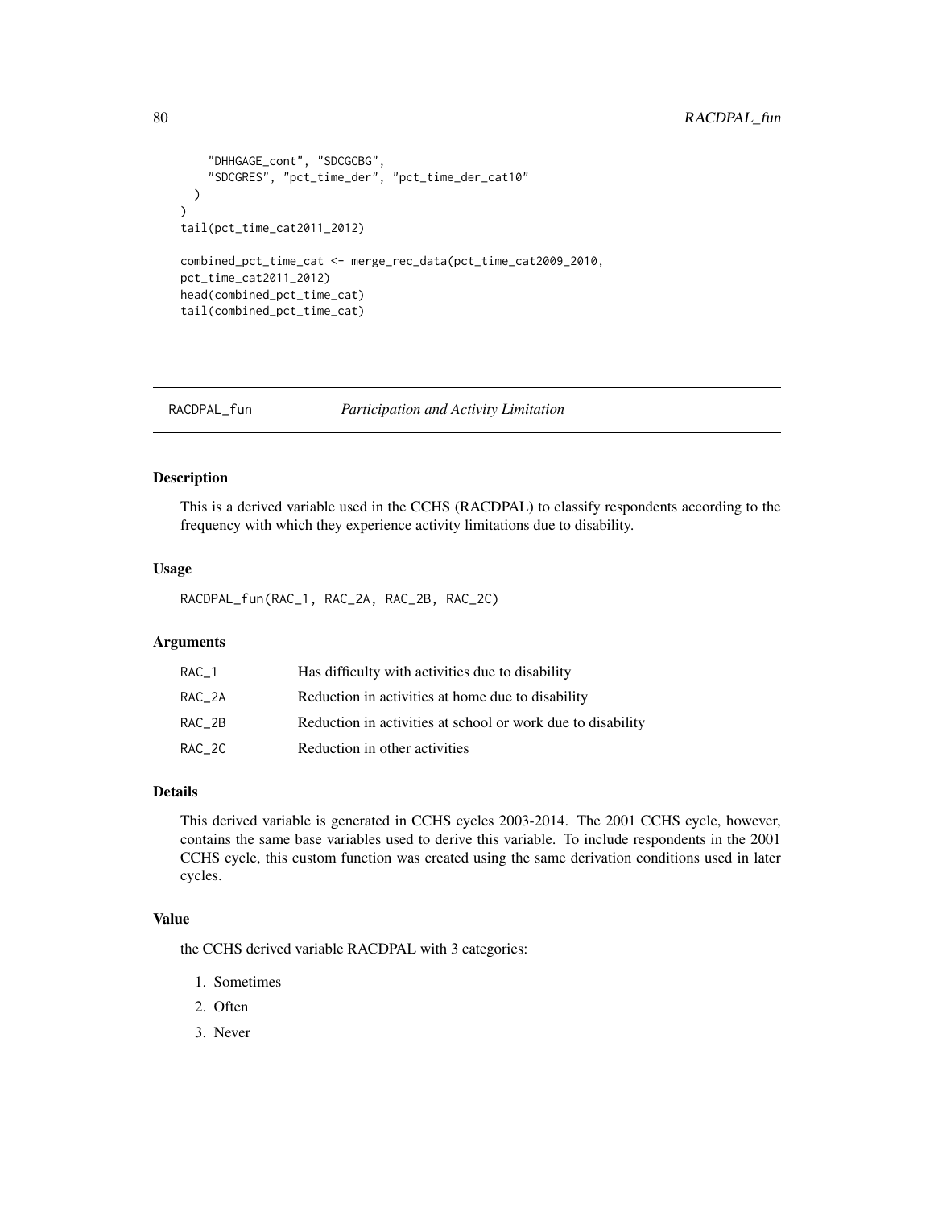```
    "DHHGAGE_cont", "SDCGCBG",
    "SDCGRES", "pct_time_der", "pct_time_der_cat10"
  )
)
tail(pct_time_cat2011_2012)

combined_pct_time_cat <- merge_rec_data(pct_time_cat2009_2010,
pct_time_cat2011_2012)
head(combined_pct_time_cat)
tail(combined_pct_time_cat)
```

---

## RACDPAL_fun — *Participation and Activity Limitation*

### Description

This is a derived variable used in the CCHS (RACDPAL) to classify respondents according to the frequency with which they experience activity limitations due to disability.

### Usage

```
RACDPAL_fun(RAC_1, RAC_2A, RAC_2B, RAC_2C)
```

### Arguments

| | |
|---|---|
| RAC_1 | Has difficulty with activities due to disability |
| RAC_2A | Reduction in activities at home due to disability |
| RAC_2B | Reduction in activities at school or work due to disability |
| RAC_2C | Reduction in other activities |

### Details

This derived variable is generated in CCHS cycles 2003-2014. The 2001 CCHS cycle, however, contains the same base variables used to derive this variable. To include respondents in the 2001 CCHS cycle, this custom function was created using the same derivation conditions used in later cycles.

### Value

the CCHS derived variable RACDPAL with 3 categories:

1. Sometimes
2. Often
3. Never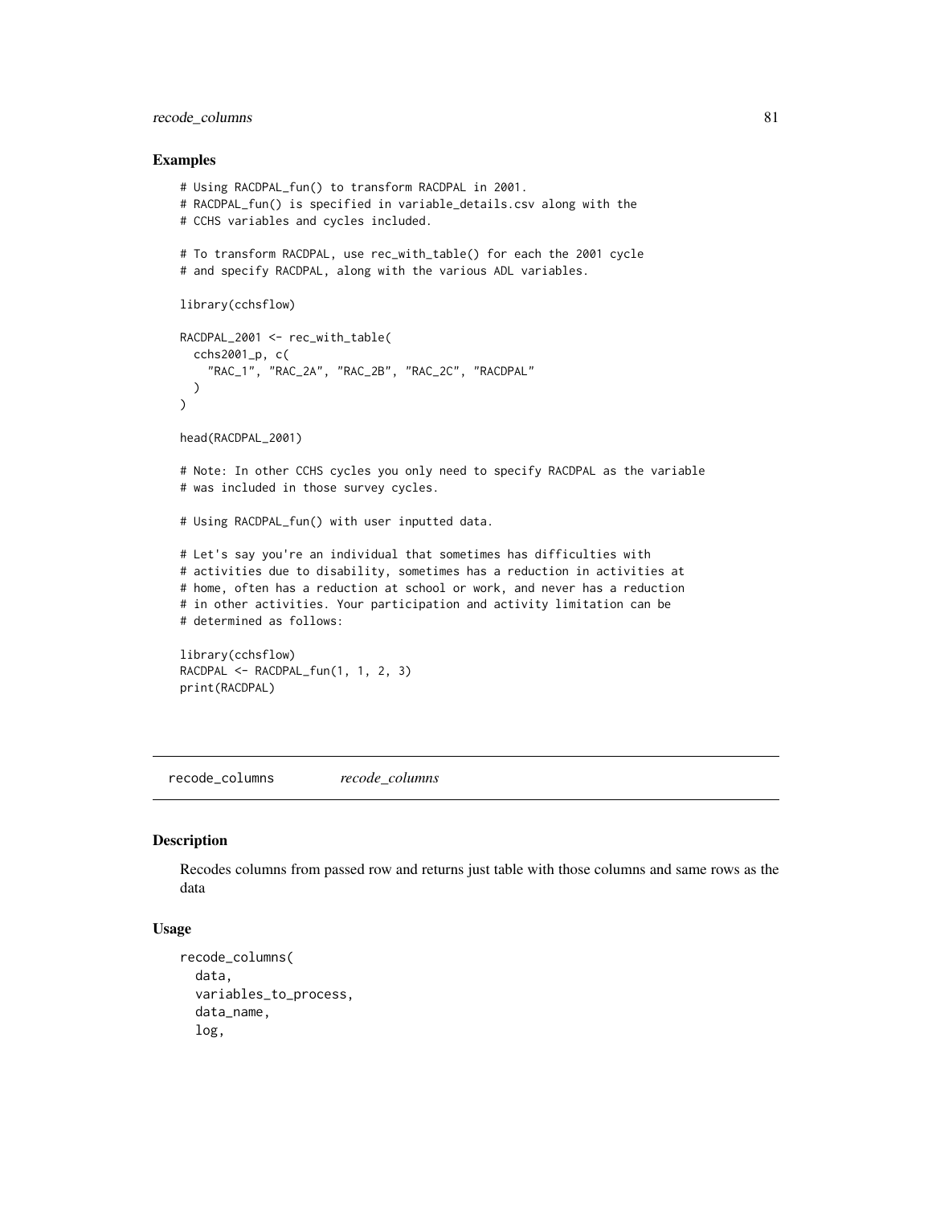### Examples

```
# Using RACDPAL_fun() to transform RACDPAL in 2001.
# RACDPAL_fun() is specified in variable_details.csv along with the
# CCHS variables and cycles included.

# To transform RACDPAL, use rec_with_table() for each the 2001 cycle
# and specify RACDPAL, along with the various ADL variables.

library(cchsflow)

RACDPAL_2001 <- rec_with_table(
  cchs2001_p, c(
    "RAC_1", "RAC_2A", "RAC_2B", "RAC_2C", "RACDPAL"
  )
)

head(RACDPAL_2001)

# Note: In other CCHS cycles you only need to specify RACDPAL as the variable
# was included in those survey cycles.

# Using RACDPAL_fun() with user inputted data.

# Let's say you're an individual that sometimes has difficulties with
# activities due to disability, sometimes has a reduction in activities at
# home, often has a reduction at school or work, and never has a reduction
# in other activities. Your participation and activity limitation can be
# determined as follows:

library(cchsflow)
RACDPAL <- RACDPAL_fun(1, 1, 2, 3)
print(RACDPAL)
```

---

## recode_columns *recode_columns*

### Description

Recodes columns from passed row and returns just table with those columns and same rows as the data

### Usage

```
recode_columns(
  data,
  variables_to_process,
  data_name,
  log,
```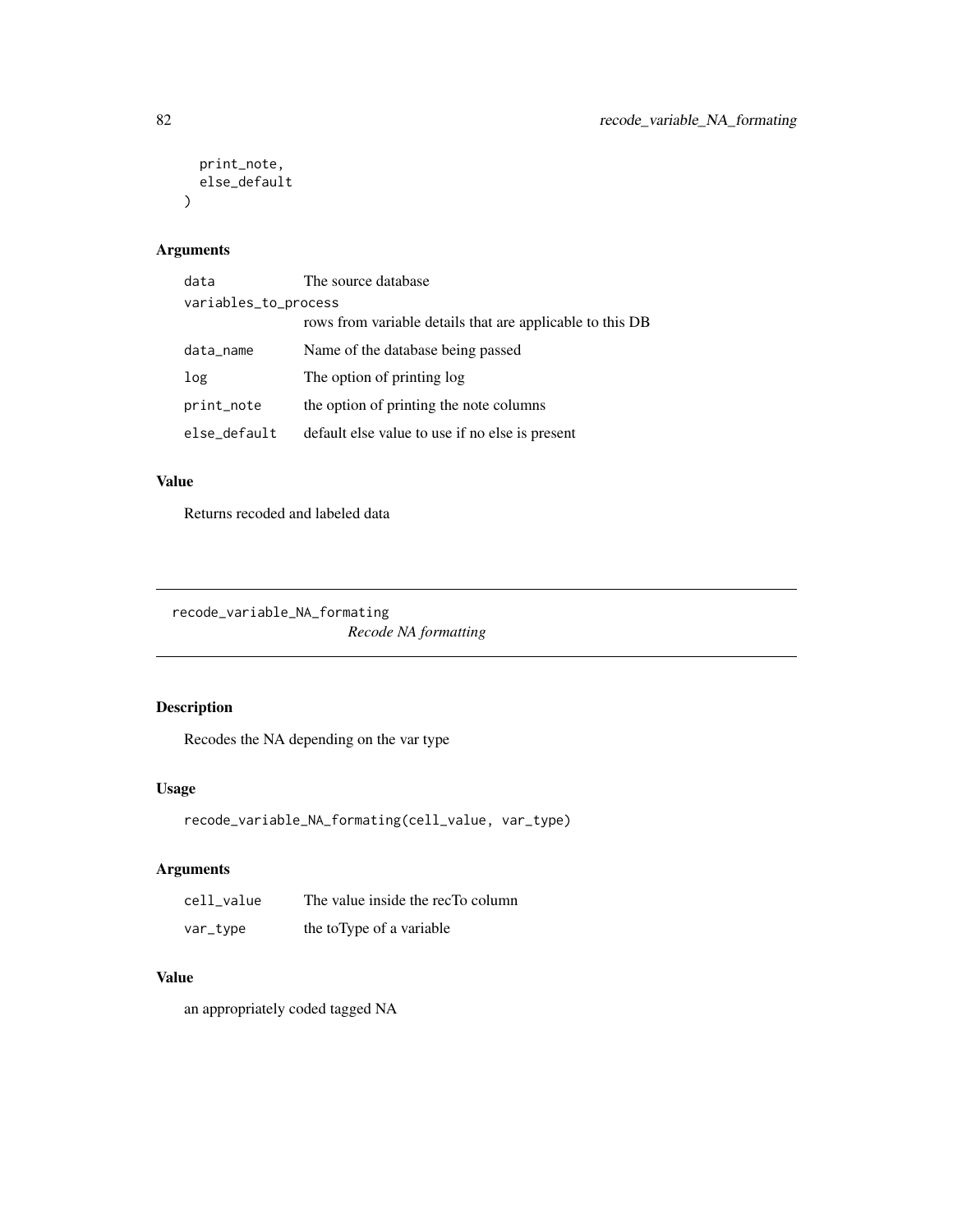```
  print_note,
  else_default
)
```

### Arguments

| | |
|---|---|
| data | The source database |
| variables_to_process | rows from variable details that are applicable to this DB |
| data_name | Name of the database being passed |
| log | The option of printing log |
| print_note | the option of printing the note columns |
| else_default | default else value to use if no else is present |

### Value

Returns recoded and labeled data

---

## recode_variable_NA_formating

*Recode NA formatting*

### Description

Recodes the NA depending on the var type

### Usage

```
recode_variable_NA_formating(cell_value, var_type)
```

### Arguments

| | |
|---|---|
| cell_value | The value inside the recTo column |
| var_type | the toType of a variable |

### Value

an appropriately coded tagged NA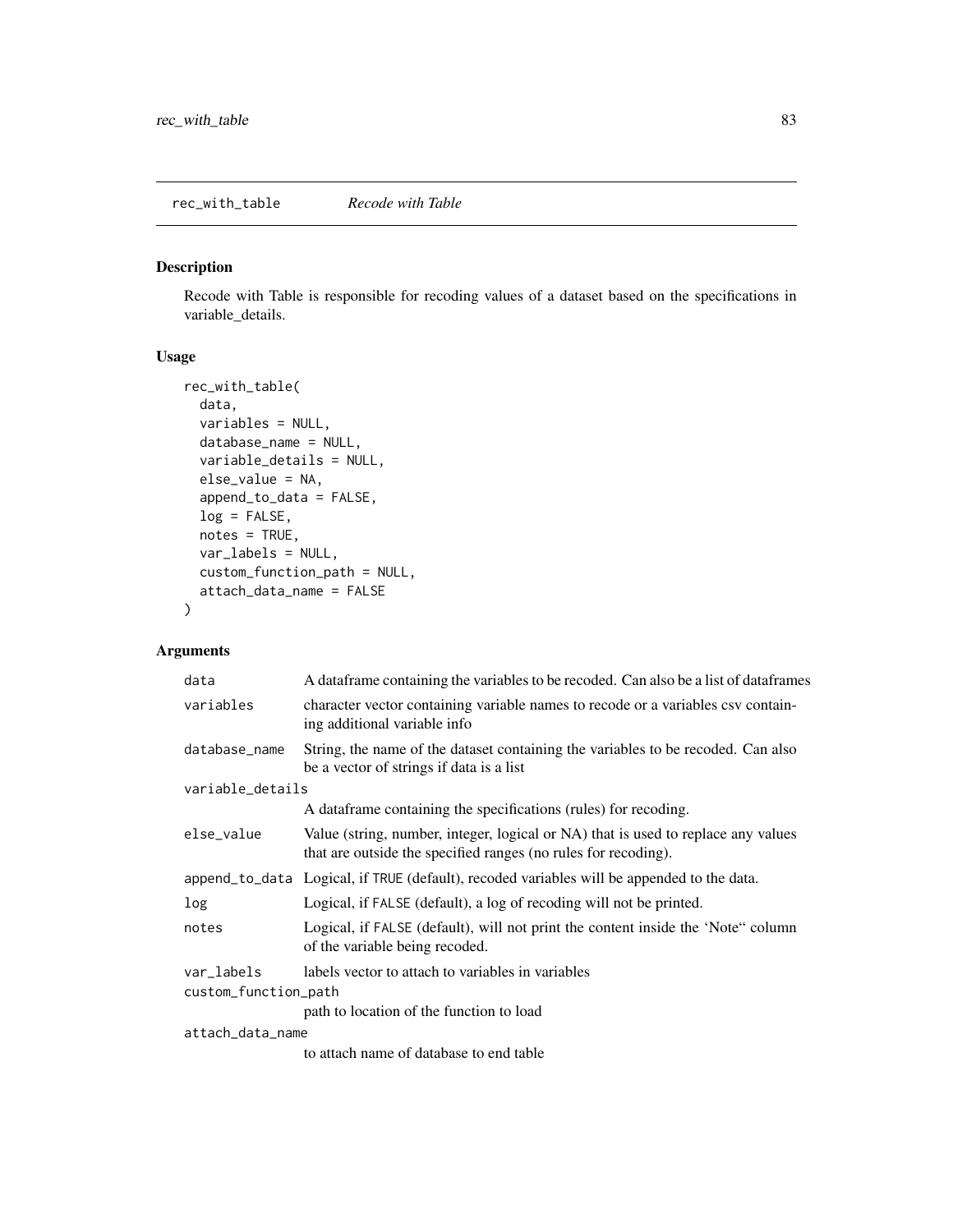## rec_with_table    *Recode with Table*

### Description

Recode with Table is responsible for recoding values of a dataset based on the specifications in variable_details.

### Usage

```
rec_with_table(
  data,
  variables = NULL,
  database_name = NULL,
  variable_details = NULL,
  else_value = NA,
  append_to_data = FALSE,
  log = FALSE,
  notes = TRUE,
  var_labels = NULL,
  custom_function_path = NULL,
  attach_data_name = FALSE
)
```

### Arguments

| | |
|---|---|
| `data` | A dataframe containing the variables to be recoded. Can also be a list of dataframes |
| `variables` | character vector containing variable names to recode or a variables csv containing additional variable info |
| `database_name` | String, the name of the dataset containing the variables to be recoded. Can also be a vector of strings if data is a list |
| `variable_details` | A dataframe containing the specifications (rules) for recoding. |
| `else_value` | Value (string, number, integer, logical or NA) that is used to replace any values that are outside the specified ranges (no rules for recoding). |
| `append_to_data` | Logical, if `TRUE` (default), recoded variables will be appended to the data. |
| `log` | Logical, if `FALSE` (default), a log of recoding will not be printed. |
| `notes` | Logical, if `FALSE` (default), will not print the content inside the 'Note" column of the variable being recoded. |
| `var_labels` | labels vector to attach to variables in variables |
| `custom_function_path` | path to location of the function to load |
| `attach_data_name` | to attach name of database to end table |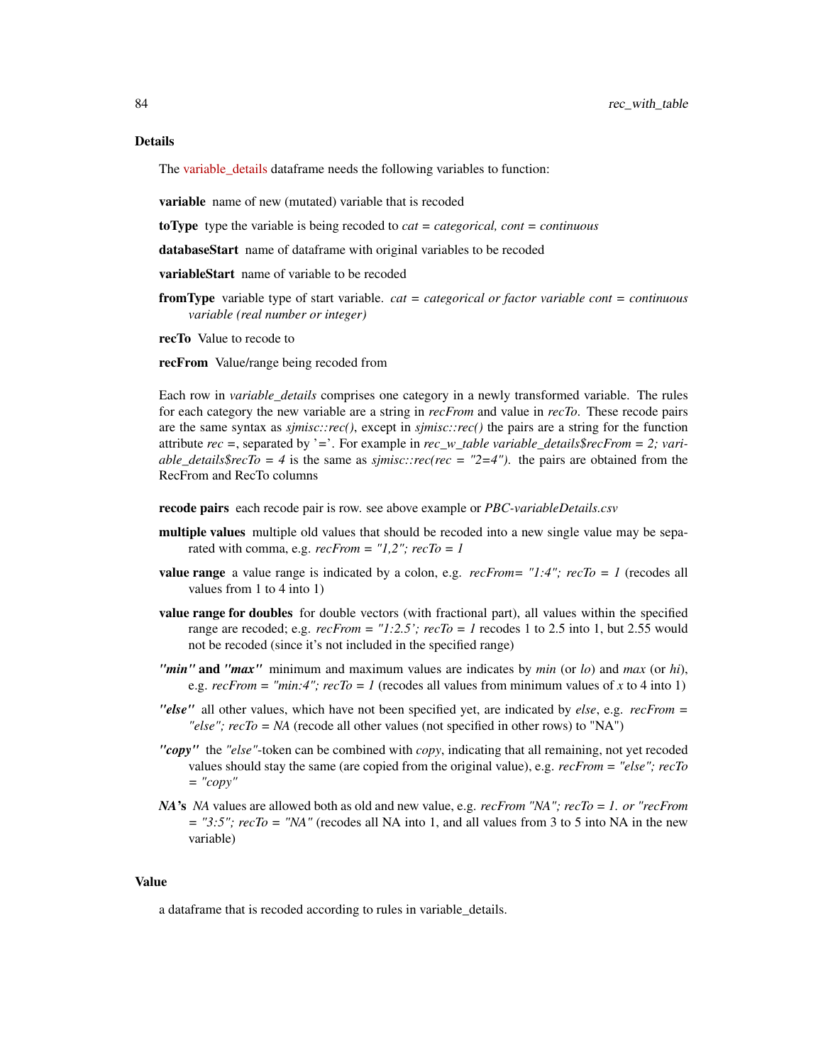## Details

The variable_details dataframe needs the following variables to function:

**variable** name of new (mutated) variable that is recoded

**toType** type the variable is being recoded to *cat = categorical, cont = continuous*

**databaseStart** name of dataframe with original variables to be recoded

**variableStart** name of variable to be recoded

**fromType** variable type of start variable. *cat = categorical or factor variable cont = continuous variable (real number or integer)*

**recTo** Value to recode to

**recFrom** Value/range being recoded from

Each row in *variable_details* comprises one category in a newly transformed variable. The rules for each category the new variable are a string in *recFrom* and value in *recTo*. These recode pairs are the same syntax as *sjmisc::rec()*, except in *sjmisc::rec()* the pairs are a string for the function attribute *rec =*, separated by '='. For example in *rec_w_table variable_details$recFrom = 2; variable_details$recTo = 4* is the same as *sjmisc::rec(rec = "2=4")*. the pairs are obtained from the RecFrom and RecTo columns

**recode pairs** each recode pair is row. see above example or *PBC-variableDetails.csv*

**multiple values** multiple old values that should be recoded into a new single value may be separated with comma, e.g. *recFrom = "1,2"; recTo = 1*

**value range** a value range is indicated by a colon, e.g. *recFrom= "1:4"; recTo = 1* (recodes all values from 1 to 4 into 1)

**value range for doubles** for double vectors (with fractional part), all values within the specified range are recoded; e.g. *recFrom = "1:2.5'; recTo = 1* recodes 1 to 2.5 into 1, but 2.55 would not be recoded (since it's not included in the specified range)

***"min"* and *"max"*** minimum and maximum values are indicates by *min* (or *lo*) and *max* (or *hi*), e.g. *recFrom = "min:4"; recTo = 1* (recodes all values from minimum values of *x* to 4 into 1)

***"else"*** all other values, which have not been specified yet, are indicated by *else*, e.g. *recFrom = "else"; recTo = NA* (recode all other values (not specified in other rows) to "NA")

***"copy"*** the *"else"*-token can be combined with *copy*, indicating that all remaining, not yet recoded values should stay the same (are copied from the original value), e.g. *recFrom = "else"; recTo = "copy"*

***NA*'s** *NA* values are allowed both as old and new value, e.g. *recFrom "NA"; recTo = 1. or "recFrom = "3:5"; recTo = "NA"* (recodes all NA into 1, and all values from 3 to 5 into NA in the new variable)

## Value

a dataframe that is recoded according to rules in variable_details.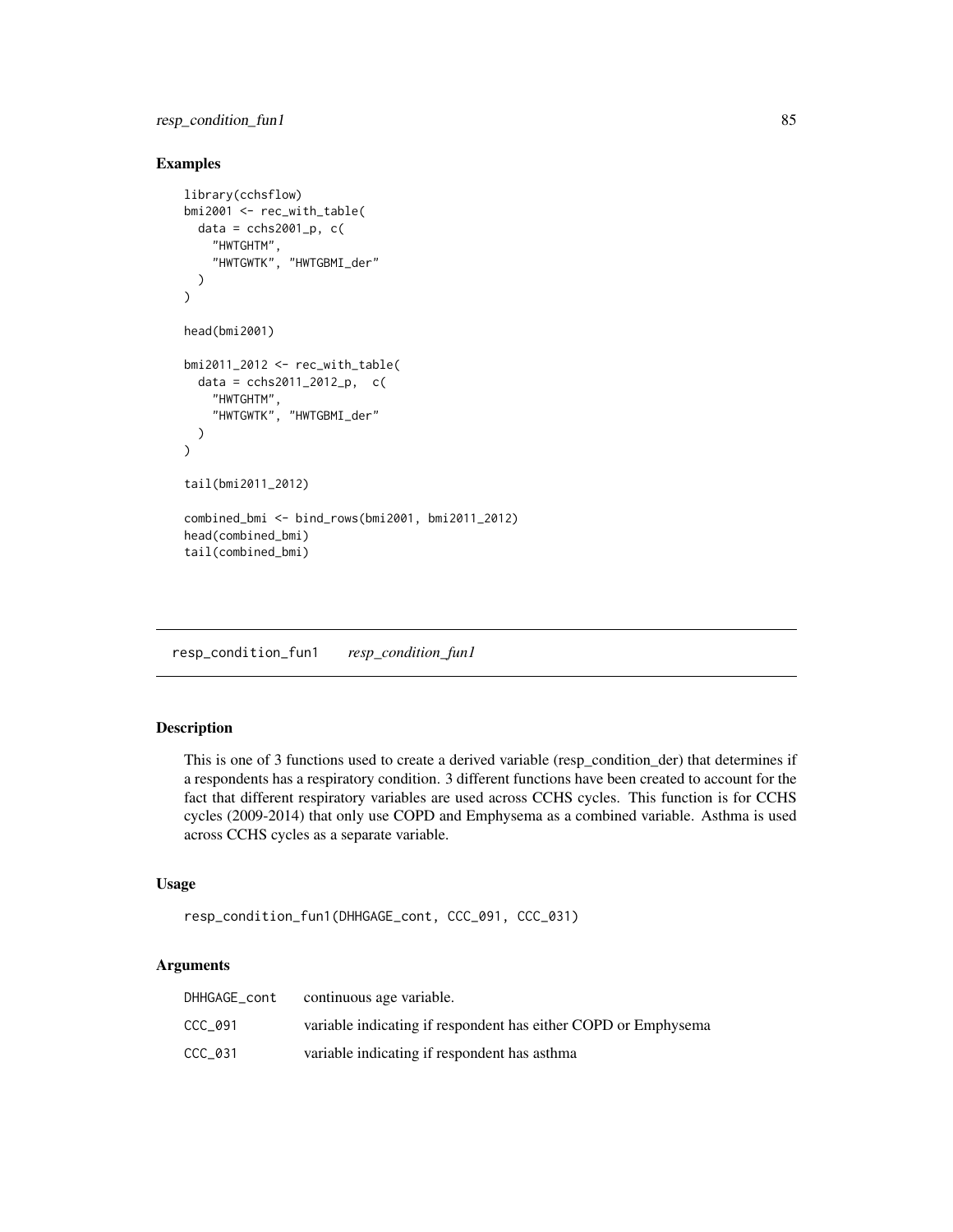## Examples

```
library(cchsflow)
bmi2001 <- rec_with_table(
  data = cchs2001_p, c(
    "HWTGHTM",
    "HWTGWTK", "HWTGBMI_der"
  )
)

head(bmi2001)

bmi2011_2012 <- rec_with_table(
  data = cchs2011_2012_p,  c(
    "HWTGHTM",
    "HWTGWTK", "HWTGBMI_der"
  )
)

tail(bmi2011_2012)

combined_bmi <- bind_rows(bmi2001, bmi2011_2012)
head(combined_bmi)
tail(combined_bmi)
```

---

# resp_condition_fun1    *resp_condition_fun1*

---

## Description

This is one of 3 functions used to create a derived variable (resp_condition_der) that determines if a respondents has a respiratory condition. 3 different functions have been created to account for the fact that different respiratory variables are used across CCHS cycles. This function is for CCHS cycles (2009-2014) that only use COPD and Emphysema as a combined variable. Asthma is used across CCHS cycles as a separate variable.

## Usage

```
resp_condition_fun1(DHHGAGE_cont, CCC_091, CCC_031)
```

## Arguments

| | |
|---|---|
| DHHGAGE_cont | continuous age variable. |
| CCC_091 | variable indicating if respondent has either COPD or Emphysema |
| CCC_031 | variable indicating if respondent has asthma |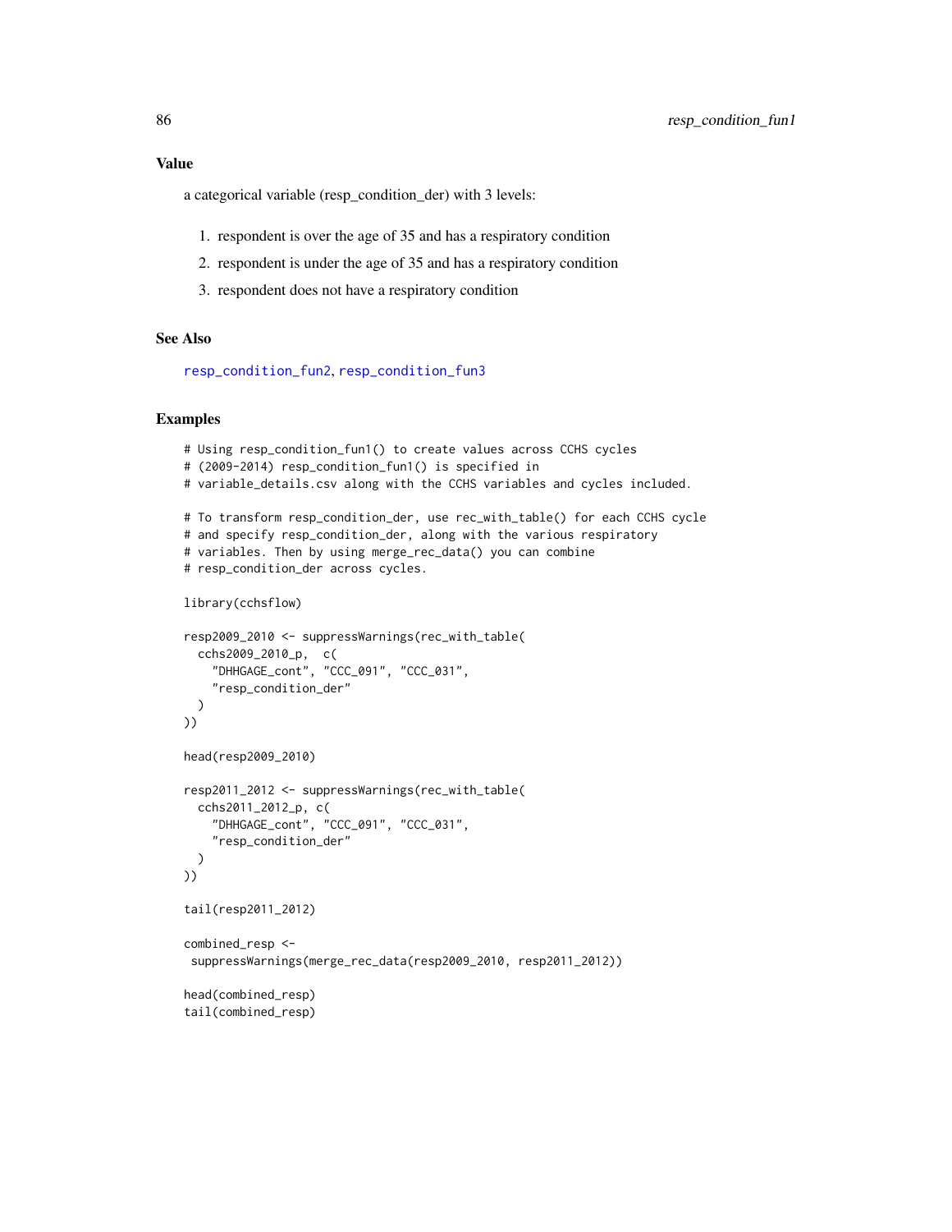### Value

a categorical variable (resp_condition_der) with 3 levels:

1. respondent is over the age of 35 and has a respiratory condition
2. respondent is under the age of 35 and has a respiratory condition
3. respondent does not have a respiratory condition

### See Also

resp_condition_fun2, resp_condition_fun3

### Examples

```
# Using resp_condition_fun1() to create values across CCHS cycles
# (2009-2014) resp_condition_fun1() is specified in
# variable_details.csv along with the CCHS variables and cycles included.

# To transform resp_condition_der, use rec_with_table() for each CCHS cycle
# and specify resp_condition_der, along with the various respiratory
# variables. Then by using merge_rec_data() you can combine
# resp_condition_der across cycles.

library(cchsflow)

resp2009_2010 <- suppressWarnings(rec_with_table(
  cchs2009_2010_p,  c(
    "DHHGAGE_cont", "CCC_091", "CCC_031",
    "resp_condition_der"
  )
))

head(resp2009_2010)

resp2011_2012 <- suppressWarnings(rec_with_table(
  cchs2011_2012_p, c(
    "DHHGAGE_cont", "CCC_091", "CCC_031",
    "resp_condition_der"
  )
))

tail(resp2011_2012)

combined_resp <-
 suppressWarnings(merge_rec_data(resp2009_2010, resp2011_2012))

head(combined_resp)
tail(combined_resp)
```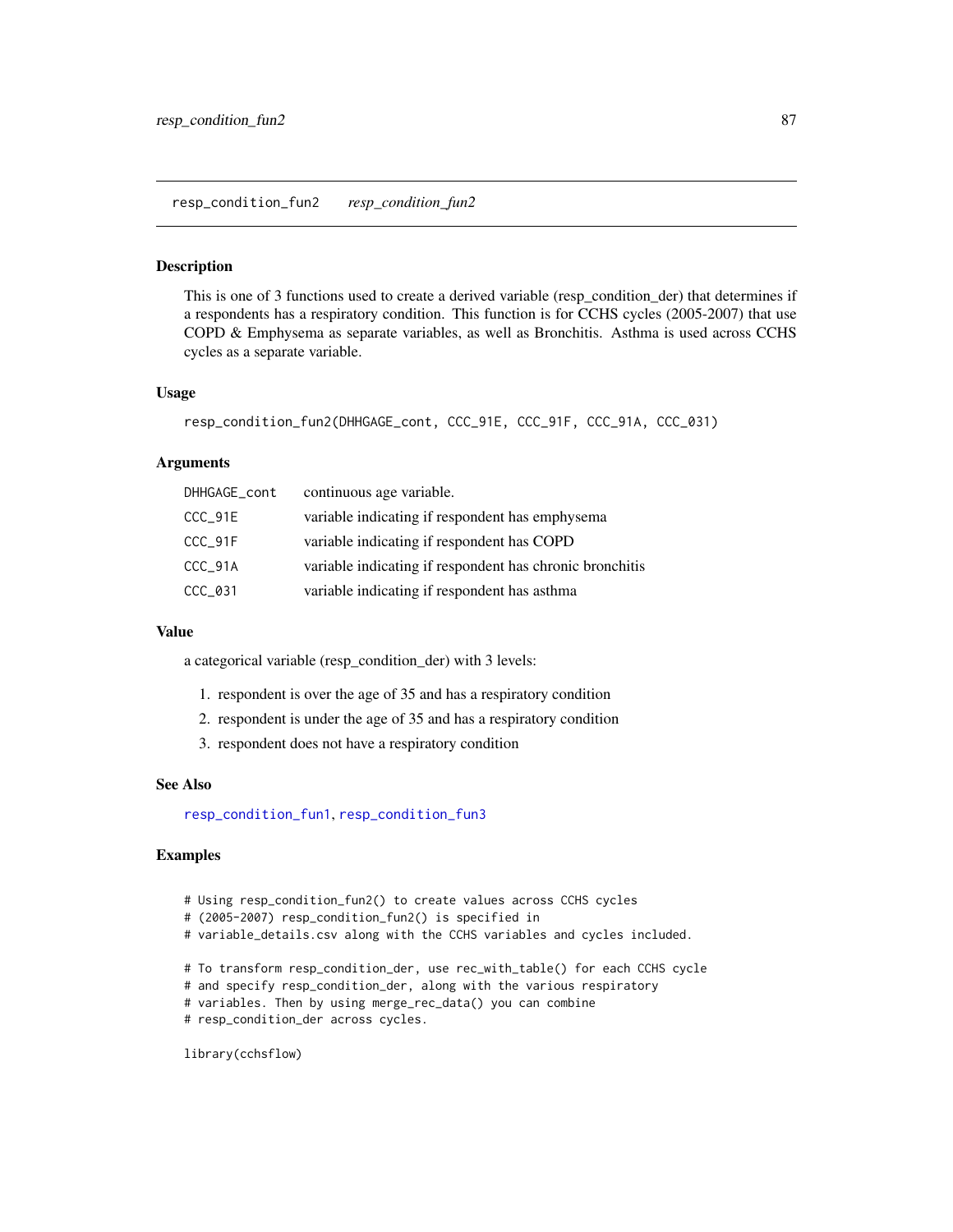## resp_condition_fun2 *resp_condition_fun2*

### Description

This is one of 3 functions used to create a derived variable (resp_condition_der) that determines if a respondents has a respiratory condition. This function is for CCHS cycles (2005-2007) that use COPD & Emphysema as separate variables, as well as Bronchitis. Asthma is used across CCHS cycles as a separate variable.

### Usage

```
resp_condition_fun2(DHHGAGE_cont, CCC_91E, CCC_91F, CCC_91A, CCC_031)
```

### Arguments

| | |
|---|---|
| DHHGAGE_cont | continuous age variable. |
| CCC_91E | variable indicating if respondent has emphysema |
| CCC_91F | variable indicating if respondent has COPD |
| CCC_91A | variable indicating if respondent has chronic bronchitis |
| CCC_031 | variable indicating if respondent has asthma |

### Value

a categorical variable (resp_condition_der) with 3 levels:

1. respondent is over the age of 35 and has a respiratory condition
2. respondent is under the age of 35 and has a respiratory condition
3. respondent does not have a respiratory condition

### See Also

resp_condition_fun1, resp_condition_fun3

### Examples

```
# Using resp_condition_fun2() to create values across CCHS cycles
# (2005-2007) resp_condition_fun2() is specified in
# variable_details.csv along with the CCHS variables and cycles included.

# To transform resp_condition_der, use rec_with_table() for each CCHS cycle
# and specify resp_condition_der, along with the various respiratory
# variables. Then by using merge_rec_data() you can combine
# resp_condition_der across cycles.

library(cchsflow)
```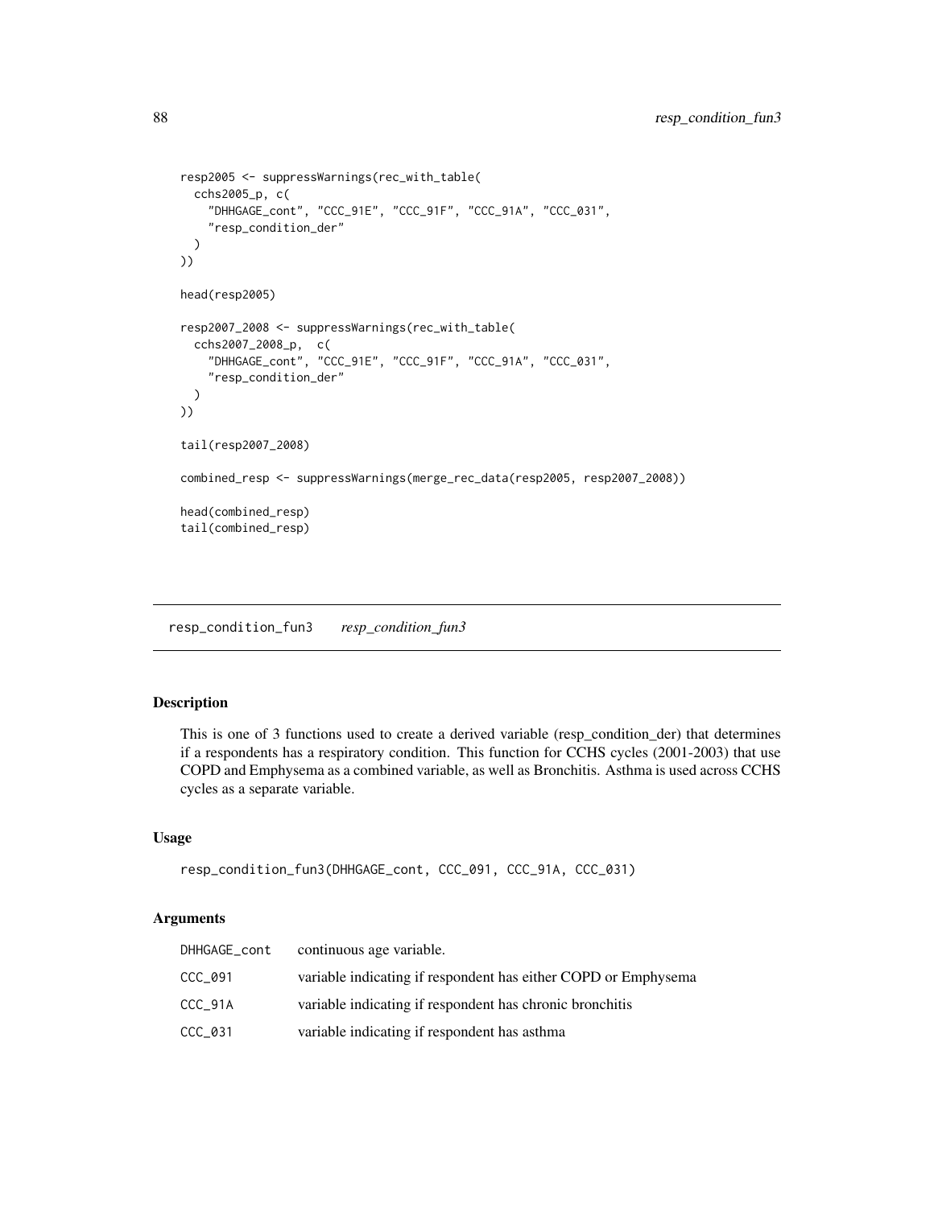```
resp2005 <- suppressWarnings(rec_with_table(
  cchs2005_p, c(
    "DHHGAGE_cont", "CCC_91E", "CCC_91F", "CCC_91A", "CCC_031",
    "resp_condition_der"
  )
))

head(resp2005)

resp2007_2008 <- suppressWarnings(rec_with_table(
  cchs2007_2008_p,  c(
    "DHHGAGE_cont", "CCC_91E", "CCC_91F", "CCC_91A", "CCC_031",
    "resp_condition_der"
  )
))

tail(resp2007_2008)

combined_resp <- suppressWarnings(merge_rec_data(resp2005, resp2007_2008))

head(combined_resp)
tail(combined_resp)
```

---

## resp_condition_fun3 &nbsp;&nbsp; *resp_condition_fun3*

---

### Description

This is one of 3 functions used to create a derived variable (resp_condition_der) that determines if a respondents has a respiratory condition. This function for CCHS cycles (2001-2003) that use COPD and Emphysema as a combined variable, as well as Bronchitis. Asthma is used across CCHS cycles as a separate variable.

### Usage

```
resp_condition_fun3(DHHGAGE_cont, CCC_091, CCC_91A, CCC_031)
```

### Arguments

| | |
|---|---|
| DHHGAGE_cont | continuous age variable. |
| CCC_091 | variable indicating if respondent has either COPD or Emphysema |
| CCC_91A | variable indicating if respondent has chronic bronchitis |
| CCC_031 | variable indicating if respondent has asthma |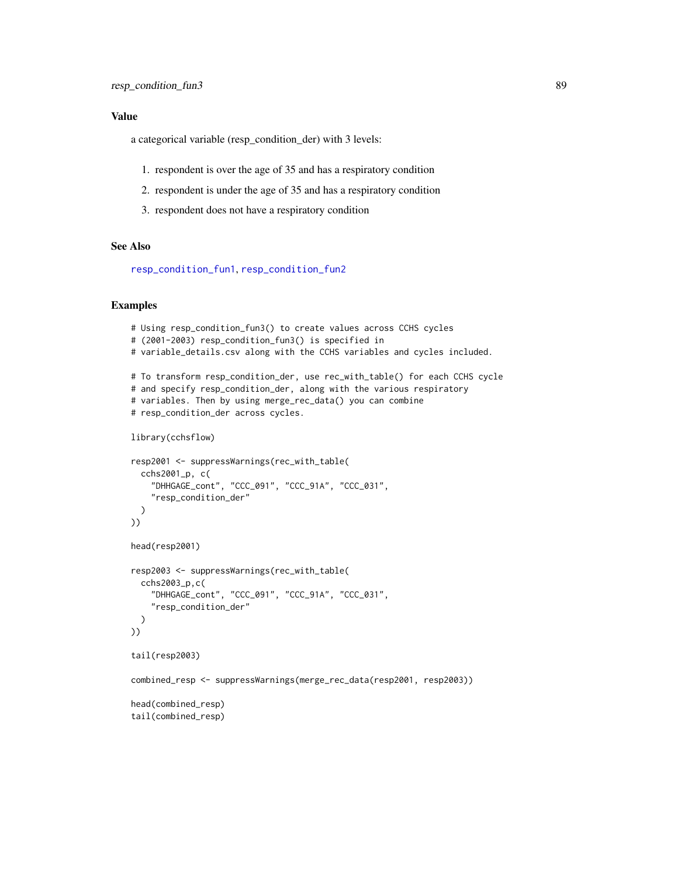## Value

a categorical variable (resp_condition_der) with 3 levels:

1. respondent is over the age of 35 and has a respiratory condition
2. respondent is under the age of 35 and has a respiratory condition
3. respondent does not have a respiratory condition

## See Also

resp_condition_fun1, resp_condition_fun2

## Examples

```
# Using resp_condition_fun3() to create values across CCHS cycles
# (2001-2003) resp_condition_fun3() is specified in
# variable_details.csv along with the CCHS variables and cycles included.

# To transform resp_condition_der, use rec_with_table() for each CCHS cycle
# and specify resp_condition_der, along with the various respiratory
# variables. Then by using merge_rec_data() you can combine
# resp_condition_der across cycles.

library(cchsflow)

resp2001 <- suppressWarnings(rec_with_table(
  cchs2001_p, c(
    "DHHGAGE_cont", "CCC_091", "CCC_91A", "CCC_031",
    "resp_condition_der"
  )
))

head(resp2001)

resp2003 <- suppressWarnings(rec_with_table(
  cchs2003_p,c(
    "DHHGAGE_cont", "CCC_091", "CCC_91A", "CCC_031",
    "resp_condition_der"
  )
))

tail(resp2003)

combined_resp <- suppressWarnings(merge_rec_data(resp2001, resp2003))

head(combined_resp)
tail(combined_resp)
```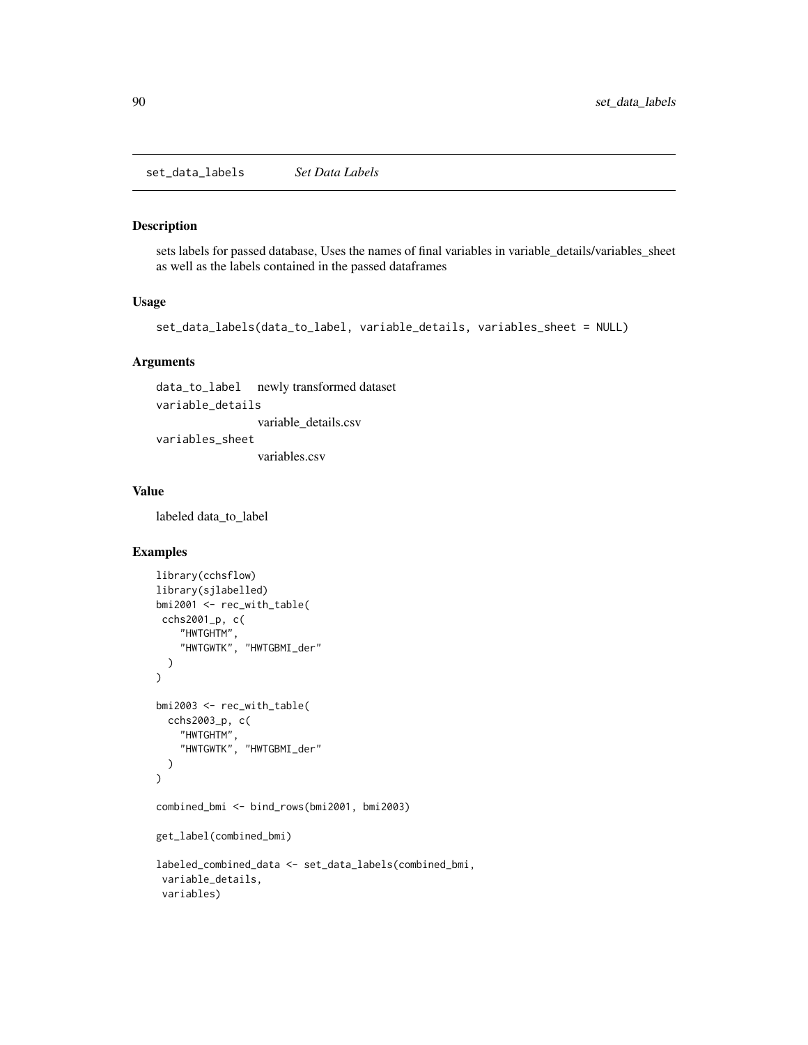## set_data_labels *Set Data Labels*

### Description

sets labels for passed database, Uses the names of final variables in variable_details/variables_sheet as well as the labels contained in the passed dataframes

### Usage

```
set_data_labels(data_to_label, variable_details, variables_sheet = NULL)
```

### Arguments

- `data_to_label` newly transformed dataset
- `variable_details` variable_details.csv
- `variables_sheet` variables.csv

### Value

labeled data_to_label

### Examples

```
library(cchsflow)
library(sjlabelled)
bmi2001 <- rec_with_table(
 cchs2001_p, c(
    "HWTGHTM",
    "HWTGWTK", "HWTGBMI_der"
  )
)

bmi2003 <- rec_with_table(
  cchs2003_p, c(
    "HWTGHTM",
    "HWTGWTK", "HWTGBMI_der"
  )
)

combined_bmi <- bind_rows(bmi2001, bmi2003)

get_label(combined_bmi)

labeled_combined_data <- set_data_labels(combined_bmi,
 variable_details,
 variables)
```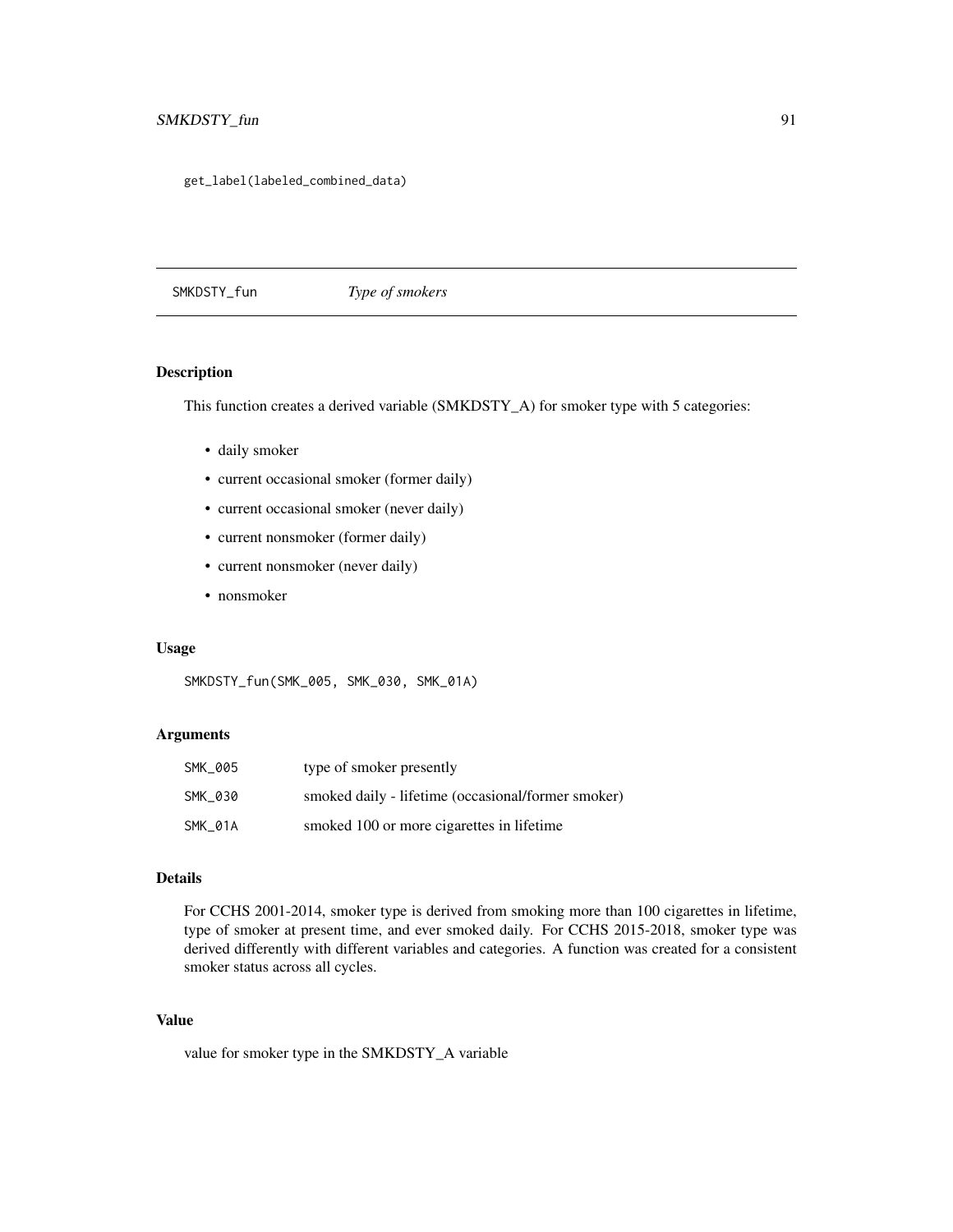```
get_label(labeled_combined_data)
```

## SMKDSTY_fun *Type of smokers*

### Description

This function creates a derived variable (SMKDSTY_A) for smoker type with 5 categories:

- daily smoker
- current occasional smoker (former daily)
- current occasional smoker (never daily)
- current nonsmoker (former daily)
- current nonsmoker (never daily)
- nonsmoker

### Usage

```
SMKDSTY_fun(SMK_005, SMK_030, SMK_01A)
```

### Arguments

| | |
|---|---|
| SMK_005 | type of smoker presently |
| SMK_030 | smoked daily - lifetime (occasional/former smoker) |
| SMK_01A | smoked 100 or more cigarettes in lifetime |

### Details

For CCHS 2001-2014, smoker type is derived from smoking more than 100 cigarettes in lifetime, type of smoker at present time, and ever smoked daily. For CCHS 2015-2018, smoker type was derived differently with different variables and categories. A function was created for a consistent smoker status across all cycles.

### Value

value for smoker type in the SMKDSTY_A variable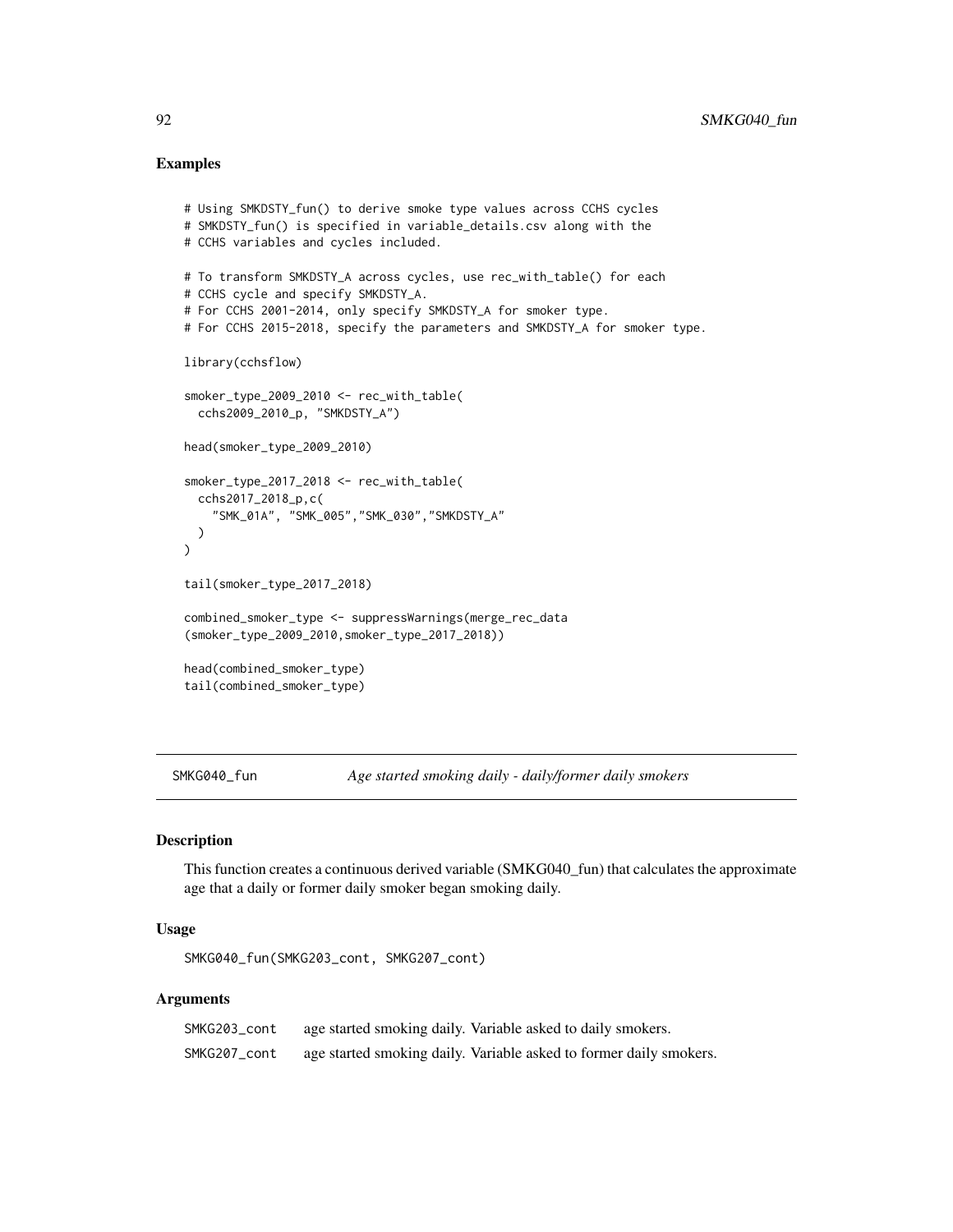## Examples

```
# Using SMKDSTY_fun() to derive smoke type values across CCHS cycles
# SMKDSTY_fun() is specified in variable_details.csv along with the
# CCHS variables and cycles included.

# To transform SMKDSTY_A across cycles, use rec_with_table() for each
# CCHS cycle and specify SMKDSTY_A.
# For CCHS 2001-2014, only specify SMKDSTY_A for smoker type.
# For CCHS 2015-2018, specify the parameters and SMKDSTY_A for smoker type.

library(cchsflow)

smoker_type_2009_2010 <- rec_with_table(
  cchs2009_2010_p, "SMKDSTY_A")

head(smoker_type_2009_2010)

smoker_type_2017_2018 <- rec_with_table(
  cchs2017_2018_p,c(
    "SMK_01A", "SMK_005","SMK_030","SMKDSTY_A"
  )
)

tail(smoker_type_2017_2018)

combined_smoker_type <- suppressWarnings(merge_rec_data
(smoker_type_2009_2010,smoker_type_2017_2018))

head(combined_smoker_type)
tail(combined_smoker_type)
```

# SMKG040_fun — *Age started smoking daily - daily/former daily smokers*

## Description

This function creates a continuous derived variable (SMKG040_fun) that calculates the approximate age that a daily or former daily smoker began smoking daily.

## Usage

```
SMKG040_fun(SMKG203_cont, SMKG207_cont)
```

## Arguments

| | |
|---|---|
| SMKG203_cont | age started smoking daily. Variable asked to daily smokers. |
| SMKG207_cont | age started smoking daily. Variable asked to former daily smokers. |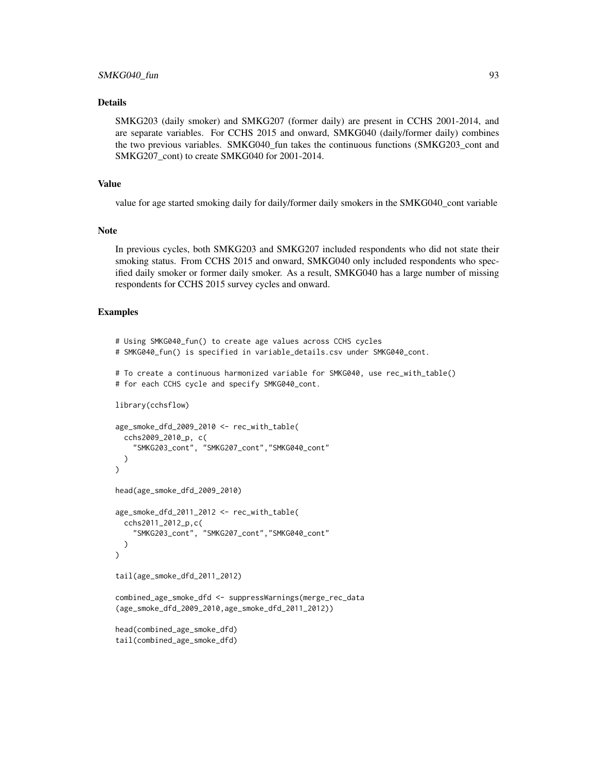### Details

SMKG203 (daily smoker) and SMKG207 (former daily) are present in CCHS 2001-2014, and are separate variables. For CCHS 2015 and onward, SMKG040 (daily/former daily) combines the two previous variables. SMKG040_fun takes the continuous functions (SMKG203_cont and SMKG207_cont) to create SMKG040 for 2001-2014.

### Value

value for age started smoking daily for daily/former daily smokers in the SMKG040_cont variable

### Note

In previous cycles, both SMKG203 and SMKG207 included respondents who did not state their smoking status. From CCHS 2015 and onward, SMKG040 only included respondents who specified daily smoker or former daily smoker. As a result, SMKG040 has a large number of missing respondents for CCHS 2015 survey cycles and onward.

### Examples

```
# Using SMKG040_fun() to create age values across CCHS cycles
# SMKG040_fun() is specified in variable_details.csv under SMKG040_cont.

# To create a continuous harmonized variable for SMKG040, use rec_with_table()
# for each CCHS cycle and specify SMKG040_cont.

library(cchsflow)

age_smoke_dfd_2009_2010 <- rec_with_table(
  cchs2009_2010_p, c(
    "SMKG203_cont", "SMKG207_cont","SMKG040_cont"
  )
)

head(age_smoke_dfd_2009_2010)

age_smoke_dfd_2011_2012 <- rec_with_table(
  cchs2011_2012_p,c(
    "SMKG203_cont", "SMKG207_cont","SMKG040_cont"
  )
)

tail(age_smoke_dfd_2011_2012)

combined_age_smoke_dfd <- suppressWarnings(merge_rec_data
(age_smoke_dfd_2009_2010,age_smoke_dfd_2011_2012))

head(combined_age_smoke_dfd)
tail(combined_age_smoke_dfd)
```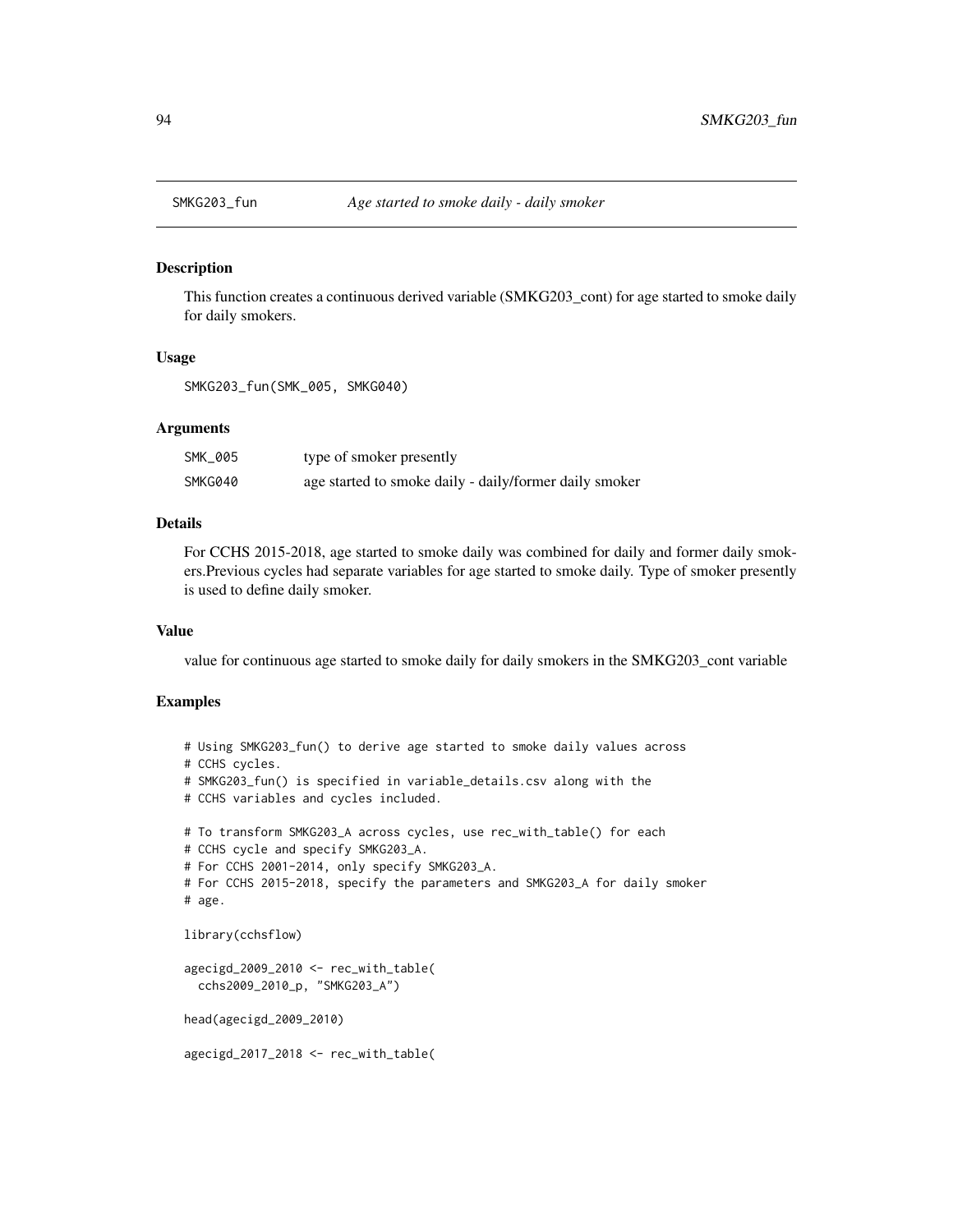## SMKG203_fun    *Age started to smoke daily - daily smoker*

### Description

This function creates a continuous derived variable (SMKG203_cont) for age started to smoke daily for daily smokers.

### Usage

```
SMKG203_fun(SMK_005, SMKG040)
```

### Arguments

| | |
|---|---|
| SMK_005 | type of smoker presently |
| SMKG040 | age started to smoke daily - daily/former daily smoker |

### Details

For CCHS 2015-2018, age started to smoke daily was combined for daily and former daily smokers.Previous cycles had separate variables for age started to smoke daily. Type of smoker presently is used to define daily smoker.

### Value

value for continuous age started to smoke daily for daily smokers in the SMKG203_cont variable

### Examples

```
# Using SMKG203_fun() to derive age started to smoke daily values across
# CCHS cycles.
# SMKG203_fun() is specified in variable_details.csv along with the
# CCHS variables and cycles included.

# To transform SMKG203_A across cycles, use rec_with_table() for each
# CCHS cycle and specify SMKG203_A.
# For CCHS 2001-2014, only specify SMKG203_A.
# For CCHS 2015-2018, specify the parameters and SMKG203_A for daily smoker
# age.

library(cchsflow)

agecigd_2009_2010 <- rec_with_table(
  cchs2009_2010_p, "SMKG203_A")

head(agecigd_2009_2010)

agecigd_2017_2018 <- rec_with_table(
```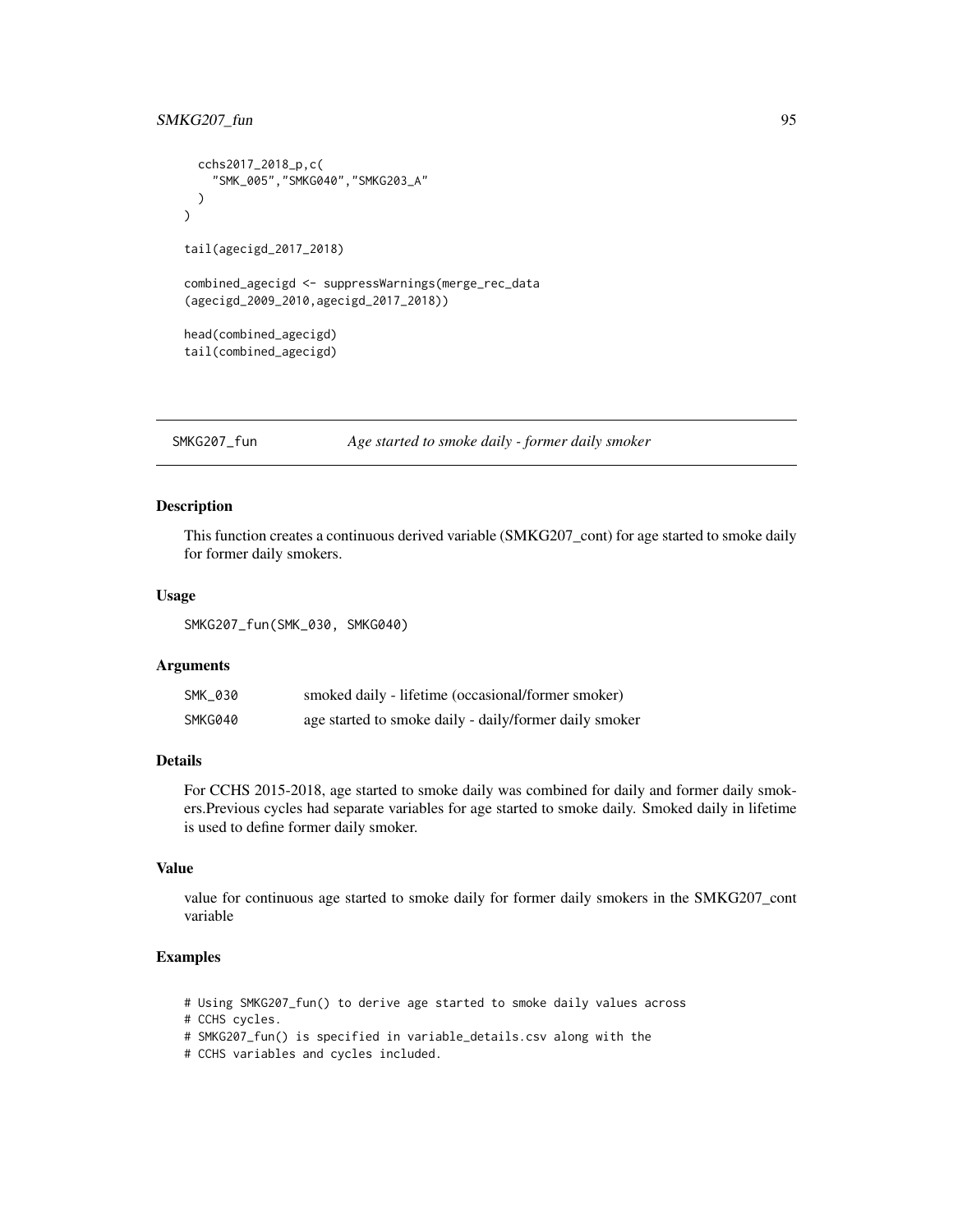```
  cchs2017_2018_p,c(
    "SMK_005","SMKG040","SMKG203_A"
  )
)

tail(agecigd_2017_2018)

combined_agecigd <- suppressWarnings(merge_rec_data
(agecigd_2009_2010,agecigd_2017_2018))

head(combined_agecigd)
tail(combined_agecigd)
```

## SMKG207_fun — *Age started to smoke daily - former daily smoker*

### Description

This function creates a continuous derived variable (SMKG207_cont) for age started to smoke daily for former daily smokers.

### Usage

```
SMKG207_fun(SMK_030, SMKG040)
```

### Arguments

| | |
|---|---|
| SMK_030 | smoked daily - lifetime (occasional/former smoker) |
| SMKG040 | age started to smoke daily - daily/former daily smoker |

### Details

For CCHS 2015-2018, age started to smoke daily was combined for daily and former daily smokers.Previous cycles had separate variables for age started to smoke daily. Smoked daily in lifetime is used to define former daily smoker.

### Value

value for continuous age started to smoke daily for former daily smokers in the SMKG207_cont variable

### Examples

```
# Using SMKG207_fun() to derive age started to smoke daily values across
# CCHS cycles.
# SMKG207_fun() is specified in variable_details.csv along with the
# CCHS variables and cycles included.
```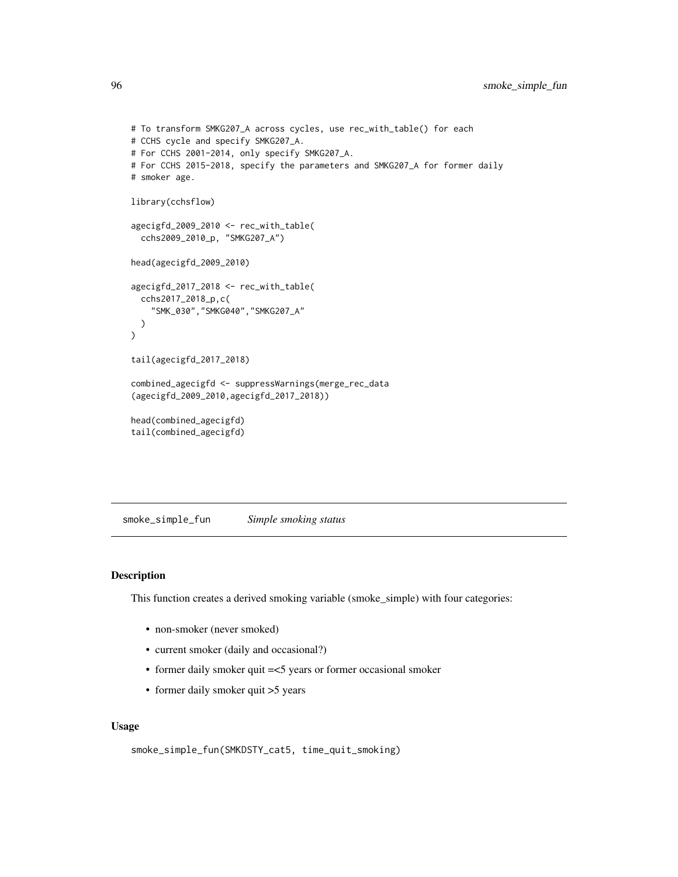```
# To transform SMKG207_A across cycles, use rec_with_table() for each
# CCHS cycle and specify SMKG207_A.
# For CCHS 2001-2014, only specify SMKG207_A.
# For CCHS 2015-2018, specify the parameters and SMKG207_A for former daily
# smoker age.

library(cchsflow)

agecigfd_2009_2010 <- rec_with_table(
  cchs2009_2010_p, "SMKG207_A")

head(agecigfd_2009_2010)

agecigfd_2017_2018 <- rec_with_table(
  cchs2017_2018_p,c(
    "SMK_030","SMKG040","SMKG207_A"
  )
)

tail(agecigfd_2017_2018)

combined_agecigfd <- suppressWarnings(merge_rec_data
(agecigfd_2009_2010,agecigfd_2017_2018))

head(combined_agecigfd)
tail(combined_agecigfd)
```

## smoke_simple_fun *Simple smoking status*

### Description

This function creates a derived smoking variable (smoke_simple) with four categories:

- non-smoker (never smoked)
- current smoker (daily and occasional?)
- former daily smoker quit =<5 years or former occasional smoker
- former daily smoker quit >5 years

### Usage

```
smoke_simple_fun(SMKDSTY_cat5, time_quit_smoking)
```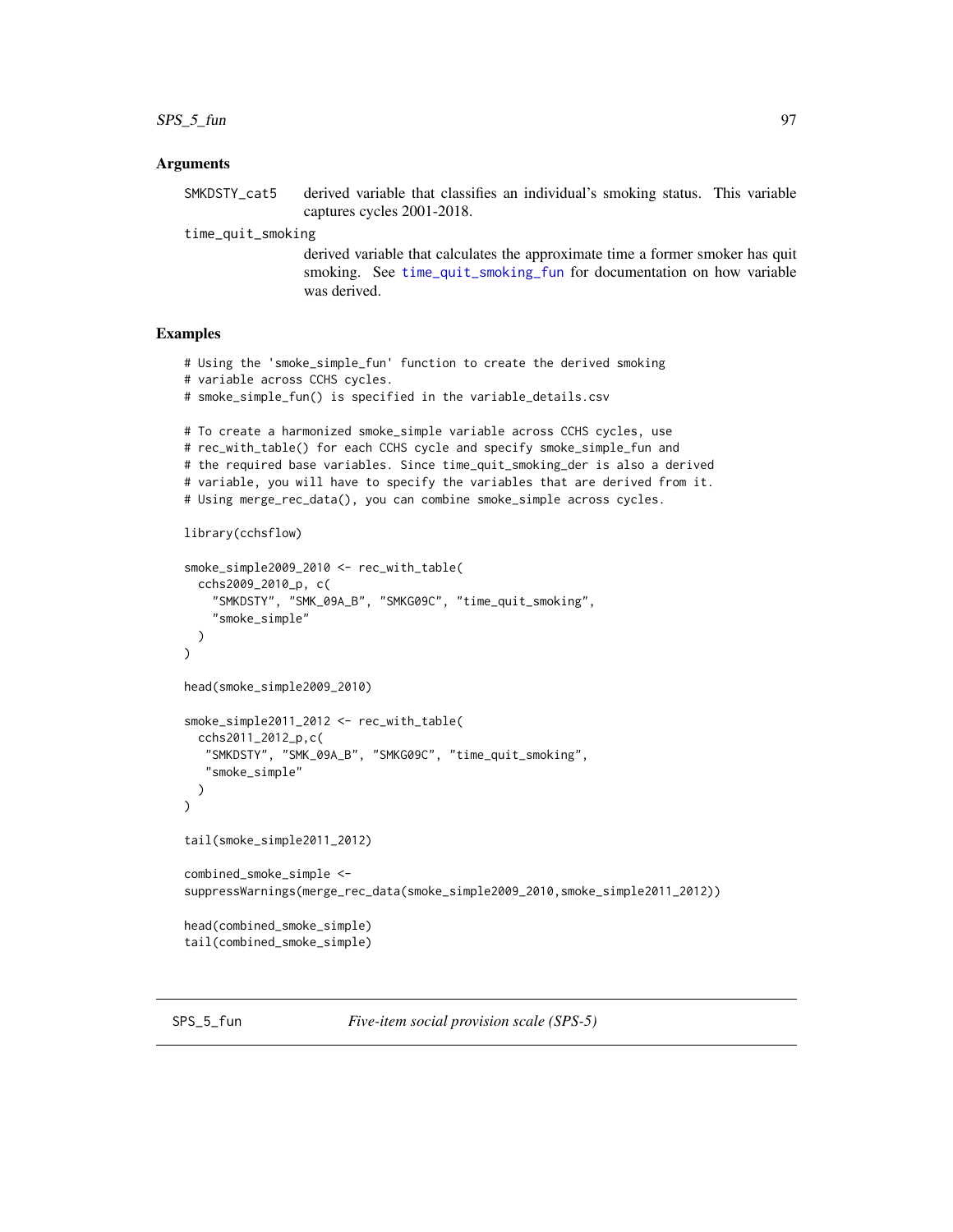## Arguments

**SMKDSTY_cat5** derived variable that classifies an individual's smoking status. This variable captures cycles 2001-2018.

**time_quit_smoking** derived variable that calculates the approximate time a former smoker has quit smoking. See time_quit_smoking_fun for documentation on how variable was derived.

## Examples

```
# Using the 'smoke_simple_fun' function to create the derived smoking
# variable across CCHS cycles.
# smoke_simple_fun() is specified in the variable_details.csv

# To create a harmonized smoke_simple variable across CCHS cycles, use
# rec_with_table() for each CCHS cycle and specify smoke_simple_fun and
# the required base variables. Since time_quit_smoking_der is also a derived
# variable, you will have to specify the variables that are derived from it.
# Using merge_rec_data(), you can combine smoke_simple across cycles.

library(cchsflow)

smoke_simple2009_2010 <- rec_with_table(
  cchs2009_2010_p, c(
    "SMKDSTY", "SMK_09A_B", "SMKG09C", "time_quit_smoking",
    "smoke_simple"
  )
)

head(smoke_simple2009_2010)

smoke_simple2011_2012 <- rec_with_table(
  cchs2011_2012_p,c(
   "SMKDSTY", "SMK_09A_B", "SMKG09C", "time_quit_smoking",
   "smoke_simple"
  )
)

tail(smoke_simple2011_2012)

combined_smoke_simple <-
suppressWarnings(merge_rec_data(smoke_simple2009_2010,smoke_simple2011_2012))

head(combined_smoke_simple)
tail(combined_smoke_simple)
```

---

## SPS_5_fun *Five-item social provision scale (SPS-5)*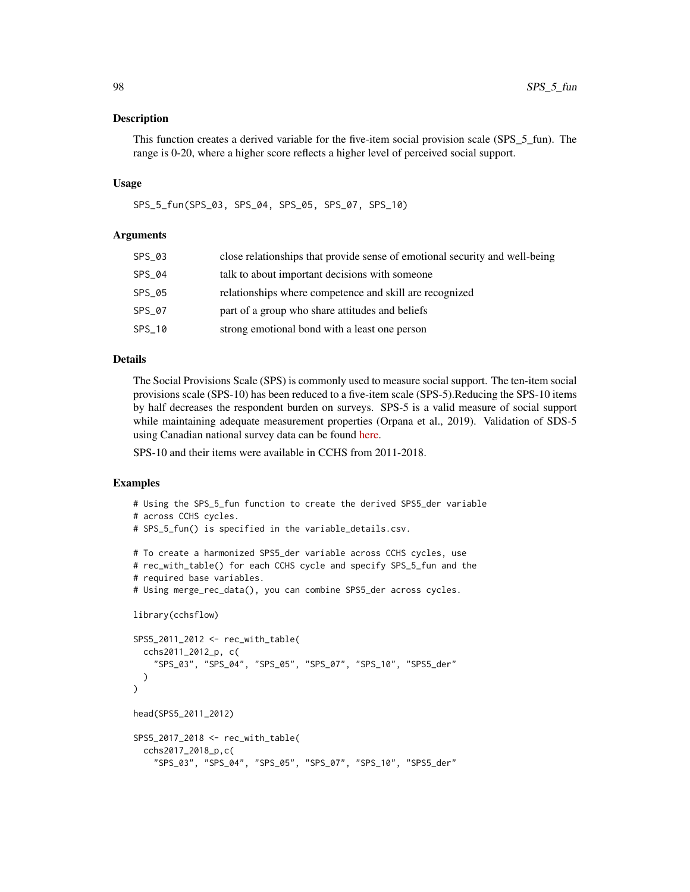## Description

This function creates a derived variable for the five-item social provision scale (SPS_5_fun). The range is 0-20, where a higher score reflects a higher level of perceived social support.

## Usage

```
SPS_5_fun(SPS_03, SPS_04, SPS_05, SPS_07, SPS_10)
```

## Arguments

| | |
|---|---|
| SPS_03 | close relationships that provide sense of emotional security and well-being |
| SPS_04 | talk to about important decisions with someone |
| SPS_05 | relationships where competence and skill are recognized |
| SPS_07 | part of a group who share attitudes and beliefs |
| SPS_10 | strong emotional bond with a least one person |

## Details

The Social Provisions Scale (SPS) is commonly used to measure social support. The ten-item social provisions scale (SPS-10) has been reduced to a five-item scale (SPS-5).Reducing the SPS-10 items by half decreases the respondent burden on surveys. SPS-5 is a valid measure of social support while maintaining adequate measurement properties (Orpana et al., 2019). Validation of SDS-5 using Canadian national survey data can be found here.

SPS-10 and their items were available in CCHS from 2011-2018.

## Examples

```
# Using the SPS_5_fun function to create the derived SPS5_der variable
# across CCHS cycles.
# SPS_5_fun() is specified in the variable_details.csv.

# To create a harmonized SPS5_der variable across CCHS cycles, use
# rec_with_table() for each CCHS cycle and specify SPS_5_fun and the
# required base variables.
# Using merge_rec_data(), you can combine SPS5_der across cycles.

library(cchsflow)

SPS5_2011_2012 <- rec_with_table(
  cchs2011_2012_p, c(
    "SPS_03", "SPS_04", "SPS_05", "SPS_07", "SPS_10", "SPS5_der"
  )
)

head(SPS5_2011_2012)

SPS5_2017_2018 <- rec_with_table(
  cchs2017_2018_p,c(
    "SPS_03", "SPS_04", "SPS_05", "SPS_07", "SPS_10", "SPS5_der"
```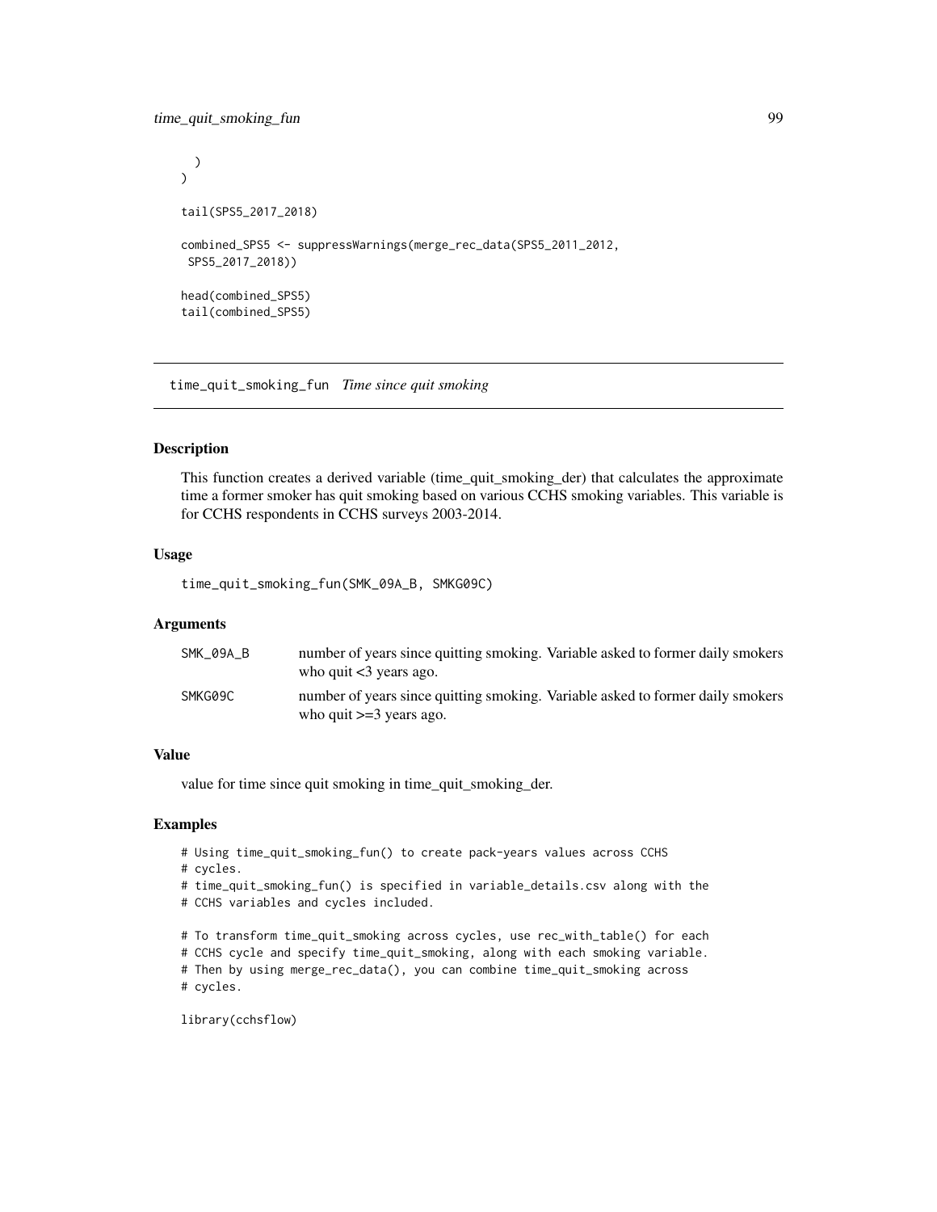```
  )
)

tail(SPS5_2017_2018)

combined_SPS5 <- suppressWarnings(merge_rec_data(SPS5_2011_2012,
 SPS5_2017_2018))

head(combined_SPS5)
tail(combined_SPS5)
```

## time_quit_smoking_fun *Time since quit smoking*

### Description

This function creates a derived variable (time_quit_smoking_der) that calculates the approximate time a former smoker has quit smoking based on various CCHS smoking variables. This variable is for CCHS respondents in CCHS surveys 2003-2014.

### Usage

```
time_quit_smoking_fun(SMK_09A_B, SMKG09C)
```

### Arguments

| | |
|---|---|
| SMK_09A_B | number of years since quitting smoking. Variable asked to former daily smokers who quit <3 years ago. |
| SMKG09C | number of years since quitting smoking. Variable asked to former daily smokers who quit >=3 years ago. |

### Value

value for time since quit smoking in time_quit_smoking_der.

### Examples

```
# Using time_quit_smoking_fun() to create pack-years values across CCHS
# cycles.
# time_quit_smoking_fun() is specified in variable_details.csv along with the
# CCHS variables and cycles included.

# To transform time_quit_smoking across cycles, use rec_with_table() for each
# CCHS cycle and specify time_quit_smoking, along with each smoking variable.
# Then by using merge_rec_data(), you can combine time_quit_smoking across
# cycles.

library(cchsflow)
```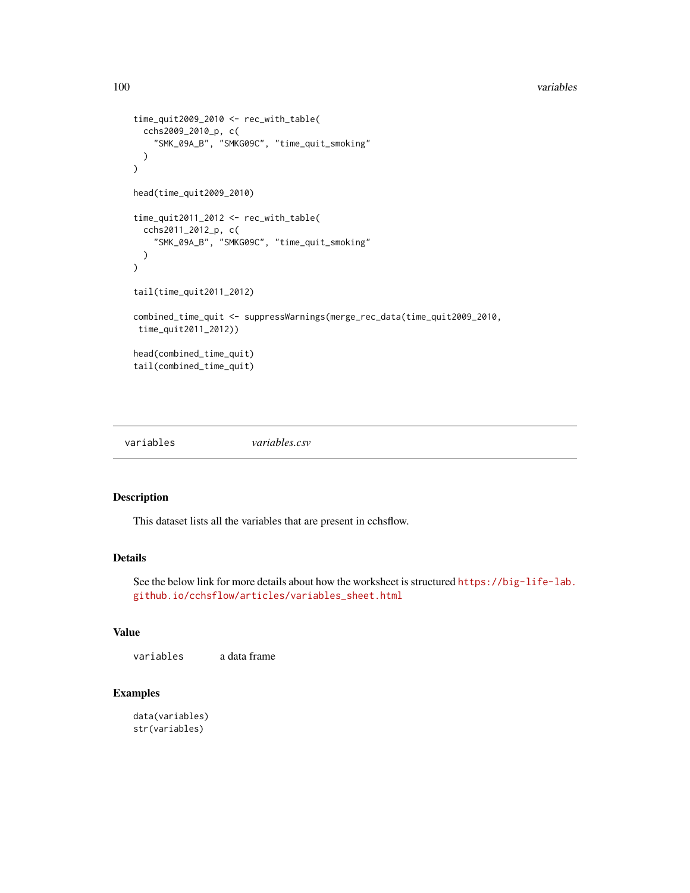```
time_quit2009_2010 <- rec_with_table(
  cchs2009_2010_p, c(
    "SMK_09A_B", "SMKG09C", "time_quit_smoking"
  )
)

head(time_quit2009_2010)

time_quit2011_2012 <- rec_with_table(
  cchs2011_2012_p, c(
    "SMK_09A_B", "SMKG09C", "time_quit_smoking"
  )
)

tail(time_quit2011_2012)

combined_time_quit <- suppressWarnings(merge_rec_data(time_quit2009_2010,
 time_quit2011_2012))

head(combined_time_quit)
tail(combined_time_quit)
```

---

## variables — *variables.csv*

### Description

This dataset lists all the variables that are present in cchsflow.

### Details

See the below link for more details about how the worksheet is structured https://big-life-lab.github.io/cchsflow/articles/variables_sheet.html

### Value

`variables` a data frame

### Examples

```
data(variables)
str(variables)
```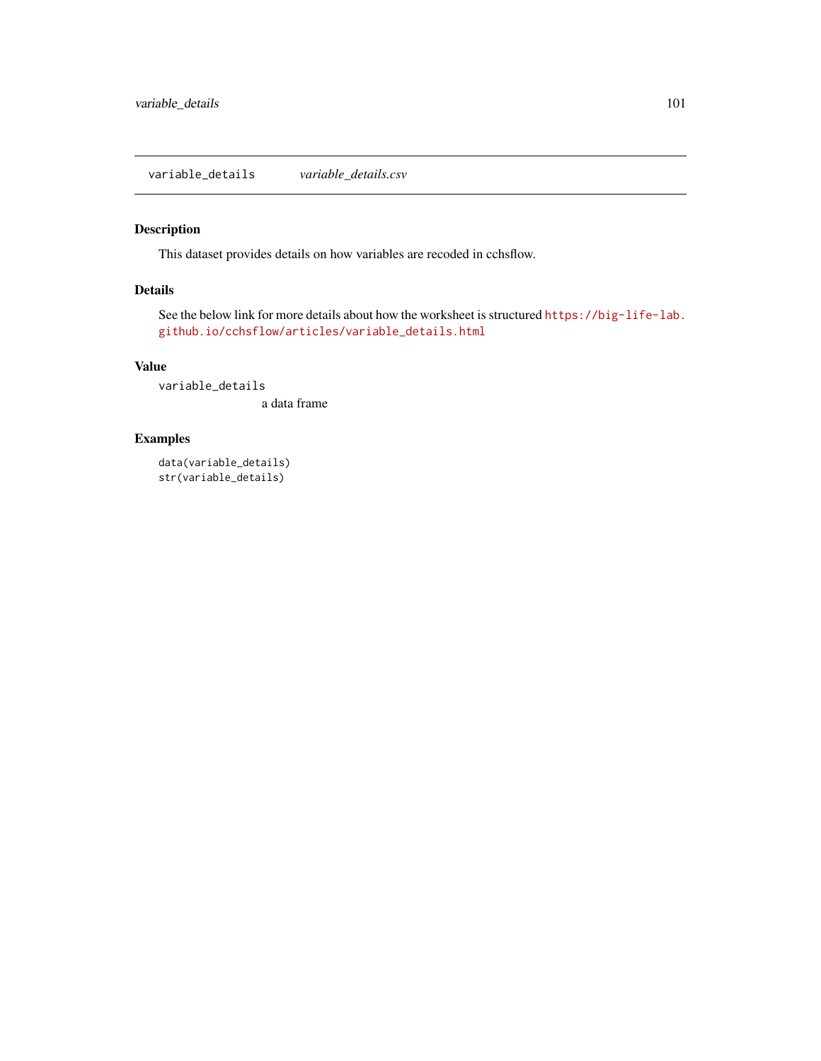# variable_details *variable_details.csv*

## Description

This dataset provides details on how variables are recoded in cchsflow.

## Details

See the below link for more details about how the worksheet is structured https://big-life-lab.github.io/cchsflow/articles/variable_details.html

## Value

`variable_details`
: a data frame

## Examples

```
data(variable_details)
str(variable_details)
```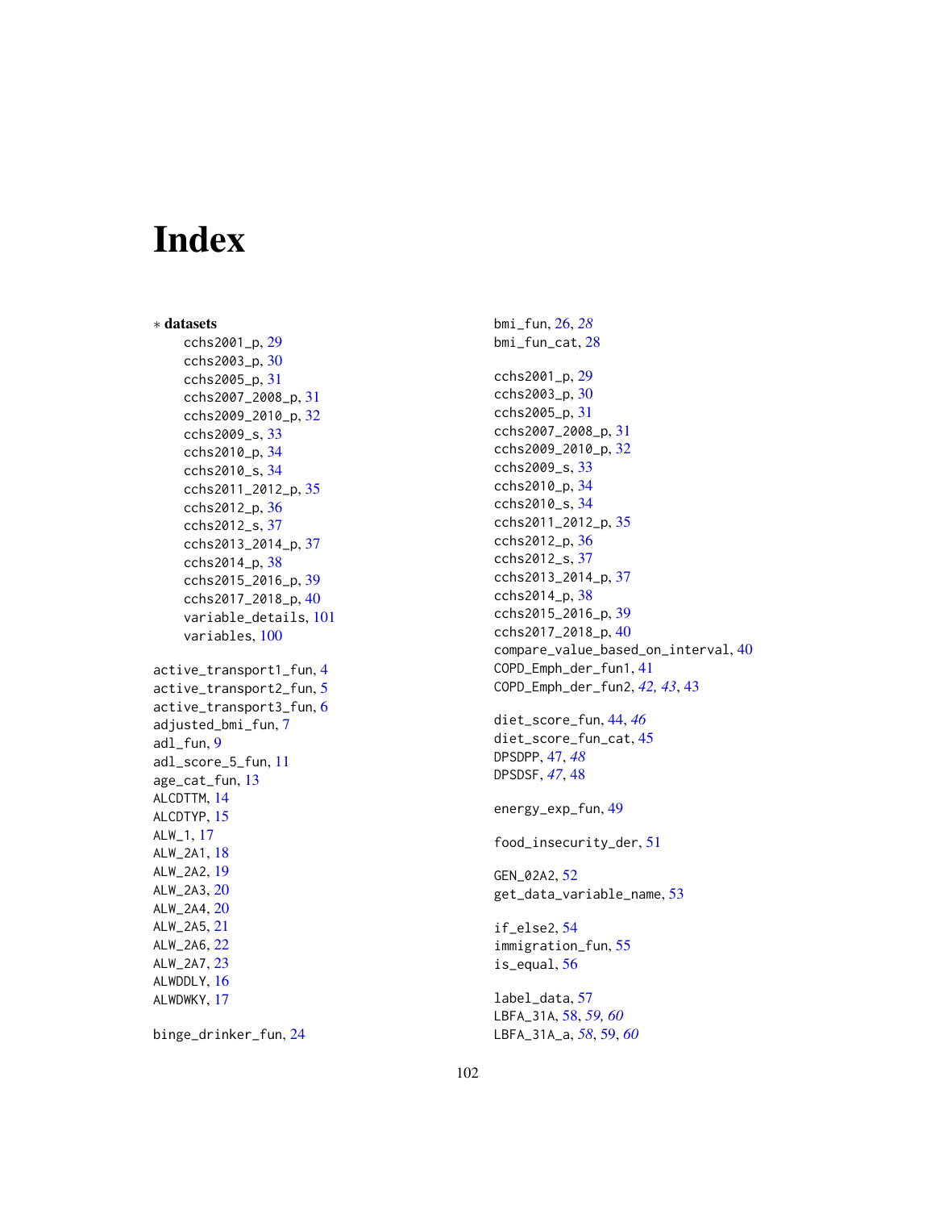# Index

∗ **datasets**

- cchs2001_p, 29
- cchs2003_p, 30
- cchs2005_p, 31
- cchs2007_2008_p, 31
- cchs2009_2010_p, 32
- cchs2009_s, 33
- cchs2010_p, 34
- cchs2010_s, 34
- cchs2011_2012_p, 35
- cchs2012_p, 36
- cchs2012_s, 37
- cchs2013_2014_p, 37
- cchs2014_p, 38
- cchs2015_2016_p, 39
- cchs2017_2018_p, 40
- variable_details, 101
- variables, 100

active_transport1_fun, 4
active_transport2_fun, 5
active_transport3_fun, 6
adjusted_bmi_fun, 7
adl_fun, 9
adl_score_5_fun, 11
age_cat_fun, 13
ALCDTTM, 14
ALCDTYP, 15
ALW_1, 17
ALW_2A1, 18
ALW_2A2, 19
ALW_2A3, 20
ALW_2A4, 20
ALW_2A5, 21
ALW_2A6, 22
ALW_2A7, 23
ALWDDLY, 16
ALWDWKY, 17

binge_drinker_fun, 24
bmi_fun, 26, *28*
bmi_fun_cat, 28

cchs2001_p, 29
cchs2003_p, 30
cchs2005_p, 31
cchs2007_2008_p, 31
cchs2009_2010_p, 32
cchs2009_s, 33
cchs2010_p, 34
cchs2010_s, 34
cchs2011_2012_p, 35
cchs2012_p, 36
cchs2012_s, 37
cchs2013_2014_p, 37
cchs2014_p, 38
cchs2015_2016_p, 39
cchs2017_2018_p, 40
compare_value_based_on_interval, 40
COPD_Emph_der_fun1, 41
COPD_Emph_der_fun2, *42, 43*, 43

diet_score_fun, 44, *46*
diet_score_fun_cat, 45
DPSDPP, 47, *48*
DPSDSF, *47*, 48

energy_exp_fun, 49

food_insecurity_der, 51

GEN_02A2, 52
get_data_variable_name, 53

if_else2, 54
immigration_fun, 55
is_equal, 56

label_data, 57
LBFA_31A, 58, *59, 60*
LBFA_31A_a, *58*, 59, *60*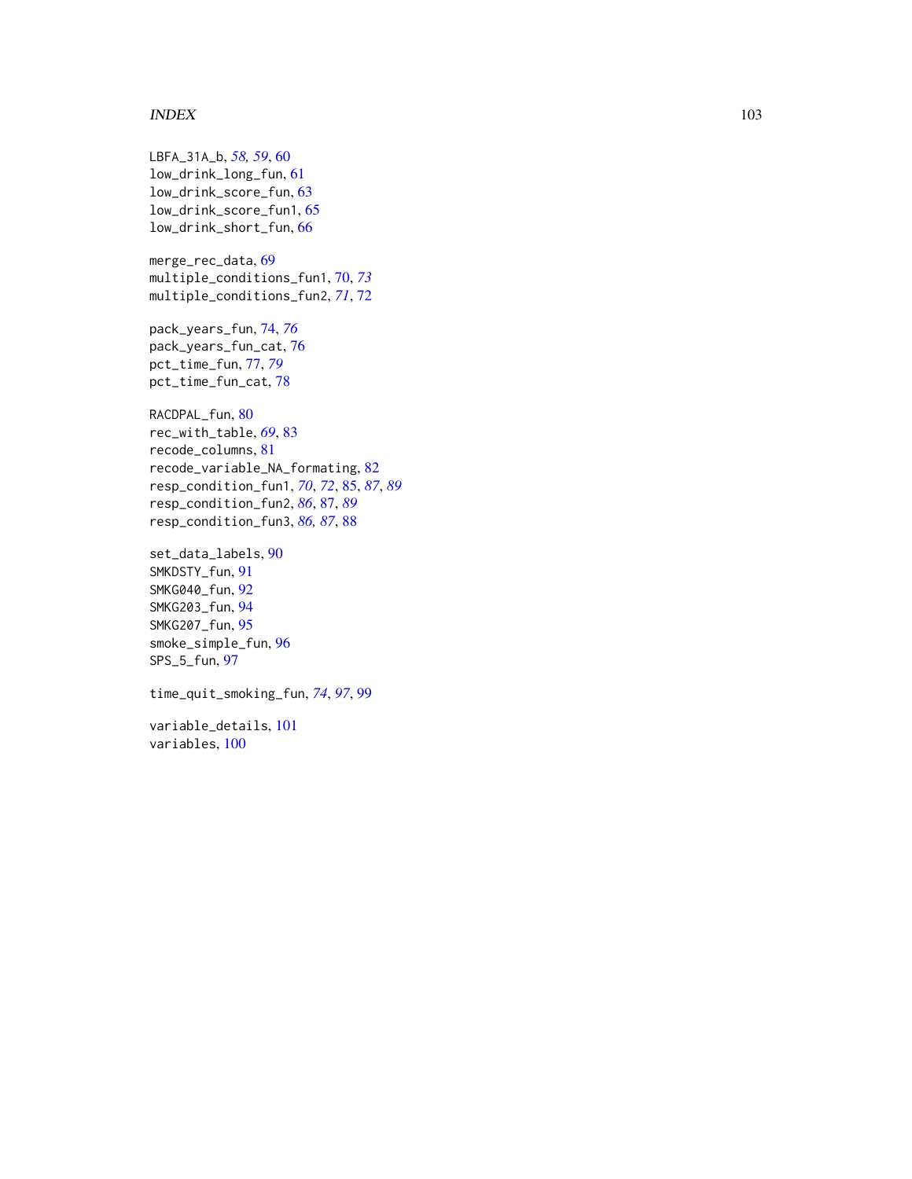LBFA_31A_b, *58, 59*, 60
low_drink_long_fun, 61
low_drink_score_fun, 63
low_drink_score_fun1, 65
low_drink_short_fun, 66

merge_rec_data, 69
multiple_conditions_fun1, 70, *73*
multiple_conditions_fun2, *71*, 72

pack_years_fun, 74, *76*
pack_years_fun_cat, 76
pct_time_fun, 77, *79*
pct_time_fun_cat, 78

RACDPAL_fun, 80
rec_with_table, *69*, 83
recode_columns, 81
recode_variable_NA_formating, 82
resp_condition_fun1, *70*, *72*, 85, *87*, *89*
resp_condition_fun2, *86*, 87, *89*
resp_condition_fun3, *86, 87*, 88

set_data_labels, 90
SMKDSTY_fun, 91
SMKG040_fun, 92
SMKG203_fun, 94
SMKG207_fun, 95
smoke_simple_fun, 96
SPS_5_fun, 97

time_quit_smoking_fun, *74*, *97*, 99

variable_details, 101
variables, 100